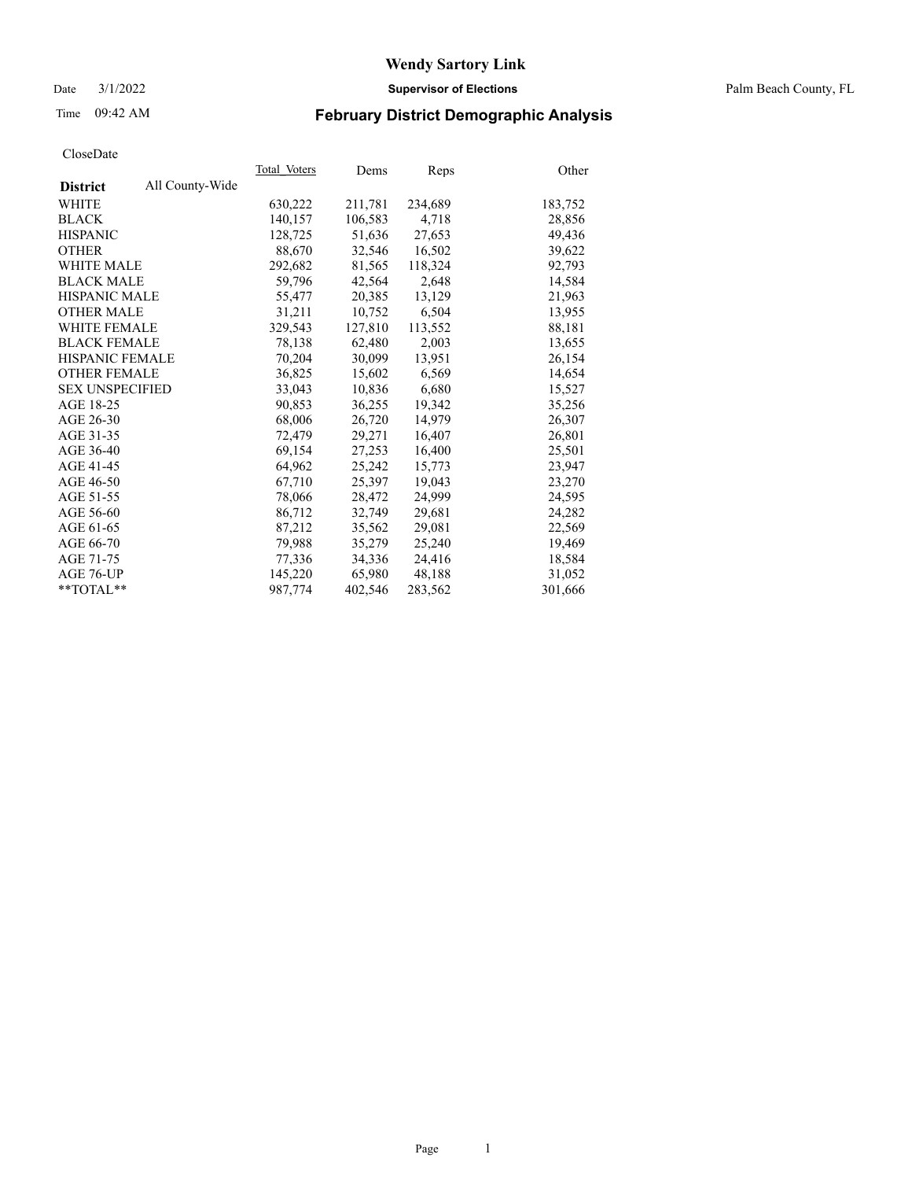# Wendy Sartory Link

Date 3/1/2022

**Supervisor of Elections**

Palm Beach County, FL

Time 09:42 AM

## February District Demographic Analysis

CloseDate

| **District** All County-Wide | Total Voters | Dems | Reps | Other |
|---|---|---|---|---|
| WHITE | 630,222 | 211,781 | 234,689 | 183,752 |
| BLACK | 140,157 | 106,583 | 4,718 | 28,856 |
| HISPANIC | 128,725 | 51,636 | 27,653 | 49,436 |
| OTHER | 88,670 | 32,546 | 16,502 | 39,622 |
| WHITE MALE | 292,682 | 81,565 | 118,324 | 92,793 |
| BLACK MALE | 59,796 | 42,564 | 2,648 | 14,584 |
| HISPANIC MALE | 55,477 | 20,385 | 13,129 | 21,963 |
| OTHER MALE | 31,211 | 10,752 | 6,504 | 13,955 |
| WHITE FEMALE | 329,543 | 127,810 | 113,552 | 88,181 |
| BLACK FEMALE | 78,138 | 62,480 | 2,003 | 13,655 |
| HISPANIC FEMALE | 70,204 | 30,099 | 13,951 | 26,154 |
| OTHER FEMALE | 36,825 | 15,602 | 6,569 | 14,654 |
| SEX UNSPECIFIED | 33,043 | 10,836 | 6,680 | 15,527 |
| AGE 18-25 | 90,853 | 36,255 | 19,342 | 35,256 |
| AGE 26-30 | 68,006 | 26,720 | 14,979 | 26,307 |
| AGE 31-35 | 72,479 | 29,271 | 16,407 | 26,801 |
| AGE 36-40 | 69,154 | 27,253 | 16,400 | 25,501 |
| AGE 41-45 | 64,962 | 25,242 | 15,773 | 23,947 |
| AGE 46-50 | 67,710 | 25,397 | 19,043 | 23,270 |
| AGE 51-55 | 78,066 | 28,472 | 24,999 | 24,595 |
| AGE 56-60 | 86,712 | 32,749 | 29,681 | 24,282 |
| AGE 61-65 | 87,212 | 35,562 | 29,081 | 22,569 |
| AGE 66-70 | 79,988 | 35,279 | 25,240 | 19,469 |
| AGE 71-75 | 77,336 | 34,336 | 24,416 | 18,584 |
| AGE 76-UP | 145,220 | 65,980 | 48,188 | 31,052 |
| **TOTAL** | 987,774 | 402,546 | 283,562 | 301,666 |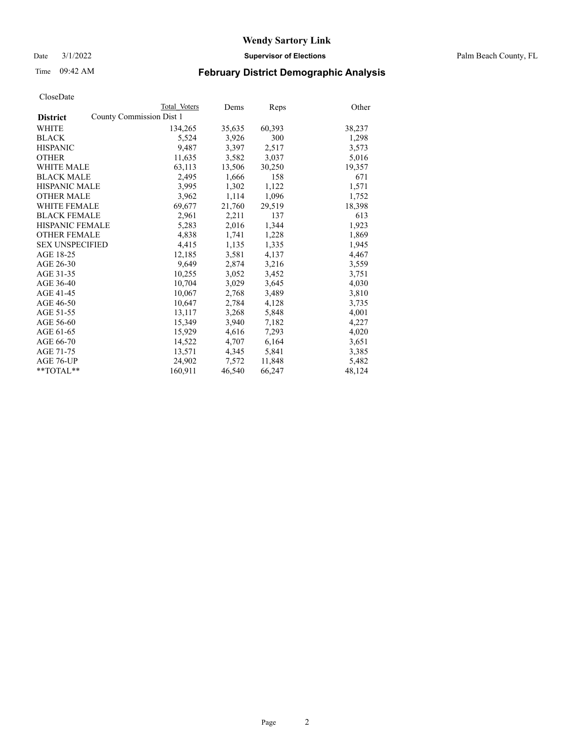# Wendy Sartory Link

Date 3/1/2022 **Supervisor of Elections** Palm Beach County, FL

Time 09:42 AM **February District Demographic Analysis**

CloseDate

| **District** | Total Voters | Dems | Reps | Other |
|---|---|---|---|---|
| County Commission Dist 1 | | | | |
| WHITE | 134,265 | 35,635 | 60,393 | 38,237 |
| BLACK | 5,524 | 3,926 | 300 | 1,298 |
| HISPANIC | 9,487 | 3,397 | 2,517 | 3,573 |
| OTHER | 11,635 | 3,582 | 3,037 | 5,016 |
| WHITE MALE | 63,113 | 13,506 | 30,250 | 19,357 |
| BLACK MALE | 2,495 | 1,666 | 158 | 671 |
| HISPANIC MALE | 3,995 | 1,302 | 1,122 | 1,571 |
| OTHER MALE | 3,962 | 1,114 | 1,096 | 1,752 |
| WHITE FEMALE | 69,677 | 21,760 | 29,519 | 18,398 |
| BLACK FEMALE | 2,961 | 2,211 | 137 | 613 |
| HISPANIC FEMALE | 5,283 | 2,016 | 1,344 | 1,923 |
| OTHER FEMALE | 4,838 | 1,741 | 1,228 | 1,869 |
| SEX UNSPECIFIED | 4,415 | 1,135 | 1,335 | 1,945 |
| AGE 18-25 | 12,185 | 3,581 | 4,137 | 4,467 |
| AGE 26-30 | 9,649 | 2,874 | 3,216 | 3,559 |
| AGE 31-35 | 10,255 | 3,052 | 3,452 | 3,751 |
| AGE 36-40 | 10,704 | 3,029 | 3,645 | 4,030 |
| AGE 41-45 | 10,067 | 2,768 | 3,489 | 3,810 |
| AGE 46-50 | 10,647 | 2,784 | 4,128 | 3,735 |
| AGE 51-55 | 13,117 | 3,268 | 5,848 | 4,001 |
| AGE 56-60 | 15,349 | 3,940 | 7,182 | 4,227 |
| AGE 61-65 | 15,929 | 4,616 | 7,293 | 4,020 |
| AGE 66-70 | 14,522 | 4,707 | 6,164 | 3,651 |
| AGE 71-75 | 13,571 | 4,345 | 5,841 | 3,385 |
| AGE 76-UP | 24,902 | 7,572 | 11,848 | 5,482 |
| **TOTAL** | 160,911 | 46,540 | 66,247 | 48,124 |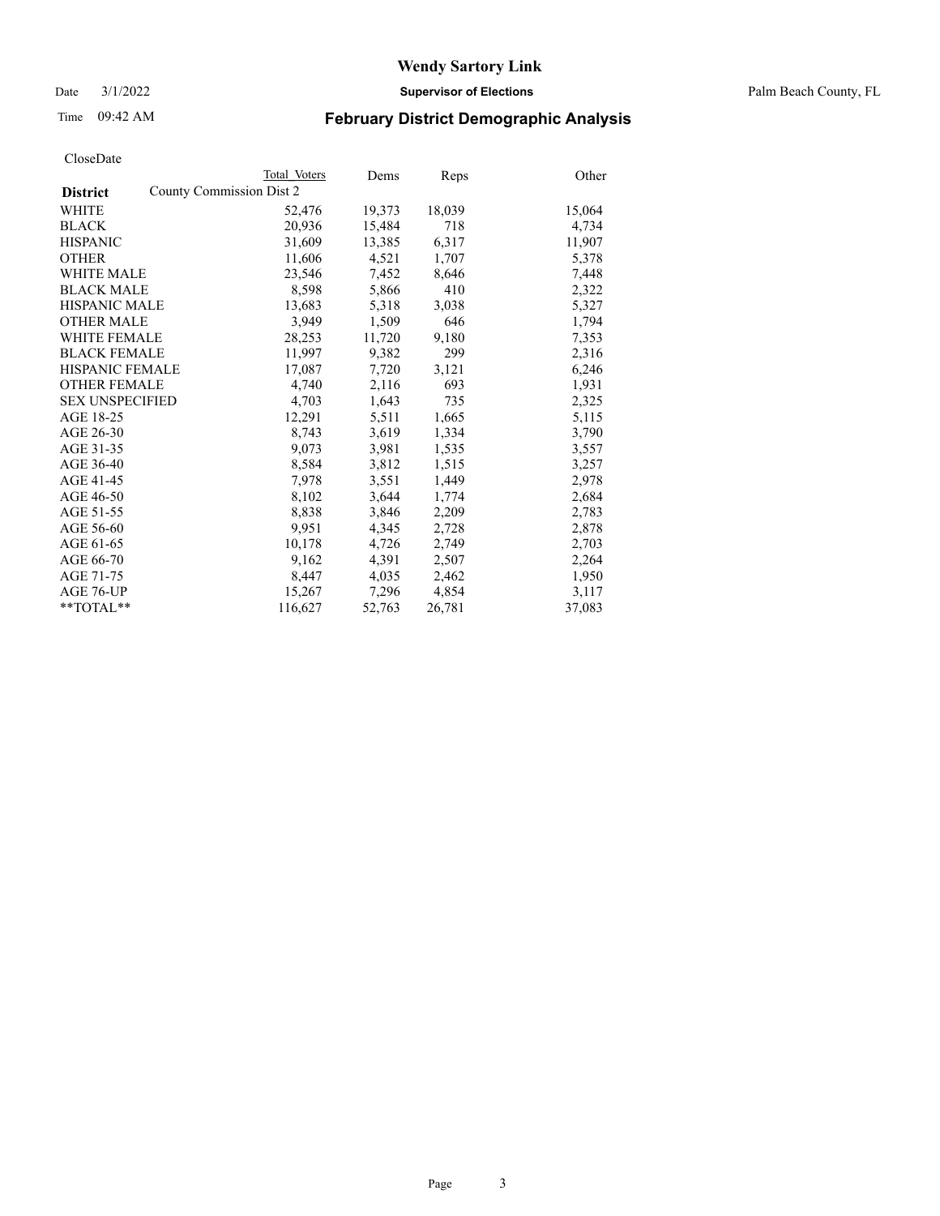CloseDate

| District | Total Voters | Dems | Reps | Other |
|---|---|---|---|---|
| County Commission Dist 2 | | | | |
| WHITE | 52,476 | 19,373 | 18,039 | 15,064 |
| BLACK | 20,936 | 15,484 | 718 | 4,734 |
| HISPANIC | 31,609 | 13,385 | 6,317 | 11,907 |
| OTHER | 11,606 | 4,521 | 1,707 | 5,378 |
| WHITE MALE | 23,546 | 7,452 | 8,646 | 7,448 |
| BLACK MALE | 8,598 | 5,866 | 410 | 2,322 |
| HISPANIC MALE | 13,683 | 5,318 | 3,038 | 5,327 |
| OTHER MALE | 3,949 | 1,509 | 646 | 1,794 |
| WHITE FEMALE | 28,253 | 11,720 | 9,180 | 7,353 |
| BLACK FEMALE | 11,997 | 9,382 | 299 | 2,316 |
| HISPANIC FEMALE | 17,087 | 7,720 | 3,121 | 6,246 |
| OTHER FEMALE | 4,740 | 2,116 | 693 | 1,931 |
| SEX UNSPECIFIED | 4,703 | 1,643 | 735 | 2,325 |
| AGE 18-25 | 12,291 | 5,511 | 1,665 | 5,115 |
| AGE 26-30 | 8,743 | 3,619 | 1,334 | 3,790 |
| AGE 31-35 | 9,073 | 3,981 | 1,535 | 3,557 |
| AGE 36-40 | 8,584 | 3,812 | 1,515 | 3,257 |
| AGE 41-45 | 7,978 | 3,551 | 1,449 | 2,978 |
| AGE 46-50 | 8,102 | 3,644 | 1,774 | 2,684 |
| AGE 51-55 | 8,838 | 3,846 | 2,209 | 2,783 |
| AGE 56-60 | 9,951 | 4,345 | 2,728 | 2,878 |
| AGE 61-65 | 10,178 | 4,726 | 2,749 | 2,703 |
| AGE 66-70 | 9,162 | 4,391 | 2,507 | 2,264 |
| AGE 71-75 | 8,447 | 4,035 | 2,462 | 1,950 |
| AGE 76-UP | 15,267 | 7,296 | 4,854 | 3,117 |
| **TOTAL** | 116,627 | 52,763 | 26,781 | 37,083 |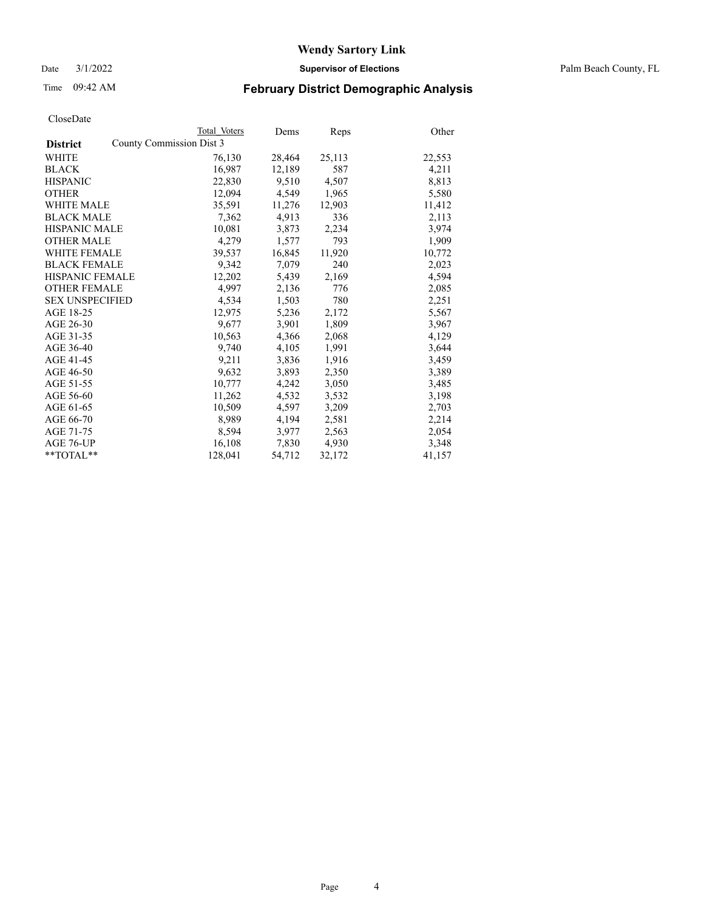# Wendy Sartory Link

Date 3/1/2022 **Supervisor of Elections** Palm Beach County, FL

Time 09:42 AM **February District Demographic Analysis**

CloseDate

| District | Total Voters | Dems | Reps | Other |
|---|---|---|---|---|
| County Commission Dist 3 | | | | |
| WHITE | 76,130 | 28,464 | 25,113 | 22,553 |
| BLACK | 16,987 | 12,189 | 587 | 4,211 |
| HISPANIC | 22,830 | 9,510 | 4,507 | 8,813 |
| OTHER | 12,094 | 4,549 | 1,965 | 5,580 |
| WHITE MALE | 35,591 | 11,276 | 12,903 | 11,412 |
| BLACK MALE | 7,362 | 4,913 | 336 | 2,113 |
| HISPANIC MALE | 10,081 | 3,873 | 2,234 | 3,974 |
| OTHER MALE | 4,279 | 1,577 | 793 | 1,909 |
| WHITE FEMALE | 39,537 | 16,845 | 11,920 | 10,772 |
| BLACK FEMALE | 9,342 | 7,079 | 240 | 2,023 |
| HISPANIC FEMALE | 12,202 | 5,439 | 2,169 | 4,594 |
| OTHER FEMALE | 4,997 | 2,136 | 776 | 2,085 |
| SEX UNSPECIFIED | 4,534 | 1,503 | 780 | 2,251 |
| AGE 18-25 | 12,975 | 5,236 | 2,172 | 5,567 |
| AGE 26-30 | 9,677 | 3,901 | 1,809 | 3,967 |
| AGE 31-35 | 10,563 | 4,366 | 2,068 | 4,129 |
| AGE 36-40 | 9,740 | 4,105 | 1,991 | 3,644 |
| AGE 41-45 | 9,211 | 3,836 | 1,916 | 3,459 |
| AGE 46-50 | 9,632 | 3,893 | 2,350 | 3,389 |
| AGE 51-55 | 10,777 | 4,242 | 3,050 | 3,485 |
| AGE 56-60 | 11,262 | 4,532 | 3,532 | 3,198 |
| AGE 61-65 | 10,509 | 4,597 | 3,209 | 2,703 |
| AGE 66-70 | 8,989 | 4,194 | 2,581 | 2,214 |
| AGE 71-75 | 8,594 | 3,977 | 2,563 | 2,054 |
| AGE 76-UP | 16,108 | 7,830 | 4,930 | 3,348 |
| **TOTAL** | 128,041 | 54,712 | 32,172 | 41,157 |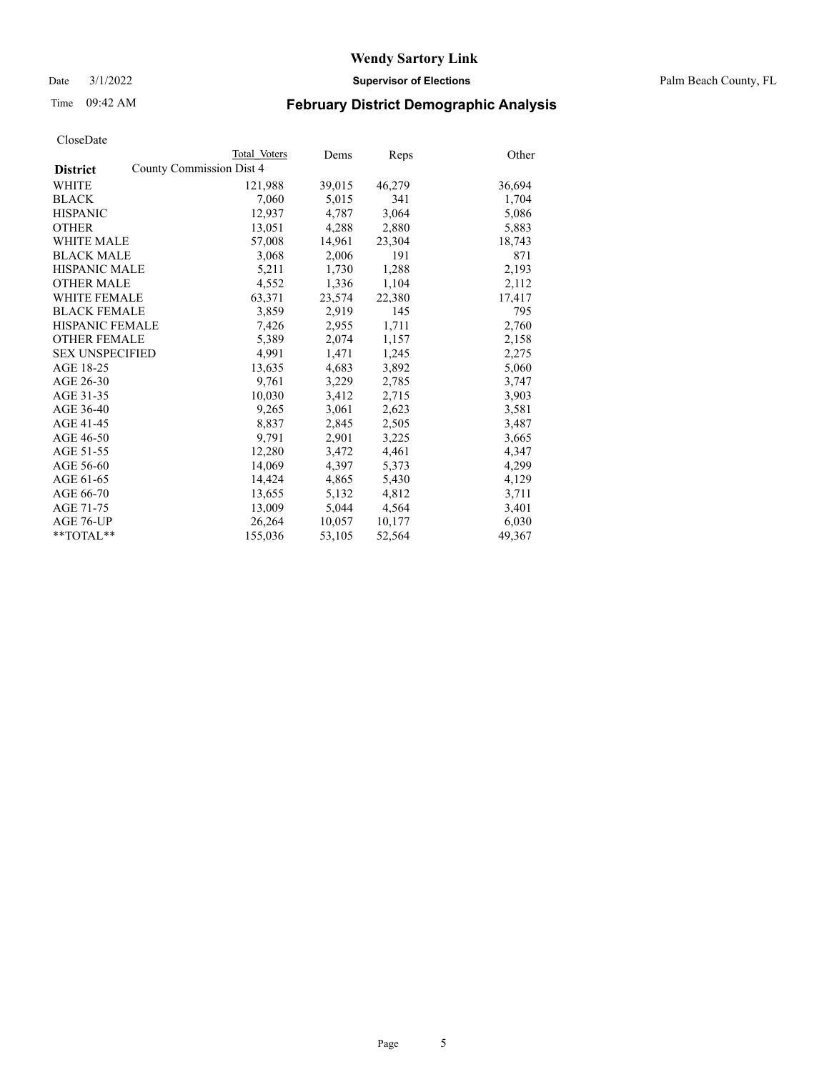CloseDate

| District | County Commission Dist 4 Total Voters | Dems | Reps | Other |
|---|---|---|---|---|
| WHITE | 121,988 | 39,015 | 46,279 | 36,694 |
| BLACK | 7,060 | 5,015 | 341 | 1,704 |
| HISPANIC | 12,937 | 4,787 | 3,064 | 5,086 |
| OTHER | 13,051 | 4,288 | 2,880 | 5,883 |
| WHITE MALE | 57,008 | 14,961 | 23,304 | 18,743 |
| BLACK MALE | 3,068 | 2,006 | 191 | 871 |
| HISPANIC MALE | 5,211 | 1,730 | 1,288 | 2,193 |
| OTHER MALE | 4,552 | 1,336 | 1,104 | 2,112 |
| WHITE FEMALE | 63,371 | 23,574 | 22,380 | 17,417 |
| BLACK FEMALE | 3,859 | 2,919 | 145 | 795 |
| HISPANIC FEMALE | 7,426 | 2,955 | 1,711 | 2,760 |
| OTHER FEMALE | 5,389 | 2,074 | 1,157 | 2,158 |
| SEX UNSPECIFIED | 4,991 | 1,471 | 1,245 | 2,275 |
| AGE 18-25 | 13,635 | 4,683 | 3,892 | 5,060 |
| AGE 26-30 | 9,761 | 3,229 | 2,785 | 3,747 |
| AGE 31-35 | 10,030 | 3,412 | 2,715 | 3,903 |
| AGE 36-40 | 9,265 | 3,061 | 2,623 | 3,581 |
| AGE 41-45 | 8,837 | 2,845 | 2,505 | 3,487 |
| AGE 46-50 | 9,791 | 2,901 | 3,225 | 3,665 |
| AGE 51-55 | 12,280 | 3,472 | 4,461 | 4,347 |
| AGE 56-60 | 14,069 | 4,397 | 5,373 | 4,299 |
| AGE 61-65 | 14,424 | 4,865 | 5,430 | 4,129 |
| AGE 66-70 | 13,655 | 5,132 | 4,812 | 3,711 |
| AGE 71-75 | 13,009 | 5,044 | 4,564 | 3,401 |
| AGE 76-UP | 26,264 | 10,057 | 10,177 | 6,030 |
| **TOTAL** | 155,036 | 53,105 | 52,564 | 49,367 |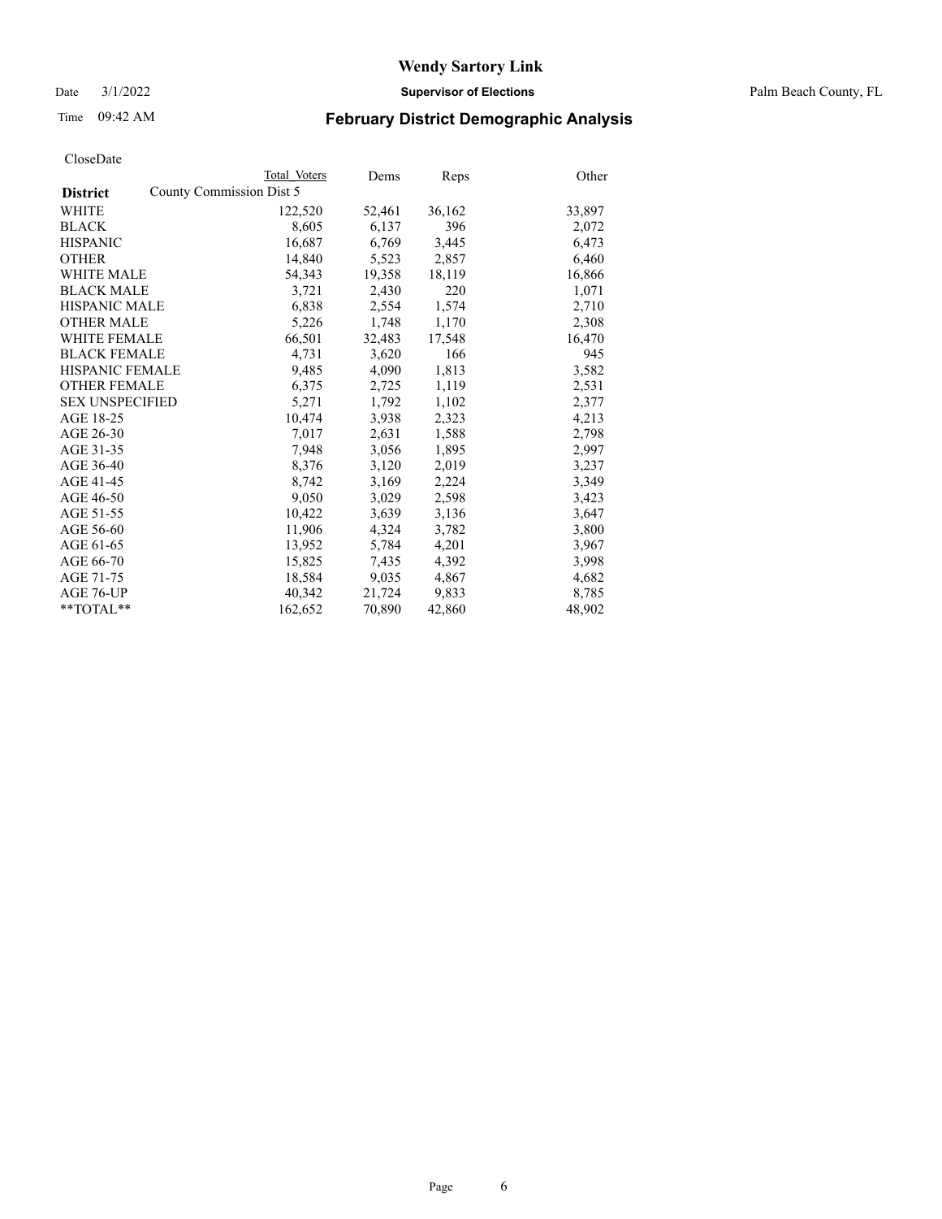# February District Demographic Analysis

Wendy Sartory Link
Supervisor of Elections
Palm Beach County, FL

Date 3/1/2022
Time 09:42 AM

CloseDate

| District | Total Voters | Dems | Reps | Other |
|---|---|---|---|---|
| County Commission Dist 5 | | | | |
| WHITE | 122,520 | 52,461 | 36,162 | 33,897 |
| BLACK | 8,605 | 6,137 | 396 | 2,072 |
| HISPANIC | 16,687 | 6,769 | 3,445 | 6,473 |
| OTHER | 14,840 | 5,523 | 2,857 | 6,460 |
| WHITE MALE | 54,343 | 19,358 | 18,119 | 16,866 |
| BLACK MALE | 3,721 | 2,430 | 220 | 1,071 |
| HISPANIC MALE | 6,838 | 2,554 | 1,574 | 2,710 |
| OTHER MALE | 5,226 | 1,748 | 1,170 | 2,308 |
| WHITE FEMALE | 66,501 | 32,483 | 17,548 | 16,470 |
| BLACK FEMALE | 4,731 | 3,620 | 166 | 945 |
| HISPANIC FEMALE | 9,485 | 4,090 | 1,813 | 3,582 |
| OTHER FEMALE | 6,375 | 2,725 | 1,119 | 2,531 |
| SEX UNSPECIFIED | 5,271 | 1,792 | 1,102 | 2,377 |
| AGE 18-25 | 10,474 | 3,938 | 2,323 | 4,213 |
| AGE 26-30 | 7,017 | 2,631 | 1,588 | 2,798 |
| AGE 31-35 | 7,948 | 3,056 | 1,895 | 2,997 |
| AGE 36-40 | 8,376 | 3,120 | 2,019 | 3,237 |
| AGE 41-45 | 8,742 | 3,169 | 2,224 | 3,349 |
| AGE 46-50 | 9,050 | 3,029 | 2,598 | 3,423 |
| AGE 51-55 | 10,422 | 3,639 | 3,136 | 3,647 |
| AGE 56-60 | 11,906 | 4,324 | 3,782 | 3,800 |
| AGE 61-65 | 13,952 | 5,784 | 4,201 | 3,967 |
| AGE 66-70 | 15,825 | 7,435 | 4,392 | 3,998 |
| AGE 71-75 | 18,584 | 9,035 | 4,867 | 4,682 |
| AGE 76-UP | 40,342 | 21,724 | 9,833 | 8,785 |
| **TOTAL** | 162,652 | 70,890 | 42,860 | 48,902 |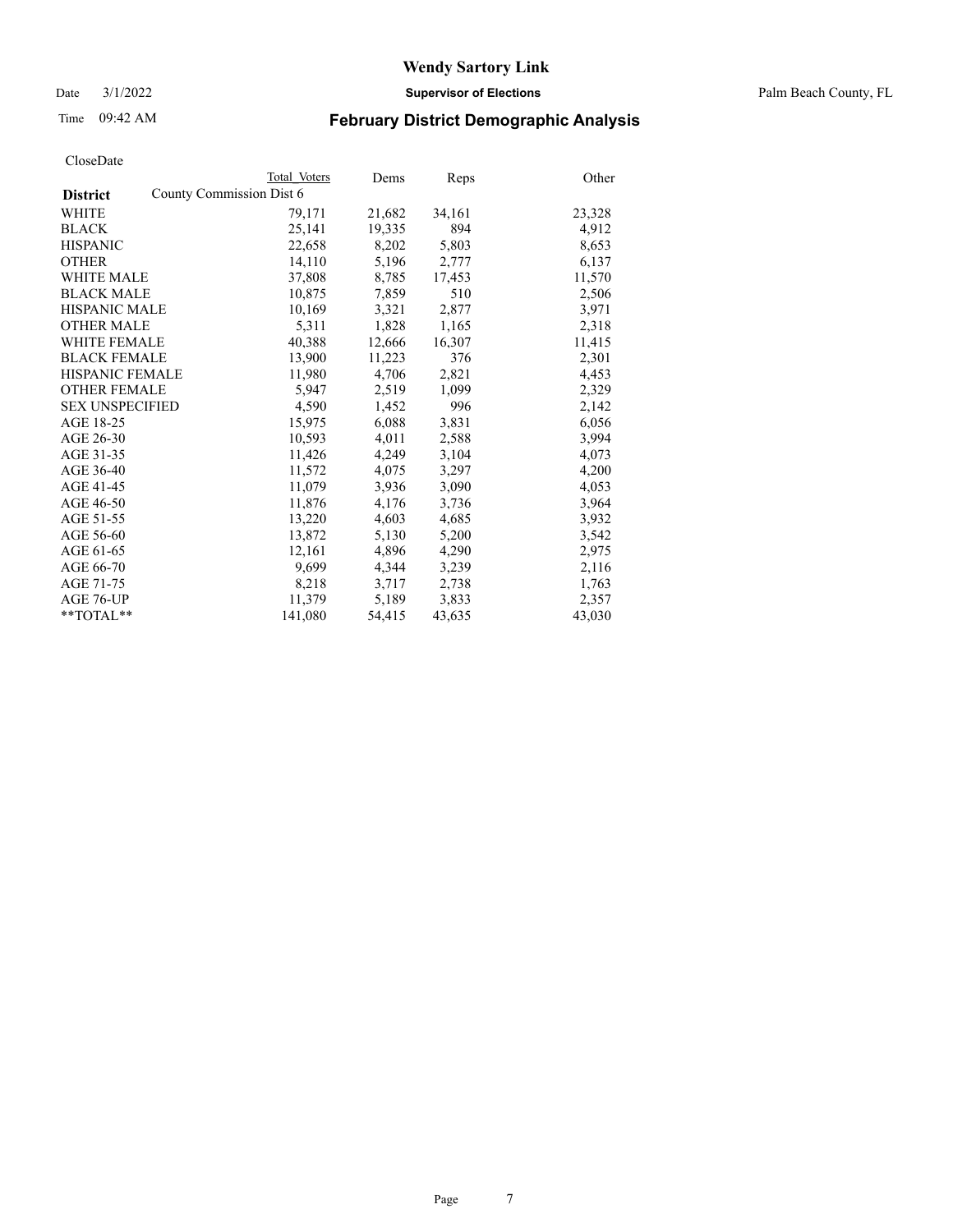# Wendy Sartory Link

Date 3/1/2022 **Supervisor of Elections** Palm Beach County, FL

Time 09:42 AM **February District Demographic Analysis**

CloseDate

| **District** | Total Voters | Dems | Reps | Other |
|---|---|---|---|---|
| County Commission Dist 6 | | | | |
| WHITE | 79,171 | 21,682 | 34,161 | 23,328 |
| BLACK | 25,141 | 19,335 | 894 | 4,912 |
| HISPANIC | 22,658 | 8,202 | 5,803 | 8,653 |
| OTHER | 14,110 | 5,196 | 2,777 | 6,137 |
| WHITE MALE | 37,808 | 8,785 | 17,453 | 11,570 |
| BLACK MALE | 10,875 | 7,859 | 510 | 2,506 |
| HISPANIC MALE | 10,169 | 3,321 | 2,877 | 3,971 |
| OTHER MALE | 5,311 | 1,828 | 1,165 | 2,318 |
| WHITE FEMALE | 40,388 | 12,666 | 16,307 | 11,415 |
| BLACK FEMALE | 13,900 | 11,223 | 376 | 2,301 |
| HISPANIC FEMALE | 11,980 | 4,706 | 2,821 | 4,453 |
| OTHER FEMALE | 5,947 | 2,519 | 1,099 | 2,329 |
| SEX UNSPECIFIED | 4,590 | 1,452 | 996 | 2,142 |
| AGE 18-25 | 15,975 | 6,088 | 3,831 | 6,056 |
| AGE 26-30 | 10,593 | 4,011 | 2,588 | 3,994 |
| AGE 31-35 | 11,426 | 4,249 | 3,104 | 4,073 |
| AGE 36-40 | 11,572 | 4,075 | 3,297 | 4,200 |
| AGE 41-45 | 11,079 | 3,936 | 3,090 | 4,053 |
| AGE 46-50 | 11,876 | 4,176 | 3,736 | 3,964 |
| AGE 51-55 | 13,220 | 4,603 | 4,685 | 3,932 |
| AGE 56-60 | 13,872 | 5,130 | 5,200 | 3,542 |
| AGE 61-65 | 12,161 | 4,896 | 4,290 | 2,975 |
| AGE 66-70 | 9,699 | 4,344 | 3,239 | 2,116 |
| AGE 71-75 | 8,218 | 3,717 | 2,738 | 1,763 |
| AGE 76-UP | 11,379 | 5,189 | 3,833 | 2,357 |
| **TOTAL** | 141,080 | 54,415 | 43,635 | 43,030 |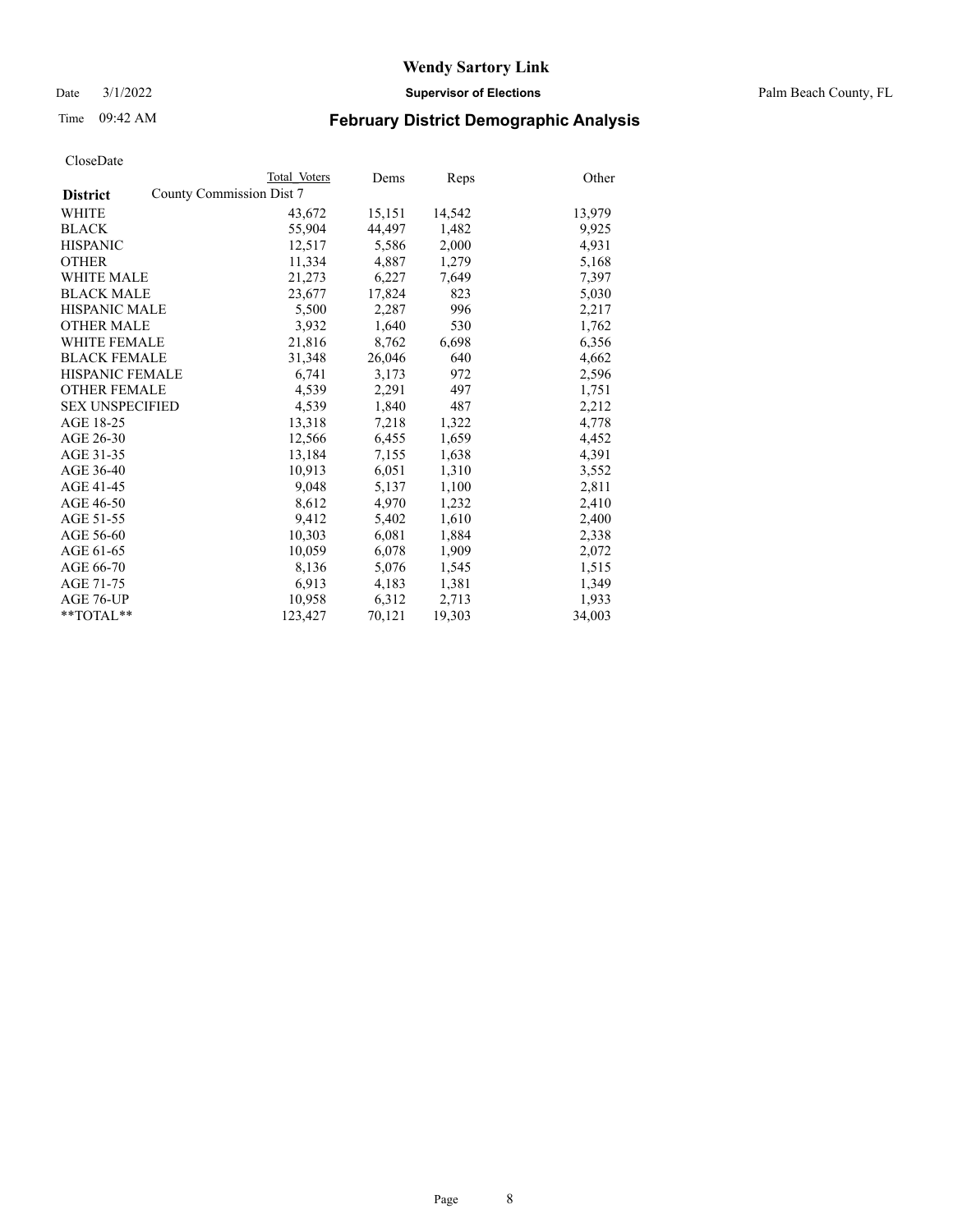# Wendy Sartory Link

Date 3/1/2022 **Supervisor of Elections** Palm Beach County, FL

Time 09:42 AM **February District Demographic Analysis**

CloseDate

| District | Total Voters | Dems | Reps | Other |
|---|---|---|---|---|
| County Commission Dist 7 | | | | |
| WHITE | 43,672 | 15,151 | 14,542 | 13,979 |
| BLACK | 55,904 | 44,497 | 1,482 | 9,925 |
| HISPANIC | 12,517 | 5,586 | 2,000 | 4,931 |
| OTHER | 11,334 | 4,887 | 1,279 | 5,168 |
| WHITE MALE | 21,273 | 6,227 | 7,649 | 7,397 |
| BLACK MALE | 23,677 | 17,824 | 823 | 5,030 |
| HISPANIC MALE | 5,500 | 2,287 | 996 | 2,217 |
| OTHER MALE | 3,932 | 1,640 | 530 | 1,762 |
| WHITE FEMALE | 21,816 | 8,762 | 6,698 | 6,356 |
| BLACK FEMALE | 31,348 | 26,046 | 640 | 4,662 |
| HISPANIC FEMALE | 6,741 | 3,173 | 972 | 2,596 |
| OTHER FEMALE | 4,539 | 2,291 | 497 | 1,751 |
| SEX UNSPECIFIED | 4,539 | 1,840 | 487 | 2,212 |
| AGE 18-25 | 13,318 | 7,218 | 1,322 | 4,778 |
| AGE 26-30 | 12,566 | 6,455 | 1,659 | 4,452 |
| AGE 31-35 | 13,184 | 7,155 | 1,638 | 4,391 |
| AGE 36-40 | 10,913 | 6,051 | 1,310 | 3,552 |
| AGE 41-45 | 9,048 | 5,137 | 1,100 | 2,811 |
| AGE 46-50 | 8,612 | 4,970 | 1,232 | 2,410 |
| AGE 51-55 | 9,412 | 5,402 | 1,610 | 2,400 |
| AGE 56-60 | 10,303 | 6,081 | 1,884 | 2,338 |
| AGE 61-65 | 10,059 | 6,078 | 1,909 | 2,072 |
| AGE 66-70 | 8,136 | 5,076 | 1,545 | 1,515 |
| AGE 71-75 | 6,913 | 4,183 | 1,381 | 1,349 |
| AGE 76-UP | 10,958 | 6,312 | 2,713 | 1,933 |
| **TOTAL** | 123,427 | 70,121 | 19,303 | 34,003 |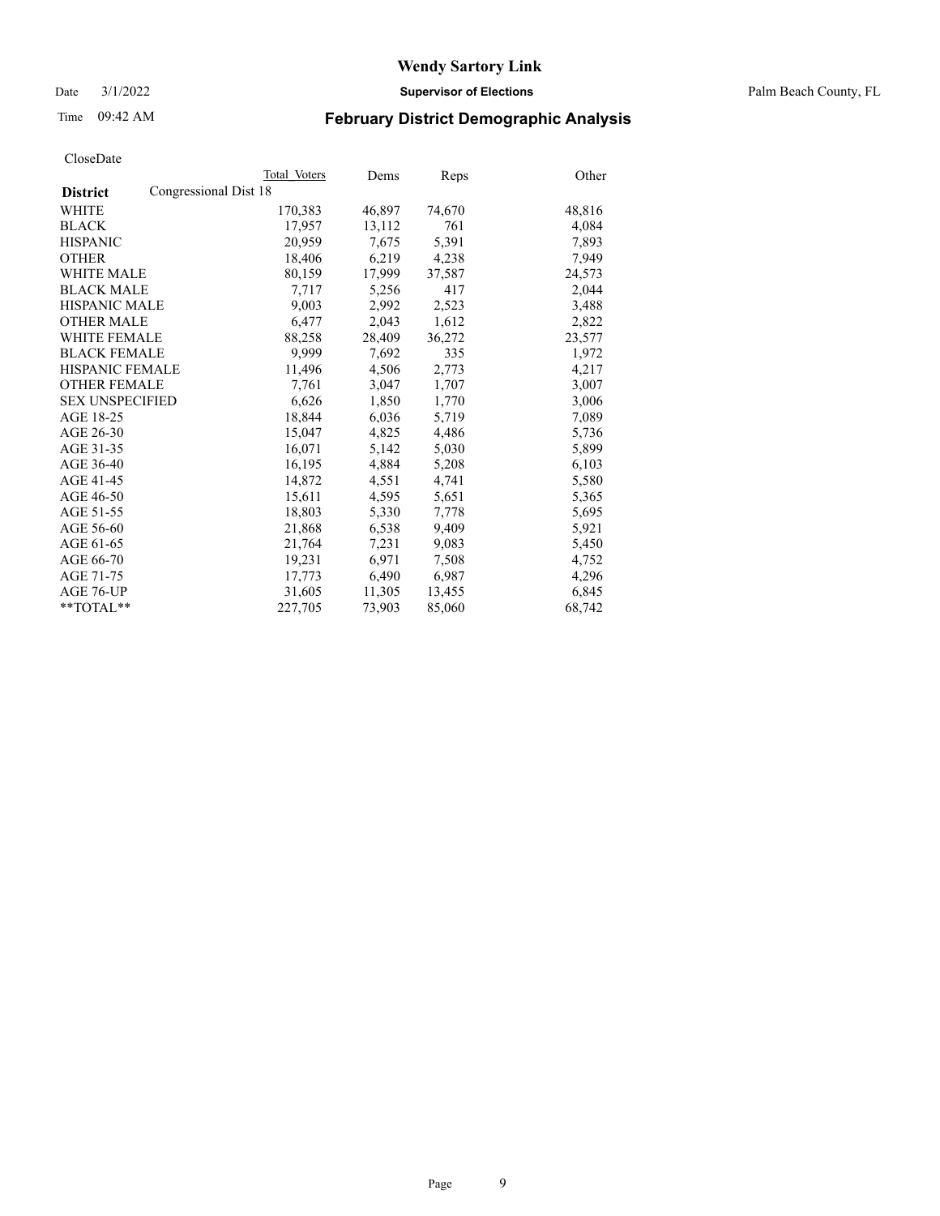# Wendy Sartory Link

Date 3/1/2022 **Supervisor of Elections** Palm Beach County, FL

Time 09:42 AM **February District Demographic Analysis**

CloseDate

| **District** | Total Voters | Dems | Reps | Other |
|---|---|---|---|---|
| Congressional Dist 18 | | | | |
| WHITE | 170,383 | 46,897 | 74,670 | 48,816 |
| BLACK | 17,957 | 13,112 | 761 | 4,084 |
| HISPANIC | 20,959 | 7,675 | 5,391 | 7,893 |
| OTHER | 18,406 | 6,219 | 4,238 | 7,949 |
| WHITE MALE | 80,159 | 17,999 | 37,587 | 24,573 |
| BLACK MALE | 7,717 | 5,256 | 417 | 2,044 |
| HISPANIC MALE | 9,003 | 2,992 | 2,523 | 3,488 |
| OTHER MALE | 6,477 | 2,043 | 1,612 | 2,822 |
| WHITE FEMALE | 88,258 | 28,409 | 36,272 | 23,577 |
| BLACK FEMALE | 9,999 | 7,692 | 335 | 1,972 |
| HISPANIC FEMALE | 11,496 | 4,506 | 2,773 | 4,217 |
| OTHER FEMALE | 7,761 | 3,047 | 1,707 | 3,007 |
| SEX UNSPECIFIED | 6,626 | 1,850 | 1,770 | 3,006 |
| AGE 18-25 | 18,844 | 6,036 | 5,719 | 7,089 |
| AGE 26-30 | 15,047 | 4,825 | 4,486 | 5,736 |
| AGE 31-35 | 16,071 | 5,142 | 5,030 | 5,899 |
| AGE 36-40 | 16,195 | 4,884 | 5,208 | 6,103 |
| AGE 41-45 | 14,872 | 4,551 | 4,741 | 5,580 |
| AGE 46-50 | 15,611 | 4,595 | 5,651 | 5,365 |
| AGE 51-55 | 18,803 | 5,330 | 7,778 | 5,695 |
| AGE 56-60 | 21,868 | 6,538 | 9,409 | 5,921 |
| AGE 61-65 | 21,764 | 7,231 | 9,083 | 5,450 |
| AGE 66-70 | 19,231 | 6,971 | 7,508 | 4,752 |
| AGE 71-75 | 17,773 | 6,490 | 6,987 | 4,296 |
| AGE 76-UP | 31,605 | 11,305 | 13,455 | 6,845 |
| **TOTAL** | 227,705 | 73,903 | 85,060 | 68,742 |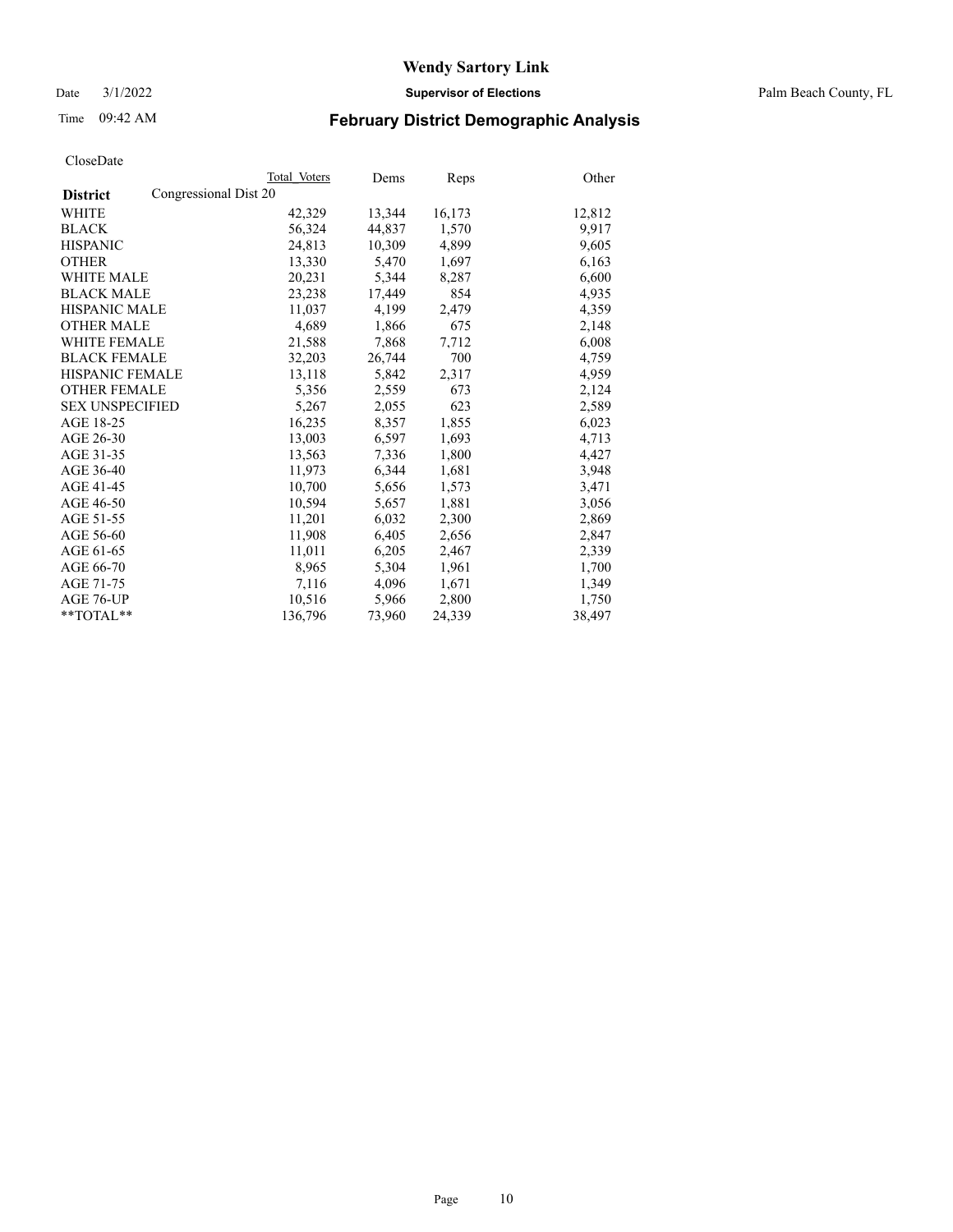# Wendy Sartory Link

Date 3/1/2022 **Supervisor of Elections** Palm Beach County, FL

Time 09:42 AM **February District Demographic Analysis**

CloseDate

| **District** | Congressional Dist 20 | Total Voters | Dems | Reps | Other |
|---|---|---|---|---|---|
| WHITE | | 42,329 | 13,344 | 16,173 | 12,812 |
| BLACK | | 56,324 | 44,837 | 1,570 | 9,917 |
| HISPANIC | | 24,813 | 10,309 | 4,899 | 9,605 |
| OTHER | | 13,330 | 5,470 | 1,697 | 6,163 |
| WHITE MALE | | 20,231 | 5,344 | 8,287 | 6,600 |
| BLACK MALE | | 23,238 | 17,449 | 854 | 4,935 |
| HISPANIC MALE | | 11,037 | 4,199 | 2,479 | 4,359 |
| OTHER MALE | | 4,689 | 1,866 | 675 | 2,148 |
| WHITE FEMALE | | 21,588 | 7,868 | 7,712 | 6,008 |
| BLACK FEMALE | | 32,203 | 26,744 | 700 | 4,759 |
| HISPANIC FEMALE | | 13,118 | 5,842 | 2,317 | 4,959 |
| OTHER FEMALE | | 5,356 | 2,559 | 673 | 2,124 |
| SEX UNSPECIFIED | | 5,267 | 2,055 | 623 | 2,589 |
| AGE 18-25 | | 16,235 | 8,357 | 1,855 | 6,023 |
| AGE 26-30 | | 13,003 | 6,597 | 1,693 | 4,713 |
| AGE 31-35 | | 13,563 | 7,336 | 1,800 | 4,427 |
| AGE 36-40 | | 11,973 | 6,344 | 1,681 | 3,948 |
| AGE 41-45 | | 10,700 | 5,656 | 1,573 | 3,471 |
| AGE 46-50 | | 10,594 | 5,657 | 1,881 | 3,056 |
| AGE 51-55 | | 11,201 | 6,032 | 2,300 | 2,869 |
| AGE 56-60 | | 11,908 | 6,405 | 2,656 | 2,847 |
| AGE 61-65 | | 11,011 | 6,205 | 2,467 | 2,339 |
| AGE 66-70 | | 8,965 | 5,304 | 1,961 | 1,700 |
| AGE 71-75 | | 7,116 | 4,096 | 1,671 | 1,349 |
| AGE 76-UP | | 10,516 | 5,966 | 2,800 | 1,750 |
| **TOTAL** | | 136,796 | 73,960 | 24,339 | 38,497 |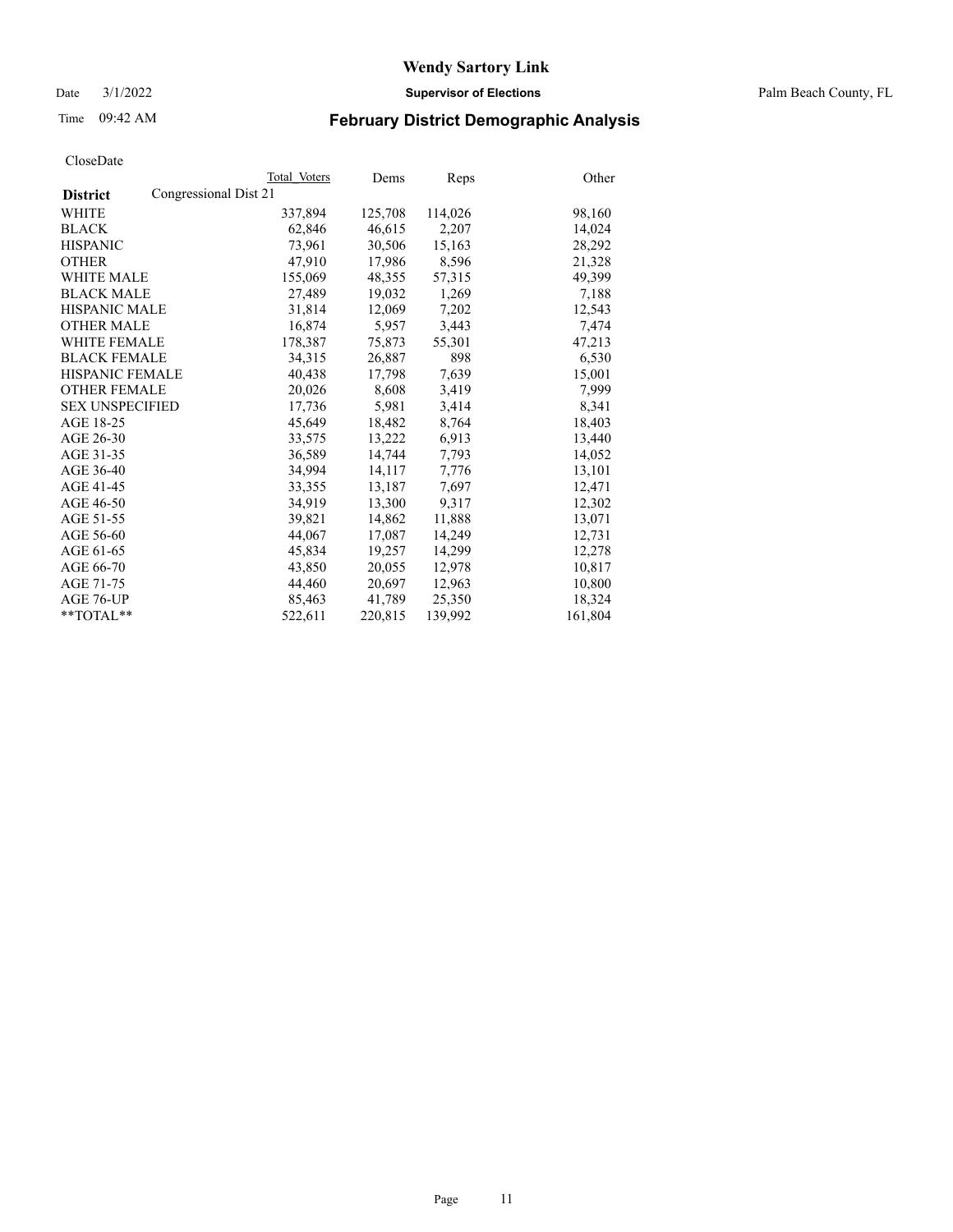# Wendy Sartory Link

Date 3/1/2022 **Supervisor of Elections** Palm Beach County, FL

Time 09:42 AM

## February District Demographic Analysis

CloseDate

| | Total Voters | Dems | Reps | Other |
|---|---|---|---|---|
| **District** Congressional Dist 21 | | | | |
| WHITE | 337,894 | 125,708 | 114,026 | 98,160 |
| BLACK | 62,846 | 46,615 | 2,207 | 14,024 |
| HISPANIC | 73,961 | 30,506 | 15,163 | 28,292 |
| OTHER | 47,910 | 17,986 | 8,596 | 21,328 |
| WHITE MALE | 155,069 | 48,355 | 57,315 | 49,399 |
| BLACK MALE | 27,489 | 19,032 | 1,269 | 7,188 |
| HISPANIC MALE | 31,814 | 12,069 | 7,202 | 12,543 |
| OTHER MALE | 16,874 | 5,957 | 3,443 | 7,474 |
| WHITE FEMALE | 178,387 | 75,873 | 55,301 | 47,213 |
| BLACK FEMALE | 34,315 | 26,887 | 898 | 6,530 |
| HISPANIC FEMALE | 40,438 | 17,798 | 7,639 | 15,001 |
| OTHER FEMALE | 20,026 | 8,608 | 3,419 | 7,999 |
| SEX UNSPECIFIED | 17,736 | 5,981 | 3,414 | 8,341 |
| AGE 18-25 | 45,649 | 18,482 | 8,764 | 18,403 |
| AGE 26-30 | 33,575 | 13,222 | 6,913 | 13,440 |
| AGE 31-35 | 36,589 | 14,744 | 7,793 | 14,052 |
| AGE 36-40 | 34,994 | 14,117 | 7,776 | 13,101 |
| AGE 41-45 | 33,355 | 13,187 | 7,697 | 12,471 |
| AGE 46-50 | 34,919 | 13,300 | 9,317 | 12,302 |
| AGE 51-55 | 39,821 | 14,862 | 11,888 | 13,071 |
| AGE 56-60 | 44,067 | 17,087 | 14,249 | 12,731 |
| AGE 61-65 | 45,834 | 19,257 | 14,299 | 12,278 |
| AGE 66-70 | 43,850 | 20,055 | 12,978 | 10,817 |
| AGE 71-75 | 44,460 | 20,697 | 12,963 | 10,800 |
| AGE 76-UP | 85,463 | 41,789 | 25,350 | 18,324 |
| **TOTAL** | 522,611 | 220,815 | 139,992 | 161,804 |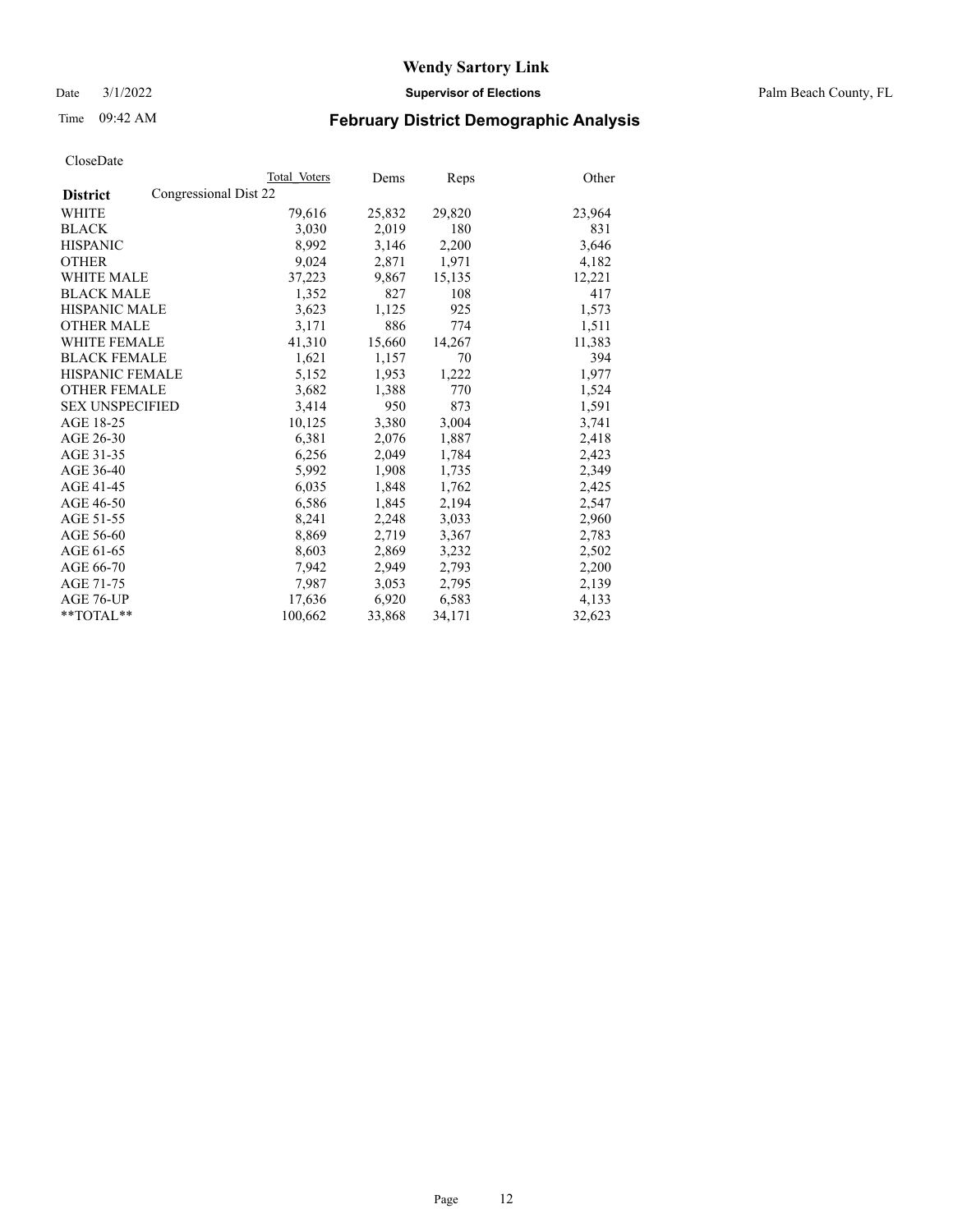# Wendy Sartory Link

Date 3/1/2022 **Supervisor of Elections** Palm Beach County, FL

Time 09:42 AM **February District Demographic Analysis**

CloseDate

| **District** Congressional Dist 22 | Total Voters | Dems | Reps | Other |
|---|---|---|---|---|
| WHITE | 79,616 | 25,832 | 29,820 | 23,964 |
| BLACK | 3,030 | 2,019 | 180 | 831 |
| HISPANIC | 8,992 | 3,146 | 2,200 | 3,646 |
| OTHER | 9,024 | 2,871 | 1,971 | 4,182 |
| WHITE MALE | 37,223 | 9,867 | 15,135 | 12,221 |
| BLACK MALE | 1,352 | 827 | 108 | 417 |
| HISPANIC MALE | 3,623 | 1,125 | 925 | 1,573 |
| OTHER MALE | 3,171 | 886 | 774 | 1,511 |
| WHITE FEMALE | 41,310 | 15,660 | 14,267 | 11,383 |
| BLACK FEMALE | 1,621 | 1,157 | 70 | 394 |
| HISPANIC FEMALE | 5,152 | 1,953 | 1,222 | 1,977 |
| OTHER FEMALE | 3,682 | 1,388 | 770 | 1,524 |
| SEX UNSPECIFIED | 3,414 | 950 | 873 | 1,591 |
| AGE 18-25 | 10,125 | 3,380 | 3,004 | 3,741 |
| AGE 26-30 | 6,381 | 2,076 | 1,887 | 2,418 |
| AGE 31-35 | 6,256 | 2,049 | 1,784 | 2,423 |
| AGE 36-40 | 5,992 | 1,908 | 1,735 | 2,349 |
| AGE 41-45 | 6,035 | 1,848 | 1,762 | 2,425 |
| AGE 46-50 | 6,586 | 1,845 | 2,194 | 2,547 |
| AGE 51-55 | 8,241 | 2,248 | 3,033 | 2,960 |
| AGE 56-60 | 8,869 | 2,719 | 3,367 | 2,783 |
| AGE 61-65 | 8,603 | 2,869 | 3,232 | 2,502 |
| AGE 66-70 | 7,942 | 2,949 | 2,793 | 2,200 |
| AGE 71-75 | 7,987 | 3,053 | 2,795 | 2,139 |
| AGE 76-UP | 17,636 | 6,920 | 6,583 | 4,133 |
| **TOTAL** | 100,662 | 33,868 | 34,171 | 32,623 |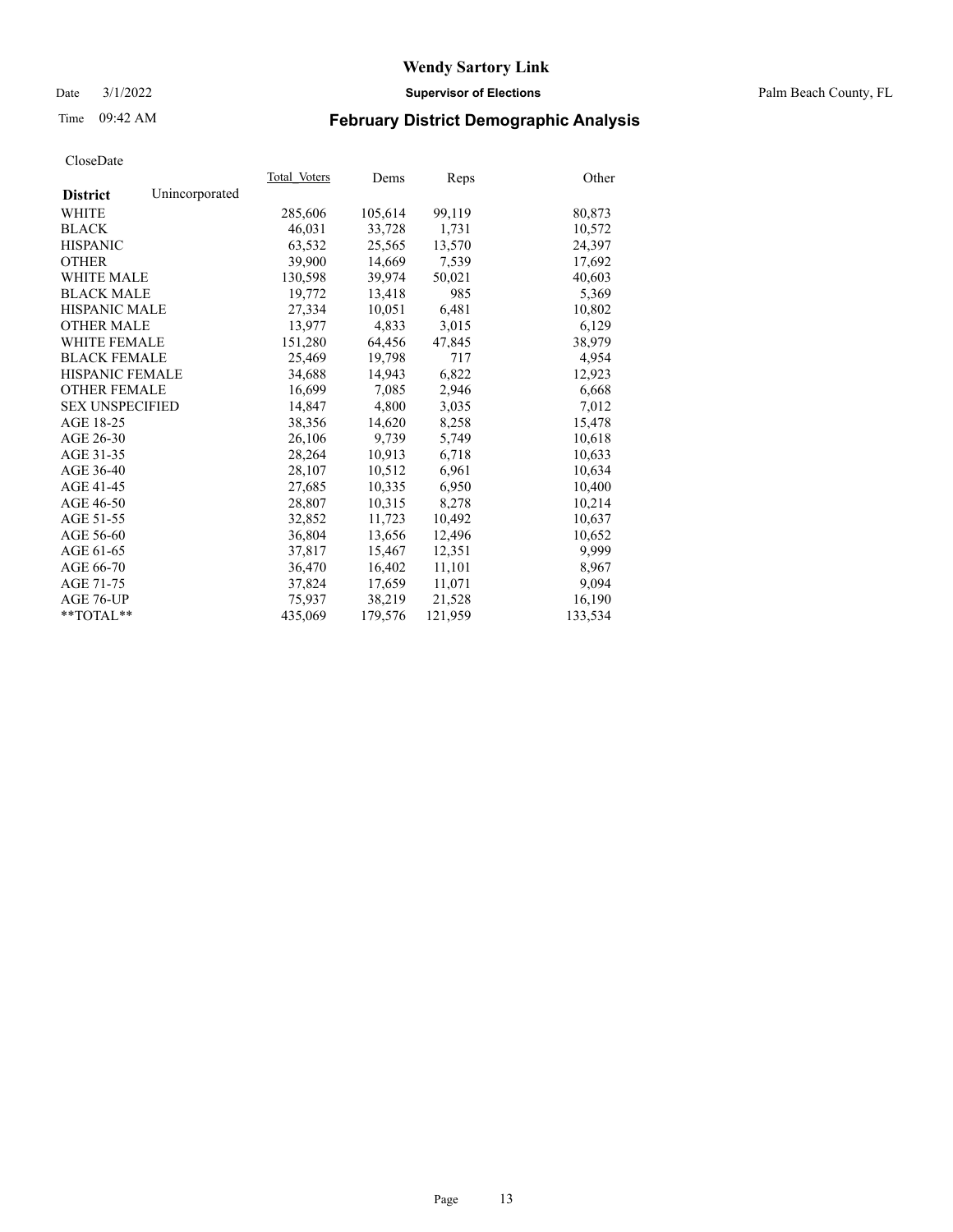# Wendy Sartory Link

Date 3/1/2022 **Supervisor of Elections** Palm Beach County, FL

Time 09:42 AM **February District Demographic Analysis**

CloseDate

| **District** Unincorporated | Total Voters | Dems | Reps | Other |
|---|---|---|---|---|
| WHITE | 285,606 | 105,614 | 99,119 | 80,873 |
| BLACK | 46,031 | 33,728 | 1,731 | 10,572 |
| HISPANIC | 63,532 | 25,565 | 13,570 | 24,397 |
| OTHER | 39,900 | 14,669 | 7,539 | 17,692 |
| WHITE MALE | 130,598 | 39,974 | 50,021 | 40,603 |
| BLACK MALE | 19,772 | 13,418 | 985 | 5,369 |
| HISPANIC MALE | 27,334 | 10,051 | 6,481 | 10,802 |
| OTHER MALE | 13,977 | 4,833 | 3,015 | 6,129 |
| WHITE FEMALE | 151,280 | 64,456 | 47,845 | 38,979 |
| BLACK FEMALE | 25,469 | 19,798 | 717 | 4,954 |
| HISPANIC FEMALE | 34,688 | 14,943 | 6,822 | 12,923 |
| OTHER FEMALE | 16,699 | 7,085 | 2,946 | 6,668 |
| SEX UNSPECIFIED | 14,847 | 4,800 | 3,035 | 7,012 |
| AGE 18-25 | 38,356 | 14,620 | 8,258 | 15,478 |
| AGE 26-30 | 26,106 | 9,739 | 5,749 | 10,618 |
| AGE 31-35 | 28,264 | 10,913 | 6,718 | 10,633 |
| AGE 36-40 | 28,107 | 10,512 | 6,961 | 10,634 |
| AGE 41-45 | 27,685 | 10,335 | 6,950 | 10,400 |
| AGE 46-50 | 28,807 | 10,315 | 8,278 | 10,214 |
| AGE 51-55 | 32,852 | 11,723 | 10,492 | 10,637 |
| AGE 56-60 | 36,804 | 13,656 | 12,496 | 10,652 |
| AGE 61-65 | 37,817 | 15,467 | 12,351 | 9,999 |
| AGE 66-70 | 36,470 | 16,402 | 11,101 | 8,967 |
| AGE 71-75 | 37,824 | 17,659 | 11,071 | 9,094 |
| AGE 76-UP | 75,937 | 38,219 | 21,528 | 16,190 |
| **TOTAL** | 435,069 | 179,576 | 121,959 | 133,534 |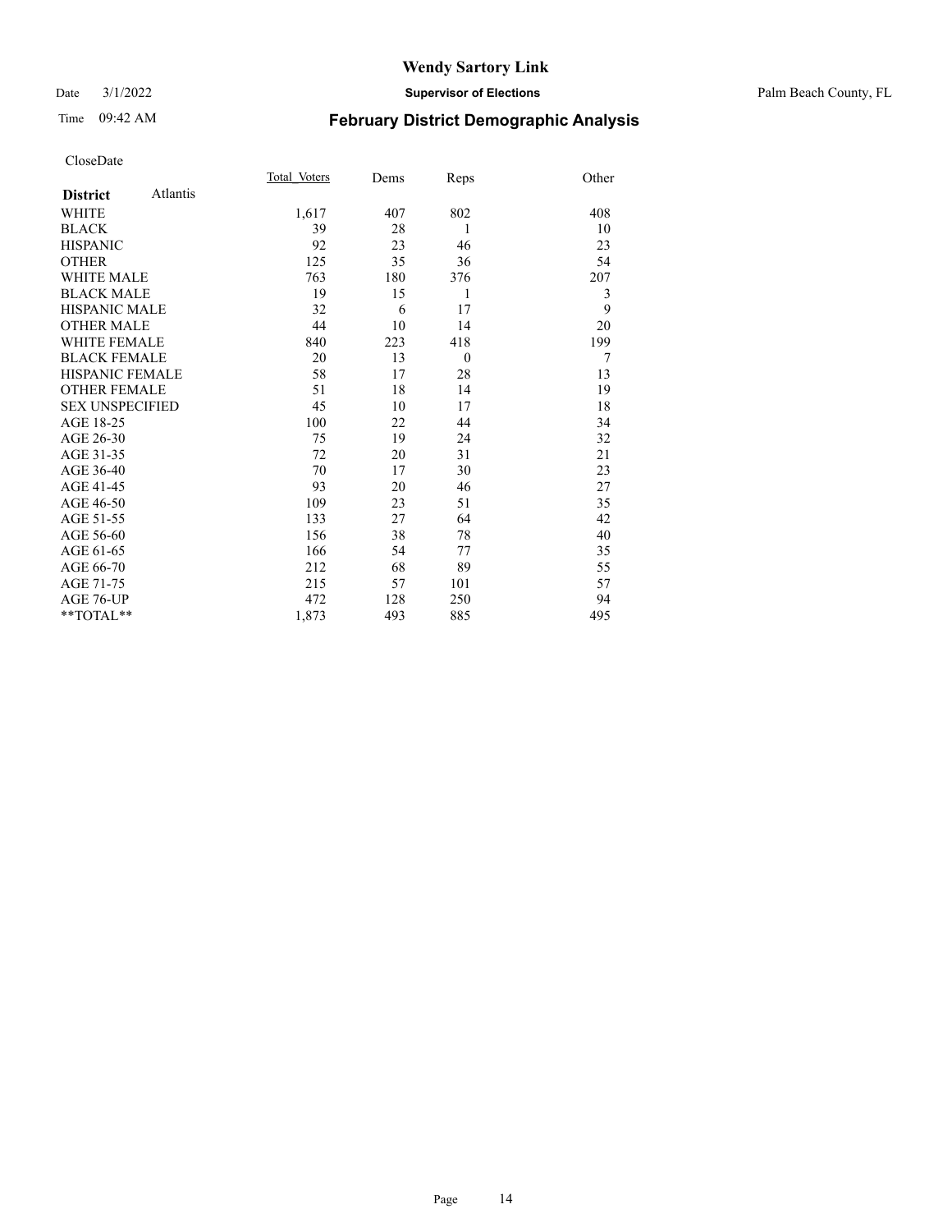# Wendy Sartory Link

Date 3/1/2022 **Supervisor of Elections** Palm Beach County, FL

Time 09:42 AM **February District Demographic Analysis**

CloseDate

| **District** Atlantis | Total Voters | Dems | Reps | Other |
|---|---|---|---|---|
| WHITE | 1,617 | 407 | 802 | 408 |
| BLACK | 39 | 28 | 1 | 10 |
| HISPANIC | 92 | 23 | 46 | 23 |
| OTHER | 125 | 35 | 36 | 54 |
| WHITE MALE | 763 | 180 | 376 | 207 |
| BLACK MALE | 19 | 15 | 1 | 3 |
| HISPANIC MALE | 32 | 6 | 17 | 9 |
| OTHER MALE | 44 | 10 | 14 | 20 |
| WHITE FEMALE | 840 | 223 | 418 | 199 |
| BLACK FEMALE | 20 | 13 | 0 | 7 |
| HISPANIC FEMALE | 58 | 17 | 28 | 13 |
| OTHER FEMALE | 51 | 18 | 14 | 19 |
| SEX UNSPECIFIED | 45 | 10 | 17 | 18 |
| AGE 18-25 | 100 | 22 | 44 | 34 |
| AGE 26-30 | 75 | 19 | 24 | 32 |
| AGE 31-35 | 72 | 20 | 31 | 21 |
| AGE 36-40 | 70 | 17 | 30 | 23 |
| AGE 41-45 | 93 | 20 | 46 | 27 |
| AGE 46-50 | 109 | 23 | 51 | 35 |
| AGE 51-55 | 133 | 27 | 64 | 42 |
| AGE 56-60 | 156 | 38 | 78 | 40 |
| AGE 61-65 | 166 | 54 | 77 | 35 |
| AGE 66-70 | 212 | 68 | 89 | 55 |
| AGE 71-75 | 215 | 57 | 101 | 57 |
| AGE 76-UP | 472 | 128 | 250 | 94 |
| **TOTAL** | 1,873 | 493 | 885 | 495 |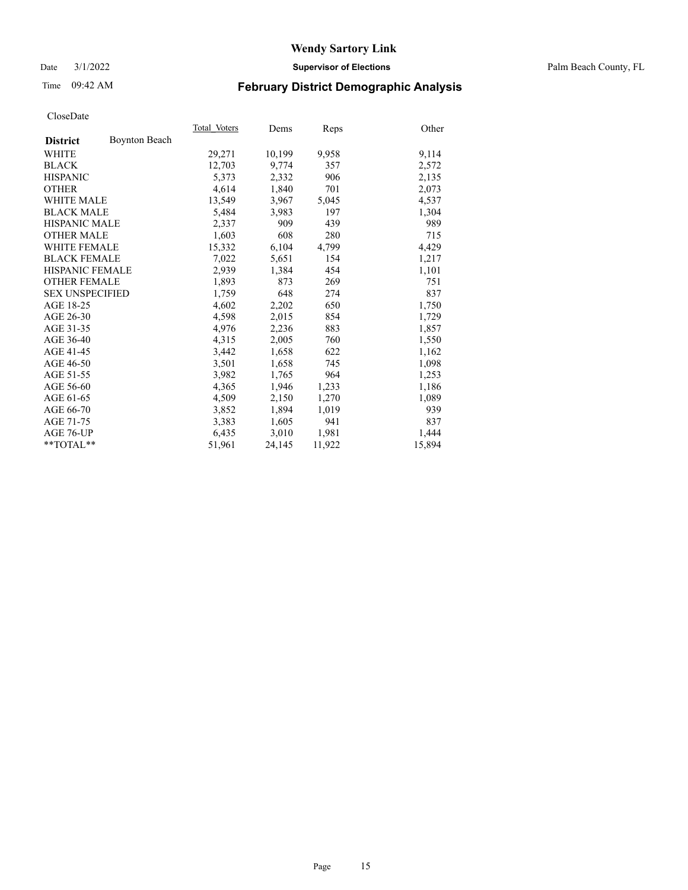# Wendy Sartory Link

Date 3/1/2022 **Supervisor of Elections** Palm Beach County, FL

Time 09:42 AM **February District Demographic Analysis**

CloseDate

| **District** Boynton Beach | Total Voters | Dems | Reps | Other |
|---|---|---|---|---|
| WHITE | 29,271 | 10,199 | 9,958 | 9,114 |
| BLACK | 12,703 | 9,774 | 357 | 2,572 |
| HISPANIC | 5,373 | 2,332 | 906 | 2,135 |
| OTHER | 4,614 | 1,840 | 701 | 2,073 |
| WHITE MALE | 13,549 | 3,967 | 5,045 | 4,537 |
| BLACK MALE | 5,484 | 3,983 | 197 | 1,304 |
| HISPANIC MALE | 2,337 | 909 | 439 | 989 |
| OTHER MALE | 1,603 | 608 | 280 | 715 |
| WHITE FEMALE | 15,332 | 6,104 | 4,799 | 4,429 |
| BLACK FEMALE | 7,022 | 5,651 | 154 | 1,217 |
| HISPANIC FEMALE | 2,939 | 1,384 | 454 | 1,101 |
| OTHER FEMALE | 1,893 | 873 | 269 | 751 |
| SEX UNSPECIFIED | 1,759 | 648 | 274 | 837 |
| AGE 18-25 | 4,602 | 2,202 | 650 | 1,750 |
| AGE 26-30 | 4,598 | 2,015 | 854 | 1,729 |
| AGE 31-35 | 4,976 | 2,236 | 883 | 1,857 |
| AGE 36-40 | 4,315 | 2,005 | 760 | 1,550 |
| AGE 41-45 | 3,442 | 1,658 | 622 | 1,162 |
| AGE 46-50 | 3,501 | 1,658 | 745 | 1,098 |
| AGE 51-55 | 3,982 | 1,765 | 964 | 1,253 |
| AGE 56-60 | 4,365 | 1,946 | 1,233 | 1,186 |
| AGE 61-65 | 4,509 | 2,150 | 1,270 | 1,089 |
| AGE 66-70 | 3,852 | 1,894 | 1,019 | 939 |
| AGE 71-75 | 3,383 | 1,605 | 941 | 837 |
| AGE 76-UP | 6,435 | 3,010 | 1,981 | 1,444 |
| **TOTAL** | 51,961 | 24,145 | 11,922 | 15,894 |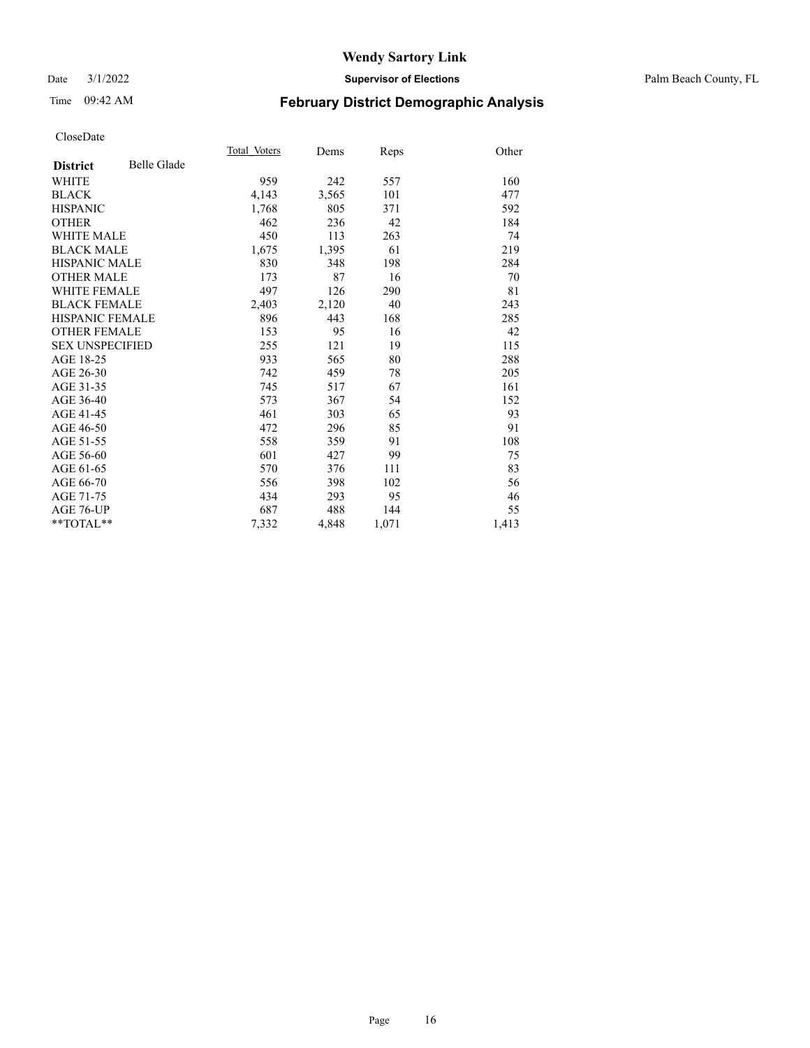# Wendy Sartory Link

Date 3/1/2022 **Supervisor of Elections** Palm Beach County, FL

Time 09:42 AM **February District Demographic Analysis**

CloseDate

| **District** Belle Glade | Total Voters | Dems | Reps | Other |
|---|---|---|---|---|
| WHITE | 959 | 242 | 557 | 160 |
| BLACK | 4,143 | 3,565 | 101 | 477 |
| HISPANIC | 1,768 | 805 | 371 | 592 |
| OTHER | 462 | 236 | 42 | 184 |
| WHITE MALE | 450 | 113 | 263 | 74 |
| BLACK MALE | 1,675 | 1,395 | 61 | 219 |
| HISPANIC MALE | 830 | 348 | 198 | 284 |
| OTHER MALE | 173 | 87 | 16 | 70 |
| WHITE FEMALE | 497 | 126 | 290 | 81 |
| BLACK FEMALE | 2,403 | 2,120 | 40 | 243 |
| HISPANIC FEMALE | 896 | 443 | 168 | 285 |
| OTHER FEMALE | 153 | 95 | 16 | 42 |
| SEX UNSPECIFIED | 255 | 121 | 19 | 115 |
| AGE 18-25 | 933 | 565 | 80 | 288 |
| AGE 26-30 | 742 | 459 | 78 | 205 |
| AGE 31-35 | 745 | 517 | 67 | 161 |
| AGE 36-40 | 573 | 367 | 54 | 152 |
| AGE 41-45 | 461 | 303 | 65 | 93 |
| AGE 46-50 | 472 | 296 | 85 | 91 |
| AGE 51-55 | 558 | 359 | 91 | 108 |
| AGE 56-60 | 601 | 427 | 99 | 75 |
| AGE 61-65 | 570 | 376 | 111 | 83 |
| AGE 66-70 | 556 | 398 | 102 | 56 |
| AGE 71-75 | 434 | 293 | 95 | 46 |
| AGE 76-UP | 687 | 488 | 144 | 55 |
| **TOTAL** | 7,332 | 4,848 | 1,071 | 1,413 |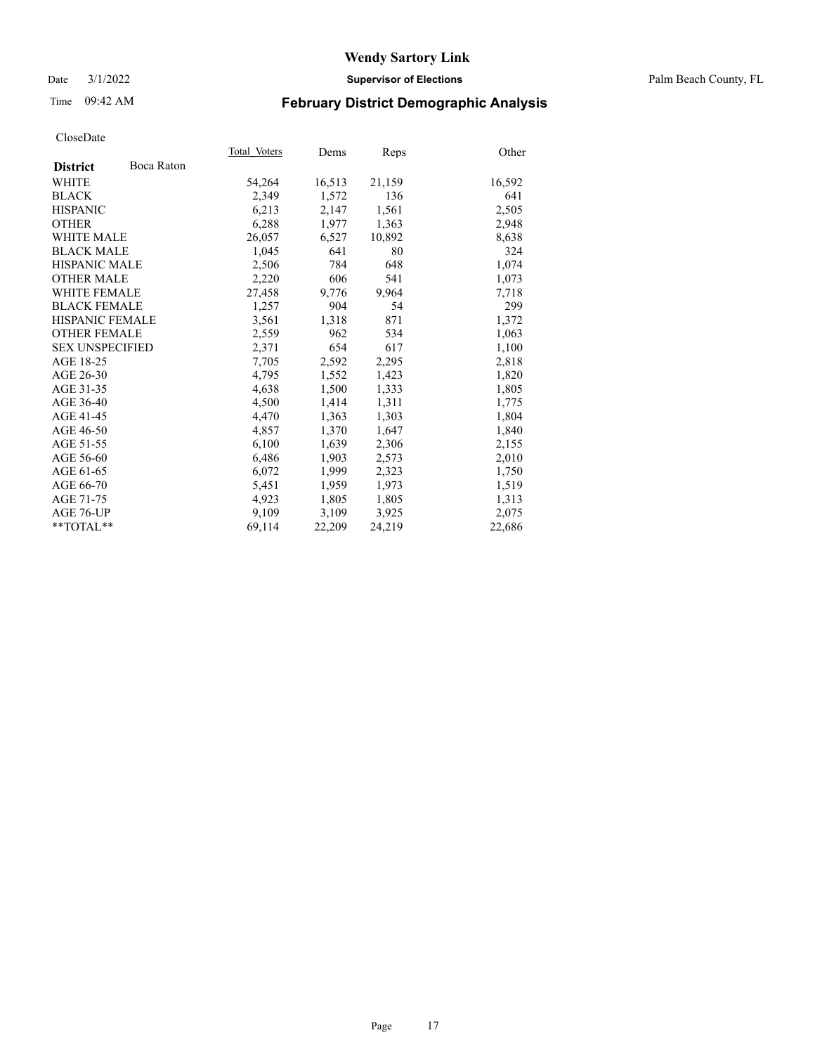# Wendy Sartory Link

Date 3/1/2022 **Supervisor of Elections** Palm Beach County, FL

Time 09:42 AM **February District Demographic Analysis**

CloseDate

| **District** Boca Raton | Total_Voters | Dems | Reps | Other |
|---|---|---|---|---|
| WHITE | 54,264 | 16,513 | 21,159 | 16,592 |
| BLACK | 2,349 | 1,572 | 136 | 641 |
| HISPANIC | 6,213 | 2,147 | 1,561 | 2,505 |
| OTHER | 6,288 | 1,977 | 1,363 | 2,948 |
| WHITE MALE | 26,057 | 6,527 | 10,892 | 8,638 |
| BLACK MALE | 1,045 | 641 | 80 | 324 |
| HISPANIC MALE | 2,506 | 784 | 648 | 1,074 |
| OTHER MALE | 2,220 | 606 | 541 | 1,073 |
| WHITE FEMALE | 27,458 | 9,776 | 9,964 | 7,718 |
| BLACK FEMALE | 1,257 | 904 | 54 | 299 |
| HISPANIC FEMALE | 3,561 | 1,318 | 871 | 1,372 |
| OTHER FEMALE | 2,559 | 962 | 534 | 1,063 |
| SEX UNSPECIFIED | 2,371 | 654 | 617 | 1,100 |
| AGE 18-25 | 7,705 | 2,592 | 2,295 | 2,818 |
| AGE 26-30 | 4,795 | 1,552 | 1,423 | 1,820 |
| AGE 31-35 | 4,638 | 1,500 | 1,333 | 1,805 |
| AGE 36-40 | 4,500 | 1,414 | 1,311 | 1,775 |
| AGE 41-45 | 4,470 | 1,363 | 1,303 | 1,804 |
| AGE 46-50 | 4,857 | 1,370 | 1,647 | 1,840 |
| AGE 51-55 | 6,100 | 1,639 | 2,306 | 2,155 |
| AGE 56-60 | 6,486 | 1,903 | 2,573 | 2,010 |
| AGE 61-65 | 6,072 | 1,999 | 2,323 | 1,750 |
| AGE 66-70 | 5,451 | 1,959 | 1,973 | 1,519 |
| AGE 71-75 | 4,923 | 1,805 | 1,805 | 1,313 |
| AGE 76-UP | 9,109 | 3,109 | 3,925 | 2,075 |
| **TOTAL** | 69,114 | 22,209 | 24,219 | 22,686 |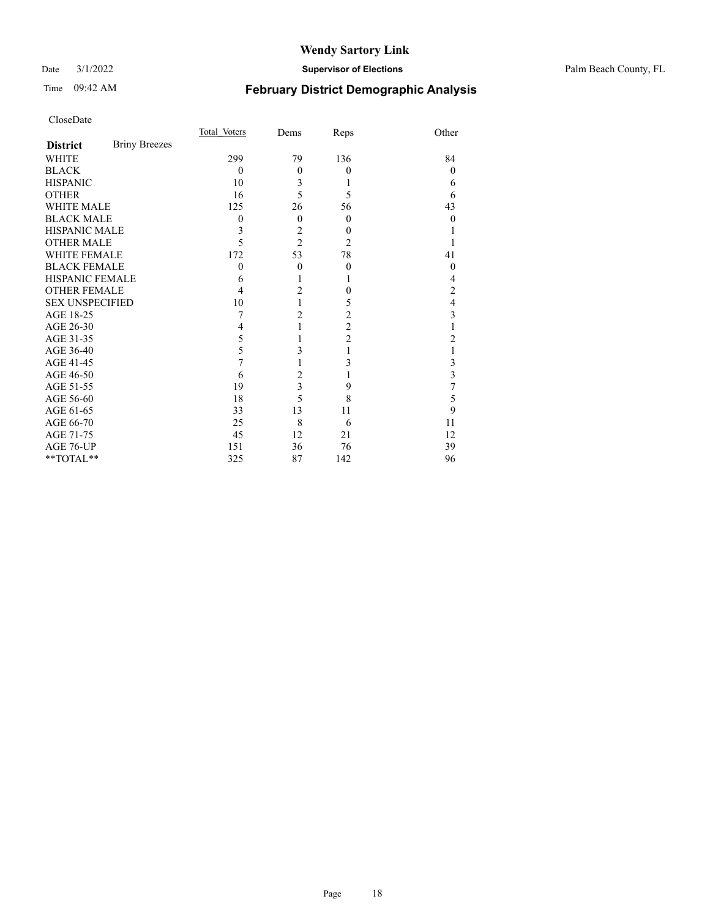# February District Demographic Analysis

CloseDate

| District | Briny Breezes | Total_Voters | Dems | Reps | Other |
|---|---|---|---|---|---|
| WHITE | | 299 | 79 | 136 | 84 |
| BLACK | | 0 | 0 | 0 | 0 |
| HISPANIC | | 10 | 3 | 1 | 6 |
| OTHER | | 16 | 5 | 5 | 6 |
| WHITE MALE | | 125 | 26 | 56 | 43 |
| BLACK MALE | | 0 | 0 | 0 | 0 |
| HISPANIC MALE | | 3 | 2 | 0 | 1 |
| OTHER MALE | | 5 | 2 | 2 | 1 |
| WHITE FEMALE | | 172 | 53 | 78 | 41 |
| BLACK FEMALE | | 0 | 0 | 0 | 0 |
| HISPANIC FEMALE | | 6 | 1 | 1 | 4 |
| OTHER FEMALE | | 4 | 2 | 0 | 2 |
| SEX UNSPECIFIED | | 10 | 1 | 5 | 4 |
| AGE 18-25 | | 7 | 2 | 2 | 3 |
| AGE 26-30 | | 4 | 1 | 2 | 1 |
| AGE 31-35 | | 5 | 1 | 2 | 2 |
| AGE 36-40 | | 5 | 3 | 1 | 1 |
| AGE 41-45 | | 7 | 1 | 3 | 3 |
| AGE 46-50 | | 6 | 2 | 1 | 3 |
| AGE 51-55 | | 19 | 3 | 9 | 7 |
| AGE 56-60 | | 18 | 5 | 8 | 5 |
| AGE 61-65 | | 33 | 13 | 11 | 9 |
| AGE 66-70 | | 25 | 8 | 6 | 11 |
| AGE 71-75 | | 45 | 12 | 21 | 12 |
| AGE 76-UP | | 151 | 36 | 76 | 39 |
| **TOTAL** | | 325 | 87 | 142 | 96 |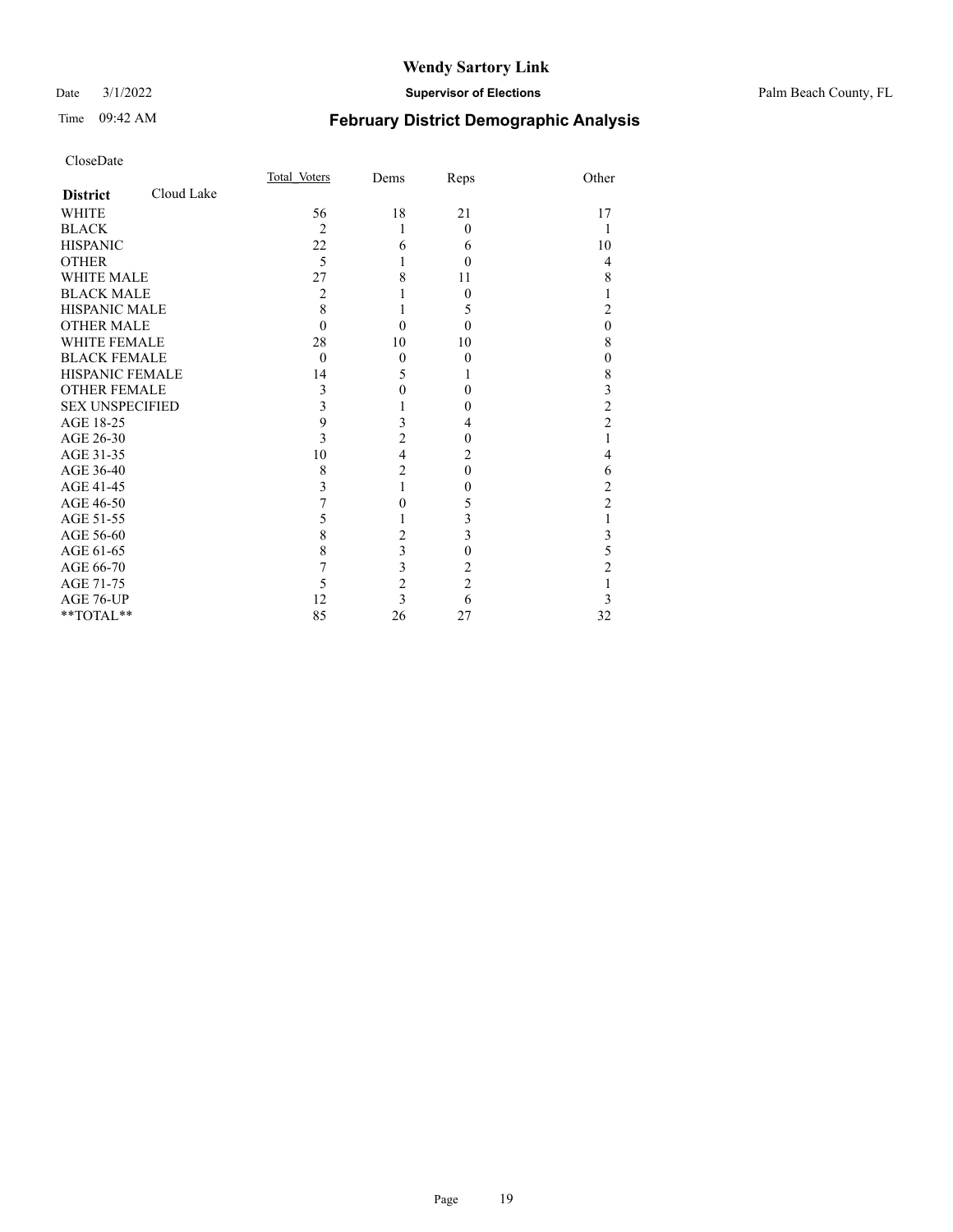# Wendy Sartory Link

**Supervisor of Elections**

Palm Beach County, FL

Date 3/1/2022

Time 09:42 AM

## February District Demographic Analysis

CloseDate

| **District** Cloud Lake | Total_Voters | Dems | Reps | Other |
|---|---|---|---|---|
| WHITE | 56 | 18 | 21 | 17 |
| BLACK | 2 | 1 | 0 | 1 |
| HISPANIC | 22 | 6 | 6 | 10 |
| OTHER | 5 | 1 | 0 | 4 |
| WHITE MALE | 27 | 8 | 11 | 8 |
| BLACK MALE | 2 | 1 | 0 | 1 |
| HISPANIC MALE | 8 | 1 | 5 | 2 |
| OTHER MALE | 0 | 0 | 0 | 0 |
| WHITE FEMALE | 28 | 10 | 10 | 8 |
| BLACK FEMALE | 0 | 0 | 0 | 0 |
| HISPANIC FEMALE | 14 | 5 | 1 | 8 |
| OTHER FEMALE | 3 | 0 | 0 | 3 |
| SEX UNSPECIFIED | 3 | 1 | 0 | 2 |
| AGE 18-25 | 9 | 3 | 4 | 2 |
| AGE 26-30 | 3 | 2 | 0 | 1 |
| AGE 31-35 | 10 | 4 | 2 | 4 |
| AGE 36-40 | 8 | 2 | 0 | 6 |
| AGE 41-45 | 3 | 1 | 0 | 2 |
| AGE 46-50 | 7 | 0 | 5 | 2 |
| AGE 51-55 | 5 | 1 | 3 | 1 |
| AGE 56-60 | 8 | 2 | 3 | 3 |
| AGE 61-65 | 8 | 3 | 0 | 5 |
| AGE 66-70 | 7 | 3 | 2 | 2 |
| AGE 71-75 | 5 | 2 | 2 | 1 |
| AGE 76-UP | 12 | 3 | 6 | 3 |
| **TOTAL** | 85 | 26 | 27 | 32 |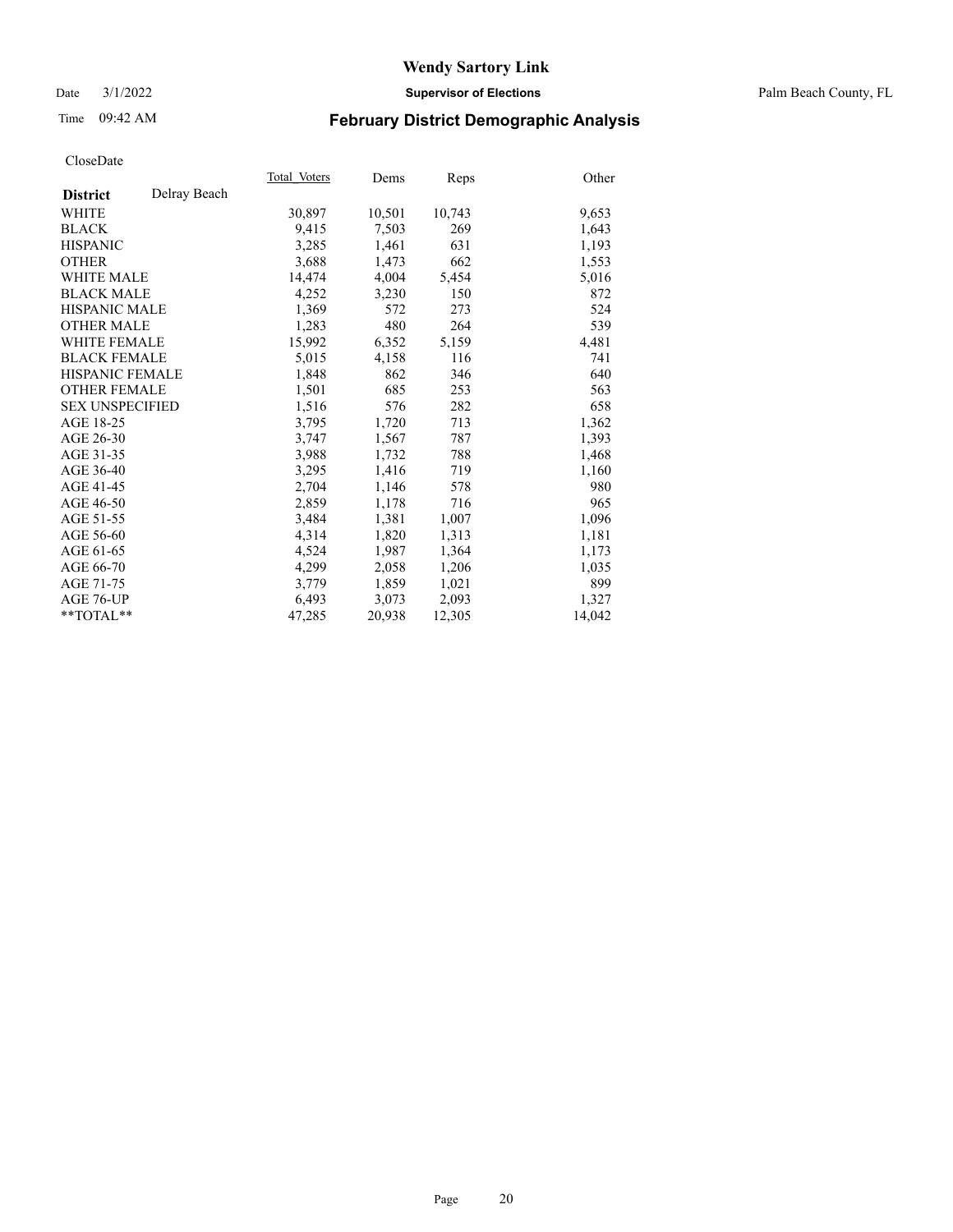# Wendy Sartory Link

Date 3/1/2022 **Supervisor of Elections** Palm Beach County, FL

Time 09:42 AM **February District Demographic Analysis**

CloseDate

| **District** Delray Beach | Total Voters | Dems | Reps | Other |
|---|---|---|---|---|
| WHITE | 30,897 | 10,501 | 10,743 | 9,653 |
| BLACK | 9,415 | 7,503 | 269 | 1,643 |
| HISPANIC | 3,285 | 1,461 | 631 | 1,193 |
| OTHER | 3,688 | 1,473 | 662 | 1,553 |
| WHITE MALE | 14,474 | 4,004 | 5,454 | 5,016 |
| BLACK MALE | 4,252 | 3,230 | 150 | 872 |
| HISPANIC MALE | 1,369 | 572 | 273 | 524 |
| OTHER MALE | 1,283 | 480 | 264 | 539 |
| WHITE FEMALE | 15,992 | 6,352 | 5,159 | 4,481 |
| BLACK FEMALE | 5,015 | 4,158 | 116 | 741 |
| HISPANIC FEMALE | 1,848 | 862 | 346 | 640 |
| OTHER FEMALE | 1,501 | 685 | 253 | 563 |
| SEX UNSPECIFIED | 1,516 | 576 | 282 | 658 |
| AGE 18-25 | 3,795 | 1,720 | 713 | 1,362 |
| AGE 26-30 | 3,747 | 1,567 | 787 | 1,393 |
| AGE 31-35 | 3,988 | 1,732 | 788 | 1,468 |
| AGE 36-40 | 3,295 | 1,416 | 719 | 1,160 |
| AGE 41-45 | 2,704 | 1,146 | 578 | 980 |
| AGE 46-50 | 2,859 | 1,178 | 716 | 965 |
| AGE 51-55 | 3,484 | 1,381 | 1,007 | 1,096 |
| AGE 56-60 | 4,314 | 1,820 | 1,313 | 1,181 |
| AGE 61-65 | 4,524 | 1,987 | 1,364 | 1,173 |
| AGE 66-70 | 4,299 | 2,058 | 1,206 | 1,035 |
| AGE 71-75 | 3,779 | 1,859 | 1,021 | 899 |
| AGE 76-UP | 6,493 | 3,073 | 2,093 | 1,327 |
| **TOTAL** | 47,285 | 20,938 | 12,305 | 14,042 |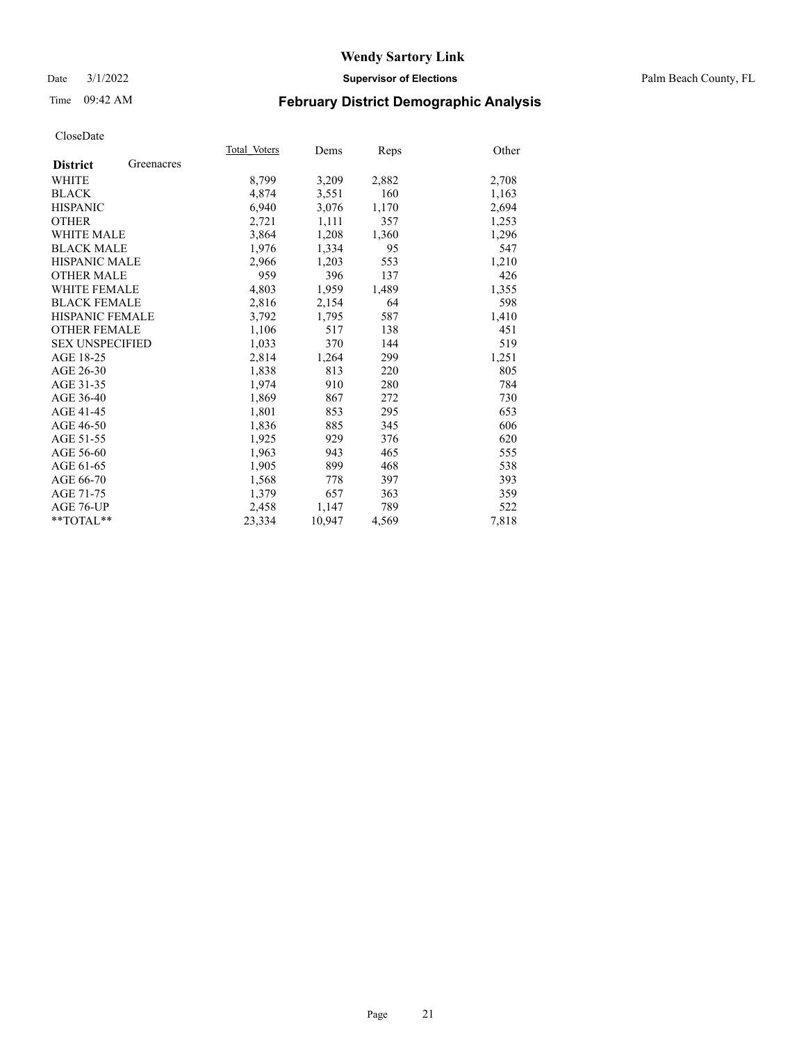# Wendy Sartory Link

Date 3/1/2022 **Supervisor of Elections** Palm Beach County, FL

Time 09:42 AM **February District Demographic Analysis**

CloseDate

| **District** Greenacres | Total Voters | Dems | Reps | Other |
|---|---|---|---|---|
| WHITE | 8,799 | 3,209 | 2,882 | 2,708 |
| BLACK | 4,874 | 3,551 | 160 | 1,163 |
| HISPANIC | 6,940 | 3,076 | 1,170 | 2,694 |
| OTHER | 2,721 | 1,111 | 357 | 1,253 |
| WHITE MALE | 3,864 | 1,208 | 1,360 | 1,296 |
| BLACK MALE | 1,976 | 1,334 | 95 | 547 |
| HISPANIC MALE | 2,966 | 1,203 | 553 | 1,210 |
| OTHER MALE | 959 | 396 | 137 | 426 |
| WHITE FEMALE | 4,803 | 1,959 | 1,489 | 1,355 |
| BLACK FEMALE | 2,816 | 2,154 | 64 | 598 |
| HISPANIC FEMALE | 3,792 | 1,795 | 587 | 1,410 |
| OTHER FEMALE | 1,106 | 517 | 138 | 451 |
| SEX UNSPECIFIED | 1,033 | 370 | 144 | 519 |
| AGE 18-25 | 2,814 | 1,264 | 299 | 1,251 |
| AGE 26-30 | 1,838 | 813 | 220 | 805 |
| AGE 31-35 | 1,974 | 910 | 280 | 784 |
| AGE 36-40 | 1,869 | 867 | 272 | 730 |
| AGE 41-45 | 1,801 | 853 | 295 | 653 |
| AGE 46-50 | 1,836 | 885 | 345 | 606 |
| AGE 51-55 | 1,925 | 929 | 376 | 620 |
| AGE 56-60 | 1,963 | 943 | 465 | 555 |
| AGE 61-65 | 1,905 | 899 | 468 | 538 |
| AGE 66-70 | 1,568 | 778 | 397 | 393 |
| AGE 71-75 | 1,379 | 657 | 363 | 359 |
| AGE 76-UP | 2,458 | 1,147 | 789 | 522 |
| **TOTAL** | 23,334 | 10,947 | 4,569 | 7,818 |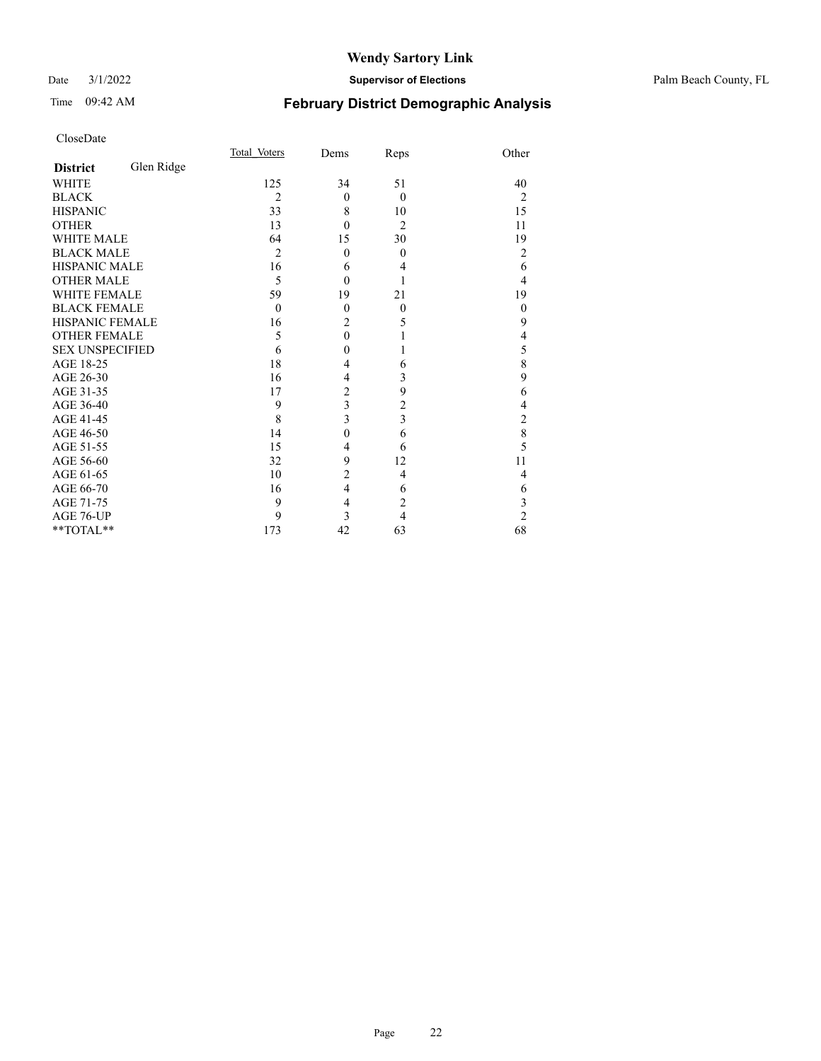# Wendy Sartory Link

Date 3/1/2022 **Supervisor of Elections** Palm Beach County, FL

Time 09:42 AM **February District Demographic Analysis**

CloseDate

| **District** Glen Ridge | Total Voters | Dems | Reps | Other |
|---|---|---|---|---|
| WHITE | 125 | 34 | 51 | 40 |
| BLACK | 2 | 0 | 0 | 2 |
| HISPANIC | 33 | 8 | 10 | 15 |
| OTHER | 13 | 0 | 2 | 11 |
| WHITE MALE | 64 | 15 | 30 | 19 |
| BLACK MALE | 2 | 0 | 0 | 2 |
| HISPANIC MALE | 16 | 6 | 4 | 6 |
| OTHER MALE | 5 | 0 | 1 | 4 |
| WHITE FEMALE | 59 | 19 | 21 | 19 |
| BLACK FEMALE | 0 | 0 | 0 | 0 |
| HISPANIC FEMALE | 16 | 2 | 5 | 9 |
| OTHER FEMALE | 5 | 0 | 1 | 4 |
| SEX UNSPECIFIED | 6 | 0 | 1 | 5 |
| AGE 18-25 | 18 | 4 | 6 | 8 |
| AGE 26-30 | 16 | 4 | 3 | 9 |
| AGE 31-35 | 17 | 2 | 9 | 6 |
| AGE 36-40 | 9 | 3 | 2 | 4 |
| AGE 41-45 | 8 | 3 | 3 | 2 |
| AGE 46-50 | 14 | 0 | 6 | 8 |
| AGE 51-55 | 15 | 4 | 6 | 5 |
| AGE 56-60 | 32 | 9 | 12 | 11 |
| AGE 61-65 | 10 | 2 | 4 | 4 |
| AGE 66-70 | 16 | 4 | 6 | 6 |
| AGE 71-75 | 9 | 4 | 2 | 3 |
| AGE 76-UP | 9 | 3 | 4 | 2 |
| **TOTAL** | 173 | 42 | 63 | 68 |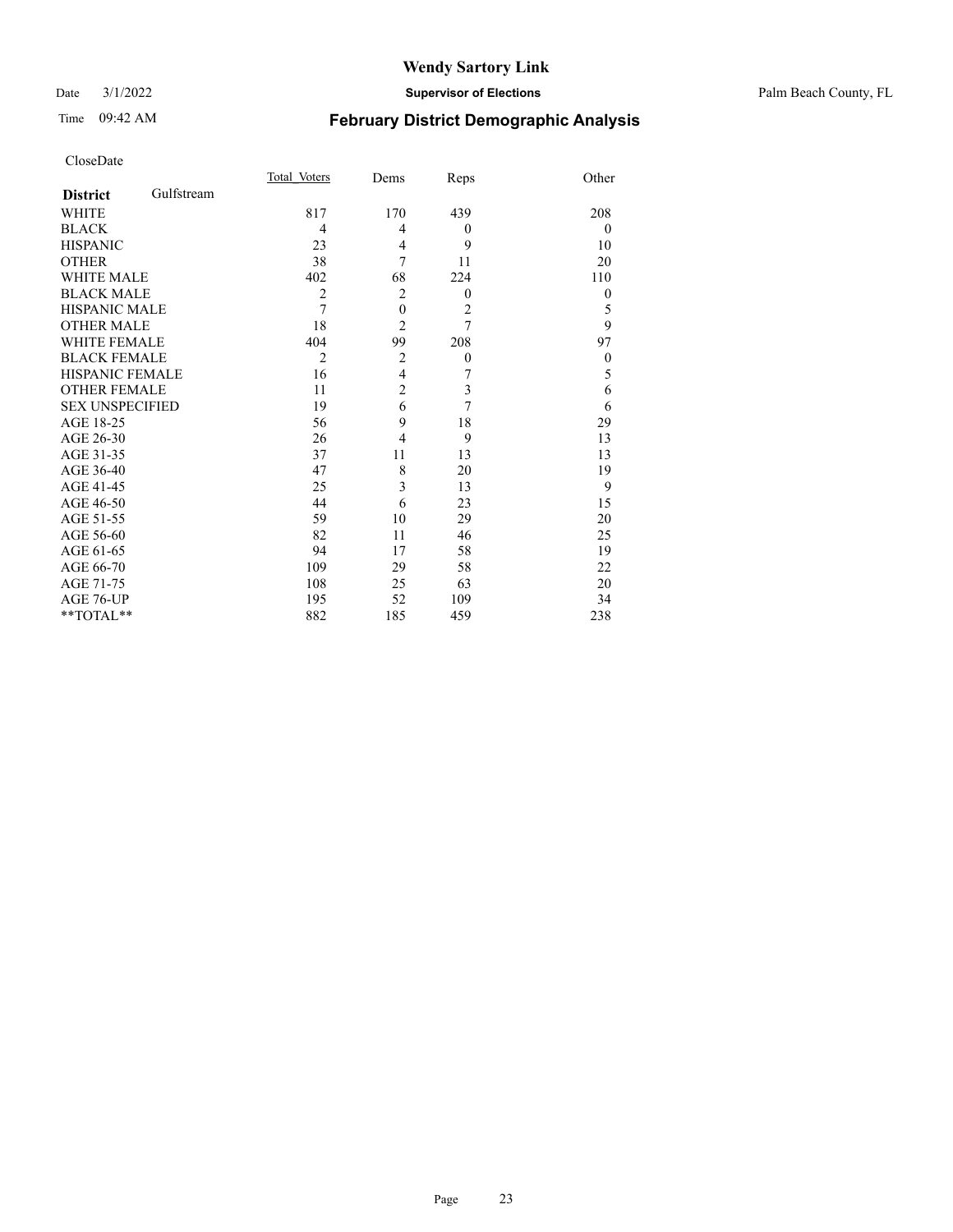# Wendy Sartory Link

Date 3/1/2022 **Supervisor of Elections** Palm Beach County, FL

Time 09:42 AM

## February District Demographic Analysis

CloseDate

| **District** Gulfstream | Total Voters | Dems | Reps | Other |
|---|---|---|---|---|
| WHITE | 817 | 170 | 439 | 208 |
| BLACK | 4 | 4 | 0 | 0 |
| HISPANIC | 23 | 4 | 9 | 10 |
| OTHER | 38 | 7 | 11 | 20 |
| WHITE MALE | 402 | 68 | 224 | 110 |
| BLACK MALE | 2 | 2 | 0 | 0 |
| HISPANIC MALE | 7 | 0 | 2 | 5 |
| OTHER MALE | 18 | 2 | 7 | 9 |
| WHITE FEMALE | 404 | 99 | 208 | 97 |
| BLACK FEMALE | 2 | 2 | 0 | 0 |
| HISPANIC FEMALE | 16 | 4 | 7 | 5 |
| OTHER FEMALE | 11 | 2 | 3 | 6 |
| SEX UNSPECIFIED | 19 | 6 | 7 | 6 |
| AGE 18-25 | 56 | 9 | 18 | 29 |
| AGE 26-30 | 26 | 4 | 9 | 13 |
| AGE 31-35 | 37 | 11 | 13 | 13 |
| AGE 36-40 | 47 | 8 | 20 | 19 |
| AGE 41-45 | 25 | 3 | 13 | 9 |
| AGE 46-50 | 44 | 6 | 23 | 15 |
| AGE 51-55 | 59 | 10 | 29 | 20 |
| AGE 56-60 | 82 | 11 | 46 | 25 |
| AGE 61-65 | 94 | 17 | 58 | 19 |
| AGE 66-70 | 109 | 29 | 58 | 22 |
| AGE 71-75 | 108 | 25 | 63 | 20 |
| AGE 76-UP | 195 | 52 | 109 | 34 |
| **TOTAL** | 882 | 185 | 459 | 238 |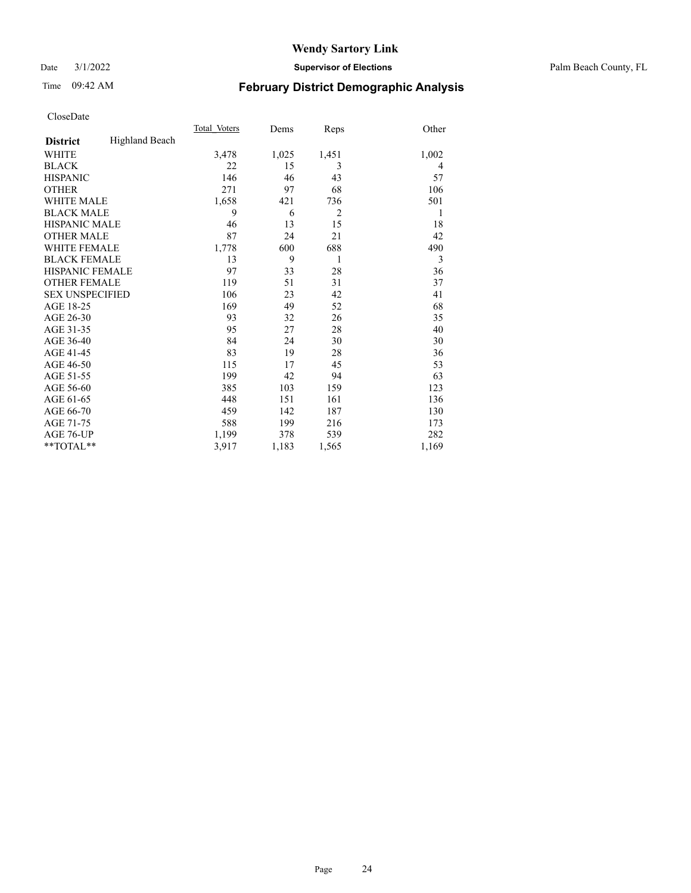CloseDate

| District | Highland Beach | Total_Voters | Dems | Reps | Other |
|---|---|---|---|---|---|
| WHITE | | 3,478 | 1,025 | 1,451 | 1,002 |
| BLACK | | 22 | 15 | 3 | 4 |
| HISPANIC | | 146 | 46 | 43 | 57 |
| OTHER | | 271 | 97 | 68 | 106 |
| WHITE MALE | | 1,658 | 421 | 736 | 501 |
| BLACK MALE | | 9 | 6 | 2 | 1 |
| HISPANIC MALE | | 46 | 13 | 15 | 18 |
| OTHER MALE | | 87 | 24 | 21 | 42 |
| WHITE FEMALE | | 1,778 | 600 | 688 | 490 |
| BLACK FEMALE | | 13 | 9 | 1 | 3 |
| HISPANIC FEMALE | | 97 | 33 | 28 | 36 |
| OTHER FEMALE | | 119 | 51 | 31 | 37 |
| SEX UNSPECIFIED | | 106 | 23 | 42 | 41 |
| AGE 18-25 | | 169 | 49 | 52 | 68 |
| AGE 26-30 | | 93 | 32 | 26 | 35 |
| AGE 31-35 | | 95 | 27 | 28 | 40 |
| AGE 36-40 | | 84 | 24 | 30 | 30 |
| AGE 41-45 | | 83 | 19 | 28 | 36 |
| AGE 46-50 | | 115 | 17 | 45 | 53 |
| AGE 51-55 | | 199 | 42 | 94 | 63 |
| AGE 56-60 | | 385 | 103 | 159 | 123 |
| AGE 61-65 | | 448 | 151 | 161 | 136 |
| AGE 66-70 | | 459 | 142 | 187 | 130 |
| AGE 71-75 | | 588 | 199 | 216 | 173 |
| AGE 76-UP | | 1,199 | 378 | 539 | 282 |
| **TOTAL** | | 3,917 | 1,183 | 1,565 | 1,169 |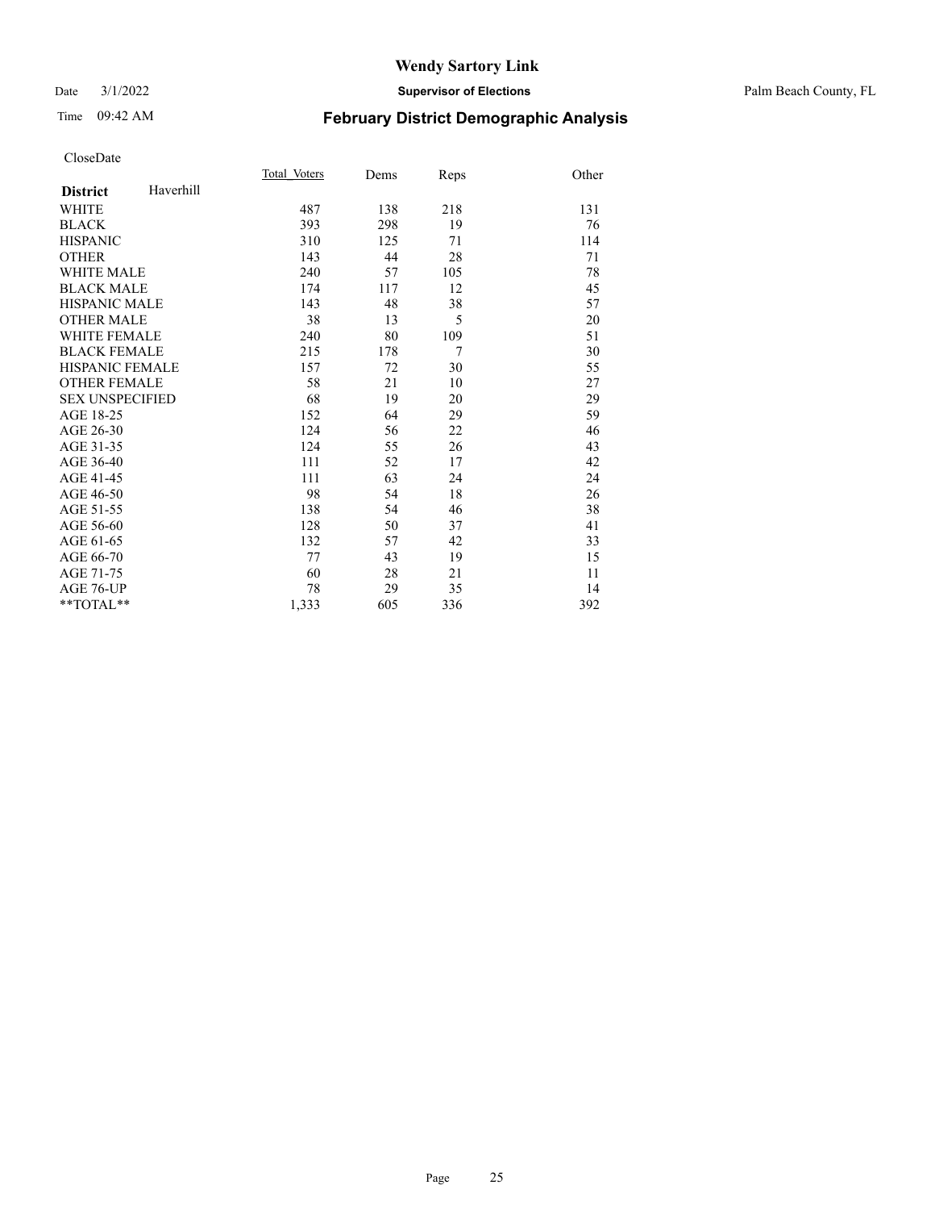# Wendy Sartory Link

Date 3/1/2022 **Supervisor of Elections** Palm Beach County, FL

Time 09:42 AM **February District Demographic Analysis**

CloseDate

| | Total Voters | Dems | Reps | Other |
|---|---|---|---|---|
| **District** Haverhill | | | | |
| WHITE | 487 | 138 | 218 | 131 |
| BLACK | 393 | 298 | 19 | 76 |
| HISPANIC | 310 | 125 | 71 | 114 |
| OTHER | 143 | 44 | 28 | 71 |
| WHITE MALE | 240 | 57 | 105 | 78 |
| BLACK MALE | 174 | 117 | 12 | 45 |
| HISPANIC MALE | 143 | 48 | 38 | 57 |
| OTHER MALE | 38 | 13 | 5 | 20 |
| WHITE FEMALE | 240 | 80 | 109 | 51 |
| BLACK FEMALE | 215 | 178 | 7 | 30 |
| HISPANIC FEMALE | 157 | 72 | 30 | 55 |
| OTHER FEMALE | 58 | 21 | 10 | 27 |
| SEX UNSPECIFIED | 68 | 19 | 20 | 29 |
| AGE 18-25 | 152 | 64 | 29 | 59 |
| AGE 26-30 | 124 | 56 | 22 | 46 |
| AGE 31-35 | 124 | 55 | 26 | 43 |
| AGE 36-40 | 111 | 52 | 17 | 42 |
| AGE 41-45 | 111 | 63 | 24 | 24 |
| AGE 46-50 | 98 | 54 | 18 | 26 |
| AGE 51-55 | 138 | 54 | 46 | 38 |
| AGE 56-60 | 128 | 50 | 37 | 41 |
| AGE 61-65 | 132 | 57 | 42 | 33 |
| AGE 66-70 | 77 | 43 | 19 | 15 |
| AGE 71-75 | 60 | 28 | 21 | 11 |
| AGE 76-UP | 78 | 29 | 35 | 14 |
| **TOTAL** | 1,333 | 605 | 336 | 392 |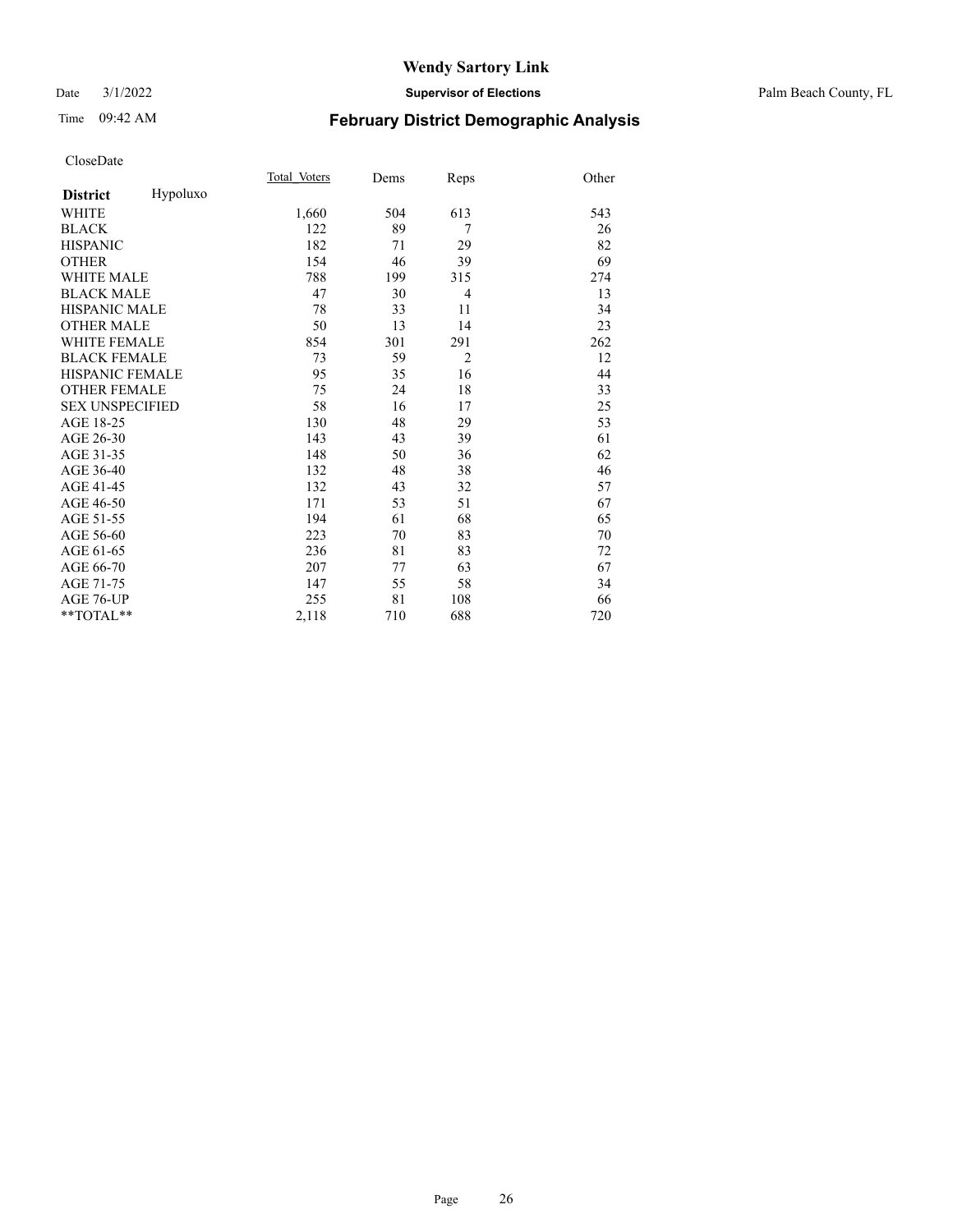# Wendy Sartory Link

Date 3/1/2022 **Supervisor of Elections** Palm Beach County, FL

Time 09:42 AM **February District Demographic Analysis**

CloseDate

| **District** Hypoluxo | Total Voters | Dems | Reps | Other |
|---|---|---|---|---|
| WHITE | 1,660 | 504 | 613 | 543 |
| BLACK | 122 | 89 | 7 | 26 |
| HISPANIC | 182 | 71 | 29 | 82 |
| OTHER | 154 | 46 | 39 | 69 |
| WHITE MALE | 788 | 199 | 315 | 274 |
| BLACK MALE | 47 | 30 | 4 | 13 |
| HISPANIC MALE | 78 | 33 | 11 | 34 |
| OTHER MALE | 50 | 13 | 14 | 23 |
| WHITE FEMALE | 854 | 301 | 291 | 262 |
| BLACK FEMALE | 73 | 59 | 2 | 12 |
| HISPANIC FEMALE | 95 | 35 | 16 | 44 |
| OTHER FEMALE | 75 | 24 | 18 | 33 |
| SEX UNSPECIFIED | 58 | 16 | 17 | 25 |
| AGE 18-25 | 130 | 48 | 29 | 53 |
| AGE 26-30 | 143 | 43 | 39 | 61 |
| AGE 31-35 | 148 | 50 | 36 | 62 |
| AGE 36-40 | 132 | 48 | 38 | 46 |
| AGE 41-45 | 132 | 43 | 32 | 57 |
| AGE 46-50 | 171 | 53 | 51 | 67 |
| AGE 51-55 | 194 | 61 | 68 | 65 |
| AGE 56-60 | 223 | 70 | 83 | 70 |
| AGE 61-65 | 236 | 81 | 83 | 72 |
| AGE 66-70 | 207 | 77 | 63 | 67 |
| AGE 71-75 | 147 | 55 | 58 | 34 |
| AGE 76-UP | 255 | 81 | 108 | 66 |
| **TOTAL** | 2,118 | 710 | 688 | 720 |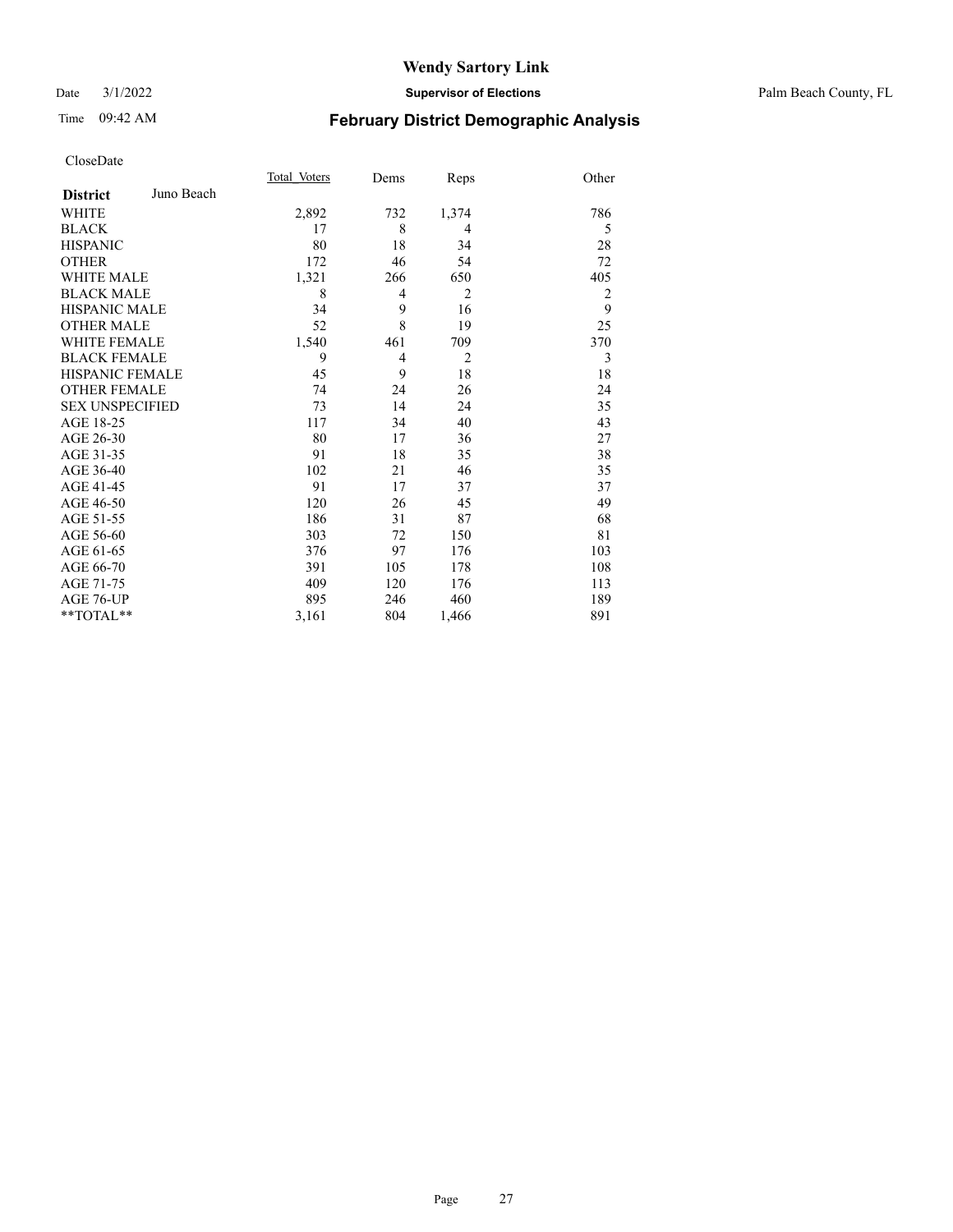# Wendy Sartory Link

Date 3/1/2022 **Supervisor of Elections** Palm Beach County, FL

Time 09:42 AM **February District Demographic Analysis**

CloseDate

| | Total_Voters | Dems | Reps | Other |
|---|---|---|---|---|
| **District** Juno Beach | | | | |
| WHITE | 2,892 | 732 | 1,374 | 786 |
| BLACK | 17 | 8 | 4 | 5 |
| HISPANIC | 80 | 18 | 34 | 28 |
| OTHER | 172 | 46 | 54 | 72 |
| WHITE MALE | 1,321 | 266 | 650 | 405 |
| BLACK MALE | 8 | 4 | 2 | 2 |
| HISPANIC MALE | 34 | 9 | 16 | 9 |
| OTHER MALE | 52 | 8 | 19 | 25 |
| WHITE FEMALE | 1,540 | 461 | 709 | 370 |
| BLACK FEMALE | 9 | 4 | 2 | 3 |
| HISPANIC FEMALE | 45 | 9 | 18 | 18 |
| OTHER FEMALE | 74 | 24 | 26 | 24 |
| SEX UNSPECIFIED | 73 | 14 | 24 | 35 |
| AGE 18-25 | 117 | 34 | 40 | 43 |
| AGE 26-30 | 80 | 17 | 36 | 27 |
| AGE 31-35 | 91 | 18 | 35 | 38 |
| AGE 36-40 | 102 | 21 | 46 | 35 |
| AGE 41-45 | 91 | 17 | 37 | 37 |
| AGE 46-50 | 120 | 26 | 45 | 49 |
| AGE 51-55 | 186 | 31 | 87 | 68 |
| AGE 56-60 | 303 | 72 | 150 | 81 |
| AGE 61-65 | 376 | 97 | 176 | 103 |
| AGE 66-70 | 391 | 105 | 178 | 108 |
| AGE 71-75 | 409 | 120 | 176 | 113 |
| AGE 76-UP | 895 | 246 | 460 | 189 |
| **TOTAL** | 3,161 | 804 | 1,466 | 891 |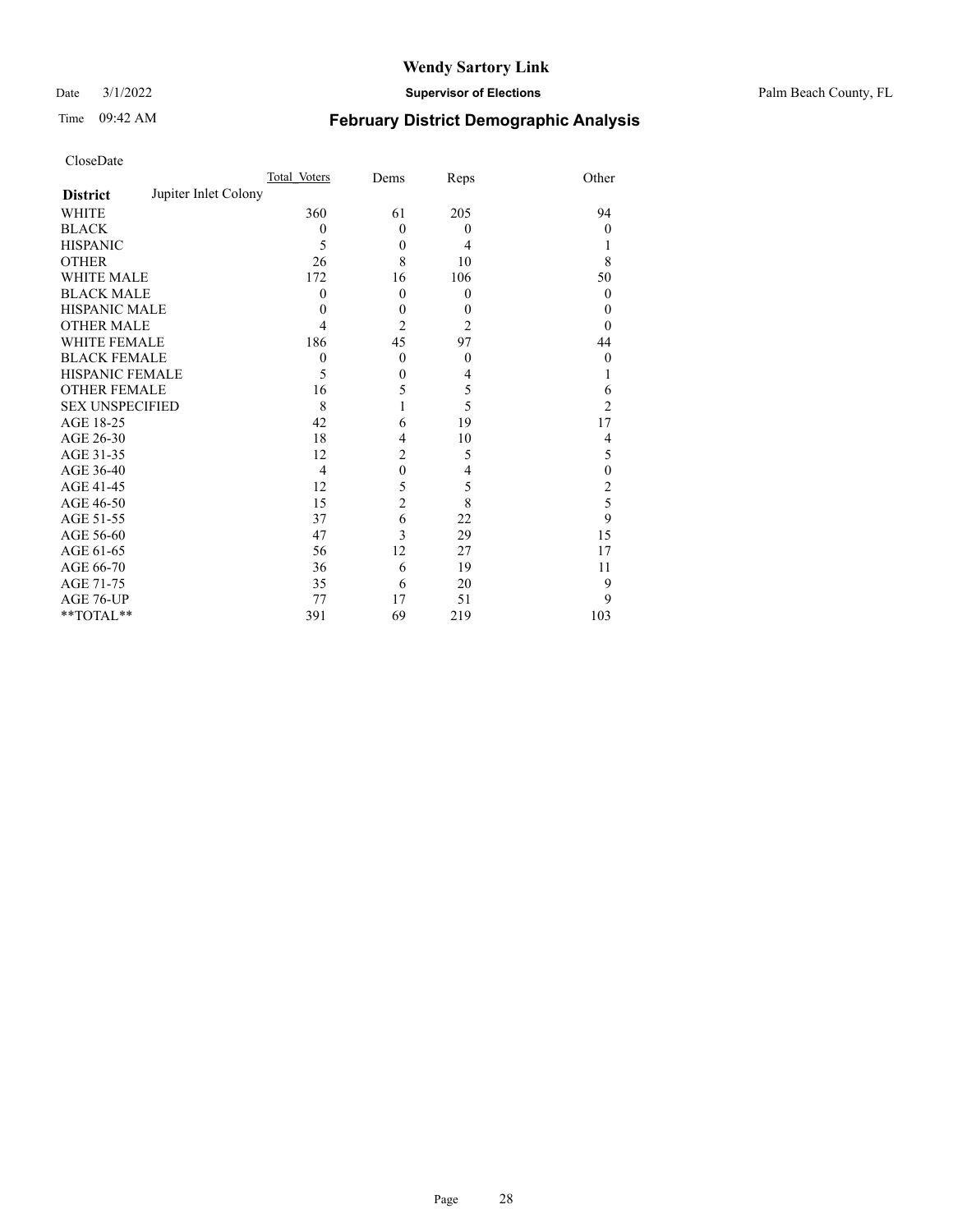Date 3/1/2022

Time 09:42 AM

# Wendy Sartory Link

**Supervisor of Elections**

Palm Beach County, FL

## February District Demographic Analysis

CloseDate

| | Total Voters | Dems | Reps | Other |
|---|---|---|---|---|
| **District** Jupiter Inlet Colony | | | | |
| WHITE | 360 | 61 | 205 | 94 |
| BLACK | 0 | 0 | 0 | 0 |
| HISPANIC | 5 | 0 | 4 | 1 |
| OTHER | 26 | 8 | 10 | 8 |
| WHITE MALE | 172 | 16 | 106 | 50 |
| BLACK MALE | 0 | 0 | 0 | 0 |
| HISPANIC MALE | 0 | 0 | 0 | 0 |
| OTHER MALE | 4 | 2 | 2 | 0 |
| WHITE FEMALE | 186 | 45 | 97 | 44 |
| BLACK FEMALE | 0 | 0 | 0 | 0 |
| HISPANIC FEMALE | 5 | 0 | 4 | 1 |
| OTHER FEMALE | 16 | 5 | 5 | 6 |
| SEX UNSPECIFIED | 8 | 1 | 5 | 2 |
| AGE 18-25 | 42 | 6 | 19 | 17 |
| AGE 26-30 | 18 | 4 | 10 | 4 |
| AGE 31-35 | 12 | 2 | 5 | 5 |
| AGE 36-40 | 4 | 0 | 4 | 0 |
| AGE 41-45 | 12 | 5 | 5 | 2 |
| AGE 46-50 | 15 | 2 | 8 | 5 |
| AGE 51-55 | 37 | 6 | 22 | 9 |
| AGE 56-60 | 47 | 3 | 29 | 15 |
| AGE 61-65 | 56 | 12 | 27 | 17 |
| AGE 66-70 | 36 | 6 | 19 | 11 |
| AGE 71-75 | 35 | 6 | 20 | 9 |
| AGE 76-UP | 77 | 17 | 51 | 9 |
| **TOTAL** | 391 | 69 | 219 | 103 |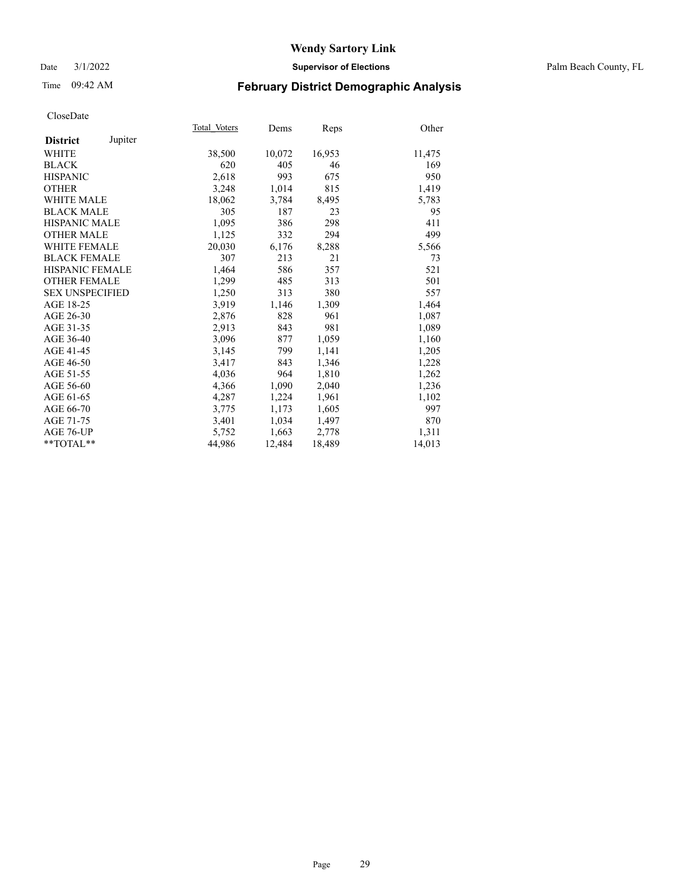# Wendy Sartory Link

Date 3/1/2022 **Supervisor of Elections** Palm Beach County, FL

Time 09:42 AM **February District Demographic Analysis**

CloseDate

| **District** Jupiter | Total Voters | Dems | Reps | Other |
|---|---|---|---|---|
| WHITE | 38,500 | 10,072 | 16,953 | 11,475 |
| BLACK | 620 | 405 | 46 | 169 |
| HISPANIC | 2,618 | 993 | 675 | 950 |
| OTHER | 3,248 | 1,014 | 815 | 1,419 |
| WHITE MALE | 18,062 | 3,784 | 8,495 | 5,783 |
| BLACK MALE | 305 | 187 | 23 | 95 |
| HISPANIC MALE | 1,095 | 386 | 298 | 411 |
| OTHER MALE | 1,125 | 332 | 294 | 499 |
| WHITE FEMALE | 20,030 | 6,176 | 8,288 | 5,566 |
| BLACK FEMALE | 307 | 213 | 21 | 73 |
| HISPANIC FEMALE | 1,464 | 586 | 357 | 521 |
| OTHER FEMALE | 1,299 | 485 | 313 | 501 |
| SEX UNSPECIFIED | 1,250 | 313 | 380 | 557 |
| AGE 18-25 | 3,919 | 1,146 | 1,309 | 1,464 |
| AGE 26-30 | 2,876 | 828 | 961 | 1,087 |
| AGE 31-35 | 2,913 | 843 | 981 | 1,089 |
| AGE 36-40 | 3,096 | 877 | 1,059 | 1,160 |
| AGE 41-45 | 3,145 | 799 | 1,141 | 1,205 |
| AGE 46-50 | 3,417 | 843 | 1,346 | 1,228 |
| AGE 51-55 | 4,036 | 964 | 1,810 | 1,262 |
| AGE 56-60 | 4,366 | 1,090 | 2,040 | 1,236 |
| AGE 61-65 | 4,287 | 1,224 | 1,961 | 1,102 |
| AGE 66-70 | 3,775 | 1,173 | 1,605 | 997 |
| AGE 71-75 | 3,401 | 1,034 | 1,497 | 870 |
| AGE 76-UP | 5,752 | 1,663 | 2,778 | 1,311 |
| **TOTAL** | 44,986 | 12,484 | 18,489 | 14,013 |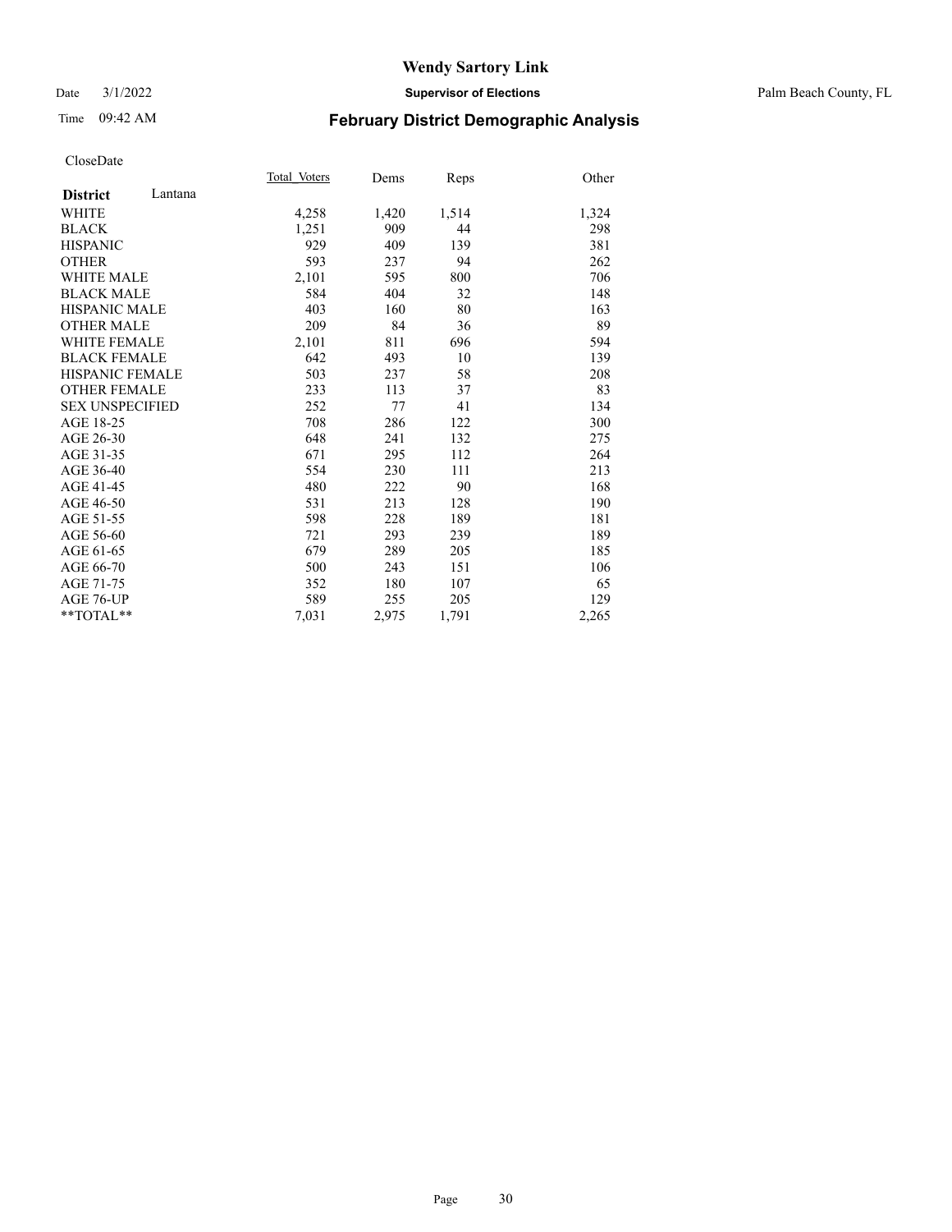# Wendy Sartory Link

Date 3/1/2022 **Supervisor of Elections** Palm Beach County, FL

Time 09:42 AM

## February District Demographic Analysis

CloseDate

| **District** Lantana | Total_Voters | Dems | Reps | Other |
|---|---|---|---|---|
| WHITE | 4,258 | 1,420 | 1,514 | 1,324 |
| BLACK | 1,251 | 909 | 44 | 298 |
| HISPANIC | 929 | 409 | 139 | 381 |
| OTHER | 593 | 237 | 94 | 262 |
| WHITE MALE | 2,101 | 595 | 800 | 706 |
| BLACK MALE | 584 | 404 | 32 | 148 |
| HISPANIC MALE | 403 | 160 | 80 | 163 |
| OTHER MALE | 209 | 84 | 36 | 89 |
| WHITE FEMALE | 2,101 | 811 | 696 | 594 |
| BLACK FEMALE | 642 | 493 | 10 | 139 |
| HISPANIC FEMALE | 503 | 237 | 58 | 208 |
| OTHER FEMALE | 233 | 113 | 37 | 83 |
| SEX UNSPECIFIED | 252 | 77 | 41 | 134 |
| AGE 18-25 | 708 | 286 | 122 | 300 |
| AGE 26-30 | 648 | 241 | 132 | 275 |
| AGE 31-35 | 671 | 295 | 112 | 264 |
| AGE 36-40 | 554 | 230 | 111 | 213 |
| AGE 41-45 | 480 | 222 | 90 | 168 |
| AGE 46-50 | 531 | 213 | 128 | 190 |
| AGE 51-55 | 598 | 228 | 189 | 181 |
| AGE 56-60 | 721 | 293 | 239 | 189 |
| AGE 61-65 | 679 | 289 | 205 | 185 |
| AGE 66-70 | 500 | 243 | 151 | 106 |
| AGE 71-75 | 352 | 180 | 107 | 65 |
| AGE 76-UP | 589 | 255 | 205 | 129 |
| **TOTAL** | 7,031 | 2,975 | 1,791 | 2,265 |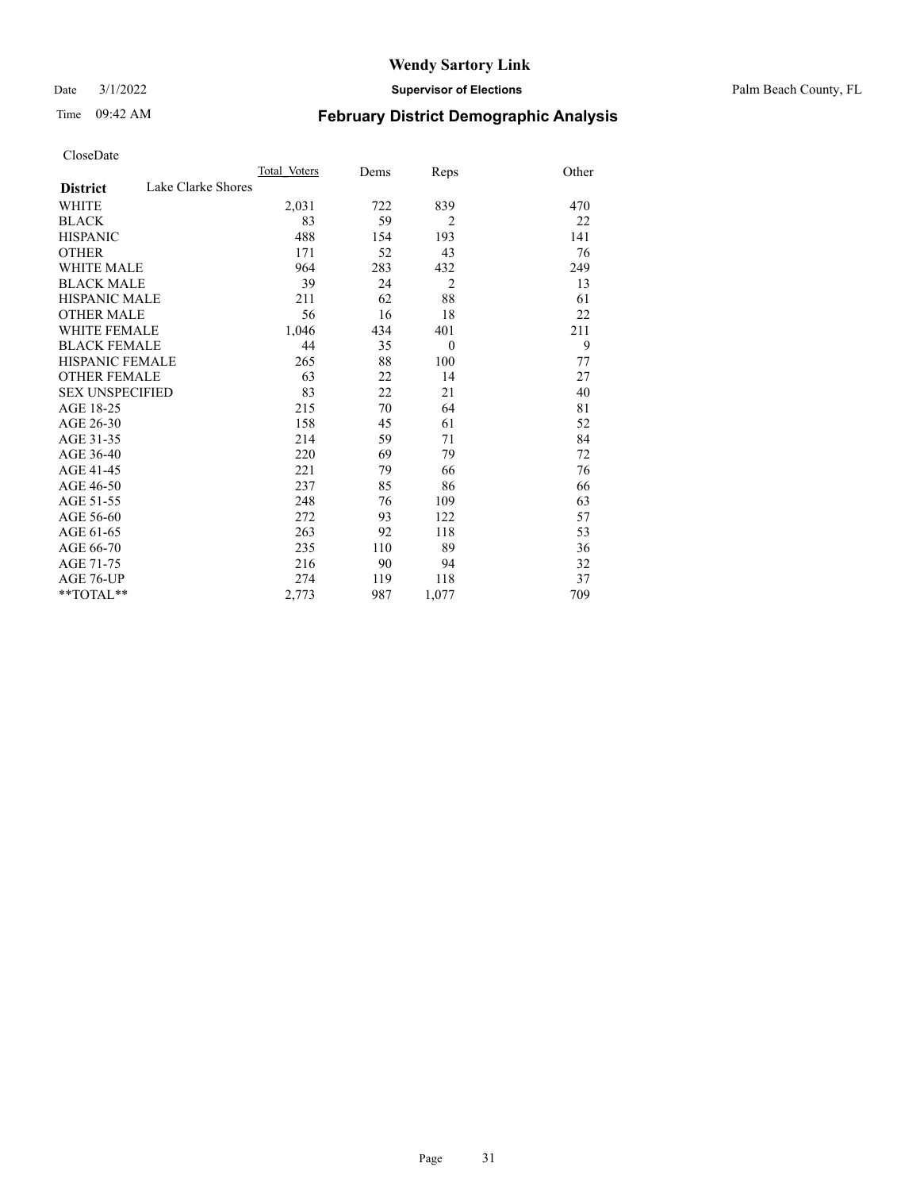# Wendy Sartory Link

Date 3/1/2022 **Supervisor of Elections** Palm Beach County, FL

Time 09:42 AM **February District Demographic Analysis**

CloseDate

| | Total Voters | Dems | Reps | Other |
|---|---|---|---|---|
| **District** Lake Clarke Shores | | | | |
| WHITE | 2,031 | 722 | 839 | 470 |
| BLACK | 83 | 59 | 2 | 22 |
| HISPANIC | 488 | 154 | 193 | 141 |
| OTHER | 171 | 52 | 43 | 76 |
| WHITE MALE | 964 | 283 | 432 | 249 |
| BLACK MALE | 39 | 24 | 2 | 13 |
| HISPANIC MALE | 211 | 62 | 88 | 61 |
| OTHER MALE | 56 | 16 | 18 | 22 |
| WHITE FEMALE | 1,046 | 434 | 401 | 211 |
| BLACK FEMALE | 44 | 35 | 0 | 9 |
| HISPANIC FEMALE | 265 | 88 | 100 | 77 |
| OTHER FEMALE | 63 | 22 | 14 | 27 |
| SEX UNSPECIFIED | 83 | 22 | 21 | 40 |
| AGE 18-25 | 215 | 70 | 64 | 81 |
| AGE 26-30 | 158 | 45 | 61 | 52 |
| AGE 31-35 | 214 | 59 | 71 | 84 |
| AGE 36-40 | 220 | 69 | 79 | 72 |
| AGE 41-45 | 221 | 79 | 66 | 76 |
| AGE 46-50 | 237 | 85 | 86 | 66 |
| AGE 51-55 | 248 | 76 | 109 | 63 |
| AGE 56-60 | 272 | 93 | 122 | 57 |
| AGE 61-65 | 263 | 92 | 118 | 53 |
| AGE 66-70 | 235 | 110 | 89 | 36 |
| AGE 71-75 | 216 | 90 | 94 | 32 |
| AGE 76-UP | 274 | 119 | 118 | 37 |
| **TOTAL** | 2,773 | 987 | 1,077 | 709 |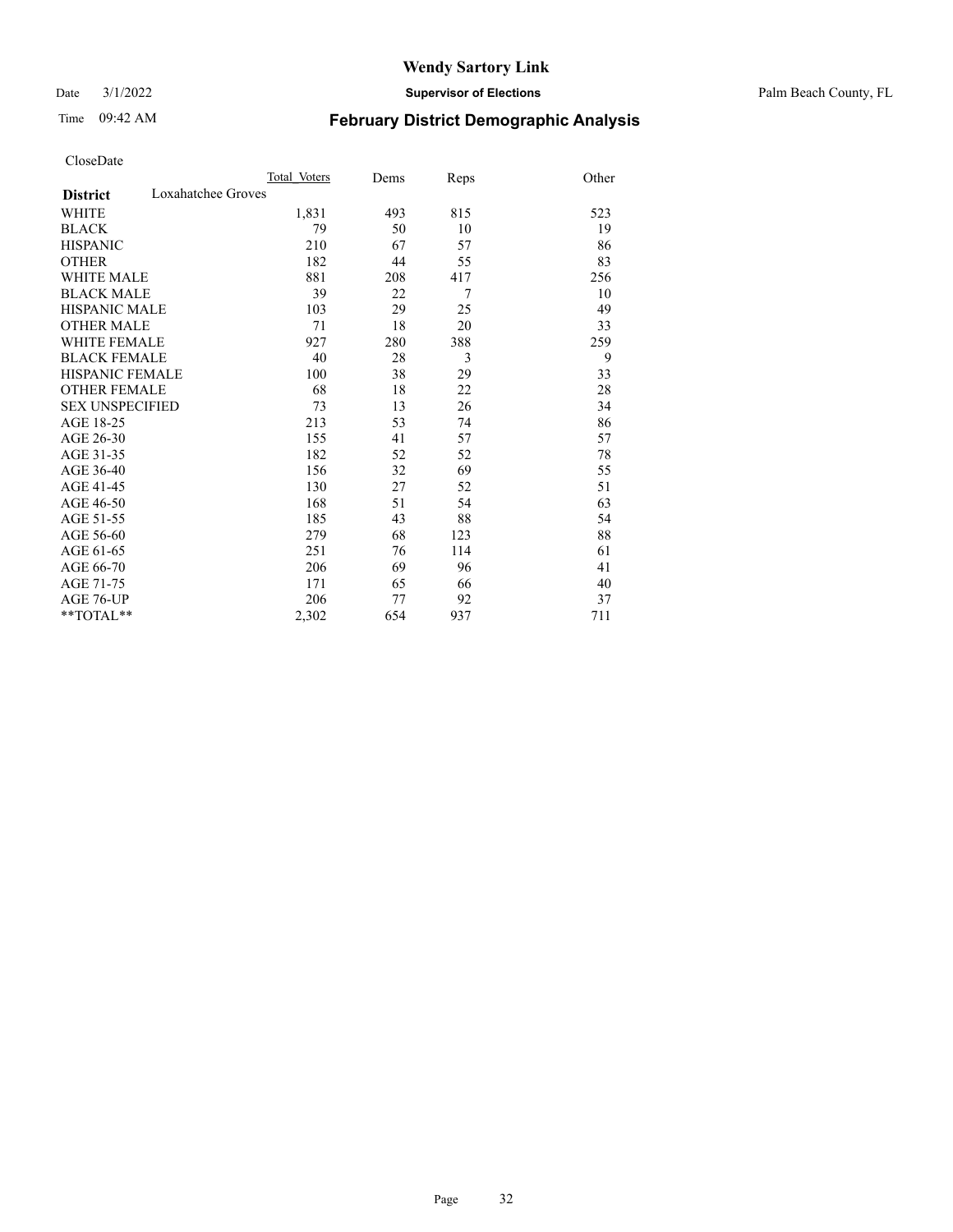# Wendy Sartory Link

Date 3/1/2022 **Supervisor of Elections** Palm Beach County, FL

Time 09:42 AM

## February District Demographic Analysis

CloseDate

| | Total Voters | Dems | Reps | Other |
|---|---|---|---|---|
| **District** Loxahatchee Groves | | | | |
| WHITE | 1,831 | 493 | 815 | 523 |
| BLACK | 79 | 50 | 10 | 19 |
| HISPANIC | 210 | 67 | 57 | 86 |
| OTHER | 182 | 44 | 55 | 83 |
| WHITE MALE | 881 | 208 | 417 | 256 |
| BLACK MALE | 39 | 22 | 7 | 10 |
| HISPANIC MALE | 103 | 29 | 25 | 49 |
| OTHER MALE | 71 | 18 | 20 | 33 |
| WHITE FEMALE | 927 | 280 | 388 | 259 |
| BLACK FEMALE | 40 | 28 | 3 | 9 |
| HISPANIC FEMALE | 100 | 38 | 29 | 33 |
| OTHER FEMALE | 68 | 18 | 22 | 28 |
| SEX UNSPECIFIED | 73 | 13 | 26 | 34 |
| AGE 18-25 | 213 | 53 | 74 | 86 |
| AGE 26-30 | 155 | 41 | 57 | 57 |
| AGE 31-35 | 182 | 52 | 52 | 78 |
| AGE 36-40 | 156 | 32 | 69 | 55 |
| AGE 41-45 | 130 | 27 | 52 | 51 |
| AGE 46-50 | 168 | 51 | 54 | 63 |
| AGE 51-55 | 185 | 43 | 88 | 54 |
| AGE 56-60 | 279 | 68 | 123 | 88 |
| AGE 61-65 | 251 | 76 | 114 | 61 |
| AGE 66-70 | 206 | 69 | 96 | 41 |
| AGE 71-75 | 171 | 65 | 66 | 40 |
| AGE 76-UP | 206 | 77 | 92 | 37 |
| **TOTAL** | 2,302 | 654 | 937 | 711 |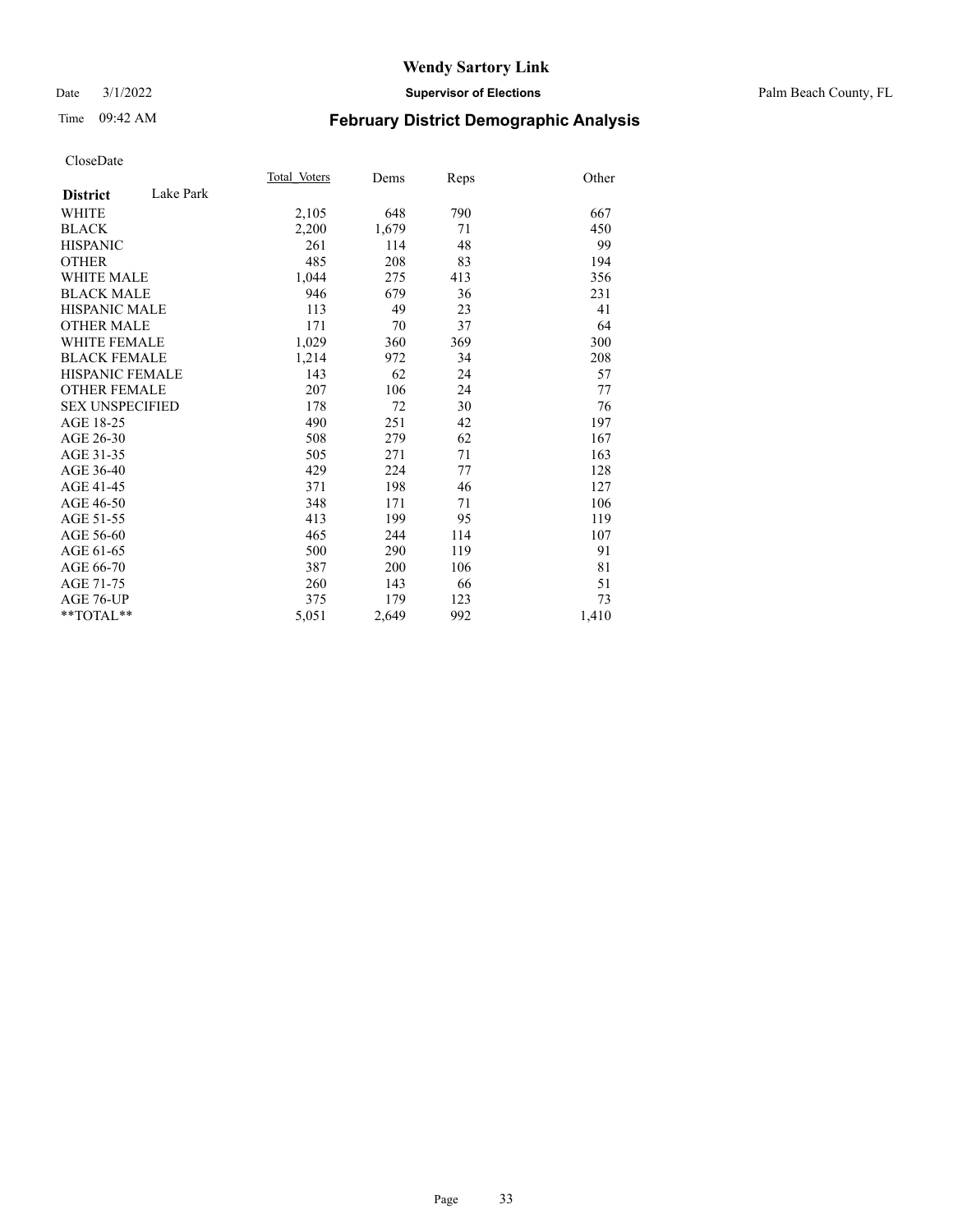CloseDate

| District | Lake Park | Total_Voters | Dems | Reps | Other |
|---|---|---|---|---|---|
| WHITE | | 2,105 | 648 | 790 | 667 |
| BLACK | | 2,200 | 1,679 | 71 | 450 |
| HISPANIC | | 261 | 114 | 48 | 99 |
| OTHER | | 485 | 208 | 83 | 194 |
| WHITE MALE | | 1,044 | 275 | 413 | 356 |
| BLACK MALE | | 946 | 679 | 36 | 231 |
| HISPANIC MALE | | 113 | 49 | 23 | 41 |
| OTHER MALE | | 171 | 70 | 37 | 64 |
| WHITE FEMALE | | 1,029 | 360 | 369 | 300 |
| BLACK FEMALE | | 1,214 | 972 | 34 | 208 |
| HISPANIC FEMALE | | 143 | 62 | 24 | 57 |
| OTHER FEMALE | | 207 | 106 | 24 | 77 |
| SEX UNSPECIFIED | | 178 | 72 | 30 | 76 |
| AGE 18-25 | | 490 | 251 | 42 | 197 |
| AGE 26-30 | | 508 | 279 | 62 | 167 |
| AGE 31-35 | | 505 | 271 | 71 | 163 |
| AGE 36-40 | | 429 | 224 | 77 | 128 |
| AGE 41-45 | | 371 | 198 | 46 | 127 |
| AGE 46-50 | | 348 | 171 | 71 | 106 |
| AGE 51-55 | | 413 | 199 | 95 | 119 |
| AGE 56-60 | | 465 | 244 | 114 | 107 |
| AGE 61-65 | | 500 | 290 | 119 | 91 |
| AGE 66-70 | | 387 | 200 | 106 | 81 |
| AGE 71-75 | | 260 | 143 | 66 | 51 |
| AGE 76-UP | | 375 | 179 | 123 | 73 |
| **TOTAL** | | 5,051 | 2,649 | 992 | 1,410 |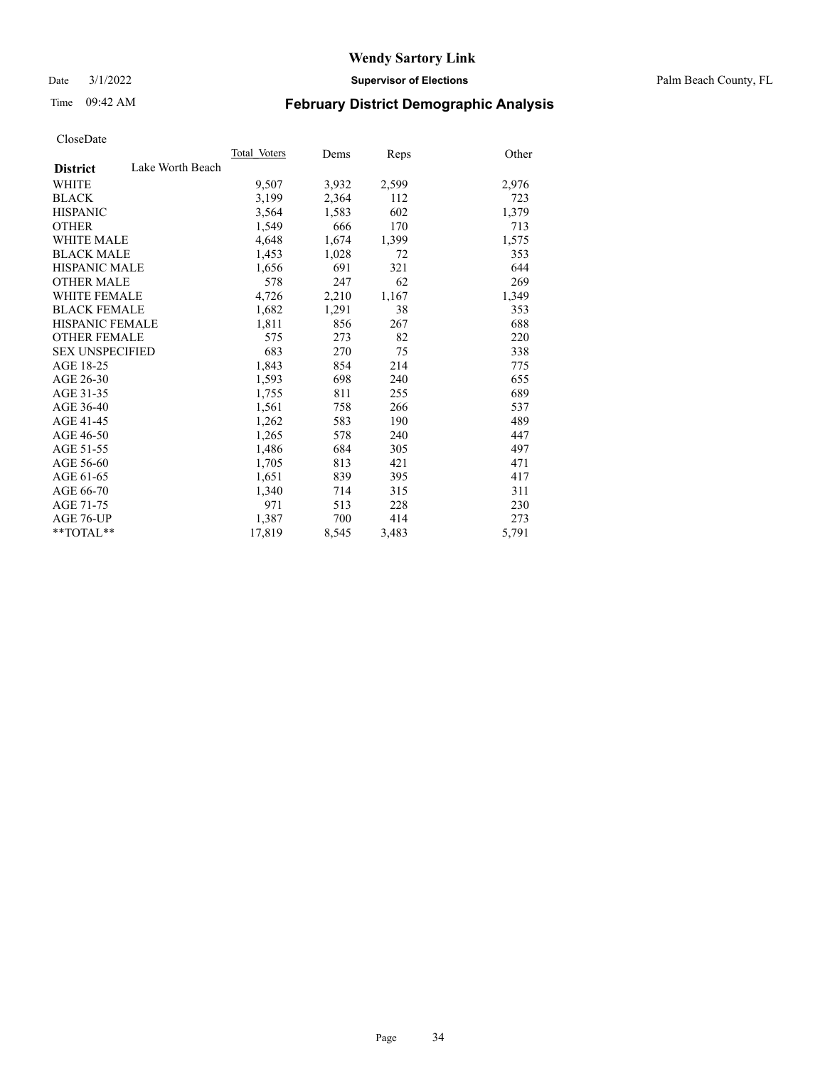# February District Demographic Analysis

Wendy Sartory Link
Supervisor of Elections
Palm Beach County, FL

Date 3/1/2022
Time 09:42 AM

CloseDate

| District: Lake Worth Beach | Total_Voters | Dems | Reps | Other |
|---|---|---|---|---|
| WHITE | 9,507 | 3,932 | 2,599 | 2,976 |
| BLACK | 3,199 | 2,364 | 112 | 723 |
| HISPANIC | 3,564 | 1,583 | 602 | 1,379 |
| OTHER | 1,549 | 666 | 170 | 713 |
| WHITE MALE | 4,648 | 1,674 | 1,399 | 1,575 |
| BLACK MALE | 1,453 | 1,028 | 72 | 353 |
| HISPANIC MALE | 1,656 | 691 | 321 | 644 |
| OTHER MALE | 578 | 247 | 62 | 269 |
| WHITE FEMALE | 4,726 | 2,210 | 1,167 | 1,349 |
| BLACK FEMALE | 1,682 | 1,291 | 38 | 353 |
| HISPANIC FEMALE | 1,811 | 856 | 267 | 688 |
| OTHER FEMALE | 575 | 273 | 82 | 220 |
| SEX UNSPECIFIED | 683 | 270 | 75 | 338 |
| AGE 18-25 | 1,843 | 854 | 214 | 775 |
| AGE 26-30 | 1,593 | 698 | 240 | 655 |
| AGE 31-35 | 1,755 | 811 | 255 | 689 |
| AGE 36-40 | 1,561 | 758 | 266 | 537 |
| AGE 41-45 | 1,262 | 583 | 190 | 489 |
| AGE 46-50 | 1,265 | 578 | 240 | 447 |
| AGE 51-55 | 1,486 | 684 | 305 | 497 |
| AGE 56-60 | 1,705 | 813 | 421 | 471 |
| AGE 61-65 | 1,651 | 839 | 395 | 417 |
| AGE 66-70 | 1,340 | 714 | 315 | 311 |
| AGE 71-75 | 971 | 513 | 228 | 230 |
| AGE 76-UP | 1,387 | 700 | 414 | 273 |
| **TOTAL** | 17,819 | 8,545 | 3,483 | 5,791 |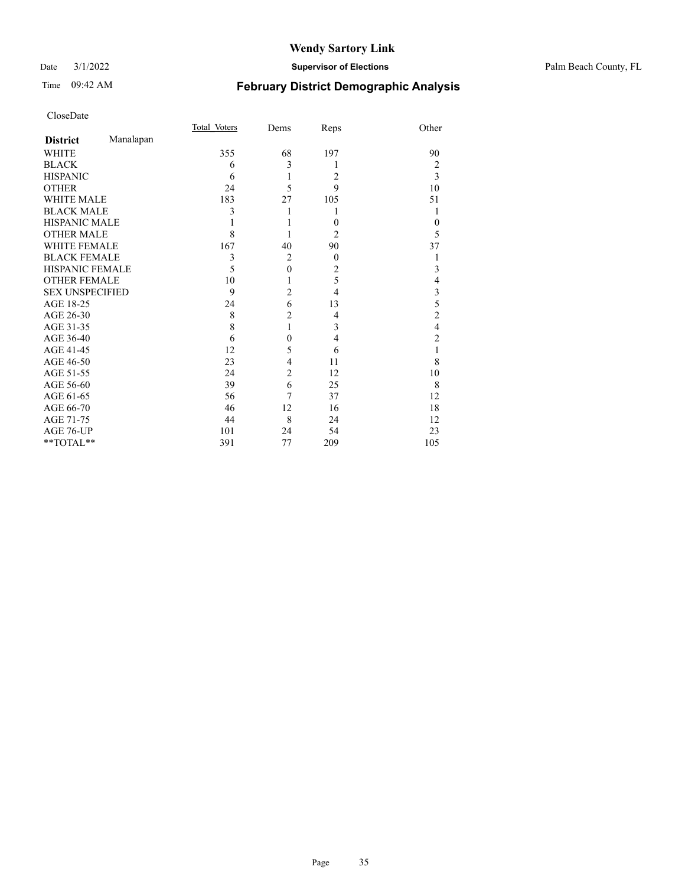# Wendy Sartory Link

Date 3/1/2022 **Supervisor of Elections** Palm Beach County, FL

Time 09:42 AM **February District Demographic Analysis**

CloseDate

| **District** Manalapan | Total_Voters | Dems | Reps | Other |
|---|---|---|---|---|
| WHITE | 355 | 68 | 197 | 90 |
| BLACK | 6 | 3 | 1 | 2 |
| HISPANIC | 6 | 1 | 2 | 3 |
| OTHER | 24 | 5 | 9 | 10 |
| WHITE MALE | 183 | 27 | 105 | 51 |
| BLACK MALE | 3 | 1 | 1 | 1 |
| HISPANIC MALE | 1 | 1 | 0 | 0 |
| OTHER MALE | 8 | 1 | 2 | 5 |
| WHITE FEMALE | 167 | 40 | 90 | 37 |
| BLACK FEMALE | 3 | 2 | 0 | 1 |
| HISPANIC FEMALE | 5 | 0 | 2 | 3 |
| OTHER FEMALE | 10 | 1 | 5 | 4 |
| SEX UNSPECIFIED | 9 | 2 | 4 | 3 |
| AGE 18-25 | 24 | 6 | 13 | 5 |
| AGE 26-30 | 8 | 2 | 4 | 2 |
| AGE 31-35 | 8 | 1 | 3 | 4 |
| AGE 36-40 | 6 | 0 | 4 | 2 |
| AGE 41-45 | 12 | 5 | 6 | 1 |
| AGE 46-50 | 23 | 4 | 11 | 8 |
| AGE 51-55 | 24 | 2 | 12 | 10 |
| AGE 56-60 | 39 | 6 | 25 | 8 |
| AGE 61-65 | 56 | 7 | 37 | 12 |
| AGE 66-70 | 46 | 12 | 16 | 18 |
| AGE 71-75 | 44 | 8 | 24 | 12 |
| AGE 76-UP | 101 | 24 | 54 | 23 |
| **TOTAL** | 391 | 77 | 209 | 105 |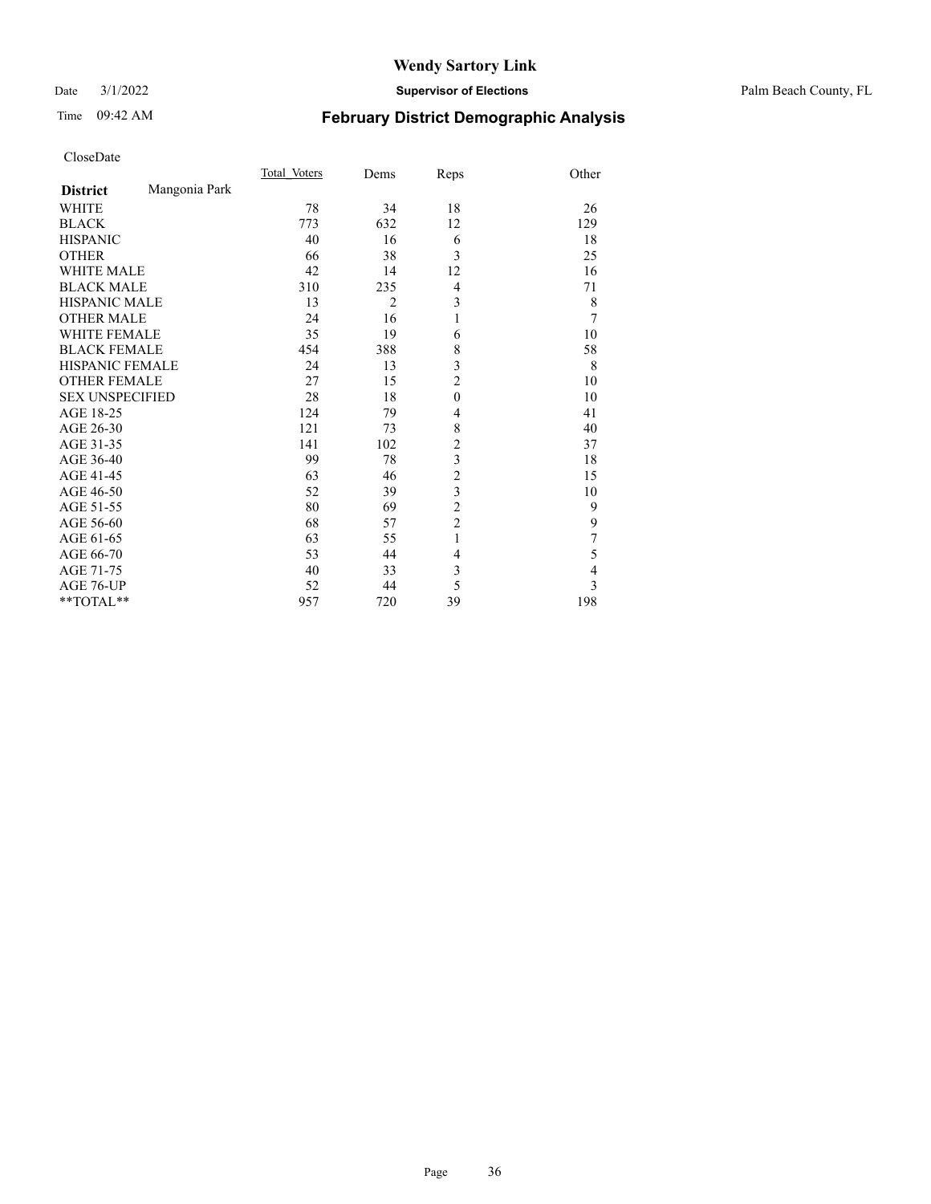# Wendy Sartory Link

Date 3/1/2022 **Supervisor of Elections** Palm Beach County, FL

Time 09:42 AM **February District Demographic Analysis**

CloseDate

| **District** Mangonia Park | Total Voters | Dems | Reps | Other |
|---|---|---|---|---|
| WHITE | 78 | 34 | 18 | 26 |
| BLACK | 773 | 632 | 12 | 129 |
| HISPANIC | 40 | 16 | 6 | 18 |
| OTHER | 66 | 38 | 3 | 25 |
| WHITE MALE | 42 | 14 | 12 | 16 |
| BLACK MALE | 310 | 235 | 4 | 71 |
| HISPANIC MALE | 13 | 2 | 3 | 8 |
| OTHER MALE | 24 | 16 | 1 | 7 |
| WHITE FEMALE | 35 | 19 | 6 | 10 |
| BLACK FEMALE | 454 | 388 | 8 | 58 |
| HISPANIC FEMALE | 24 | 13 | 3 | 8 |
| OTHER FEMALE | 27 | 15 | 2 | 10 |
| SEX UNSPECIFIED | 28 | 18 | 0 | 10 |
| AGE 18-25 | 124 | 79 | 4 | 41 |
| AGE 26-30 | 121 | 73 | 8 | 40 |
| AGE 31-35 | 141 | 102 | 2 | 37 |
| AGE 36-40 | 99 | 78 | 3 | 18 |
| AGE 41-45 | 63 | 46 | 2 | 15 |
| AGE 46-50 | 52 | 39 | 3 | 10 |
| AGE 51-55 | 80 | 69 | 2 | 9 |
| AGE 56-60 | 68 | 57 | 2 | 9 |
| AGE 61-65 | 63 | 55 | 1 | 7 |
| AGE 66-70 | 53 | 44 | 4 | 5 |
| AGE 71-75 | 40 | 33 | 3 | 4 |
| AGE 76-UP | 52 | 44 | 5 | 3 |
| **TOTAL** | 957 | 720 | 39 | 198 |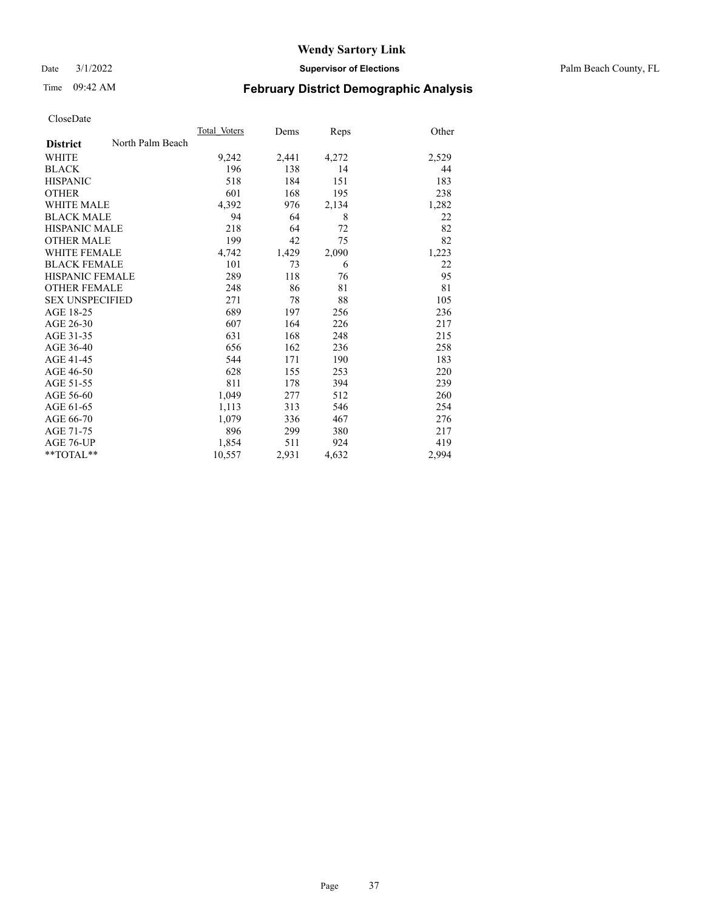# Wendy Sartory Link

Date 3/1/2022 **Supervisor of Elections** Palm Beach County, FL

Time 09:42 AM **February District Demographic Analysis**

CloseDate

| **District** North Palm Beach | Total Voters | Dems | Reps | Other |
|---|---|---|---|---|
| WHITE | 9,242 | 2,441 | 4,272 | 2,529 |
| BLACK | 196 | 138 | 14 | 44 |
| HISPANIC | 518 | 184 | 151 | 183 |
| OTHER | 601 | 168 | 195 | 238 |
| WHITE MALE | 4,392 | 976 | 2,134 | 1,282 |
| BLACK MALE | 94 | 64 | 8 | 22 |
| HISPANIC MALE | 218 | 64 | 72 | 82 |
| OTHER MALE | 199 | 42 | 75 | 82 |
| WHITE FEMALE | 4,742 | 1,429 | 2,090 | 1,223 |
| BLACK FEMALE | 101 | 73 | 6 | 22 |
| HISPANIC FEMALE | 289 | 118 | 76 | 95 |
| OTHER FEMALE | 248 | 86 | 81 | 81 |
| SEX UNSPECIFIED | 271 | 78 | 88 | 105 |
| AGE 18-25 | 689 | 197 | 256 | 236 |
| AGE 26-30 | 607 | 164 | 226 | 217 |
| AGE 31-35 | 631 | 168 | 248 | 215 |
| AGE 36-40 | 656 | 162 | 236 | 258 |
| AGE 41-45 | 544 | 171 | 190 | 183 |
| AGE 46-50 | 628 | 155 | 253 | 220 |
| AGE 51-55 | 811 | 178 | 394 | 239 |
| AGE 56-60 | 1,049 | 277 | 512 | 260 |
| AGE 61-65 | 1,113 | 313 | 546 | 254 |
| AGE 66-70 | 1,079 | 336 | 467 | 276 |
| AGE 71-75 | 896 | 299 | 380 | 217 |
| AGE 76-UP | 1,854 | 511 | 924 | 419 |
| **TOTAL** | 10,557 | 2,931 | 4,632 | 2,994 |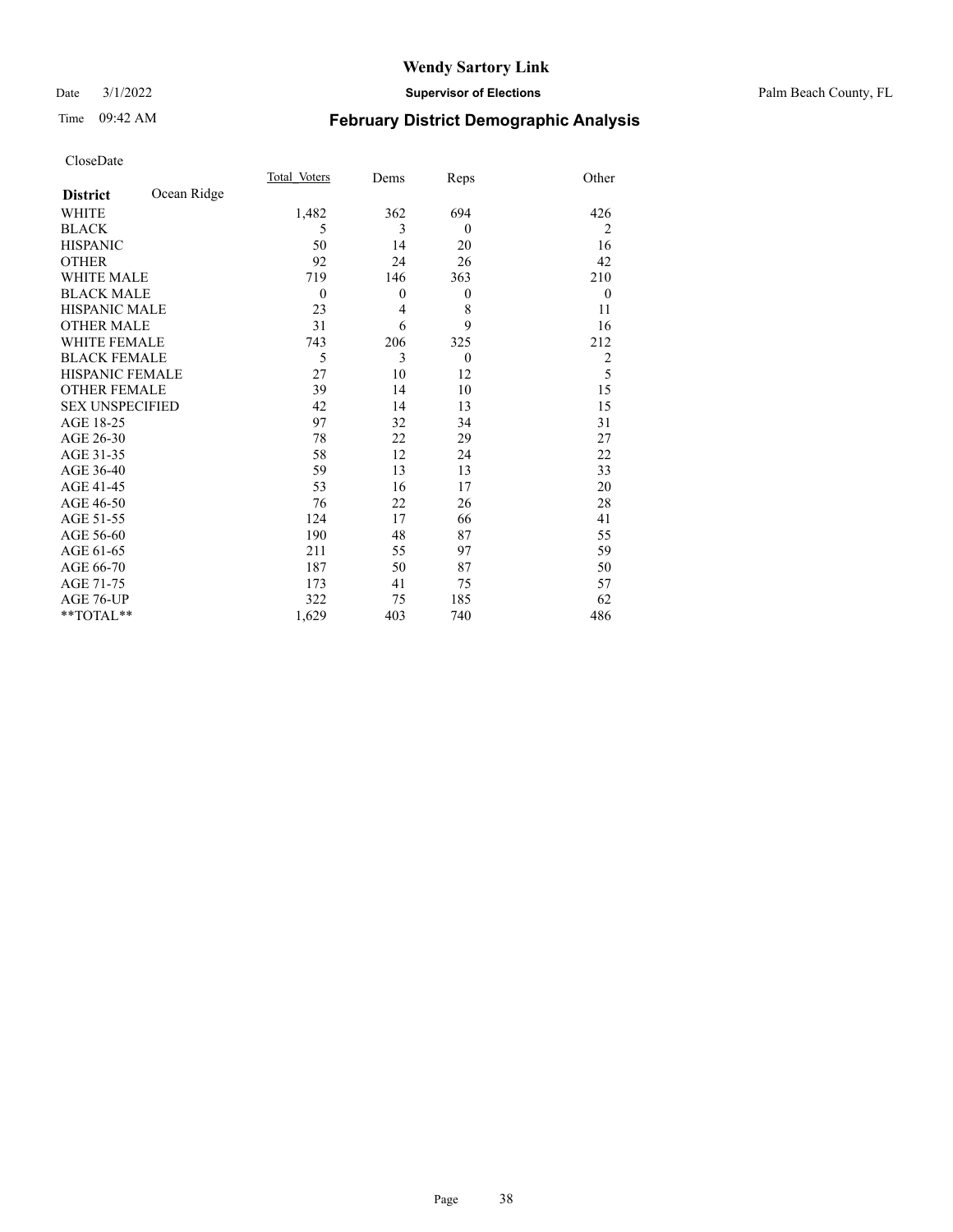# Wendy Sartory Link

Date 3/1/2022 **Supervisor of Elections** Palm Beach County, FL

Time 09:42 AM **February District Demographic Analysis**

CloseDate

| **District** Ocean Ridge | Total_Voters | Dems | Reps | Other |
|---|---|---|---|---|
| WHITE | 1,482 | 362 | 694 | 426 |
| BLACK | 5 | 3 | 0 | 2 |
| HISPANIC | 50 | 14 | 20 | 16 |
| OTHER | 92 | 24 | 26 | 42 |
| WHITE MALE | 719 | 146 | 363 | 210 |
| BLACK MALE | 0 | 0 | 0 | 0 |
| HISPANIC MALE | 23 | 4 | 8 | 11 |
| OTHER MALE | 31 | 6 | 9 | 16 |
| WHITE FEMALE | 743 | 206 | 325 | 212 |
| BLACK FEMALE | 5 | 3 | 0 | 2 |
| HISPANIC FEMALE | 27 | 10 | 12 | 5 |
| OTHER FEMALE | 39 | 14 | 10 | 15 |
| SEX UNSPECIFIED | 42 | 14 | 13 | 15 |
| AGE 18-25 | 97 | 32 | 34 | 31 |
| AGE 26-30 | 78 | 22 | 29 | 27 |
| AGE 31-35 | 58 | 12 | 24 | 22 |
| AGE 36-40 | 59 | 13 | 13 | 33 |
| AGE 41-45 | 53 | 16 | 17 | 20 |
| AGE 46-50 | 76 | 22 | 26 | 28 |
| AGE 51-55 | 124 | 17 | 66 | 41 |
| AGE 56-60 | 190 | 48 | 87 | 55 |
| AGE 61-65 | 211 | 55 | 97 | 59 |
| AGE 66-70 | 187 | 50 | 87 | 50 |
| AGE 71-75 | 173 | 41 | 75 | 57 |
| AGE 76-UP | 322 | 75 | 185 | 62 |
| **TOTAL** | 1,629 | 403 | 740 | 486 |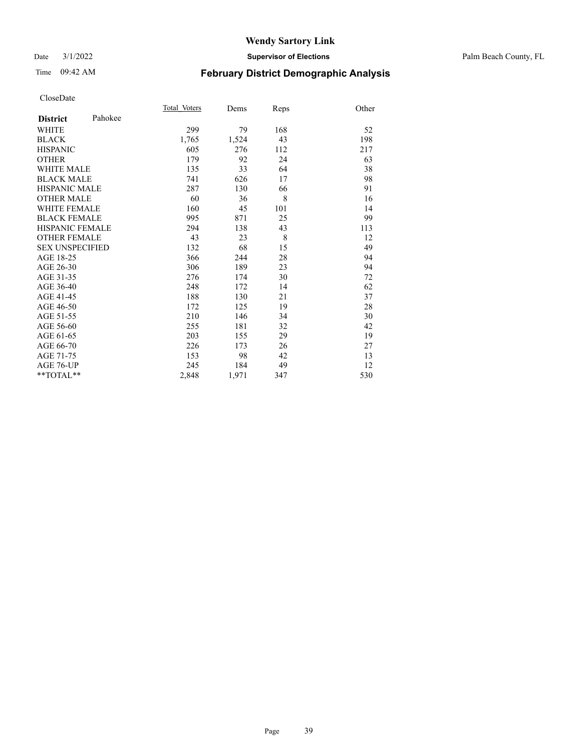# Wendy Sartory Link

Date 3/1/2022 **Supervisor of Elections** Palm Beach County, FL

Time 09:42 AM **February District Demographic Analysis**

CloseDate

| **District** Pahokee | Total Voters | Dems | Reps | Other |
|---|---|---|---|---|
| WHITE | 299 | 79 | 168 | 52 |
| BLACK | 1,765 | 1,524 | 43 | 198 |
| HISPANIC | 605 | 276 | 112 | 217 |
| OTHER | 179 | 92 | 24 | 63 |
| WHITE MALE | 135 | 33 | 64 | 38 |
| BLACK MALE | 741 | 626 | 17 | 98 |
| HISPANIC MALE | 287 | 130 | 66 | 91 |
| OTHER MALE | 60 | 36 | 8 | 16 |
| WHITE FEMALE | 160 | 45 | 101 | 14 |
| BLACK FEMALE | 995 | 871 | 25 | 99 |
| HISPANIC FEMALE | 294 | 138 | 43 | 113 |
| OTHER FEMALE | 43 | 23 | 8 | 12 |
| SEX UNSPECIFIED | 132 | 68 | 15 | 49 |
| AGE 18-25 | 366 | 244 | 28 | 94 |
| AGE 26-30 | 306 | 189 | 23 | 94 |
| AGE 31-35 | 276 | 174 | 30 | 72 |
| AGE 36-40 | 248 | 172 | 14 | 62 |
| AGE 41-45 | 188 | 130 | 21 | 37 |
| AGE 46-50 | 172 | 125 | 19 | 28 |
| AGE 51-55 | 210 | 146 | 34 | 30 |
| AGE 56-60 | 255 | 181 | 32 | 42 |
| AGE 61-65 | 203 | 155 | 29 | 19 |
| AGE 66-70 | 226 | 173 | 26 | 27 |
| AGE 71-75 | 153 | 98 | 42 | 13 |
| AGE 76-UP | 245 | 184 | 49 | 12 |
| **TOTAL** | 2,848 | 1,971 | 347 | 530 |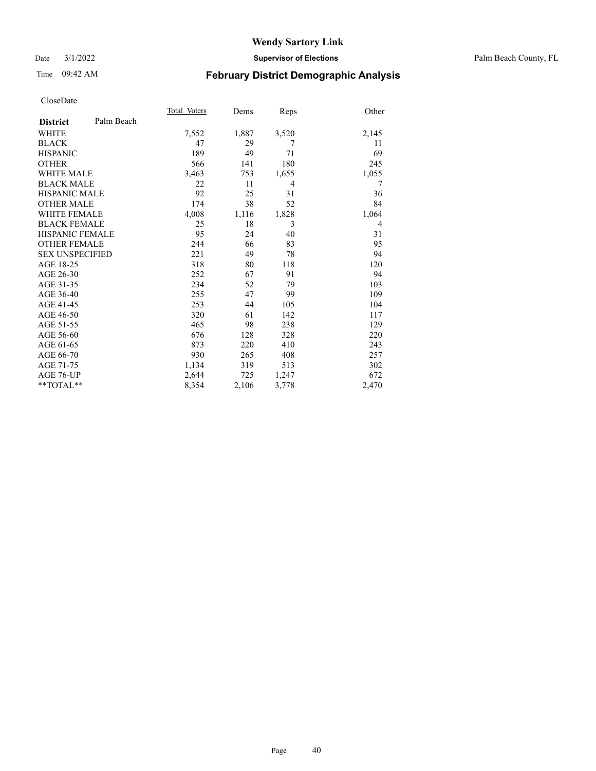# Wendy Sartory Link

Date 3/1/2022 **Supervisor of Elections** Palm Beach County, FL

Time 09:42 AM **February District Demographic Analysis**

CloseDate

| **District** Palm Beach | Total_Voters | Dems | Reps | Other |
|---|---|---|---|---|
| WHITE | 7,552 | 1,887 | 3,520 | 2,145 |
| BLACK | 47 | 29 | 7 | 11 |
| HISPANIC | 189 | 49 | 71 | 69 |
| OTHER | 566 | 141 | 180 | 245 |
| WHITE MALE | 3,463 | 753 | 1,655 | 1,055 |
| BLACK MALE | 22 | 11 | 4 | 7 |
| HISPANIC MALE | 92 | 25 | 31 | 36 |
| OTHER MALE | 174 | 38 | 52 | 84 |
| WHITE FEMALE | 4,008 | 1,116 | 1,828 | 1,064 |
| BLACK FEMALE | 25 | 18 | 3 | 4 |
| HISPANIC FEMALE | 95 | 24 | 40 | 31 |
| OTHER FEMALE | 244 | 66 | 83 | 95 |
| SEX UNSPECIFIED | 221 | 49 | 78 | 94 |
| AGE 18-25 | 318 | 80 | 118 | 120 |
| AGE 26-30 | 252 | 67 | 91 | 94 |
| AGE 31-35 | 234 | 52 | 79 | 103 |
| AGE 36-40 | 255 | 47 | 99 | 109 |
| AGE 41-45 | 253 | 44 | 105 | 104 |
| AGE 46-50 | 320 | 61 | 142 | 117 |
| AGE 51-55 | 465 | 98 | 238 | 129 |
| AGE 56-60 | 676 | 128 | 328 | 220 |
| AGE 61-65 | 873 | 220 | 410 | 243 |
| AGE 66-70 | 930 | 265 | 408 | 257 |
| AGE 71-75 | 1,134 | 319 | 513 | 302 |
| AGE 76-UP | 2,644 | 725 | 1,247 | 672 |
| **TOTAL** | 8,354 | 2,106 | 3,778 | 2,470 |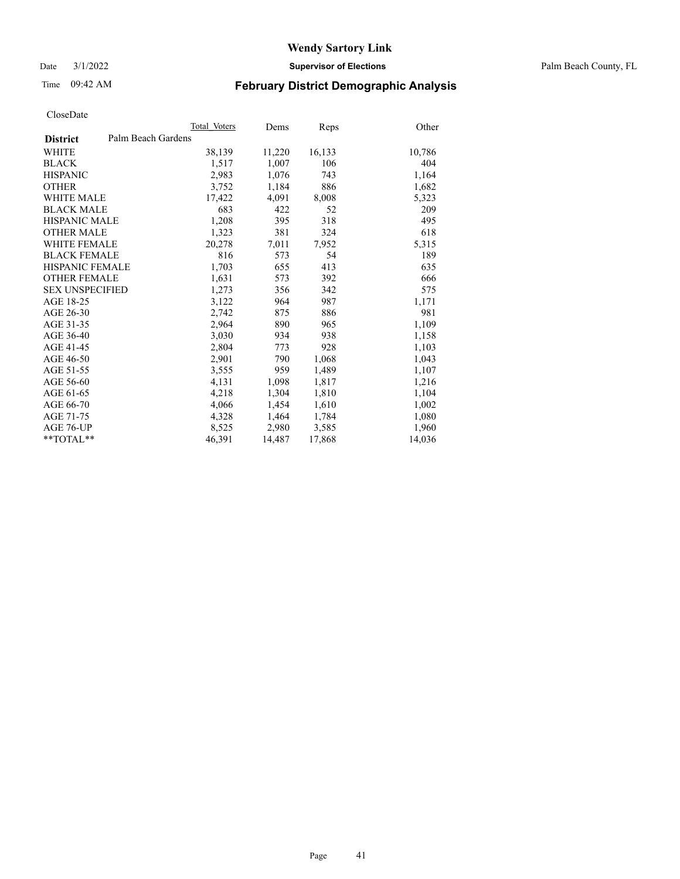# Wendy Sartory Link

Date 3/1/2022 **Supervisor of Elections** Palm Beach County, FL

Time 09:42 AM **February District Demographic Analysis**

CloseDate

| **District** | Total Voters | Dems | Reps | Other |
|---|---|---|---|---|
| Palm Beach Gardens | | | | |
| WHITE | 38,139 | 11,220 | 16,133 | 10,786 |
| BLACK | 1,517 | 1,007 | 106 | 404 |
| HISPANIC | 2,983 | 1,076 | 743 | 1,164 |
| OTHER | 3,752 | 1,184 | 886 | 1,682 |
| WHITE MALE | 17,422 | 4,091 | 8,008 | 5,323 |
| BLACK MALE | 683 | 422 | 52 | 209 |
| HISPANIC MALE | 1,208 | 395 | 318 | 495 |
| OTHER MALE | 1,323 | 381 | 324 | 618 |
| WHITE FEMALE | 20,278 | 7,011 | 7,952 | 5,315 |
| BLACK FEMALE | 816 | 573 | 54 | 189 |
| HISPANIC FEMALE | 1,703 | 655 | 413 | 635 |
| OTHER FEMALE | 1,631 | 573 | 392 | 666 |
| SEX UNSPECIFIED | 1,273 | 356 | 342 | 575 |
| AGE 18-25 | 3,122 | 964 | 987 | 1,171 |
| AGE 26-30 | 2,742 | 875 | 886 | 981 |
| AGE 31-35 | 2,964 | 890 | 965 | 1,109 |
| AGE 36-40 | 3,030 | 934 | 938 | 1,158 |
| AGE 41-45 | 2,804 | 773 | 928 | 1,103 |
| AGE 46-50 | 2,901 | 790 | 1,068 | 1,043 |
| AGE 51-55 | 3,555 | 959 | 1,489 | 1,107 |
| AGE 56-60 | 4,131 | 1,098 | 1,817 | 1,216 |
| AGE 61-65 | 4,218 | 1,304 | 1,810 | 1,104 |
| AGE 66-70 | 4,066 | 1,454 | 1,610 | 1,002 |
| AGE 71-75 | 4,328 | 1,464 | 1,784 | 1,080 |
| AGE 76-UP | 8,525 | 2,980 | 3,585 | 1,960 |
| **TOTAL** | 46,391 | 14,487 | 17,868 | 14,036 |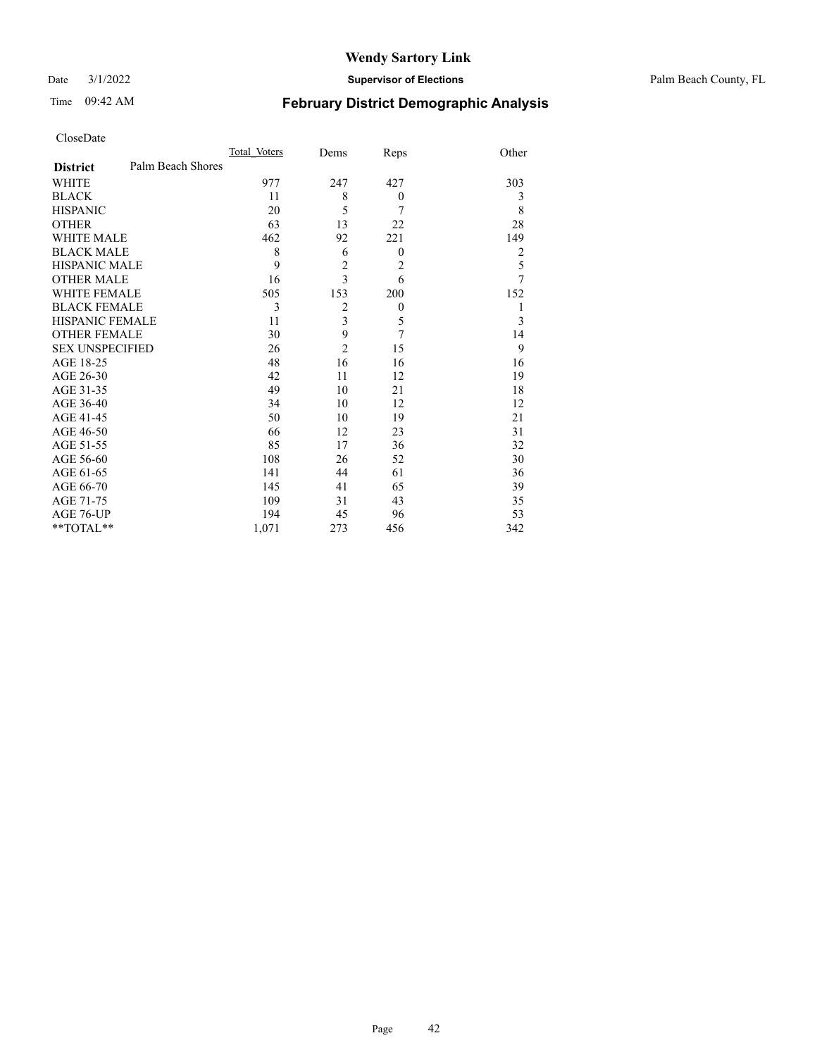CloseDate

| District | Palm Beach Shores | Total_Voters | Dems | Reps | Other |
|---|---|---|---|---|---|
| WHITE | | 977 | 247 | 427 | 303 |
| BLACK | | 11 | 8 | 0 | 3 |
| HISPANIC | | 20 | 5 | 7 | 8 |
| OTHER | | 63 | 13 | 22 | 28 |
| WHITE MALE | | 462 | 92 | 221 | 149 |
| BLACK MALE | | 8 | 6 | 0 | 2 |
| HISPANIC MALE | | 9 | 2 | 2 | 5 |
| OTHER MALE | | 16 | 3 | 6 | 7 |
| WHITE FEMALE | | 505 | 153 | 200 | 152 |
| BLACK FEMALE | | 3 | 2 | 0 | 1 |
| HISPANIC FEMALE | | 11 | 3 | 5 | 3 |
| OTHER FEMALE | | 30 | 9 | 7 | 14 |
| SEX UNSPECIFIED | | 26 | 2 | 15 | 9 |
| AGE 18-25 | | 48 | 16 | 16 | 16 |
| AGE 26-30 | | 42 | 11 | 12 | 19 |
| AGE 31-35 | | 49 | 10 | 21 | 18 |
| AGE 36-40 | | 34 | 10 | 12 | 12 |
| AGE 41-45 | | 50 | 10 | 19 | 21 |
| AGE 46-50 | | 66 | 12 | 23 | 31 |
| AGE 51-55 | | 85 | 17 | 36 | 32 |
| AGE 56-60 | | 108 | 26 | 52 | 30 |
| AGE 61-65 | | 141 | 44 | 61 | 36 |
| AGE 66-70 | | 145 | 41 | 65 | 39 |
| AGE 71-75 | | 109 | 31 | 43 | 35 |
| AGE 76-UP | | 194 | 45 | 96 | 53 |
| **TOTAL** | | 1,071 | 273 | 456 | 342 |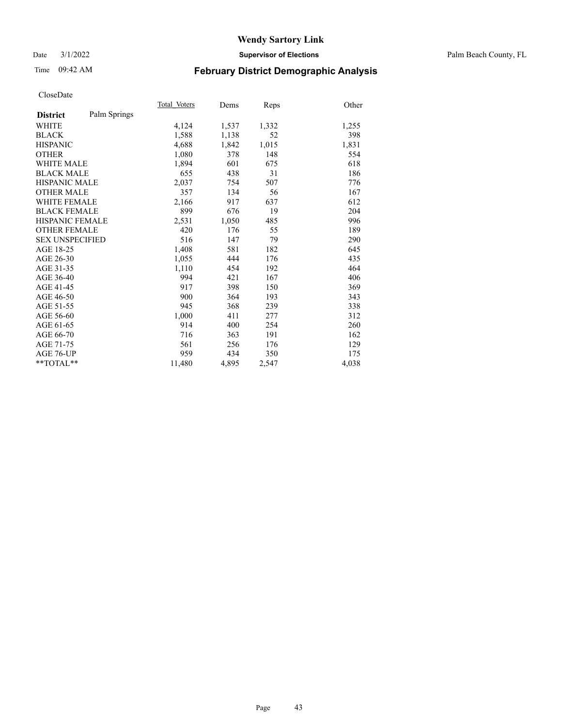# Wendy Sartory Link

Date 3/1/2022 **Supervisor of Elections** Palm Beach County, FL

Time 09:42 AM **February District Demographic Analysis**

CloseDate

| **District** Palm Springs | Total Voters | Dems | Reps | Other |
|---|---|---|---|---|
| WHITE | 4,124 | 1,537 | 1,332 | 1,255 |
| BLACK | 1,588 | 1,138 | 52 | 398 |
| HISPANIC | 4,688 | 1,842 | 1,015 | 1,831 |
| OTHER | 1,080 | 378 | 148 | 554 |
| WHITE MALE | 1,894 | 601 | 675 | 618 |
| BLACK MALE | 655 | 438 | 31 | 186 |
| HISPANIC MALE | 2,037 | 754 | 507 | 776 |
| OTHER MALE | 357 | 134 | 56 | 167 |
| WHITE FEMALE | 2,166 | 917 | 637 | 612 |
| BLACK FEMALE | 899 | 676 | 19 | 204 |
| HISPANIC FEMALE | 2,531 | 1,050 | 485 | 996 |
| OTHER FEMALE | 420 | 176 | 55 | 189 |
| SEX UNSPECIFIED | 516 | 147 | 79 | 290 |
| AGE 18-25 | 1,408 | 581 | 182 | 645 |
| AGE 26-30 | 1,055 | 444 | 176 | 435 |
| AGE 31-35 | 1,110 | 454 | 192 | 464 |
| AGE 36-40 | 994 | 421 | 167 | 406 |
| AGE 41-45 | 917 | 398 | 150 | 369 |
| AGE 46-50 | 900 | 364 | 193 | 343 |
| AGE 51-55 | 945 | 368 | 239 | 338 |
| AGE 56-60 | 1,000 | 411 | 277 | 312 |
| AGE 61-65 | 914 | 400 | 254 | 260 |
| AGE 66-70 | 716 | 363 | 191 | 162 |
| AGE 71-75 | 561 | 256 | 176 | 129 |
| AGE 76-UP | 959 | 434 | 350 | 175 |
| **TOTAL** | 11,480 | 4,895 | 2,547 | 4,038 |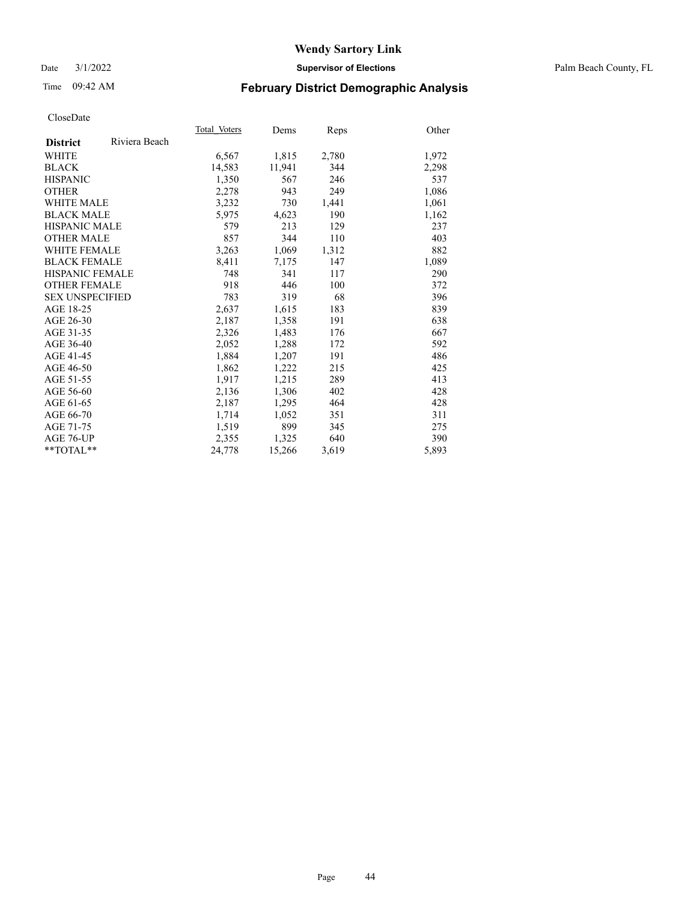# Wendy Sartory Link

Date 3/1/2022 **Supervisor of Elections** Palm Beach County, FL

Time 09:42 AM **February District Demographic Analysis**

CloseDate

| **District** Riviera Beach | Total Voters | Dems | Reps | Other |
|---|---|---|---|---|
| WHITE | 6,567 | 1,815 | 2,780 | 1,972 |
| BLACK | 14,583 | 11,941 | 344 | 2,298 |
| HISPANIC | 1,350 | 567 | 246 | 537 |
| OTHER | 2,278 | 943 | 249 | 1,086 |
| WHITE MALE | 3,232 | 730 | 1,441 | 1,061 |
| BLACK MALE | 5,975 | 4,623 | 190 | 1,162 |
| HISPANIC MALE | 579 | 213 | 129 | 237 |
| OTHER MALE | 857 | 344 | 110 | 403 |
| WHITE FEMALE | 3,263 | 1,069 | 1,312 | 882 |
| BLACK FEMALE | 8,411 | 7,175 | 147 | 1,089 |
| HISPANIC FEMALE | 748 | 341 | 117 | 290 |
| OTHER FEMALE | 918 | 446 | 100 | 372 |
| SEX UNSPECIFIED | 783 | 319 | 68 | 396 |
| AGE 18-25 | 2,637 | 1,615 | 183 | 839 |
| AGE 26-30 | 2,187 | 1,358 | 191 | 638 |
| AGE 31-35 | 2,326 | 1,483 | 176 | 667 |
| AGE 36-40 | 2,052 | 1,288 | 172 | 592 |
| AGE 41-45 | 1,884 | 1,207 | 191 | 486 |
| AGE 46-50 | 1,862 | 1,222 | 215 | 425 |
| AGE 51-55 | 1,917 | 1,215 | 289 | 413 |
| AGE 56-60 | 2,136 | 1,306 | 402 | 428 |
| AGE 61-65 | 2,187 | 1,295 | 464 | 428 |
| AGE 66-70 | 1,714 | 1,052 | 351 | 311 |
| AGE 71-75 | 1,519 | 899 | 345 | 275 |
| AGE 76-UP | 2,355 | 1,325 | 640 | 390 |
| **TOTAL** | 24,778 | 15,266 | 3,619 | 5,893 |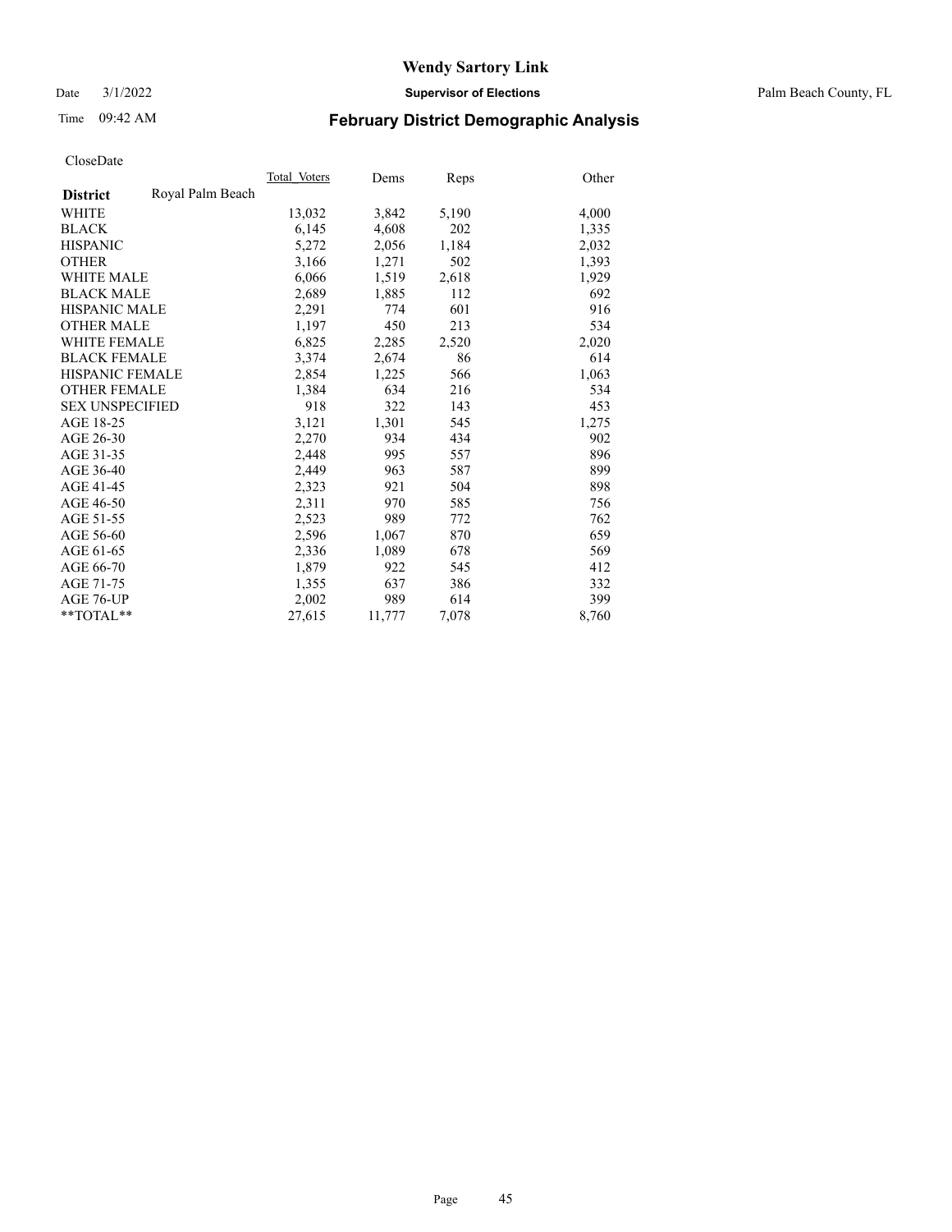**Wendy Sartory Link**

Date 3/1/2022 **Supervisor of Elections** Palm Beach County, FL

Time 09:42 AM **February District Demographic Analysis**

CloseDate

| **District** Royal Palm Beach | Total Voters | Dems | Reps | Other |
|---|---|---|---|---|
| WHITE | 13,032 | 3,842 | 5,190 | 4,000 |
| BLACK | 6,145 | 4,608 | 202 | 1,335 |
| HISPANIC | 5,272 | 2,056 | 1,184 | 2,032 |
| OTHER | 3,166 | 1,271 | 502 | 1,393 |
| WHITE MALE | 6,066 | 1,519 | 2,618 | 1,929 |
| BLACK MALE | 2,689 | 1,885 | 112 | 692 |
| HISPANIC MALE | 2,291 | 774 | 601 | 916 |
| OTHER MALE | 1,197 | 450 | 213 | 534 |
| WHITE FEMALE | 6,825 | 2,285 | 2,520 | 2,020 |
| BLACK FEMALE | 3,374 | 2,674 | 86 | 614 |
| HISPANIC FEMALE | 2,854 | 1,225 | 566 | 1,063 |
| OTHER FEMALE | 1,384 | 634 | 216 | 534 |
| SEX UNSPECIFIED | 918 | 322 | 143 | 453 |
| AGE 18-25 | 3,121 | 1,301 | 545 | 1,275 |
| AGE 26-30 | 2,270 | 934 | 434 | 902 |
| AGE 31-35 | 2,448 | 995 | 557 | 896 |
| AGE 36-40 | 2,449 | 963 | 587 | 899 |
| AGE 41-45 | 2,323 | 921 | 504 | 898 |
| AGE 46-50 | 2,311 | 970 | 585 | 756 |
| AGE 51-55 | 2,523 | 989 | 772 | 762 |
| AGE 56-60 | 2,596 | 1,067 | 870 | 659 |
| AGE 61-65 | 2,336 | 1,089 | 678 | 569 |
| AGE 66-70 | 1,879 | 922 | 545 | 412 |
| AGE 71-75 | 1,355 | 637 | 386 | 332 |
| AGE 76-UP | 2,002 | 989 | 614 | 399 |
| **TOTAL** | 27,615 | 11,777 | 7,078 | 8,760 |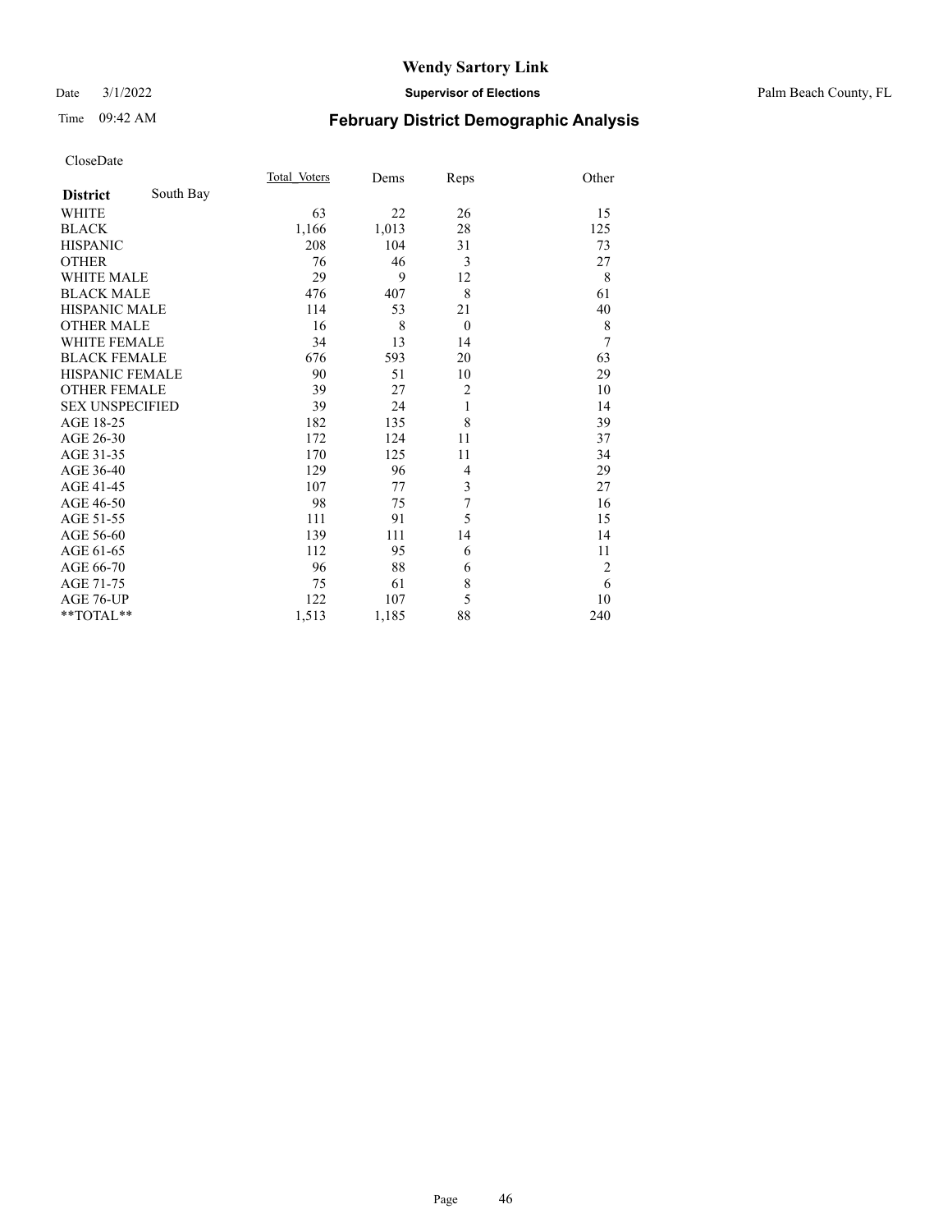# Wendy Sartory Link

Date 3/1/2022 **Supervisor of Elections** Palm Beach County, FL

Time 09:42 AM **February District Demographic Analysis**

CloseDate

| | Total_Voters | Dems | Reps | Other |
|---|---|---|---|---|
| **District** South Bay | | | | |
| WHITE | 63 | 22 | 26 | 15 |
| BLACK | 1,166 | 1,013 | 28 | 125 |
| HISPANIC | 208 | 104 | 31 | 73 |
| OTHER | 76 | 46 | 3 | 27 |
| WHITE MALE | 29 | 9 | 12 | 8 |
| BLACK MALE | 476 | 407 | 8 | 61 |
| HISPANIC MALE | 114 | 53 | 21 | 40 |
| OTHER MALE | 16 | 8 | 0 | 8 |
| WHITE FEMALE | 34 | 13 | 14 | 7 |
| BLACK FEMALE | 676 | 593 | 20 | 63 |
| HISPANIC FEMALE | 90 | 51 | 10 | 29 |
| OTHER FEMALE | 39 | 27 | 2 | 10 |
| SEX UNSPECIFIED | 39 | 24 | 1 | 14 |
| AGE 18-25 | 182 | 135 | 8 | 39 |
| AGE 26-30 | 172 | 124 | 11 | 37 |
| AGE 31-35 | 170 | 125 | 11 | 34 |
| AGE 36-40 | 129 | 96 | 4 | 29 |
| AGE 41-45 | 107 | 77 | 3 | 27 |
| AGE 46-50 | 98 | 75 | 7 | 16 |
| AGE 51-55 | 111 | 91 | 5 | 15 |
| AGE 56-60 | 139 | 111 | 14 | 14 |
| AGE 61-65 | 112 | 95 | 6 | 11 |
| AGE 66-70 | 96 | 88 | 6 | 2 |
| AGE 71-75 | 75 | 61 | 8 | 6 |
| AGE 76-UP | 122 | 107 | 5 | 10 |
| **TOTAL** | 1,513 | 1,185 | 88 | 240 |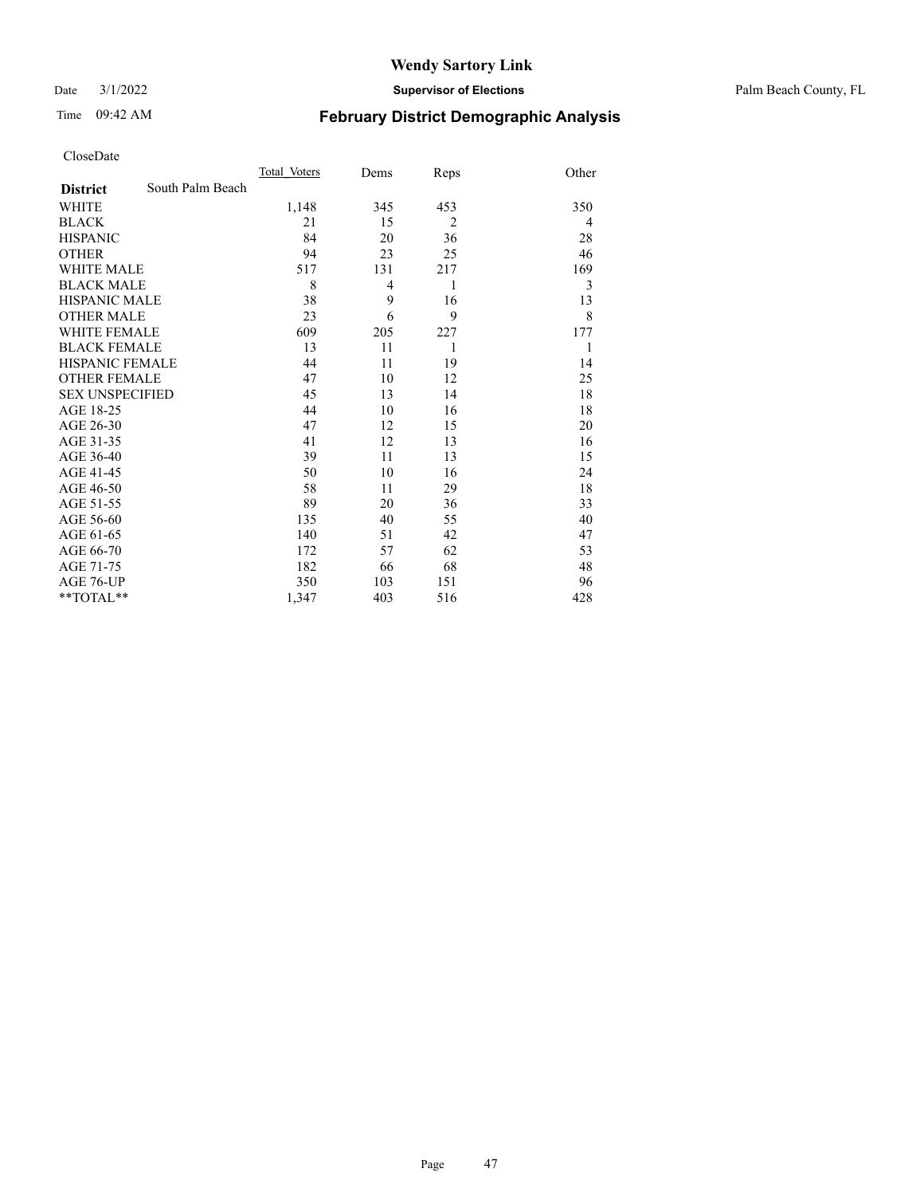# Wendy Sartory Link

Date 3/1/2022 **Supervisor of Elections** Palm Beach County, FL

Time 09:42 AM

## February District Demographic Analysis

CloseDate

| **District** South Palm Beach | Total_Voters | Dems | Reps | Other |
|---|---|---|---|---|
| WHITE | 1,148 | 345 | 453 | 350 |
| BLACK | 21 | 15 | 2 | 4 |
| HISPANIC | 84 | 20 | 36 | 28 |
| OTHER | 94 | 23 | 25 | 46 |
| WHITE MALE | 517 | 131 | 217 | 169 |
| BLACK MALE | 8 | 4 | 1 | 3 |
| HISPANIC MALE | 38 | 9 | 16 | 13 |
| OTHER MALE | 23 | 6 | 9 | 8 |
| WHITE FEMALE | 609 | 205 | 227 | 177 |
| BLACK FEMALE | 13 | 11 | 1 | 1 |
| HISPANIC FEMALE | 44 | 11 | 19 | 14 |
| OTHER FEMALE | 47 | 10 | 12 | 25 |
| SEX UNSPECIFIED | 45 | 13 | 14 | 18 |
| AGE 18-25 | 44 | 10 | 16 | 18 |
| AGE 26-30 | 47 | 12 | 15 | 20 |
| AGE 31-35 | 41 | 12 | 13 | 16 |
| AGE 36-40 | 39 | 11 | 13 | 15 |
| AGE 41-45 | 50 | 10 | 16 | 24 |
| AGE 46-50 | 58 | 11 | 29 | 18 |
| AGE 51-55 | 89 | 20 | 36 | 33 |
| AGE 56-60 | 135 | 40 | 55 | 40 |
| AGE 61-65 | 140 | 51 | 42 | 47 |
| AGE 66-70 | 172 | 57 | 62 | 53 |
| AGE 71-75 | 182 | 66 | 68 | 48 |
| AGE 76-UP | 350 | 103 | 151 | 96 |
| **TOTAL** | 1,347 | 403 | 516 | 428 |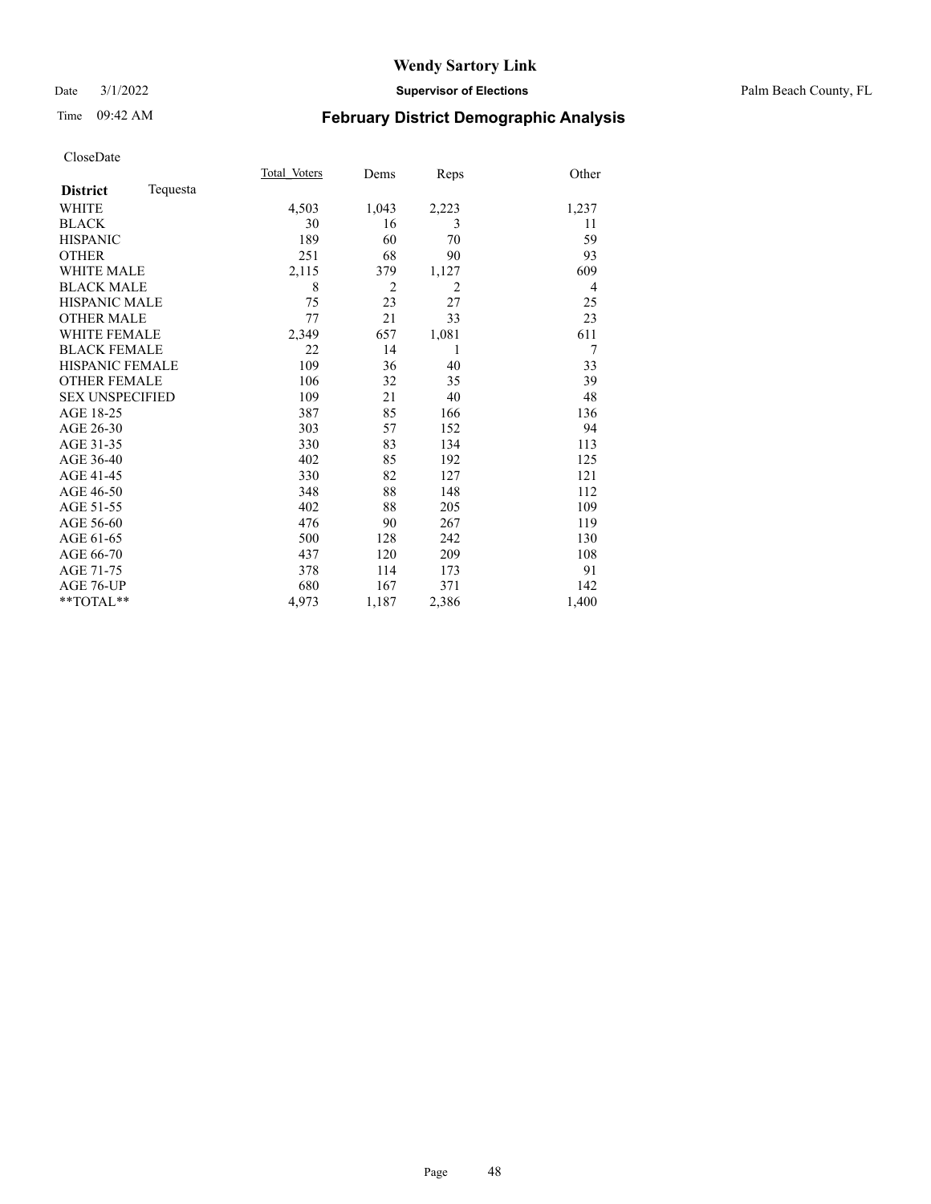# February District Demographic Analysis

Wendy Sartory Link
Supervisor of Elections
Palm Beach County, FL

Date 3/1/2022
Time 09:42 AM

CloseDate

| District Tequesta | Total Voters | Dems | Reps | Other |
|---|---|---|---|---|
| WHITE | 4,503 | 1,043 | 2,223 | 1,237 |
| BLACK | 30 | 16 | 3 | 11 |
| HISPANIC | 189 | 60 | 70 | 59 |
| OTHER | 251 | 68 | 90 | 93 |
| WHITE MALE | 2,115 | 379 | 1,127 | 609 |
| BLACK MALE | 8 | 2 | 2 | 4 |
| HISPANIC MALE | 75 | 23 | 27 | 25 |
| OTHER MALE | 77 | 21 | 33 | 23 |
| WHITE FEMALE | 2,349 | 657 | 1,081 | 611 |
| BLACK FEMALE | 22 | 14 | 1 | 7 |
| HISPANIC FEMALE | 109 | 36 | 40 | 33 |
| OTHER FEMALE | 106 | 32 | 35 | 39 |
| SEX UNSPECIFIED | 109 | 21 | 40 | 48 |
| AGE 18-25 | 387 | 85 | 166 | 136 |
| AGE 26-30 | 303 | 57 | 152 | 94 |
| AGE 31-35 | 330 | 83 | 134 | 113 |
| AGE 36-40 | 402 | 85 | 192 | 125 |
| AGE 41-45 | 330 | 82 | 127 | 121 |
| AGE 46-50 | 348 | 88 | 148 | 112 |
| AGE 51-55 | 402 | 88 | 205 | 109 |
| AGE 56-60 | 476 | 90 | 267 | 119 |
| AGE 61-65 | 500 | 128 | 242 | 130 |
| AGE 66-70 | 437 | 120 | 209 | 108 |
| AGE 71-75 | 378 | 114 | 173 | 91 |
| AGE 76-UP | 680 | 167 | 371 | 142 |
| **TOTAL** | 4,973 | 1,187 | 2,386 | 1,400 |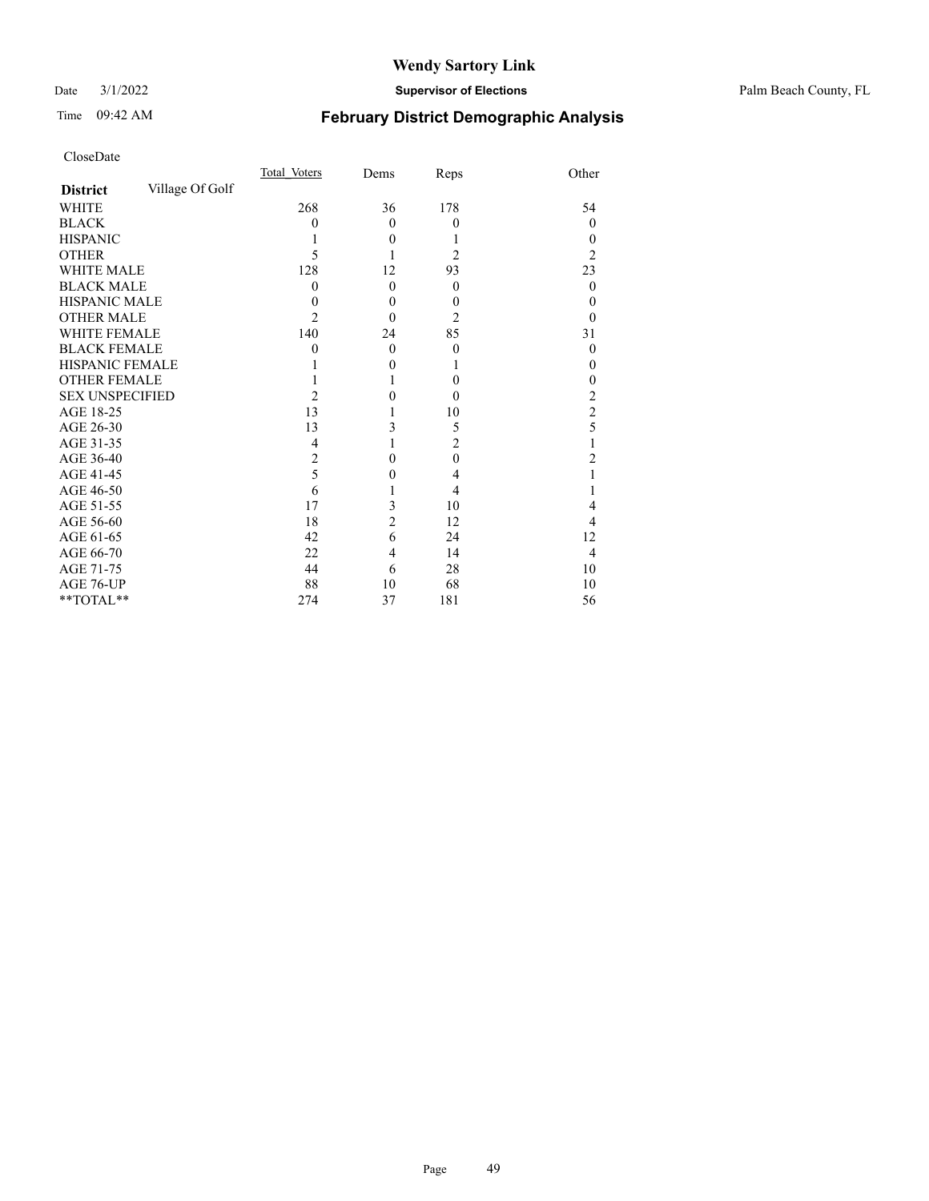CloseDate

| **District** Village Of Golf | Total_Voters | Dems | Reps | Other |
|---|---|---|---|---|
| WHITE | 268 | 36 | 178 | 54 |
| BLACK | 0 | 0 | 0 | 0 |
| HISPANIC | 1 | 0 | 1 | 0 |
| OTHER | 5 | 1 | 2 | 2 |
| WHITE MALE | 128 | 12 | 93 | 23 |
| BLACK MALE | 0 | 0 | 0 | 0 |
| HISPANIC MALE | 0 | 0 | 0 | 0 |
| OTHER MALE | 2 | 0 | 2 | 0 |
| WHITE FEMALE | 140 | 24 | 85 | 31 |
| BLACK FEMALE | 0 | 0 | 0 | 0 |
| HISPANIC FEMALE | 1 | 0 | 1 | 0 |
| OTHER FEMALE | 1 | 1 | 0 | 0 |
| SEX UNSPECIFIED | 2 | 0 | 0 | 2 |
| AGE 18-25 | 13 | 1 | 10 | 2 |
| AGE 26-30 | 13 | 3 | 5 | 5 |
| AGE 31-35 | 4 | 1 | 2 | 1 |
| AGE 36-40 | 2 | 0 | 0 | 2 |
| AGE 41-45 | 5 | 0 | 4 | 1 |
| AGE 46-50 | 6 | 1 | 4 | 1 |
| AGE 51-55 | 17 | 3 | 10 | 4 |
| AGE 56-60 | 18 | 2 | 12 | 4 |
| AGE 61-65 | 42 | 6 | 24 | 12 |
| AGE 66-70 | 22 | 4 | 14 | 4 |
| AGE 71-75 | 44 | 6 | 28 | 10 |
| AGE 76-UP | 88 | 10 | 68 | 10 |
| **TOTAL** | 274 | 37 | 181 | 56 |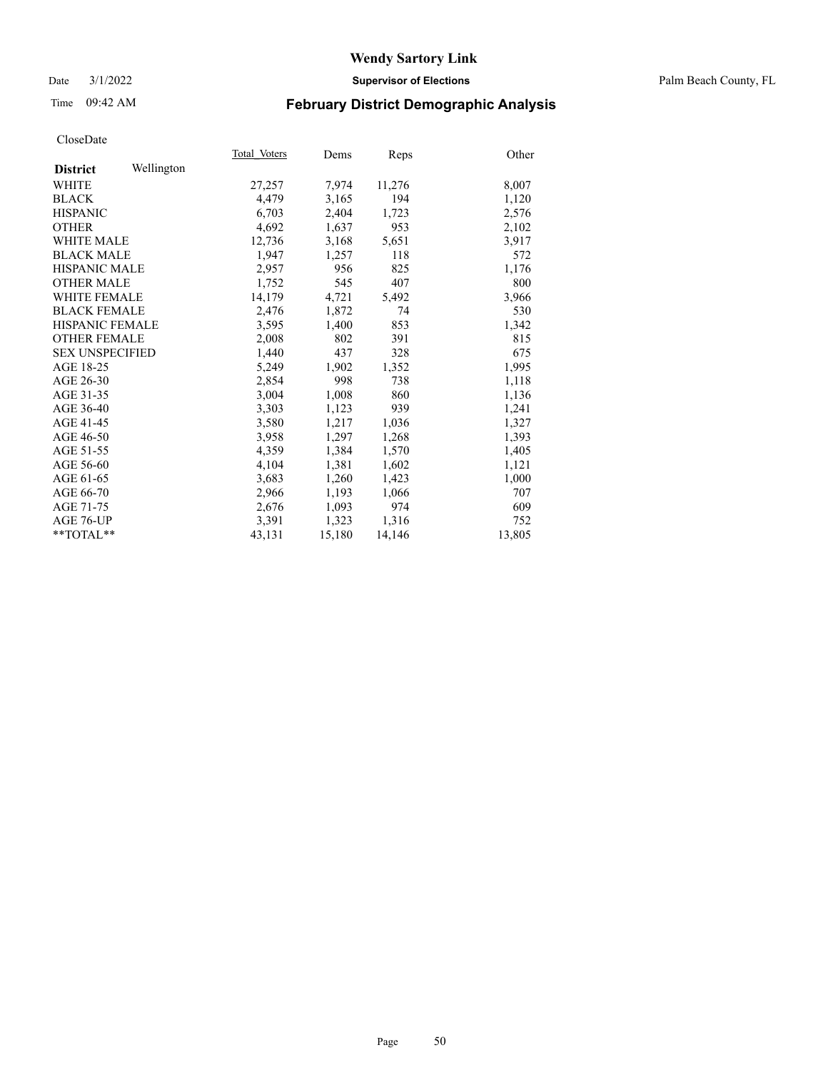# Wendy Sartory Link

Date 3/1/2022 **Supervisor of Elections** Palm Beach County, FL

Time 09:42 AM **February District Demographic Analysis**

CloseDate

| **District** Wellington | Total Voters | Dems | Reps | Other |
|---|---|---|---|---|
| WHITE | 27,257 | 7,974 | 11,276 | 8,007 |
| BLACK | 4,479 | 3,165 | 194 | 1,120 |
| HISPANIC | 6,703 | 2,404 | 1,723 | 2,576 |
| OTHER | 4,692 | 1,637 | 953 | 2,102 |
| WHITE MALE | 12,736 | 3,168 | 5,651 | 3,917 |
| BLACK MALE | 1,947 | 1,257 | 118 | 572 |
| HISPANIC MALE | 2,957 | 956 | 825 | 1,176 |
| OTHER MALE | 1,752 | 545 | 407 | 800 |
| WHITE FEMALE | 14,179 | 4,721 | 5,492 | 3,966 |
| BLACK FEMALE | 2,476 | 1,872 | 74 | 530 |
| HISPANIC FEMALE | 3,595 | 1,400 | 853 | 1,342 |
| OTHER FEMALE | 2,008 | 802 | 391 | 815 |
| SEX UNSPECIFIED | 1,440 | 437 | 328 | 675 |
| AGE 18-25 | 5,249 | 1,902 | 1,352 | 1,995 |
| AGE 26-30 | 2,854 | 998 | 738 | 1,118 |
| AGE 31-35 | 3,004 | 1,008 | 860 | 1,136 |
| AGE 36-40 | 3,303 | 1,123 | 939 | 1,241 |
| AGE 41-45 | 3,580 | 1,217 | 1,036 | 1,327 |
| AGE 46-50 | 3,958 | 1,297 | 1,268 | 1,393 |
| AGE 51-55 | 4,359 | 1,384 | 1,570 | 1,405 |
| AGE 56-60 | 4,104 | 1,381 | 1,602 | 1,121 |
| AGE 61-65 | 3,683 | 1,260 | 1,423 | 1,000 |
| AGE 66-70 | 2,966 | 1,193 | 1,066 | 707 |
| AGE 71-75 | 2,676 | 1,093 | 974 | 609 |
| AGE 76-UP | 3,391 | 1,323 | 1,316 | 752 |
| **TOTAL** | 43,131 | 15,180 | 14,146 | 13,805 |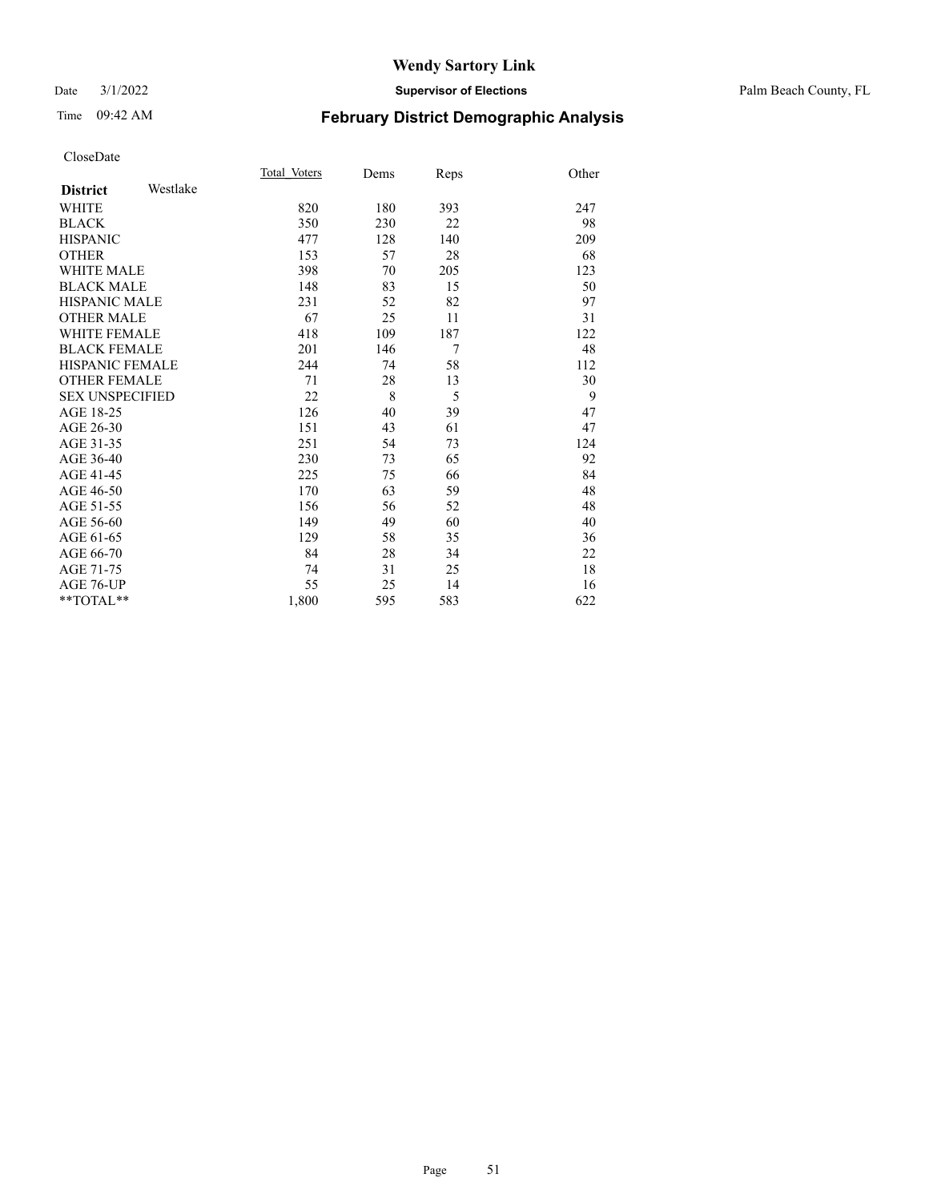# Wendy Sartory Link

Date 3/1/2022 **Supervisor of Elections** Palm Beach County, FL

Time 09:42 AM **February District Demographic Analysis**

CloseDate

| **District** Westlake | Total_Voters | Dems | Reps | Other |
|---|---|---|---|---|
| WHITE | 820 | 180 | 393 | 247 |
| BLACK | 350 | 230 | 22 | 98 |
| HISPANIC | 477 | 128 | 140 | 209 |
| OTHER | 153 | 57 | 28 | 68 |
| WHITE MALE | 398 | 70 | 205 | 123 |
| BLACK MALE | 148 | 83 | 15 | 50 |
| HISPANIC MALE | 231 | 52 | 82 | 97 |
| OTHER MALE | 67 | 25 | 11 | 31 |
| WHITE FEMALE | 418 | 109 | 187 | 122 |
| BLACK FEMALE | 201 | 146 | 7 | 48 |
| HISPANIC FEMALE | 244 | 74 | 58 | 112 |
| OTHER FEMALE | 71 | 28 | 13 | 30 |
| SEX UNSPECIFIED | 22 | 8 | 5 | 9 |
| AGE 18-25 | 126 | 40 | 39 | 47 |
| AGE 26-30 | 151 | 43 | 61 | 47 |
| AGE 31-35 | 251 | 54 | 73 | 124 |
| AGE 36-40 | 230 | 73 | 65 | 92 |
| AGE 41-45 | 225 | 75 | 66 | 84 |
| AGE 46-50 | 170 | 63 | 59 | 48 |
| AGE 51-55 | 156 | 56 | 52 | 48 |
| AGE 56-60 | 149 | 49 | 60 | 40 |
| AGE 61-65 | 129 | 58 | 35 | 36 |
| AGE 66-70 | 84 | 28 | 34 | 22 |
| AGE 71-75 | 74 | 31 | 25 | 18 |
| AGE 76-UP | 55 | 25 | 14 | 16 |
| **TOTAL** | 1,800 | 595 | 583 | 622 |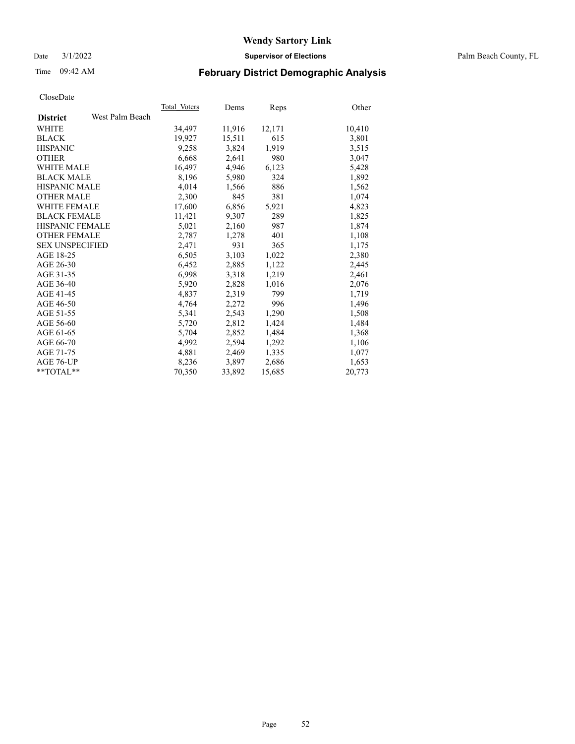# Wendy Sartory Link

Date 3/1/2022 **Supervisor of Elections** Palm Beach County, FL

Time 09:42 AM **February District Demographic Analysis**

CloseDate

| **District** West Palm Beach | Total Voters | Dems | Reps | Other |
|---|---|---|---|---|
| WHITE | 34,497 | 11,916 | 12,171 | 10,410 |
| BLACK | 19,927 | 15,511 | 615 | 3,801 |
| HISPANIC | 9,258 | 3,824 | 1,919 | 3,515 |
| OTHER | 6,668 | 2,641 | 980 | 3,047 |
| WHITE MALE | 16,497 | 4,946 | 6,123 | 5,428 |
| BLACK MALE | 8,196 | 5,980 | 324 | 1,892 |
| HISPANIC MALE | 4,014 | 1,566 | 886 | 1,562 |
| OTHER MALE | 2,300 | 845 | 381 | 1,074 |
| WHITE FEMALE | 17,600 | 6,856 | 5,921 | 4,823 |
| BLACK FEMALE | 11,421 | 9,307 | 289 | 1,825 |
| HISPANIC FEMALE | 5,021 | 2,160 | 987 | 1,874 |
| OTHER FEMALE | 2,787 | 1,278 | 401 | 1,108 |
| SEX UNSPECIFIED | 2,471 | 931 | 365 | 1,175 |
| AGE 18-25 | 6,505 | 3,103 | 1,022 | 2,380 |
| AGE 26-30 | 6,452 | 2,885 | 1,122 | 2,445 |
| AGE 31-35 | 6,998 | 3,318 | 1,219 | 2,461 |
| AGE 36-40 | 5,920 | 2,828 | 1,016 | 2,076 |
| AGE 41-45 | 4,837 | 2,319 | 799 | 1,719 |
| AGE 46-50 | 4,764 | 2,272 | 996 | 1,496 |
| AGE 51-55 | 5,341 | 2,543 | 1,290 | 1,508 |
| AGE 56-60 | 5,720 | 2,812 | 1,424 | 1,484 |
| AGE 61-65 | 5,704 | 2,852 | 1,484 | 1,368 |
| AGE 66-70 | 4,992 | 2,594 | 1,292 | 1,106 |
| AGE 71-75 | 4,881 | 2,469 | 1,335 | 1,077 |
| AGE 76-UP | 8,236 | 3,897 | 2,686 | 1,653 |
| **TOTAL** | 70,350 | 33,892 | 15,685 | 20,773 |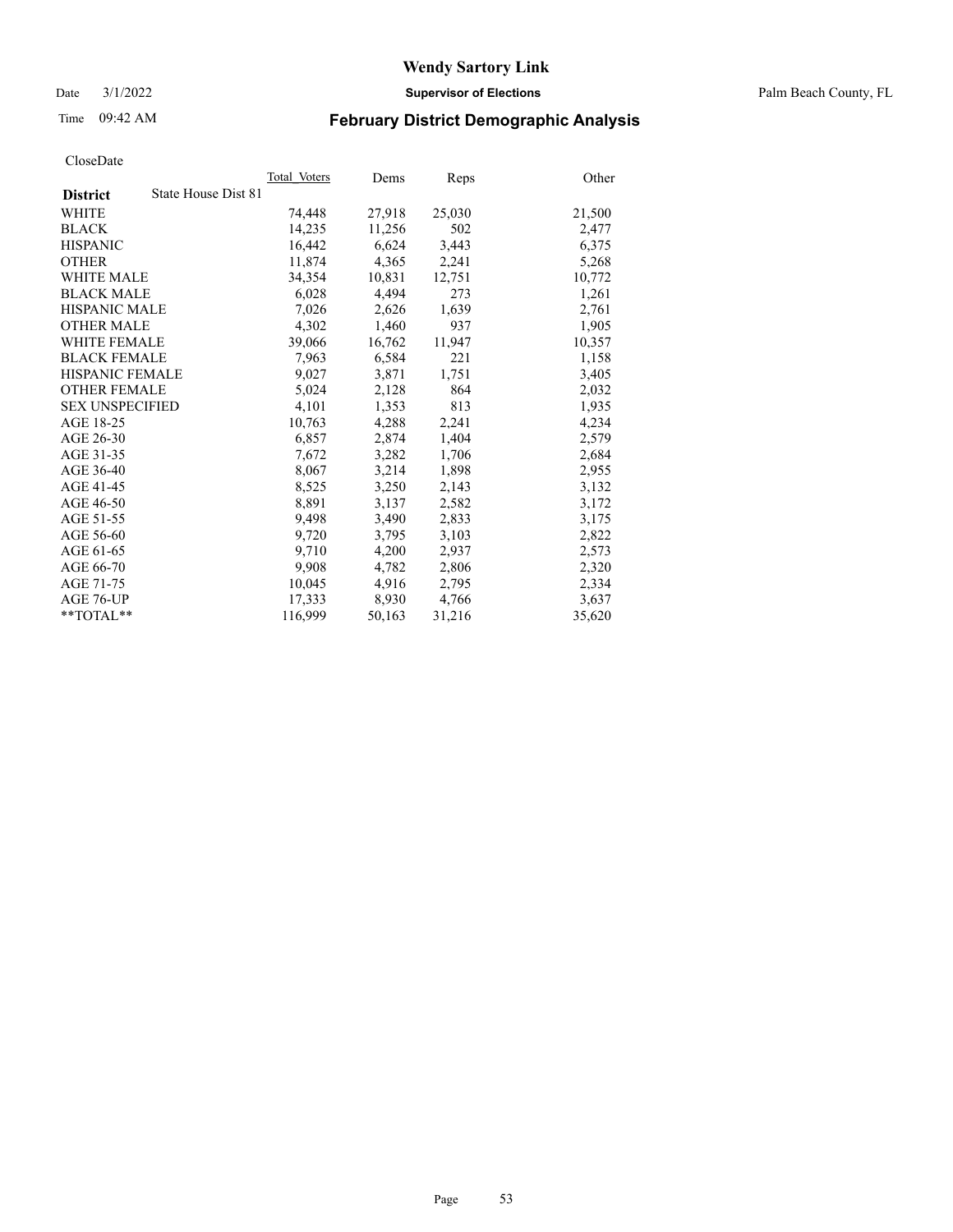# Wendy Sartory Link

Date 3/1/2022 **Supervisor of Elections** Palm Beach County, FL

Time 09:42 AM **February District Demographic Analysis**

CloseDate

| **District** State House Dist 81 | Total_Voters | Dems | Reps | Other |
|---|---|---|---|---|
| WHITE | 74,448 | 27,918 | 25,030 | 21,500 |
| BLACK | 14,235 | 11,256 | 502 | 2,477 |
| HISPANIC | 16,442 | 6,624 | 3,443 | 6,375 |
| OTHER | 11,874 | 4,365 | 2,241 | 5,268 |
| WHITE MALE | 34,354 | 10,831 | 12,751 | 10,772 |
| BLACK MALE | 6,028 | 4,494 | 273 | 1,261 |
| HISPANIC MALE | 7,026 | 2,626 | 1,639 | 2,761 |
| OTHER MALE | 4,302 | 1,460 | 937 | 1,905 |
| WHITE FEMALE | 39,066 | 16,762 | 11,947 | 10,357 |
| BLACK FEMALE | 7,963 | 6,584 | 221 | 1,158 |
| HISPANIC FEMALE | 9,027 | 3,871 | 1,751 | 3,405 |
| OTHER FEMALE | 5,024 | 2,128 | 864 | 2,032 |
| SEX UNSPECIFIED | 4,101 | 1,353 | 813 | 1,935 |
| AGE 18-25 | 10,763 | 4,288 | 2,241 | 4,234 |
| AGE 26-30 | 6,857 | 2,874 | 1,404 | 2,579 |
| AGE 31-35 | 7,672 | 3,282 | 1,706 | 2,684 |
| AGE 36-40 | 8,067 | 3,214 | 1,898 | 2,955 |
| AGE 41-45 | 8,525 | 3,250 | 2,143 | 3,132 |
| AGE 46-50 | 8,891 | 3,137 | 2,582 | 3,172 |
| AGE 51-55 | 9,498 | 3,490 | 2,833 | 3,175 |
| AGE 56-60 | 9,720 | 3,795 | 3,103 | 2,822 |
| AGE 61-65 | 9,710 | 4,200 | 2,937 | 2,573 |
| AGE 66-70 | 9,908 | 4,782 | 2,806 | 2,320 |
| AGE 71-75 | 10,045 | 4,916 | 2,795 | 2,334 |
| AGE 76-UP | 17,333 | 8,930 | 4,766 | 3,637 |
| **TOTAL** | 116,999 | 50,163 | 31,216 | 35,620 |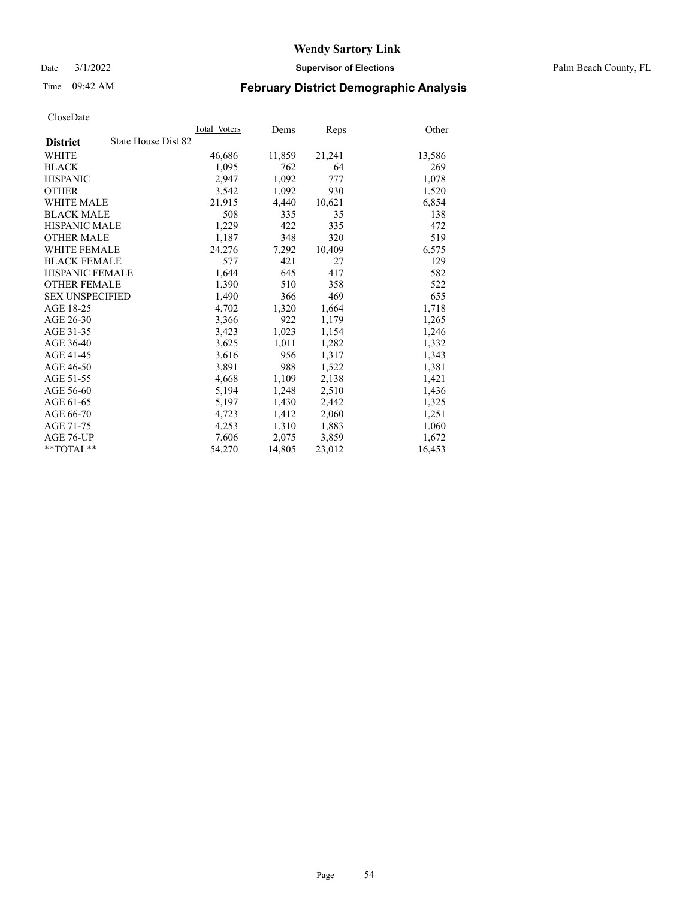# Wendy Sartory Link

Date 3/1/2022 **Supervisor of Elections** Palm Beach County, FL

Time 09:42 AM **February District Demographic Analysis**

CloseDate

| **District** State House Dist 82 | Total_Voters | Dems | Reps | Other |
|---|---|---|---|---|
| WHITE | 46,686 | 11,859 | 21,241 | 13,586 |
| BLACK | 1,095 | 762 | 64 | 269 |
| HISPANIC | 2,947 | 1,092 | 777 | 1,078 |
| OTHER | 3,542 | 1,092 | 930 | 1,520 |
| WHITE MALE | 21,915 | 4,440 | 10,621 | 6,854 |
| BLACK MALE | 508 | 335 | 35 | 138 |
| HISPANIC MALE | 1,229 | 422 | 335 | 472 |
| OTHER MALE | 1,187 | 348 | 320 | 519 |
| WHITE FEMALE | 24,276 | 7,292 | 10,409 | 6,575 |
| BLACK FEMALE | 577 | 421 | 27 | 129 |
| HISPANIC FEMALE | 1,644 | 645 | 417 | 582 |
| OTHER FEMALE | 1,390 | 510 | 358 | 522 |
| SEX UNSPECIFIED | 1,490 | 366 | 469 | 655 |
| AGE 18-25 | 4,702 | 1,320 | 1,664 | 1,718 |
| AGE 26-30 | 3,366 | 922 | 1,179 | 1,265 |
| AGE 31-35 | 3,423 | 1,023 | 1,154 | 1,246 |
| AGE 36-40 | 3,625 | 1,011 | 1,282 | 1,332 |
| AGE 41-45 | 3,616 | 956 | 1,317 | 1,343 |
| AGE 46-50 | 3,891 | 988 | 1,522 | 1,381 |
| AGE 51-55 | 4,668 | 1,109 | 2,138 | 1,421 |
| AGE 56-60 | 5,194 | 1,248 | 2,510 | 1,436 |
| AGE 61-65 | 5,197 | 1,430 | 2,442 | 1,325 |
| AGE 66-70 | 4,723 | 1,412 | 2,060 | 1,251 |
| AGE 71-75 | 4,253 | 1,310 | 1,883 | 1,060 |
| AGE 76-UP | 7,606 | 2,075 | 3,859 | 1,672 |
| **TOTAL** | 54,270 | 14,805 | 23,012 | 16,453 |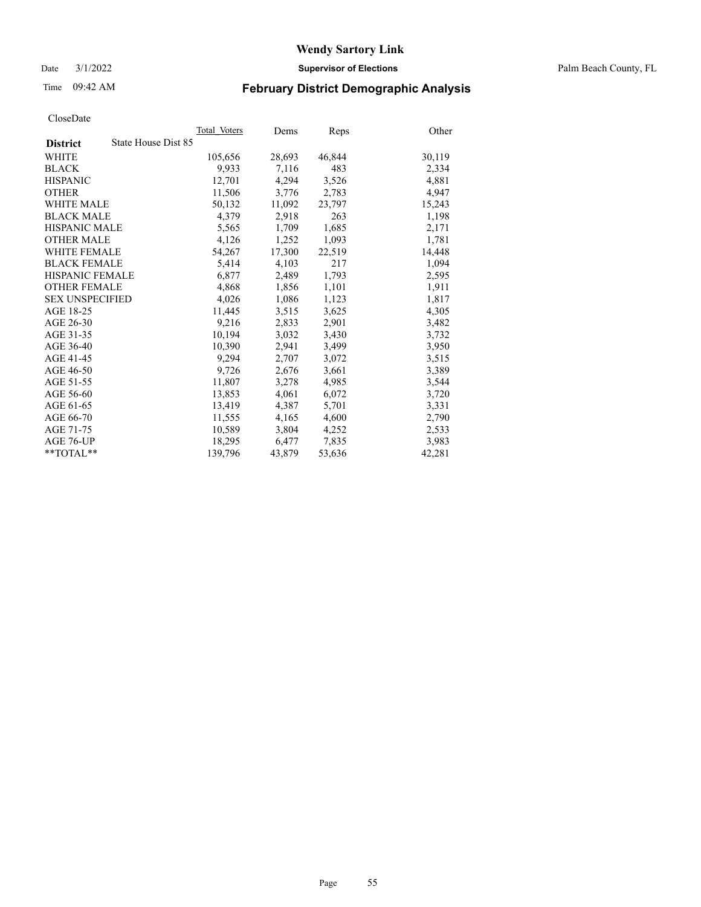# Wendy Sartory Link

Date 3/1/2022 **Supervisor of Elections** Palm Beach County, FL

Time 09:42 AM **February District Demographic Analysis**

CloseDate

| **District** State House Dist 85 | Total Voters | Dems | Reps | Other |
|---|---|---|---|---|
| WHITE | 105,656 | 28,693 | 46,844 | 30,119 |
| BLACK | 9,933 | 7,116 | 483 | 2,334 |
| HISPANIC | 12,701 | 4,294 | 3,526 | 4,881 |
| OTHER | 11,506 | 3,776 | 2,783 | 4,947 |
| WHITE MALE | 50,132 | 11,092 | 23,797 | 15,243 |
| BLACK MALE | 4,379 | 2,918 | 263 | 1,198 |
| HISPANIC MALE | 5,565 | 1,709 | 1,685 | 2,171 |
| OTHER MALE | 4,126 | 1,252 | 1,093 | 1,781 |
| WHITE FEMALE | 54,267 | 17,300 | 22,519 | 14,448 |
| BLACK FEMALE | 5,414 | 4,103 | 217 | 1,094 |
| HISPANIC FEMALE | 6,877 | 2,489 | 1,793 | 2,595 |
| OTHER FEMALE | 4,868 | 1,856 | 1,101 | 1,911 |
| SEX UNSPECIFIED | 4,026 | 1,086 | 1,123 | 1,817 |
| AGE 18-25 | 11,445 | 3,515 | 3,625 | 4,305 |
| AGE 26-30 | 9,216 | 2,833 | 2,901 | 3,482 |
| AGE 31-35 | 10,194 | 3,032 | 3,430 | 3,732 |
| AGE 36-40 | 10,390 | 2,941 | 3,499 | 3,950 |
| AGE 41-45 | 9,294 | 2,707 | 3,072 | 3,515 |
| AGE 46-50 | 9,726 | 2,676 | 3,661 | 3,389 |
| AGE 51-55 | 11,807 | 3,278 | 4,985 | 3,544 |
| AGE 56-60 | 13,853 | 4,061 | 6,072 | 3,720 |
| AGE 61-65 | 13,419 | 4,387 | 5,701 | 3,331 |
| AGE 66-70 | 11,555 | 4,165 | 4,600 | 2,790 |
| AGE 71-75 | 10,589 | 3,804 | 4,252 | 2,533 |
| AGE 76-UP | 18,295 | 6,477 | 7,835 | 3,983 |
| **TOTAL** | 139,796 | 43,879 | 53,636 | 42,281 |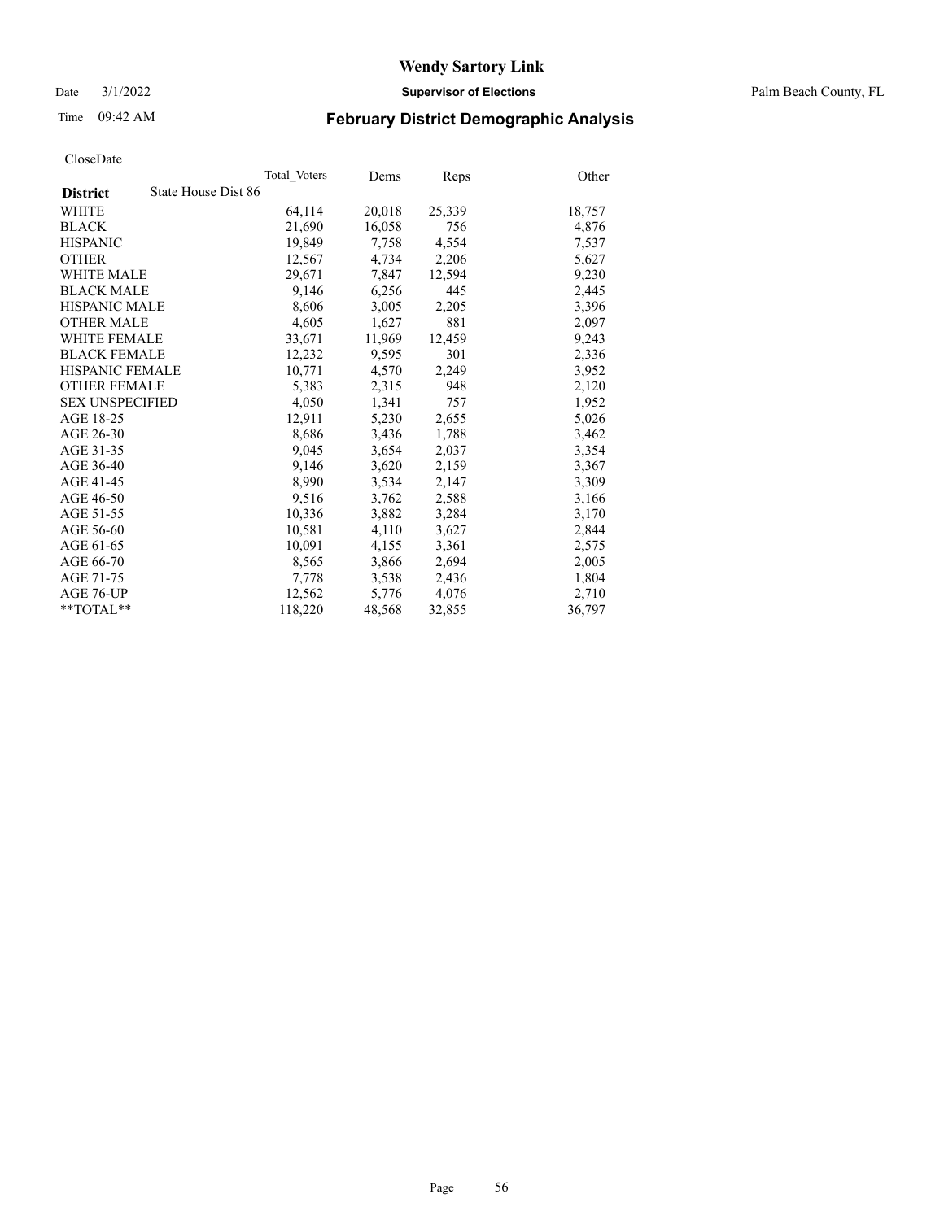CloseDate

| District | State House Dist 86 | Total_Voters | Dems | Reps | Other |
|---|---|---|---|---|---|
| WHITE | | 64,114 | 20,018 | 25,339 | 18,757 |
| BLACK | | 21,690 | 16,058 | 756 | 4,876 |
| HISPANIC | | 19,849 | 7,758 | 4,554 | 7,537 |
| OTHER | | 12,567 | 4,734 | 2,206 | 5,627 |
| WHITE MALE | | 29,671 | 7,847 | 12,594 | 9,230 |
| BLACK MALE | | 9,146 | 6,256 | 445 | 2,445 |
| HISPANIC MALE | | 8,606 | 3,005 | 2,205 | 3,396 |
| OTHER MALE | | 4,605 | 1,627 | 881 | 2,097 |
| WHITE FEMALE | | 33,671 | 11,969 | 12,459 | 9,243 |
| BLACK FEMALE | | 12,232 | 9,595 | 301 | 2,336 |
| HISPANIC FEMALE | | 10,771 | 4,570 | 2,249 | 3,952 |
| OTHER FEMALE | | 5,383 | 2,315 | 948 | 2,120 |
| SEX UNSPECIFIED | | 4,050 | 1,341 | 757 | 1,952 |
| AGE 18-25 | | 12,911 | 5,230 | 2,655 | 5,026 |
| AGE 26-30 | | 8,686 | 3,436 | 1,788 | 3,462 |
| AGE 31-35 | | 9,045 | 3,654 | 2,037 | 3,354 |
| AGE 36-40 | | 9,146 | 3,620 | 2,159 | 3,367 |
| AGE 41-45 | | 8,990 | 3,534 | 2,147 | 3,309 |
| AGE 46-50 | | 9,516 | 3,762 | 2,588 | 3,166 |
| AGE 51-55 | | 10,336 | 3,882 | 3,284 | 3,170 |
| AGE 56-60 | | 10,581 | 4,110 | 3,627 | 2,844 |
| AGE 61-65 | | 10,091 | 4,155 | 3,361 | 2,575 |
| AGE 66-70 | | 8,565 | 3,866 | 2,694 | 2,005 |
| AGE 71-75 | | 7,778 | 3,538 | 2,436 | 1,804 |
| AGE 76-UP | | 12,562 | 5,776 | 4,076 | 2,710 |
| **TOTAL** | | 118,220 | 48,568 | 32,855 | 36,797 |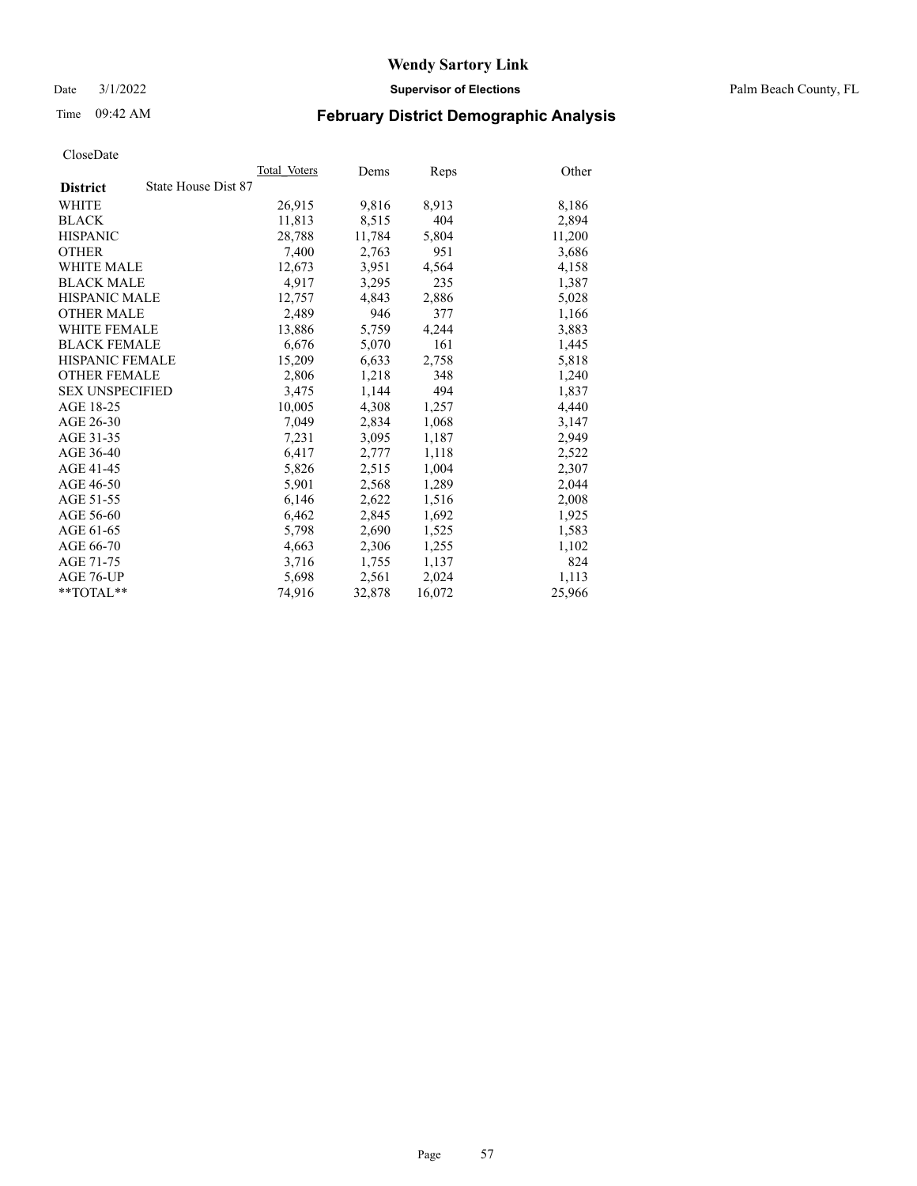# Wendy Sartory Link

Date 3/1/2022 **Supervisor of Elections** Palm Beach County, FL

Time 09:42 AM **February District Demographic Analysis**

CloseDate

| **District** State House Dist 87 | Total Voters | Dems | Reps | Other |
|---|---|---|---|---|
| WHITE | 26,915 | 9,816 | 8,913 | 8,186 |
| BLACK | 11,813 | 8,515 | 404 | 2,894 |
| HISPANIC | 28,788 | 11,784 | 5,804 | 11,200 |
| OTHER | 7,400 | 2,763 | 951 | 3,686 |
| WHITE MALE | 12,673 | 3,951 | 4,564 | 4,158 |
| BLACK MALE | 4,917 | 3,295 | 235 | 1,387 |
| HISPANIC MALE | 12,757 | 4,843 | 2,886 | 5,028 |
| OTHER MALE | 2,489 | 946 | 377 | 1,166 |
| WHITE FEMALE | 13,886 | 5,759 | 4,244 | 3,883 |
| BLACK FEMALE | 6,676 | 5,070 | 161 | 1,445 |
| HISPANIC FEMALE | 15,209 | 6,633 | 2,758 | 5,818 |
| OTHER FEMALE | 2,806 | 1,218 | 348 | 1,240 |
| SEX UNSPECIFIED | 3,475 | 1,144 | 494 | 1,837 |
| AGE 18-25 | 10,005 | 4,308 | 1,257 | 4,440 |
| AGE 26-30 | 7,049 | 2,834 | 1,068 | 3,147 |
| AGE 31-35 | 7,231 | 3,095 | 1,187 | 2,949 |
| AGE 36-40 | 6,417 | 2,777 | 1,118 | 2,522 |
| AGE 41-45 | 5,826 | 2,515 | 1,004 | 2,307 |
| AGE 46-50 | 5,901 | 2,568 | 1,289 | 2,044 |
| AGE 51-55 | 6,146 | 2,622 | 1,516 | 2,008 |
| AGE 56-60 | 6,462 | 2,845 | 1,692 | 1,925 |
| AGE 61-65 | 5,798 | 2,690 | 1,525 | 1,583 |
| AGE 66-70 | 4,663 | 2,306 | 1,255 | 1,102 |
| AGE 71-75 | 3,716 | 1,755 | 1,137 | 824 |
| AGE 76-UP | 5,698 | 2,561 | 2,024 | 1,113 |
| **TOTAL** | 74,916 | 32,878 | 16,072 | 25,966 |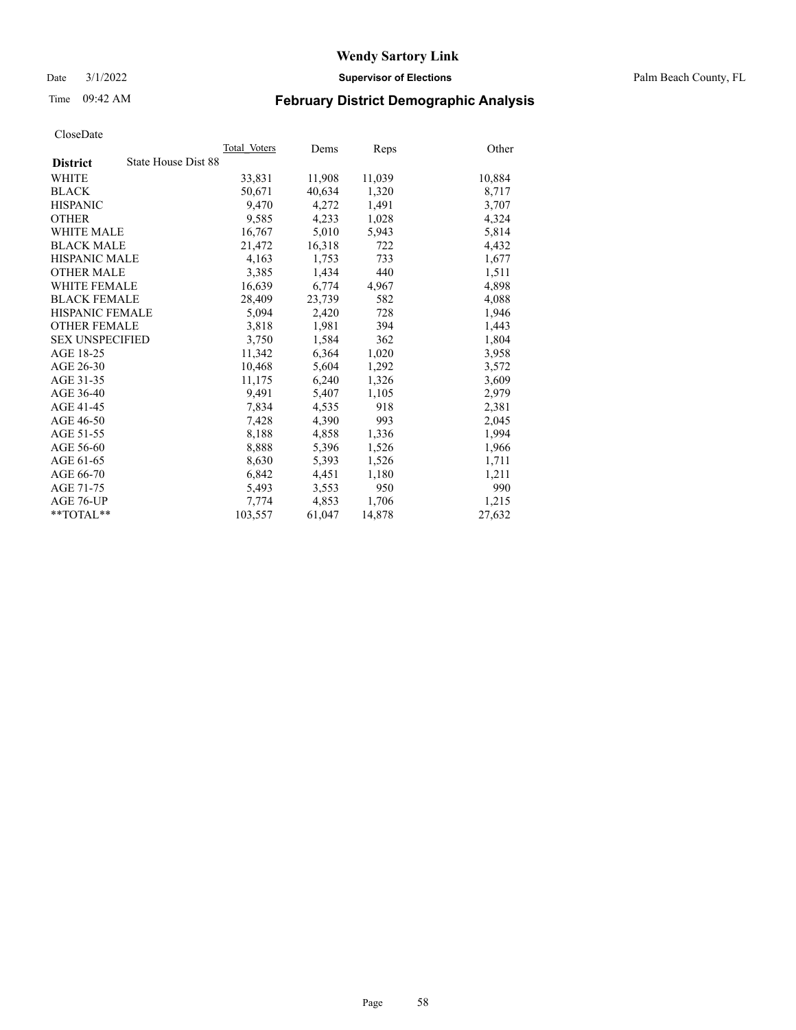# Wendy Sartory Link

Date 3/1/2022

**Supervisor of Elections**

Palm Beach County, FL

Time 09:42 AM

## February District Demographic Analysis

CloseDate

| **District** State House Dist 88 | Total Voters | Dems | Reps | Other |
|---|---|---|---|---|
| WHITE | 33,831 | 11,908 | 11,039 | 10,884 |
| BLACK | 50,671 | 40,634 | 1,320 | 8,717 |
| HISPANIC | 9,470 | 4,272 | 1,491 | 3,707 |
| OTHER | 9,585 | 4,233 | 1,028 | 4,324 |
| WHITE MALE | 16,767 | 5,010 | 5,943 | 5,814 |
| BLACK MALE | 21,472 | 16,318 | 722 | 4,432 |
| HISPANIC MALE | 4,163 | 1,753 | 733 | 1,677 |
| OTHER MALE | 3,385 | 1,434 | 440 | 1,511 |
| WHITE FEMALE | 16,639 | 6,774 | 4,967 | 4,898 |
| BLACK FEMALE | 28,409 | 23,739 | 582 | 4,088 |
| HISPANIC FEMALE | 5,094 | 2,420 | 728 | 1,946 |
| OTHER FEMALE | 3,818 | 1,981 | 394 | 1,443 |
| SEX UNSPECIFIED | 3,750 | 1,584 | 362 | 1,804 |
| AGE 18-25 | 11,342 | 6,364 | 1,020 | 3,958 |
| AGE 26-30 | 10,468 | 5,604 | 1,292 | 3,572 |
| AGE 31-35 | 11,175 | 6,240 | 1,326 | 3,609 |
| AGE 36-40 | 9,491 | 5,407 | 1,105 | 2,979 |
| AGE 41-45 | 7,834 | 4,535 | 918 | 2,381 |
| AGE 46-50 | 7,428 | 4,390 | 993 | 2,045 |
| AGE 51-55 | 8,188 | 4,858 | 1,336 | 1,994 |
| AGE 56-60 | 8,888 | 5,396 | 1,526 | 1,966 |
| AGE 61-65 | 8,630 | 5,393 | 1,526 | 1,711 |
| AGE 66-70 | 6,842 | 4,451 | 1,180 | 1,211 |
| AGE 71-75 | 5,493 | 3,553 | 950 | 990 |
| AGE 76-UP | 7,774 | 4,853 | 1,706 | 1,215 |
| **TOTAL** | 103,557 | 61,047 | 14,878 | 27,632 |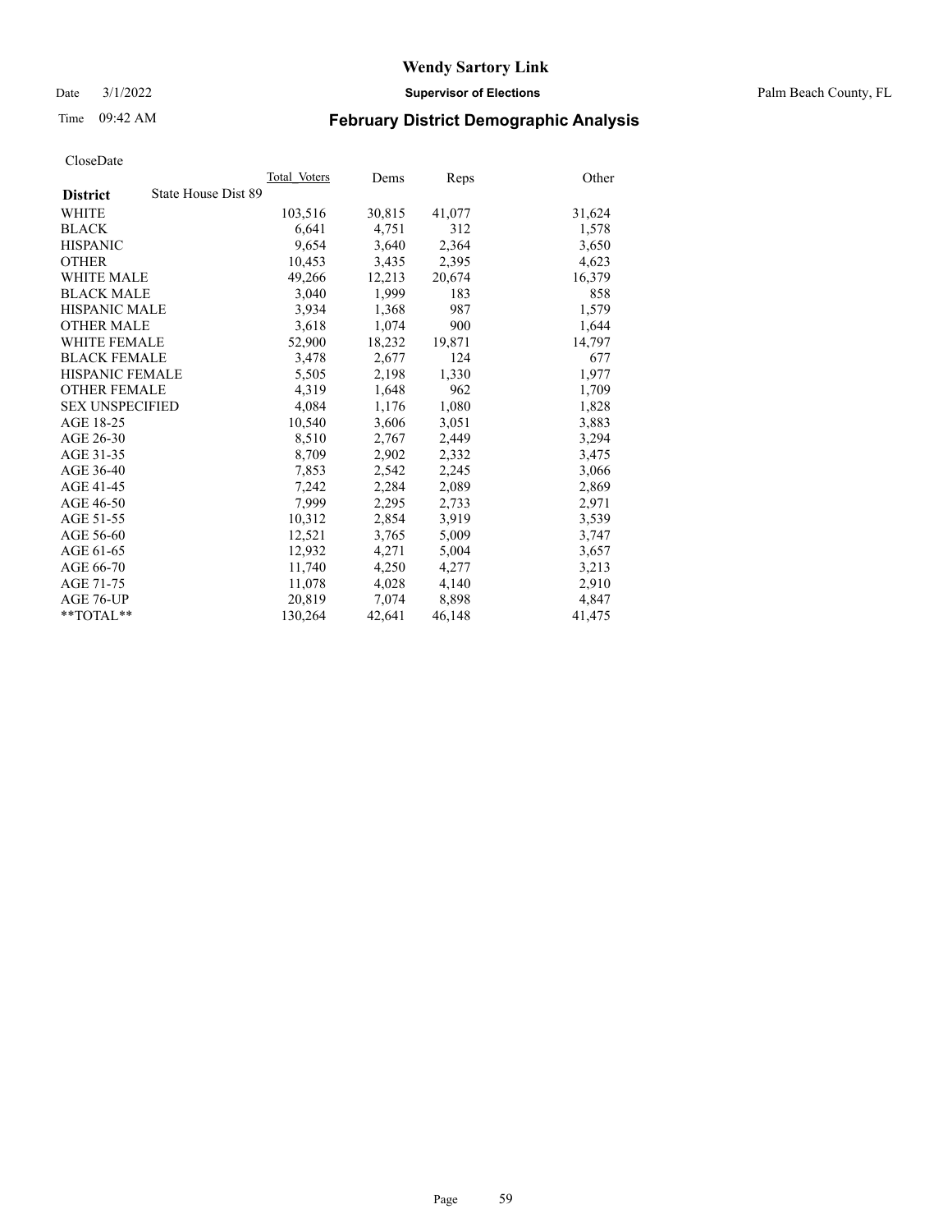# Wendy Sartory Link

Date 3/1/2022 **Supervisor of Elections** Palm Beach County, FL

Time 09:42 AM **February District Demographic Analysis**

CloseDate

| **District** State House Dist 89 | Total Voters | Dems | Reps | Other |
|---|---|---|---|---|
| WHITE | 103,516 | 30,815 | 41,077 | 31,624 |
| BLACK | 6,641 | 4,751 | 312 | 1,578 |
| HISPANIC | 9,654 | 3,640 | 2,364 | 3,650 |
| OTHER | 10,453 | 3,435 | 2,395 | 4,623 |
| WHITE MALE | 49,266 | 12,213 | 20,674 | 16,379 |
| BLACK MALE | 3,040 | 1,999 | 183 | 858 |
| HISPANIC MALE | 3,934 | 1,368 | 987 | 1,579 |
| OTHER MALE | 3,618 | 1,074 | 900 | 1,644 |
| WHITE FEMALE | 52,900 | 18,232 | 19,871 | 14,797 |
| BLACK FEMALE | 3,478 | 2,677 | 124 | 677 |
| HISPANIC FEMALE | 5,505 | 2,198 | 1,330 | 1,977 |
| OTHER FEMALE | 4,319 | 1,648 | 962 | 1,709 |
| SEX UNSPECIFIED | 4,084 | 1,176 | 1,080 | 1,828 |
| AGE 18-25 | 10,540 | 3,606 | 3,051 | 3,883 |
| AGE 26-30 | 8,510 | 2,767 | 2,449 | 3,294 |
| AGE 31-35 | 8,709 | 2,902 | 2,332 | 3,475 |
| AGE 36-40 | 7,853 | 2,542 | 2,245 | 3,066 |
| AGE 41-45 | 7,242 | 2,284 | 2,089 | 2,869 |
| AGE 46-50 | 7,999 | 2,295 | 2,733 | 2,971 |
| AGE 51-55 | 10,312 | 2,854 | 3,919 | 3,539 |
| AGE 56-60 | 12,521 | 3,765 | 5,009 | 3,747 |
| AGE 61-65 | 12,932 | 4,271 | 5,004 | 3,657 |
| AGE 66-70 | 11,740 | 4,250 | 4,277 | 3,213 |
| AGE 71-75 | 11,078 | 4,028 | 4,140 | 2,910 |
| AGE 76-UP | 20,819 | 7,074 | 8,898 | 4,847 |
| **TOTAL** | 130,264 | 42,641 | 46,148 | 41,475 |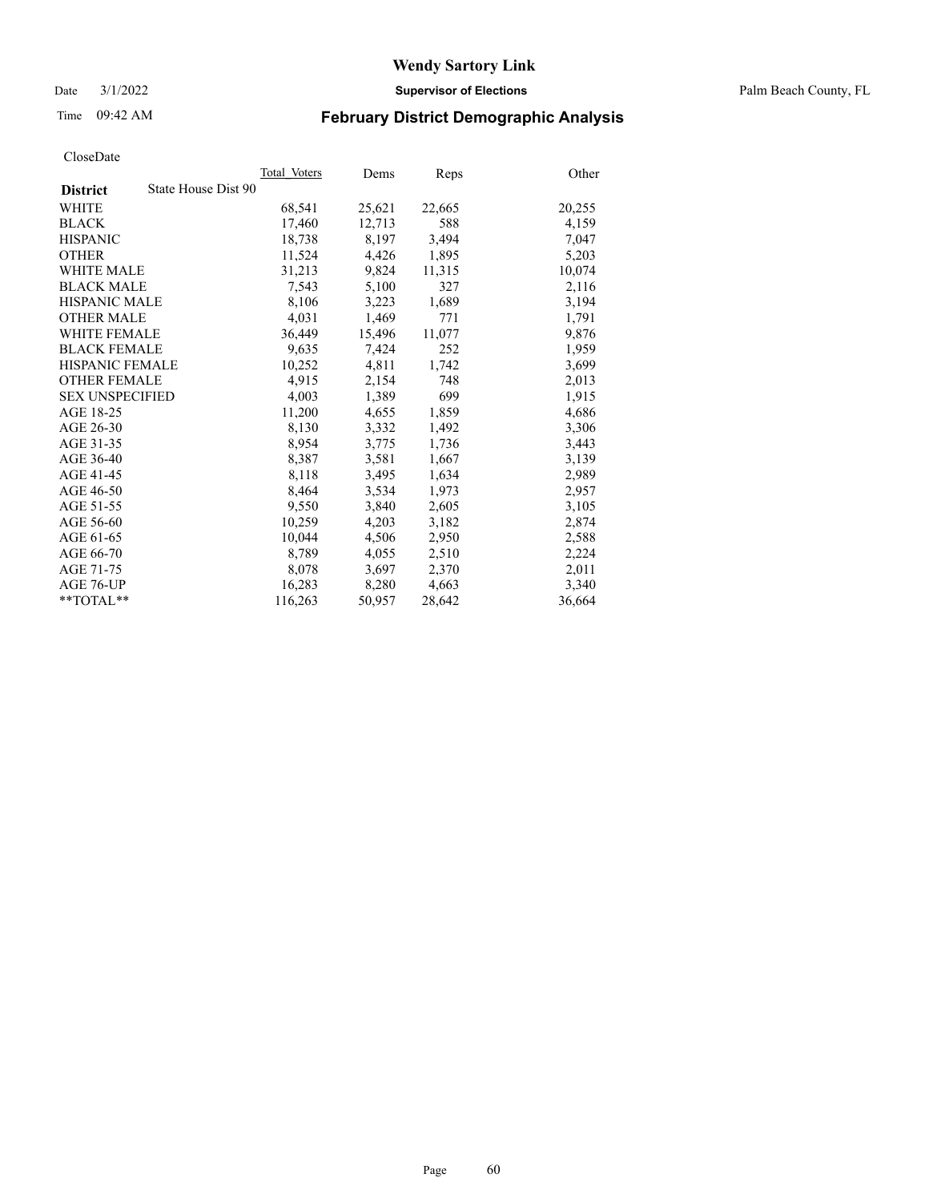# Wendy Sartory Link

Date 3/1/2022 **Supervisor of Elections** Palm Beach County, FL

Time 09:42 AM **February District Demographic Analysis**

CloseDate

| **District** State House Dist 90 | Total_Voters | Dems | Reps | Other |
|---|---|---|---|---|
| WHITE | 68,541 | 25,621 | 22,665 | 20,255 |
| BLACK | 17,460 | 12,713 | 588 | 4,159 |
| HISPANIC | 18,738 | 8,197 | 3,494 | 7,047 |
| OTHER | 11,524 | 4,426 | 1,895 | 5,203 |
| WHITE MALE | 31,213 | 9,824 | 11,315 | 10,074 |
| BLACK MALE | 7,543 | 5,100 | 327 | 2,116 |
| HISPANIC MALE | 8,106 | 3,223 | 1,689 | 3,194 |
| OTHER MALE | 4,031 | 1,469 | 771 | 1,791 |
| WHITE FEMALE | 36,449 | 15,496 | 11,077 | 9,876 |
| BLACK FEMALE | 9,635 | 7,424 | 252 | 1,959 |
| HISPANIC FEMALE | 10,252 | 4,811 | 1,742 | 3,699 |
| OTHER FEMALE | 4,915 | 2,154 | 748 | 2,013 |
| SEX UNSPECIFIED | 4,003 | 1,389 | 699 | 1,915 |
| AGE 18-25 | 11,200 | 4,655 | 1,859 | 4,686 |
| AGE 26-30 | 8,130 | 3,332 | 1,492 | 3,306 |
| AGE 31-35 | 8,954 | 3,775 | 1,736 | 3,443 |
| AGE 36-40 | 8,387 | 3,581 | 1,667 | 3,139 |
| AGE 41-45 | 8,118 | 3,495 | 1,634 | 2,989 |
| AGE 46-50 | 8,464 | 3,534 | 1,973 | 2,957 |
| AGE 51-55 | 9,550 | 3,840 | 2,605 | 3,105 |
| AGE 56-60 | 10,259 | 4,203 | 3,182 | 2,874 |
| AGE 61-65 | 10,044 | 4,506 | 2,950 | 2,588 |
| AGE 66-70 | 8,789 | 4,055 | 2,510 | 2,224 |
| AGE 71-75 | 8,078 | 3,697 | 2,370 | 2,011 |
| AGE 76-UP | 16,283 | 8,280 | 4,663 | 3,340 |
| **TOTAL** | 116,263 | 50,957 | 28,642 | 36,664 |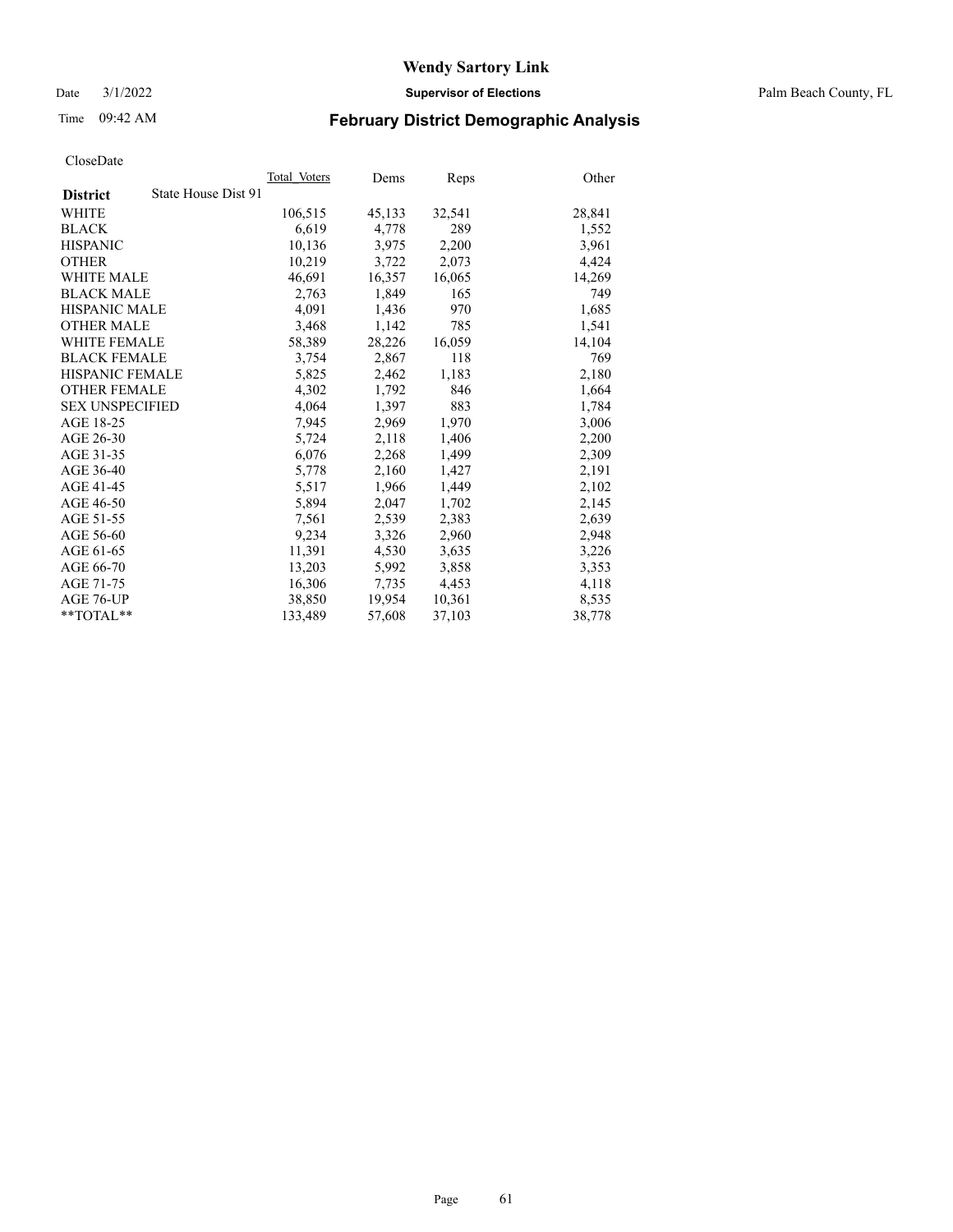# Wendy Sartory Link

Date 3/1/2022 **Supervisor of Elections** Palm Beach County, FL

Time 09:42 AM **February District Demographic Analysis**

CloseDate

| **District** State House Dist 91 | Total Voters | Dems | Reps | Other |
|---|---|---|---|---|
| WHITE | 106,515 | 45,133 | 32,541 | 28,841 |
| BLACK | 6,619 | 4,778 | 289 | 1,552 |
| HISPANIC | 10,136 | 3,975 | 2,200 | 3,961 |
| OTHER | 10,219 | 3,722 | 2,073 | 4,424 |
| WHITE MALE | 46,691 | 16,357 | 16,065 | 14,269 |
| BLACK MALE | 2,763 | 1,849 | 165 | 749 |
| HISPANIC MALE | 4,091 | 1,436 | 970 | 1,685 |
| OTHER MALE | 3,468 | 1,142 | 785 | 1,541 |
| WHITE FEMALE | 58,389 | 28,226 | 16,059 | 14,104 |
| BLACK FEMALE | 3,754 | 2,867 | 118 | 769 |
| HISPANIC FEMALE | 5,825 | 2,462 | 1,183 | 2,180 |
| OTHER FEMALE | 4,302 | 1,792 | 846 | 1,664 |
| SEX UNSPECIFIED | 4,064 | 1,397 | 883 | 1,784 |
| AGE 18-25 | 7,945 | 2,969 | 1,970 | 3,006 |
| AGE 26-30 | 5,724 | 2,118 | 1,406 | 2,200 |
| AGE 31-35 | 6,076 | 2,268 | 1,499 | 2,309 |
| AGE 36-40 | 5,778 | 2,160 | 1,427 | 2,191 |
| AGE 41-45 | 5,517 | 1,966 | 1,449 | 2,102 |
| AGE 46-50 | 5,894 | 2,047 | 1,702 | 2,145 |
| AGE 51-55 | 7,561 | 2,539 | 2,383 | 2,639 |
| AGE 56-60 | 9,234 | 3,326 | 2,960 | 2,948 |
| AGE 61-65 | 11,391 | 4,530 | 3,635 | 3,226 |
| AGE 66-70 | 13,203 | 5,992 | 3,858 | 3,353 |
| AGE 71-75 | 16,306 | 7,735 | 4,453 | 4,118 |
| AGE 76-UP | 38,850 | 19,954 | 10,361 | 8,535 |
| **TOTAL** | 133,489 | 57,608 | 37,103 | 38,778 |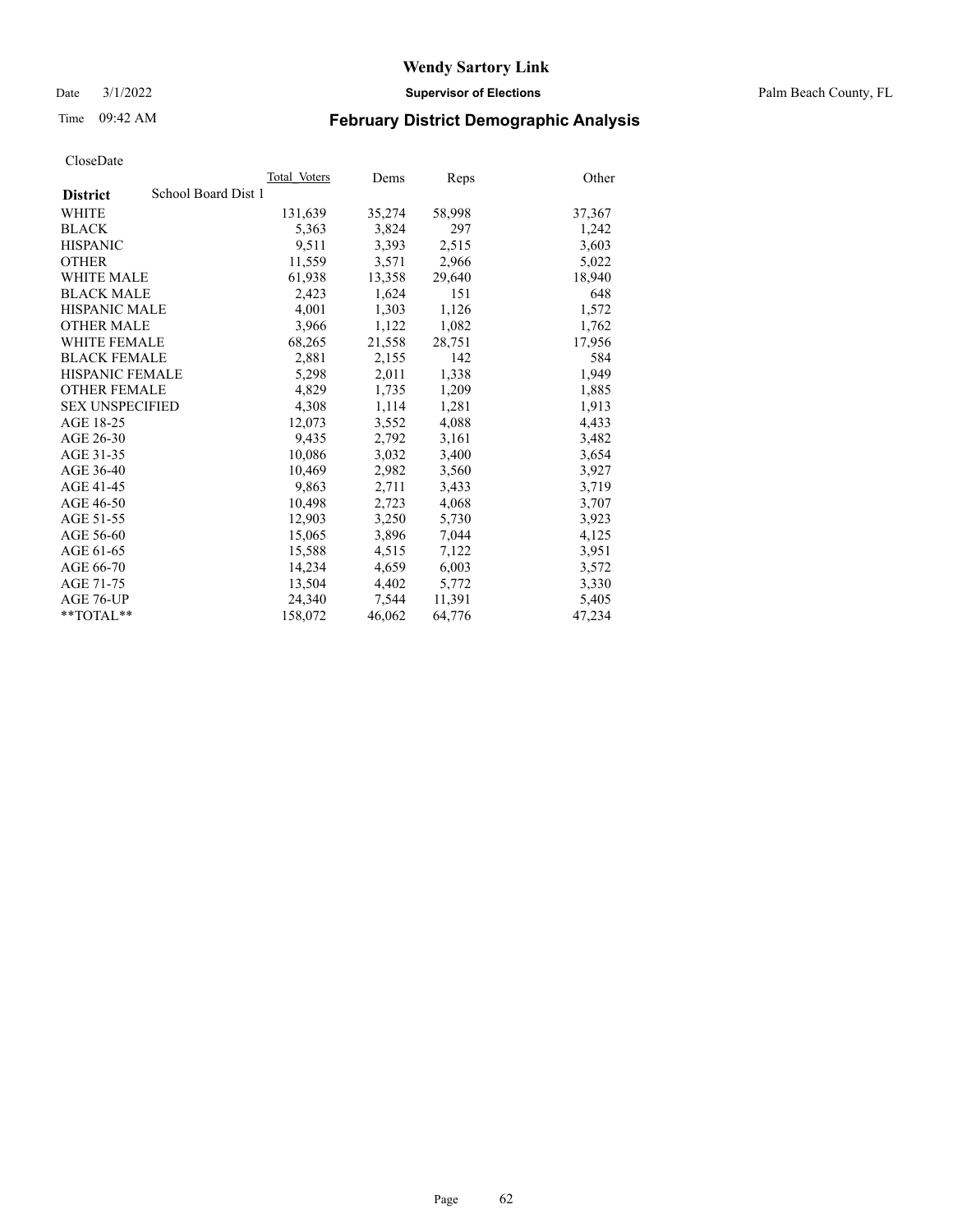# February District Demographic Analysis

Date 3/1/2022 — Supervisor of Elections — Palm Beach County, FL

Time 09:42 AM

Wendy Sartory Link

CloseDate

| District | School Board Dist 1 | Total_Voters | Dems | Reps | Other |
|---|---|---|---|---|---|
| WHITE | | 131,639 | 35,274 | 58,998 | 37,367 |
| BLACK | | 5,363 | 3,824 | 297 | 1,242 |
| HISPANIC | | 9,511 | 3,393 | 2,515 | 3,603 |
| OTHER | | 11,559 | 3,571 | 2,966 | 5,022 |
| WHITE MALE | | 61,938 | 13,358 | 29,640 | 18,940 |
| BLACK MALE | | 2,423 | 1,624 | 151 | 648 |
| HISPANIC MALE | | 4,001 | 1,303 | 1,126 | 1,572 |
| OTHER MALE | | 3,966 | 1,122 | 1,082 | 1,762 |
| WHITE FEMALE | | 68,265 | 21,558 | 28,751 | 17,956 |
| BLACK FEMALE | | 2,881 | 2,155 | 142 | 584 |
| HISPANIC FEMALE | | 5,298 | 2,011 | 1,338 | 1,949 |
| OTHER FEMALE | | 4,829 | 1,735 | 1,209 | 1,885 |
| SEX UNSPECIFIED | | 4,308 | 1,114 | 1,281 | 1,913 |
| AGE 18-25 | | 12,073 | 3,552 | 4,088 | 4,433 |
| AGE 26-30 | | 9,435 | 2,792 | 3,161 | 3,482 |
| AGE 31-35 | | 10,086 | 3,032 | 3,400 | 3,654 |
| AGE 36-40 | | 10,469 | 2,982 | 3,560 | 3,927 |
| AGE 41-45 | | 9,863 | 2,711 | 3,433 | 3,719 |
| AGE 46-50 | | 10,498 | 2,723 | 4,068 | 3,707 |
| AGE 51-55 | | 12,903 | 3,250 | 5,730 | 3,923 |
| AGE 56-60 | | 15,065 | 3,896 | 7,044 | 4,125 |
| AGE 61-65 | | 15,588 | 4,515 | 7,122 | 3,951 |
| AGE 66-70 | | 14,234 | 4,659 | 6,003 | 3,572 |
| AGE 71-75 | | 13,504 | 4,402 | 5,772 | 3,330 |
| AGE 76-UP | | 24,340 | 7,544 | 11,391 | 5,405 |
| **TOTAL** | | 158,072 | 46,062 | 64,776 | 47,234 |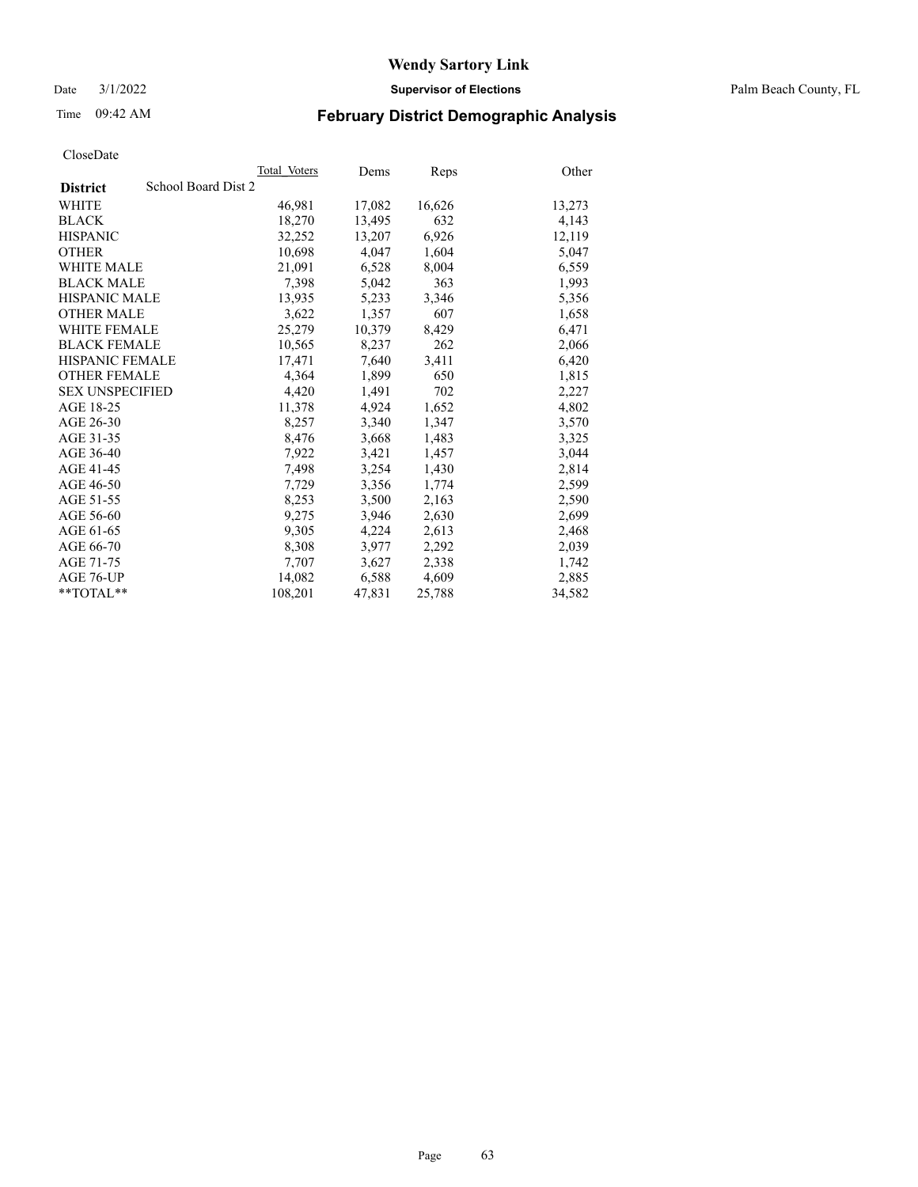# Wendy Sartory Link

Date 3/1/2022 **Supervisor of Elections** Palm Beach County, FL

Time 09:42 AM **February District Demographic Analysis**

CloseDate

| **District** School Board Dist 2 | Total Voters | Dems | Reps | Other |
|---|---|---|---|---|
| WHITE | 46,981 | 17,082 | 16,626 | 13,273 |
| BLACK | 18,270 | 13,495 | 632 | 4,143 |
| HISPANIC | 32,252 | 13,207 | 6,926 | 12,119 |
| OTHER | 10,698 | 4,047 | 1,604 | 5,047 |
| WHITE MALE | 21,091 | 6,528 | 8,004 | 6,559 |
| BLACK MALE | 7,398 | 5,042 | 363 | 1,993 |
| HISPANIC MALE | 13,935 | 5,233 | 3,346 | 5,356 |
| OTHER MALE | 3,622 | 1,357 | 607 | 1,658 |
| WHITE FEMALE | 25,279 | 10,379 | 8,429 | 6,471 |
| BLACK FEMALE | 10,565 | 8,237 | 262 | 2,066 |
| HISPANIC FEMALE | 17,471 | 7,640 | 3,411 | 6,420 |
| OTHER FEMALE | 4,364 | 1,899 | 650 | 1,815 |
| SEX UNSPECIFIED | 4,420 | 1,491 | 702 | 2,227 |
| AGE 18-25 | 11,378 | 4,924 | 1,652 | 4,802 |
| AGE 26-30 | 8,257 | 3,340 | 1,347 | 3,570 |
| AGE 31-35 | 8,476 | 3,668 | 1,483 | 3,325 |
| AGE 36-40 | 7,922 | 3,421 | 1,457 | 3,044 |
| AGE 41-45 | 7,498 | 3,254 | 1,430 | 2,814 |
| AGE 46-50 | 7,729 | 3,356 | 1,774 | 2,599 |
| AGE 51-55 | 8,253 | 3,500 | 2,163 | 2,590 |
| AGE 56-60 | 9,275 | 3,946 | 2,630 | 2,699 |
| AGE 61-65 | 9,305 | 4,224 | 2,613 | 2,468 |
| AGE 66-70 | 8,308 | 3,977 | 2,292 | 2,039 |
| AGE 71-75 | 7,707 | 3,627 | 2,338 | 1,742 |
| AGE 76-UP | 14,082 | 6,588 | 4,609 | 2,885 |
| **TOTAL** | 108,201 | 47,831 | 25,788 | 34,582 |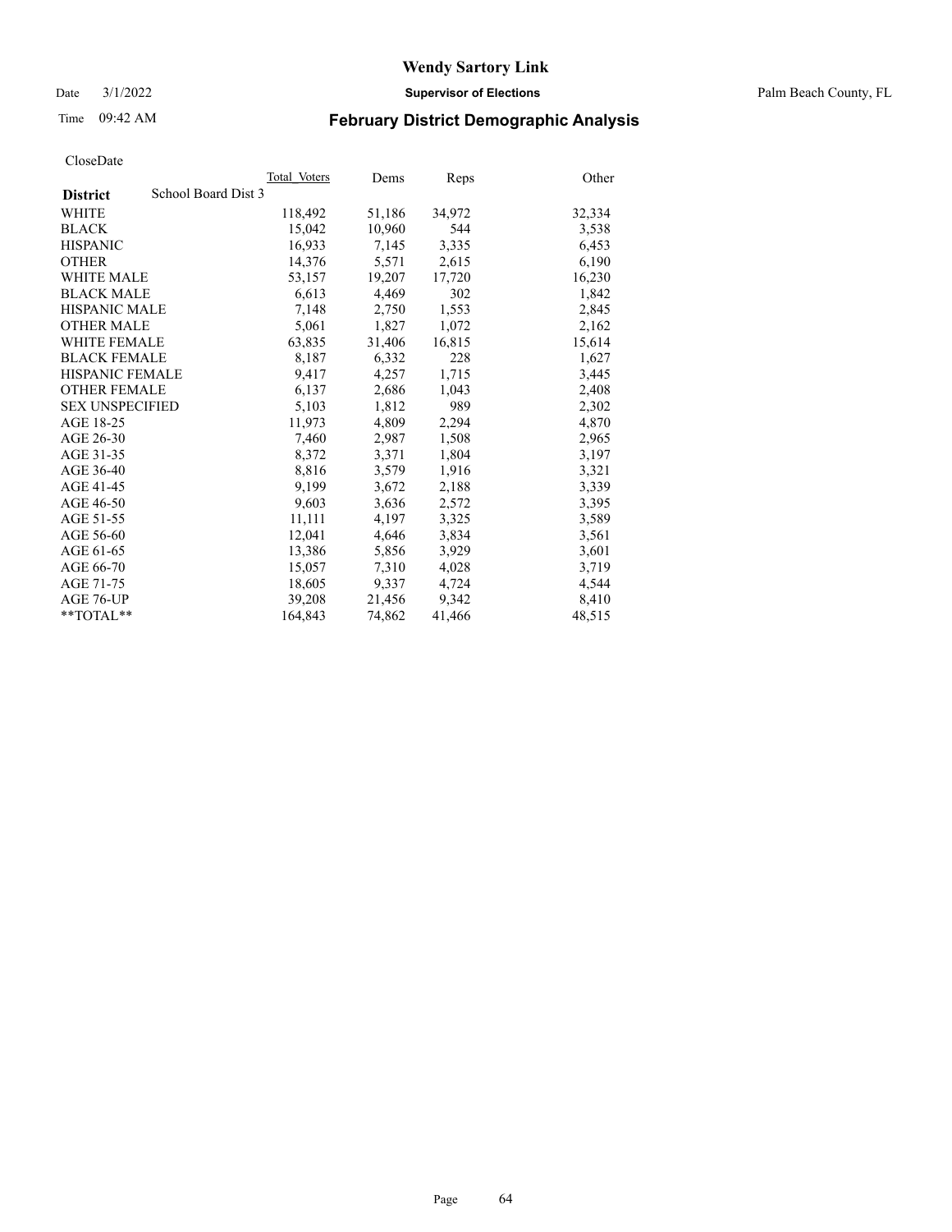# Wendy Sartory Link

Date 3/1/2022 **Supervisor of Elections** Palm Beach County, FL

Time 09:42 AM **February District Demographic Analysis**

CloseDate

| **District** School Board Dist 3 | Total Voters | Dems | Reps | Other |
|---|---|---|---|---|
| WHITE | 118,492 | 51,186 | 34,972 | 32,334 |
| BLACK | 15,042 | 10,960 | 544 | 3,538 |
| HISPANIC | 16,933 | 7,145 | 3,335 | 6,453 |
| OTHER | 14,376 | 5,571 | 2,615 | 6,190 |
| WHITE MALE | 53,157 | 19,207 | 17,720 | 16,230 |
| BLACK MALE | 6,613 | 4,469 | 302 | 1,842 |
| HISPANIC MALE | 7,148 | 2,750 | 1,553 | 2,845 |
| OTHER MALE | 5,061 | 1,827 | 1,072 | 2,162 |
| WHITE FEMALE | 63,835 | 31,406 | 16,815 | 15,614 |
| BLACK FEMALE | 8,187 | 6,332 | 228 | 1,627 |
| HISPANIC FEMALE | 9,417 | 4,257 | 1,715 | 3,445 |
| OTHER FEMALE | 6,137 | 2,686 | 1,043 | 2,408 |
| SEX UNSPECIFIED | 5,103 | 1,812 | 989 | 2,302 |
| AGE 18-25 | 11,973 | 4,809 | 2,294 | 4,870 |
| AGE 26-30 | 7,460 | 2,987 | 1,508 | 2,965 |
| AGE 31-35 | 8,372 | 3,371 | 1,804 | 3,197 |
| AGE 36-40 | 8,816 | 3,579 | 1,916 | 3,321 |
| AGE 41-45 | 9,199 | 3,672 | 2,188 | 3,339 |
| AGE 46-50 | 9,603 | 3,636 | 2,572 | 3,395 |
| AGE 51-55 | 11,111 | 4,197 | 3,325 | 3,589 |
| AGE 56-60 | 12,041 | 4,646 | 3,834 | 3,561 |
| AGE 61-65 | 13,386 | 5,856 | 3,929 | 3,601 |
| AGE 66-70 | 15,057 | 7,310 | 4,028 | 3,719 |
| AGE 71-75 | 18,605 | 9,337 | 4,724 | 4,544 |
| AGE 76-UP | 39,208 | 21,456 | 9,342 | 8,410 |
| **TOTAL** | 164,843 | 74,862 | 41,466 | 48,515 |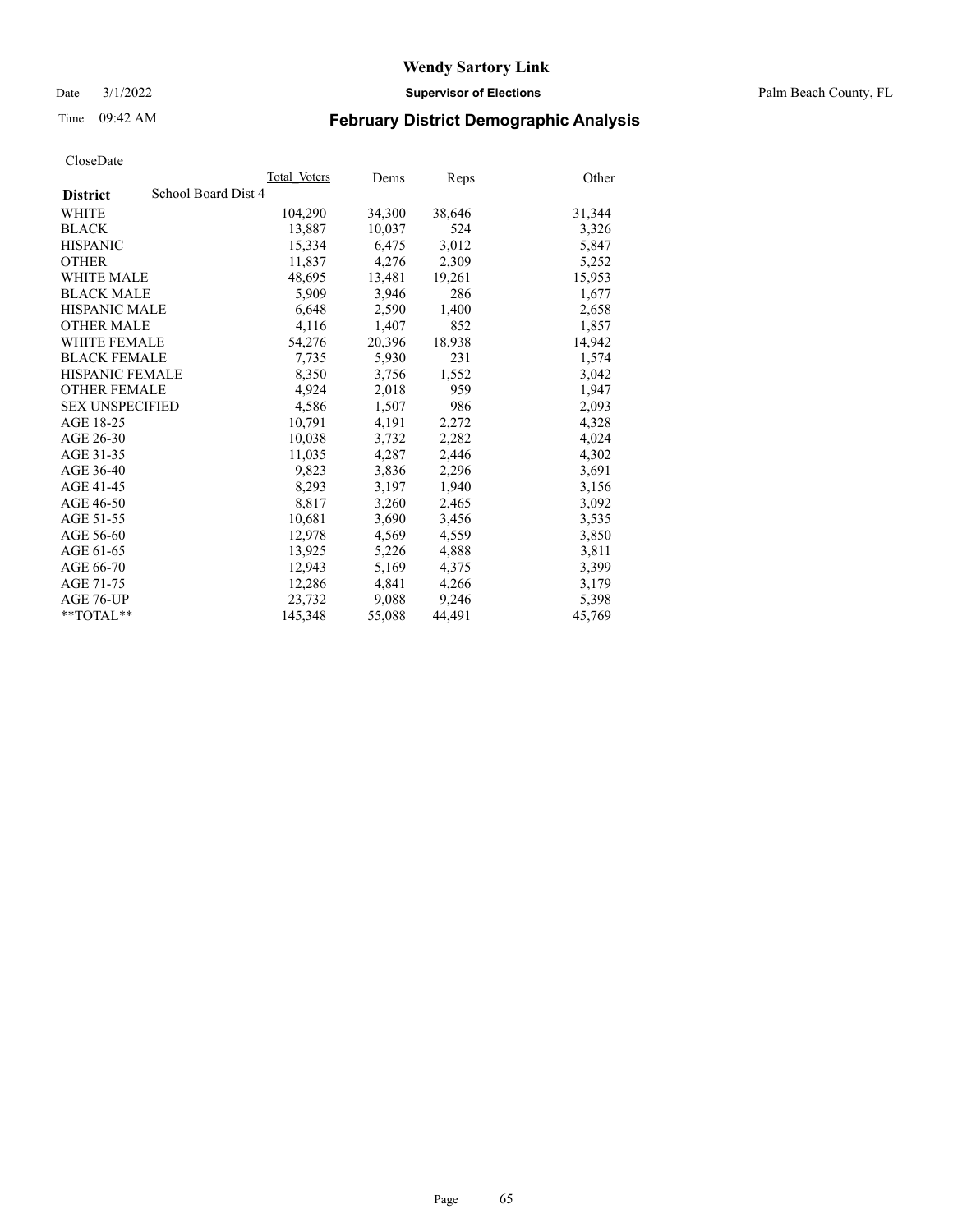# Wendy Sartory Link

Date 3/1/2022 **Supervisor of Elections** Palm Beach County, FL

Time 09:42 AM **February District Demographic Analysis**

CloseDate

| **District** School Board Dist 4 | Total Voters | Dems | Reps | Other |
|---|---|---|---|---|
| WHITE | 104,290 | 34,300 | 38,646 | 31,344 |
| BLACK | 13,887 | 10,037 | 524 | 3,326 |
| HISPANIC | 15,334 | 6,475 | 3,012 | 5,847 |
| OTHER | 11,837 | 4,276 | 2,309 | 5,252 |
| WHITE MALE | 48,695 | 13,481 | 19,261 | 15,953 |
| BLACK MALE | 5,909 | 3,946 | 286 | 1,677 |
| HISPANIC MALE | 6,648 | 2,590 | 1,400 | 2,658 |
| OTHER MALE | 4,116 | 1,407 | 852 | 1,857 |
| WHITE FEMALE | 54,276 | 20,396 | 18,938 | 14,942 |
| BLACK FEMALE | 7,735 | 5,930 | 231 | 1,574 |
| HISPANIC FEMALE | 8,350 | 3,756 | 1,552 | 3,042 |
| OTHER FEMALE | 4,924 | 2,018 | 959 | 1,947 |
| SEX UNSPECIFIED | 4,586 | 1,507 | 986 | 2,093 |
| AGE 18-25 | 10,791 | 4,191 | 2,272 | 4,328 |
| AGE 26-30 | 10,038 | 3,732 | 2,282 | 4,024 |
| AGE 31-35 | 11,035 | 4,287 | 2,446 | 4,302 |
| AGE 36-40 | 9,823 | 3,836 | 2,296 | 3,691 |
| AGE 41-45 | 8,293 | 3,197 | 1,940 | 3,156 |
| AGE 46-50 | 8,817 | 3,260 | 2,465 | 3,092 |
| AGE 51-55 | 10,681 | 3,690 | 3,456 | 3,535 |
| AGE 56-60 | 12,978 | 4,569 | 4,559 | 3,850 |
| AGE 61-65 | 13,925 | 5,226 | 4,888 | 3,811 |
| AGE 66-70 | 12,943 | 5,169 | 4,375 | 3,399 |
| AGE 71-75 | 12,286 | 4,841 | 4,266 | 3,179 |
| AGE 76-UP | 23,732 | 9,088 | 9,246 | 5,398 |
| **TOTAL** | 145,348 | 55,088 | 44,491 | 45,769 |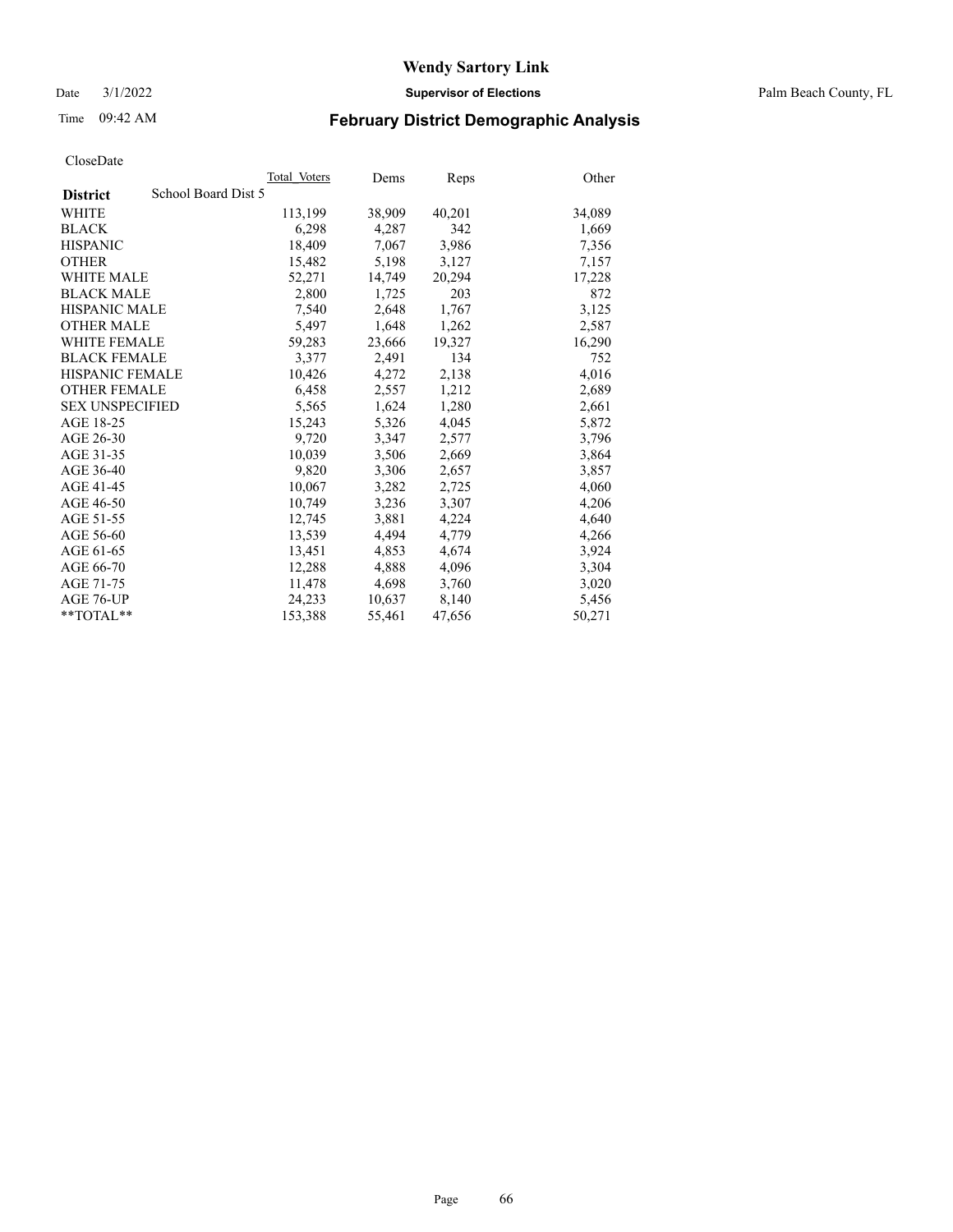# Wendy Sartory Link

Date 3/1/2022 **Supervisor of Elections** Palm Beach County, FL

Time 09:42 AM **February District Demographic Analysis**

CloseDate

| **District** School Board Dist 5 | Total Voters | Dems | Reps | Other |
|---|---|---|---|---|
| WHITE | 113,199 | 38,909 | 40,201 | 34,089 |
| BLACK | 6,298 | 4,287 | 342 | 1,669 |
| HISPANIC | 18,409 | 7,067 | 3,986 | 7,356 |
| OTHER | 15,482 | 5,198 | 3,127 | 7,157 |
| WHITE MALE | 52,271 | 14,749 | 20,294 | 17,228 |
| BLACK MALE | 2,800 | 1,725 | 203 | 872 |
| HISPANIC MALE | 7,540 | 2,648 | 1,767 | 3,125 |
| OTHER MALE | 5,497 | 1,648 | 1,262 | 2,587 |
| WHITE FEMALE | 59,283 | 23,666 | 19,327 | 16,290 |
| BLACK FEMALE | 3,377 | 2,491 | 134 | 752 |
| HISPANIC FEMALE | 10,426 | 4,272 | 2,138 | 4,016 |
| OTHER FEMALE | 6,458 | 2,557 | 1,212 | 2,689 |
| SEX UNSPECIFIED | 5,565 | 1,624 | 1,280 | 2,661 |
| AGE 18-25 | 15,243 | 5,326 | 4,045 | 5,872 |
| AGE 26-30 | 9,720 | 3,347 | 2,577 | 3,796 |
| AGE 31-35 | 10,039 | 3,506 | 2,669 | 3,864 |
| AGE 36-40 | 9,820 | 3,306 | 2,657 | 3,857 |
| AGE 41-45 | 10,067 | 3,282 | 2,725 | 4,060 |
| AGE 46-50 | 10,749 | 3,236 | 3,307 | 4,206 |
| AGE 51-55 | 12,745 | 3,881 | 4,224 | 4,640 |
| AGE 56-60 | 13,539 | 4,494 | 4,779 | 4,266 |
| AGE 61-65 | 13,451 | 4,853 | 4,674 | 3,924 |
| AGE 66-70 | 12,288 | 4,888 | 4,096 | 3,304 |
| AGE 71-75 | 11,478 | 4,698 | 3,760 | 3,020 |
| AGE 76-UP | 24,233 | 10,637 | 8,140 | 5,456 |
| **TOTAL** | 153,388 | 55,461 | 47,656 | 50,271 |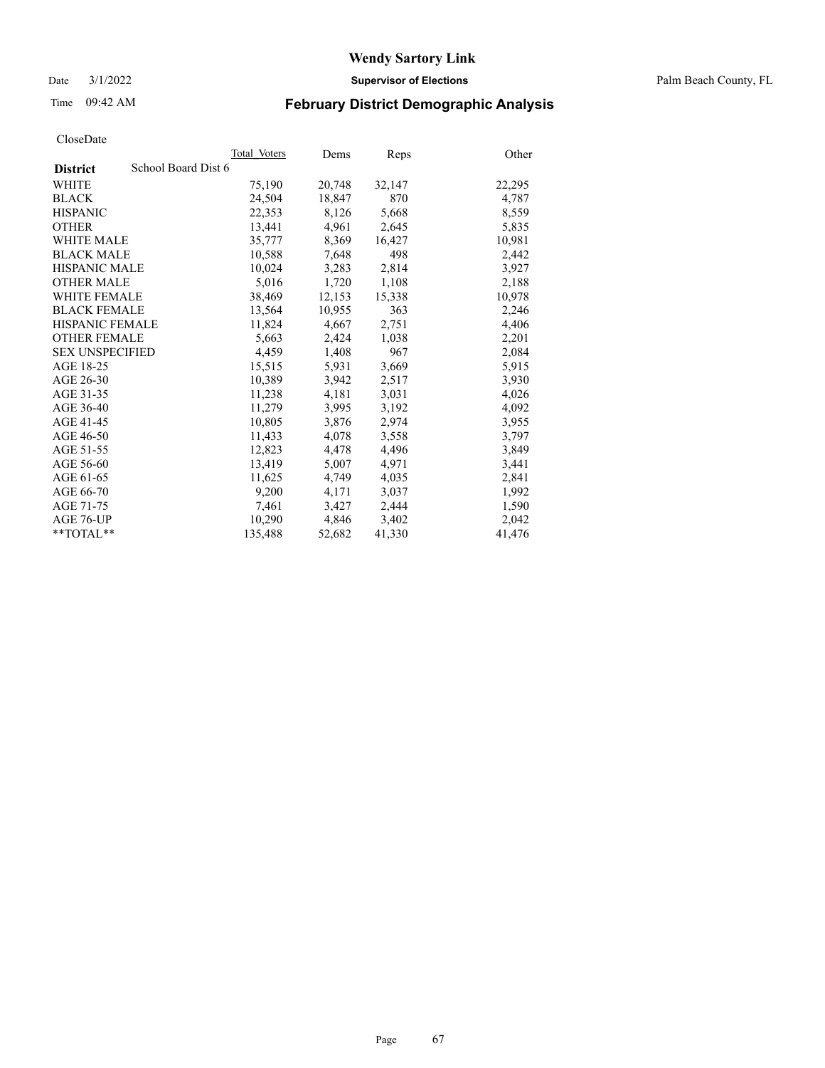# Wendy Sartory Link

Date 3/1/2022 **Supervisor of Elections** Palm Beach County, FL

Time 09:42 AM **February District Demographic Analysis**

CloseDate

| **District** School Board Dist 6 | Total Voters | Dems | Reps | Other |
|---|---|---|---|---|
| WHITE | 75,190 | 20,748 | 32,147 | 22,295 |
| BLACK | 24,504 | 18,847 | 870 | 4,787 |
| HISPANIC | 22,353 | 8,126 | 5,668 | 8,559 |
| OTHER | 13,441 | 4,961 | 2,645 | 5,835 |
| WHITE MALE | 35,777 | 8,369 | 16,427 | 10,981 |
| BLACK MALE | 10,588 | 7,648 | 498 | 2,442 |
| HISPANIC MALE | 10,024 | 3,283 | 2,814 | 3,927 |
| OTHER MALE | 5,016 | 1,720 | 1,108 | 2,188 |
| WHITE FEMALE | 38,469 | 12,153 | 15,338 | 10,978 |
| BLACK FEMALE | 13,564 | 10,955 | 363 | 2,246 |
| HISPANIC FEMALE | 11,824 | 4,667 | 2,751 | 4,406 |
| OTHER FEMALE | 5,663 | 2,424 | 1,038 | 2,201 |
| SEX UNSPECIFIED | 4,459 | 1,408 | 967 | 2,084 |
| AGE 18-25 | 15,515 | 5,931 | 3,669 | 5,915 |
| AGE 26-30 | 10,389 | 3,942 | 2,517 | 3,930 |
| AGE 31-35 | 11,238 | 4,181 | 3,031 | 4,026 |
| AGE 36-40 | 11,279 | 3,995 | 3,192 | 4,092 |
| AGE 41-45 | 10,805 | 3,876 | 2,974 | 3,955 |
| AGE 46-50 | 11,433 | 4,078 | 3,558 | 3,797 |
| AGE 51-55 | 12,823 | 4,478 | 4,496 | 3,849 |
| AGE 56-60 | 13,419 | 5,007 | 4,971 | 3,441 |
| AGE 61-65 | 11,625 | 4,749 | 4,035 | 2,841 |
| AGE 66-70 | 9,200 | 4,171 | 3,037 | 1,992 |
| AGE 71-75 | 7,461 | 3,427 | 2,444 | 1,590 |
| AGE 76-UP | 10,290 | 4,846 | 3,402 | 2,042 |
| **TOTAL** | 135,488 | 52,682 | 41,330 | 41,476 |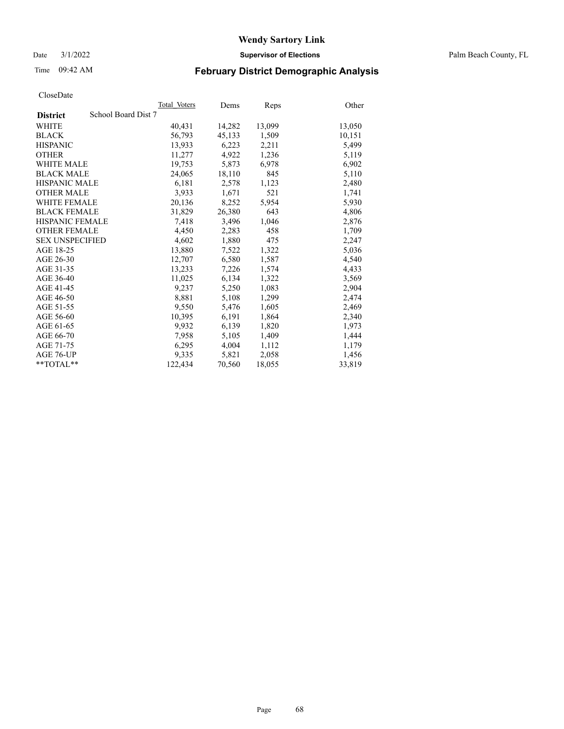# Wendy Sartory Link

Date 3/1/2022 **Supervisor of Elections** Palm Beach County, FL

Time 09:42 AM **February District Demographic Analysis**

CloseDate

| **District** | School Board Dist 7 | Total_Voters | Dems | Reps | Other |
|---|---|---|---|---|---|
| WHITE | | 40,431 | 14,282 | 13,099 | 13,050 |
| BLACK | | 56,793 | 45,133 | 1,509 | 10,151 |
| HISPANIC | | 13,933 | 6,223 | 2,211 | 5,499 |
| OTHER | | 11,277 | 4,922 | 1,236 | 5,119 |
| WHITE MALE | | 19,753 | 5,873 | 6,978 | 6,902 |
| BLACK MALE | | 24,065 | 18,110 | 845 | 5,110 |
| HISPANIC MALE | | 6,181 | 2,578 | 1,123 | 2,480 |
| OTHER MALE | | 3,933 | 1,671 | 521 | 1,741 |
| WHITE FEMALE | | 20,136 | 8,252 | 5,954 | 5,930 |
| BLACK FEMALE | | 31,829 | 26,380 | 643 | 4,806 |
| HISPANIC FEMALE | | 7,418 | 3,496 | 1,046 | 2,876 |
| OTHER FEMALE | | 4,450 | 2,283 | 458 | 1,709 |
| SEX UNSPECIFIED | | 4,602 | 1,880 | 475 | 2,247 |
| AGE 18-25 | | 13,880 | 7,522 | 1,322 | 5,036 |
| AGE 26-30 | | 12,707 | 6,580 | 1,587 | 4,540 |
| AGE 31-35 | | 13,233 | 7,226 | 1,574 | 4,433 |
| AGE 36-40 | | 11,025 | 6,134 | 1,322 | 3,569 |
| AGE 41-45 | | 9,237 | 5,250 | 1,083 | 2,904 |
| AGE 46-50 | | 8,881 | 5,108 | 1,299 | 2,474 |
| AGE 51-55 | | 9,550 | 5,476 | 1,605 | 2,469 |
| AGE 56-60 | | 10,395 | 6,191 | 1,864 | 2,340 |
| AGE 61-65 | | 9,932 | 6,139 | 1,820 | 1,973 |
| AGE 66-70 | | 7,958 | 5,105 | 1,409 | 1,444 |
| AGE 71-75 | | 6,295 | 4,004 | 1,112 | 1,179 |
| AGE 76-UP | | 9,335 | 5,821 | 2,058 | 1,456 |
| **TOTAL** | | 122,434 | 70,560 | 18,055 | 33,819 |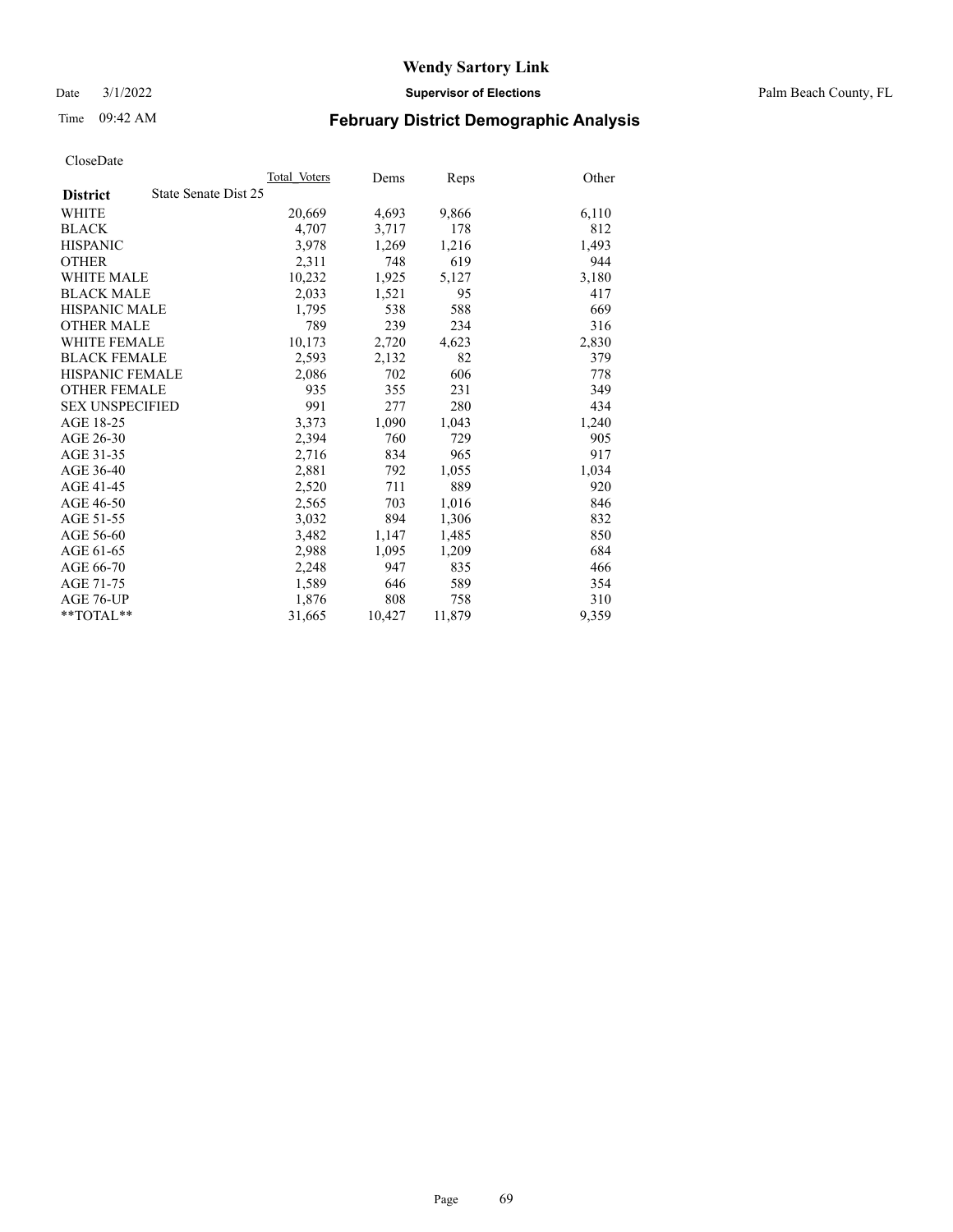# Wendy Sartory Link

Date 3/1/2022 **Supervisor of Elections** Palm Beach County, FL

Time 09:42 AM **February District Demographic Analysis**

CloseDate

| **District** State Senate Dist 25 | Total Voters | Dems | Reps | Other |
|---|---|---|---|---|
| WHITE | 20,669 | 4,693 | 9,866 | 6,110 |
| BLACK | 4,707 | 3,717 | 178 | 812 |
| HISPANIC | 3,978 | 1,269 | 1,216 | 1,493 |
| OTHER | 2,311 | 748 | 619 | 944 |
| WHITE MALE | 10,232 | 1,925 | 5,127 | 3,180 |
| BLACK MALE | 2,033 | 1,521 | 95 | 417 |
| HISPANIC MALE | 1,795 | 538 | 588 | 669 |
| OTHER MALE | 789 | 239 | 234 | 316 |
| WHITE FEMALE | 10,173 | 2,720 | 4,623 | 2,830 |
| BLACK FEMALE | 2,593 | 2,132 | 82 | 379 |
| HISPANIC FEMALE | 2,086 | 702 | 606 | 778 |
| OTHER FEMALE | 935 | 355 | 231 | 349 |
| SEX UNSPECIFIED | 991 | 277 | 280 | 434 |
| AGE 18-25 | 3,373 | 1,090 | 1,043 | 1,240 |
| AGE 26-30 | 2,394 | 760 | 729 | 905 |
| AGE 31-35 | 2,716 | 834 | 965 | 917 |
| AGE 36-40 | 2,881 | 792 | 1,055 | 1,034 |
| AGE 41-45 | 2,520 | 711 | 889 | 920 |
| AGE 46-50 | 2,565 | 703 | 1,016 | 846 |
| AGE 51-55 | 3,032 | 894 | 1,306 | 832 |
| AGE 56-60 | 3,482 | 1,147 | 1,485 | 850 |
| AGE 61-65 | 2,988 | 1,095 | 1,209 | 684 |
| AGE 66-70 | 2,248 | 947 | 835 | 466 |
| AGE 71-75 | 1,589 | 646 | 589 | 354 |
| AGE 76-UP | 1,876 | 808 | 758 | 310 |
| **TOTAL** | 31,665 | 10,427 | 11,879 | 9,359 |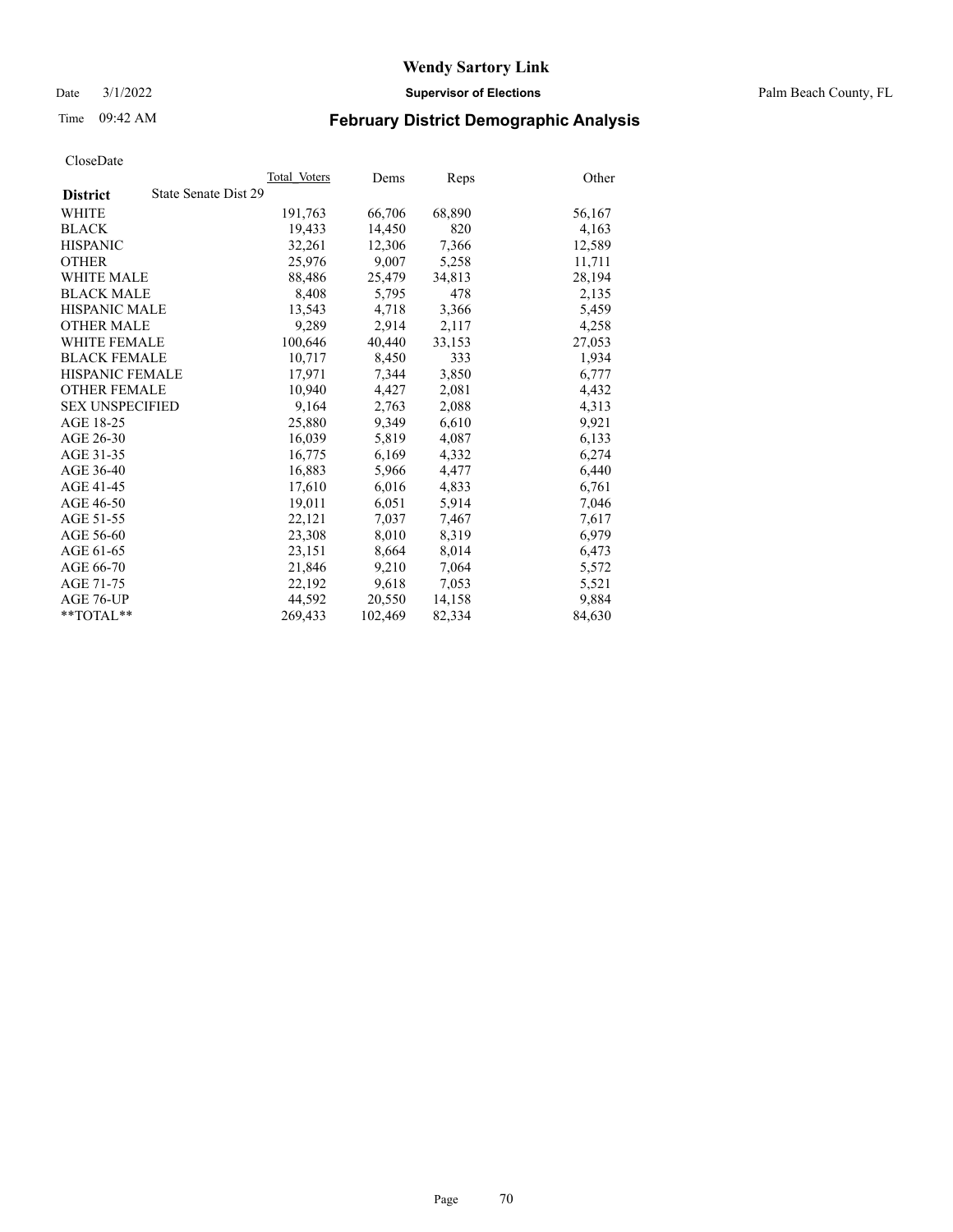# Wendy Sartory Link

Date 3/1/2022 **Supervisor of Elections** Palm Beach County, FL

Time 09:42 AM **February District Demographic Analysis**

CloseDate

| **District** State Senate Dist 29 | Total Voters | Dems | Reps | Other |
|---|---|---|---|---|
| WHITE | 191,763 | 66,706 | 68,890 | 56,167 |
| BLACK | 19,433 | 14,450 | 820 | 4,163 |
| HISPANIC | 32,261 | 12,306 | 7,366 | 12,589 |
| OTHER | 25,976 | 9,007 | 5,258 | 11,711 |
| WHITE MALE | 88,486 | 25,479 | 34,813 | 28,194 |
| BLACK MALE | 8,408 | 5,795 | 478 | 2,135 |
| HISPANIC MALE | 13,543 | 4,718 | 3,366 | 5,459 |
| OTHER MALE | 9,289 | 2,914 | 2,117 | 4,258 |
| WHITE FEMALE | 100,646 | 40,440 | 33,153 | 27,053 |
| BLACK FEMALE | 10,717 | 8,450 | 333 | 1,934 |
| HISPANIC FEMALE | 17,971 | 7,344 | 3,850 | 6,777 |
| OTHER FEMALE | 10,940 | 4,427 | 2,081 | 4,432 |
| SEX UNSPECIFIED | 9,164 | 2,763 | 2,088 | 4,313 |
| AGE 18-25 | 25,880 | 9,349 | 6,610 | 9,921 |
| AGE 26-30 | 16,039 | 5,819 | 4,087 | 6,133 |
| AGE 31-35 | 16,775 | 6,169 | 4,332 | 6,274 |
| AGE 36-40 | 16,883 | 5,966 | 4,477 | 6,440 |
| AGE 41-45 | 17,610 | 6,016 | 4,833 | 6,761 |
| AGE 46-50 | 19,011 | 6,051 | 5,914 | 7,046 |
| AGE 51-55 | 22,121 | 7,037 | 7,467 | 7,617 |
| AGE 56-60 | 23,308 | 8,010 | 8,319 | 6,979 |
| AGE 61-65 | 23,151 | 8,664 | 8,014 | 6,473 |
| AGE 66-70 | 21,846 | 9,210 | 7,064 | 5,572 |
| AGE 71-75 | 22,192 | 9,618 | 7,053 | 5,521 |
| AGE 76-UP | 44,592 | 20,550 | 14,158 | 9,884 |
| **TOTAL** | 269,433 | 102,469 | 82,334 | 84,630 |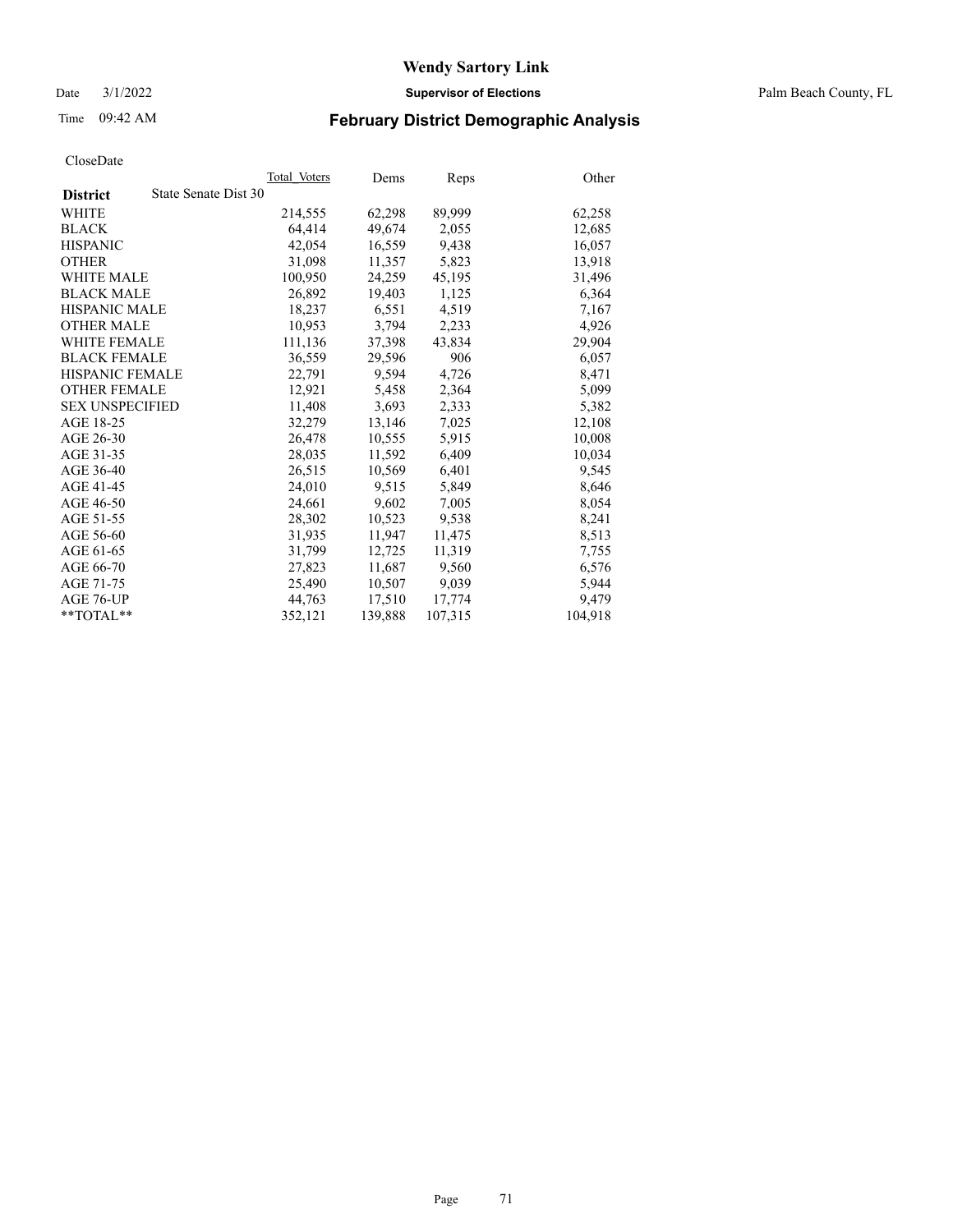# Wendy Sartory Link

Date 3/1/2022 **Supervisor of Elections** Palm Beach County, FL

Time 09:42 AM **February District Demographic Analysis**

CloseDate

| **District** State Senate Dist 30 | Total Voters | Dems | Reps | Other |
|---|---|---|---|---|
| WHITE | 214,555 | 62,298 | 89,999 | 62,258 |
| BLACK | 64,414 | 49,674 | 2,055 | 12,685 |
| HISPANIC | 42,054 | 16,559 | 9,438 | 16,057 |
| OTHER | 31,098 | 11,357 | 5,823 | 13,918 |
| WHITE MALE | 100,950 | 24,259 | 45,195 | 31,496 |
| BLACK MALE | 26,892 | 19,403 | 1,125 | 6,364 |
| HISPANIC MALE | 18,237 | 6,551 | 4,519 | 7,167 |
| OTHER MALE | 10,953 | 3,794 | 2,233 | 4,926 |
| WHITE FEMALE | 111,136 | 37,398 | 43,834 | 29,904 |
| BLACK FEMALE | 36,559 | 29,596 | 906 | 6,057 |
| HISPANIC FEMALE | 22,791 | 9,594 | 4,726 | 8,471 |
| OTHER FEMALE | 12,921 | 5,458 | 2,364 | 5,099 |
| SEX UNSPECIFIED | 11,408 | 3,693 | 2,333 | 5,382 |
| AGE 18-25 | 32,279 | 13,146 | 7,025 | 12,108 |
| AGE 26-30 | 26,478 | 10,555 | 5,915 | 10,008 |
| AGE 31-35 | 28,035 | 11,592 | 6,409 | 10,034 |
| AGE 36-40 | 26,515 | 10,569 | 6,401 | 9,545 |
| AGE 41-45 | 24,010 | 9,515 | 5,849 | 8,646 |
| AGE 46-50 | 24,661 | 9,602 | 7,005 | 8,054 |
| AGE 51-55 | 28,302 | 10,523 | 9,538 | 8,241 |
| AGE 56-60 | 31,935 | 11,947 | 11,475 | 8,513 |
| AGE 61-65 | 31,799 | 12,725 | 11,319 | 7,755 |
| AGE 66-70 | 27,823 | 11,687 | 9,560 | 6,576 |
| AGE 71-75 | 25,490 | 10,507 | 9,039 | 5,944 |
| AGE 76-UP | 44,763 | 17,510 | 17,774 | 9,479 |
| **TOTAL** | 352,121 | 139,888 | 107,315 | 104,918 |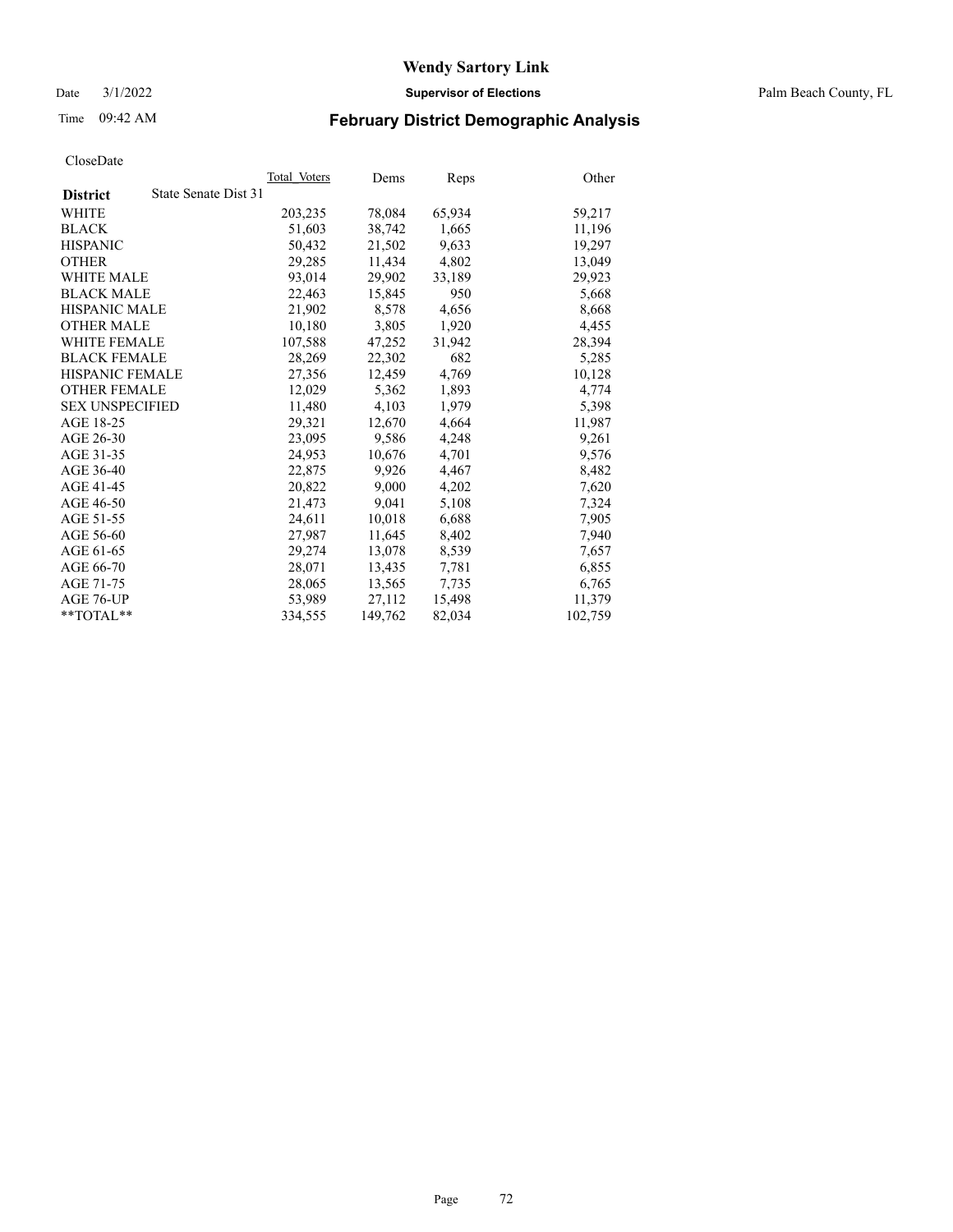# Wendy Sartory Link

Date 3/1/2022 **Supervisor of Elections** Palm Beach County, FL

Time 09:42 AM **February District Demographic Analysis**

CloseDate

| **District** State Senate Dist 31 | Total Voters | Dems | Reps | Other |
|---|---|---|---|---|
| WHITE | 203,235 | 78,084 | 65,934 | 59,217 |
| BLACK | 51,603 | 38,742 | 1,665 | 11,196 |
| HISPANIC | 50,432 | 21,502 | 9,633 | 19,297 |
| OTHER | 29,285 | 11,434 | 4,802 | 13,049 |
| WHITE MALE | 93,014 | 29,902 | 33,189 | 29,923 |
| BLACK MALE | 22,463 | 15,845 | 950 | 5,668 |
| HISPANIC MALE | 21,902 | 8,578 | 4,656 | 8,668 |
| OTHER MALE | 10,180 | 3,805 | 1,920 | 4,455 |
| WHITE FEMALE | 107,588 | 47,252 | 31,942 | 28,394 |
| BLACK FEMALE | 28,269 | 22,302 | 682 | 5,285 |
| HISPANIC FEMALE | 27,356 | 12,459 | 4,769 | 10,128 |
| OTHER FEMALE | 12,029 | 5,362 | 1,893 | 4,774 |
| SEX UNSPECIFIED | 11,480 | 4,103 | 1,979 | 5,398 |
| AGE 18-25 | 29,321 | 12,670 | 4,664 | 11,987 |
| AGE 26-30 | 23,095 | 9,586 | 4,248 | 9,261 |
| AGE 31-35 | 24,953 | 10,676 | 4,701 | 9,576 |
| AGE 36-40 | 22,875 | 9,926 | 4,467 | 8,482 |
| AGE 41-45 | 20,822 | 9,000 | 4,202 | 7,620 |
| AGE 46-50 | 21,473 | 9,041 | 5,108 | 7,324 |
| AGE 51-55 | 24,611 | 10,018 | 6,688 | 7,905 |
| AGE 56-60 | 27,987 | 11,645 | 8,402 | 7,940 |
| AGE 61-65 | 29,274 | 13,078 | 8,539 | 7,657 |
| AGE 66-70 | 28,071 | 13,435 | 7,781 | 6,855 |
| AGE 71-75 | 28,065 | 13,565 | 7,735 | 6,765 |
| AGE 76-UP | 53,989 | 27,112 | 15,498 | 11,379 |
| **TOTAL** | 334,555 | 149,762 | 82,034 | 102,759 |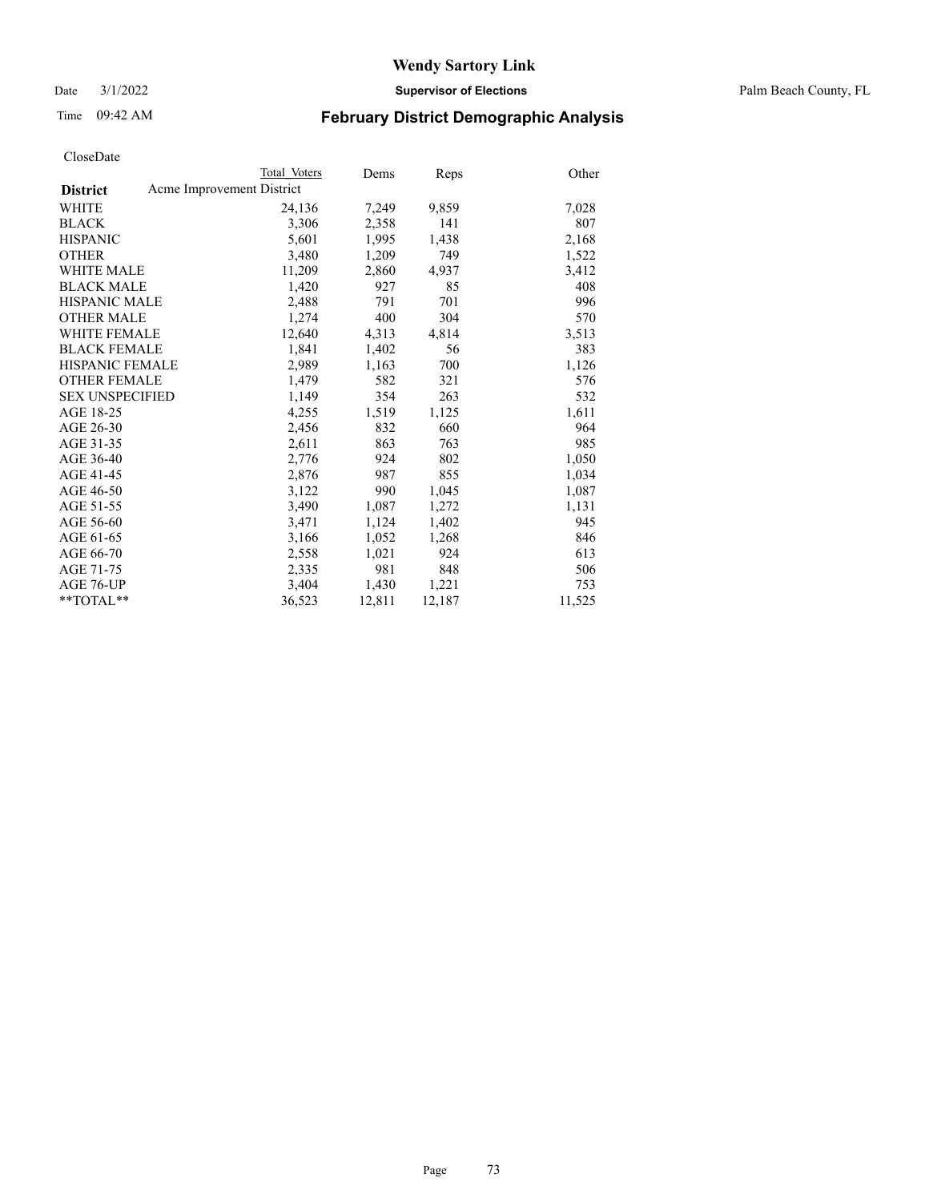# Wendy Sartory Link

Date 3/1/2022 **Supervisor of Elections** Palm Beach County, FL

Time 09:42 AM **February District Demographic Analysis**

CloseDate

| | Total Voters | Dems | Reps | Other |
|---|---|---|---|---|
| **District** Acme Improvement District | | | | |
| WHITE | 24,136 | 7,249 | 9,859 | 7,028 |
| BLACK | 3,306 | 2,358 | 141 | 807 |
| HISPANIC | 5,601 | 1,995 | 1,438 | 2,168 |
| OTHER | 3,480 | 1,209 | 749 | 1,522 |
| WHITE MALE | 11,209 | 2,860 | 4,937 | 3,412 |
| BLACK MALE | 1,420 | 927 | 85 | 408 |
| HISPANIC MALE | 2,488 | 791 | 701 | 996 |
| OTHER MALE | 1,274 | 400 | 304 | 570 |
| WHITE FEMALE | 12,640 | 4,313 | 4,814 | 3,513 |
| BLACK FEMALE | 1,841 | 1,402 | 56 | 383 |
| HISPANIC FEMALE | 2,989 | 1,163 | 700 | 1,126 |
| OTHER FEMALE | 1,479 | 582 | 321 | 576 |
| SEX UNSPECIFIED | 1,149 | 354 | 263 | 532 |
| AGE 18-25 | 4,255 | 1,519 | 1,125 | 1,611 |
| AGE 26-30 | 2,456 | 832 | 660 | 964 |
| AGE 31-35 | 2,611 | 863 | 763 | 985 |
| AGE 36-40 | 2,776 | 924 | 802 | 1,050 |
| AGE 41-45 | 2,876 | 987 | 855 | 1,034 |
| AGE 46-50 | 3,122 | 990 | 1,045 | 1,087 |
| AGE 51-55 | 3,490 | 1,087 | 1,272 | 1,131 |
| AGE 56-60 | 3,471 | 1,124 | 1,402 | 945 |
| AGE 61-65 | 3,166 | 1,052 | 1,268 | 846 |
| AGE 66-70 | 2,558 | 1,021 | 924 | 613 |
| AGE 71-75 | 2,335 | 981 | 848 | 506 |
| AGE 76-UP | 3,404 | 1,430 | 1,221 | 753 |
| **TOTAL** | 36,523 | 12,811 | 12,187 | 11,525 |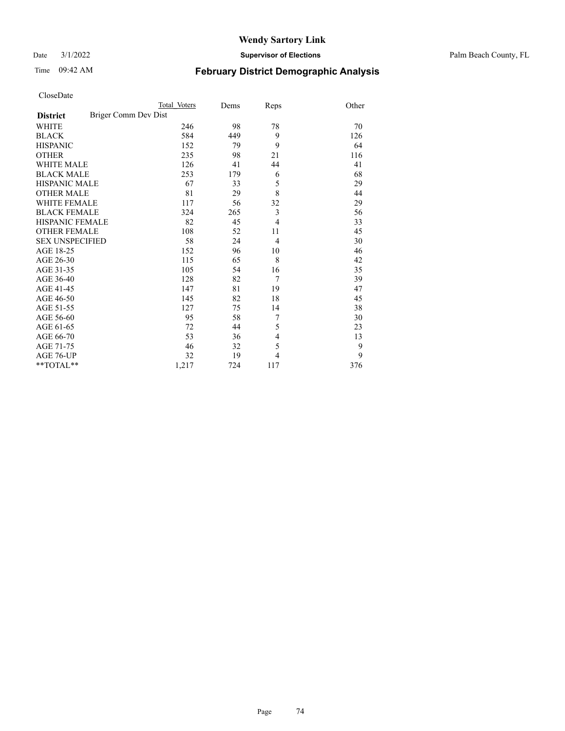# Wendy Sartory Link

Date 3/1/2022 **Supervisor of Elections** Palm Beach County, FL

Time 09:42 AM **February District Demographic Analysis**

CloseDate

| | Total Voters | Dems | Reps | Other |
|---|---|---|---|---|
| **District** Briger Comm Dev Dist | | | | |
| WHITE | 246 | 98 | 78 | 70 |
| BLACK | 584 | 449 | 9 | 126 |
| HISPANIC | 152 | 79 | 9 | 64 |
| OTHER | 235 | 98 | 21 | 116 |
| WHITE MALE | 126 | 41 | 44 | 41 |
| BLACK MALE | 253 | 179 | 6 | 68 |
| HISPANIC MALE | 67 | 33 | 5 | 29 |
| OTHER MALE | 81 | 29 | 8 | 44 |
| WHITE FEMALE | 117 | 56 | 32 | 29 |
| BLACK FEMALE | 324 | 265 | 3 | 56 |
| HISPANIC FEMALE | 82 | 45 | 4 | 33 |
| OTHER FEMALE | 108 | 52 | 11 | 45 |
| SEX UNSPECIFIED | 58 | 24 | 4 | 30 |
| AGE 18-25 | 152 | 96 | 10 | 46 |
| AGE 26-30 | 115 | 65 | 8 | 42 |
| AGE 31-35 | 105 | 54 | 16 | 35 |
| AGE 36-40 | 128 | 82 | 7 | 39 |
| AGE 41-45 | 147 | 81 | 19 | 47 |
| AGE 46-50 | 145 | 82 | 18 | 45 |
| AGE 51-55 | 127 | 75 | 14 | 38 |
| AGE 56-60 | 95 | 58 | 7 | 30 |
| AGE 61-65 | 72 | 44 | 5 | 23 |
| AGE 66-70 | 53 | 36 | 4 | 13 |
| AGE 71-75 | 46 | 32 | 5 | 9 |
| AGE 76-UP | 32 | 19 | 4 | 9 |
| **TOTAL** | 1,217 | 724 | 117 | 376 |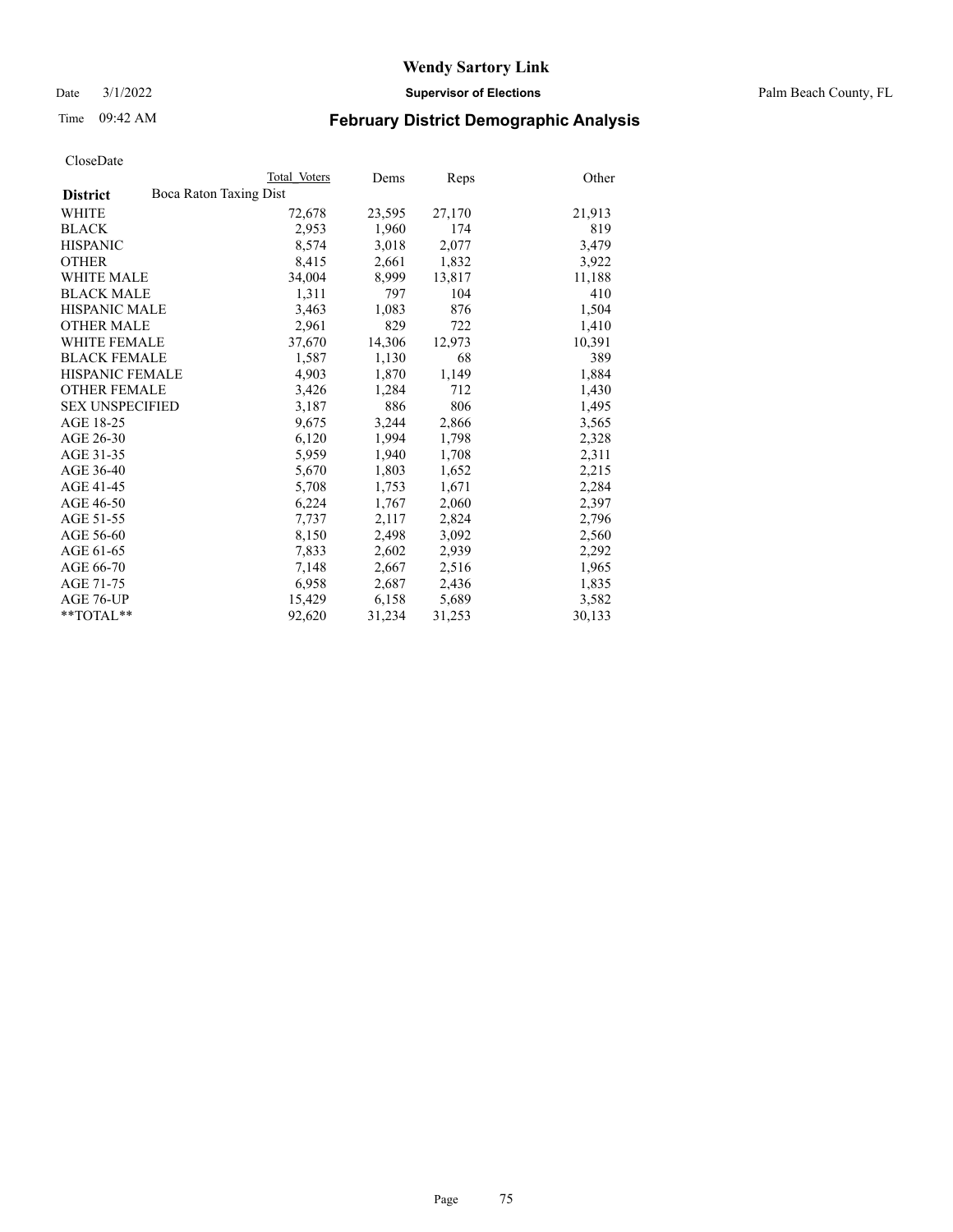# Wendy Sartory Link

Date 3/1/2022 **Supervisor of Elections** Palm Beach County, FL

Time 09:42 AM **February District Demographic Analysis**

CloseDate

| **District** | Total Voters | Dems | Reps | Other |
|---|---|---|---|---|
| Boca Raton Taxing Dist | | | | |
| WHITE | 72,678 | 23,595 | 27,170 | 21,913 |
| BLACK | 2,953 | 1,960 | 174 | 819 |
| HISPANIC | 8,574 | 3,018 | 2,077 | 3,479 |
| OTHER | 8,415 | 2,661 | 1,832 | 3,922 |
| WHITE MALE | 34,004 | 8,999 | 13,817 | 11,188 |
| BLACK MALE | 1,311 | 797 | 104 | 410 |
| HISPANIC MALE | 3,463 | 1,083 | 876 | 1,504 |
| OTHER MALE | 2,961 | 829 | 722 | 1,410 |
| WHITE FEMALE | 37,670 | 14,306 | 12,973 | 10,391 |
| BLACK FEMALE | 1,587 | 1,130 | 68 | 389 |
| HISPANIC FEMALE | 4,903 | 1,870 | 1,149 | 1,884 |
| OTHER FEMALE | 3,426 | 1,284 | 712 | 1,430 |
| SEX UNSPECIFIED | 3,187 | 886 | 806 | 1,495 |
| AGE 18-25 | 9,675 | 3,244 | 2,866 | 3,565 |
| AGE 26-30 | 6,120 | 1,994 | 1,798 | 2,328 |
| AGE 31-35 | 5,959 | 1,940 | 1,708 | 2,311 |
| AGE 36-40 | 5,670 | 1,803 | 1,652 | 2,215 |
| AGE 41-45 | 5,708 | 1,753 | 1,671 | 2,284 |
| AGE 46-50 | 6,224 | 1,767 | 2,060 | 2,397 |
| AGE 51-55 | 7,737 | 2,117 | 2,824 | 2,796 |
| AGE 56-60 | 8,150 | 2,498 | 3,092 | 2,560 |
| AGE 61-65 | 7,833 | 2,602 | 2,939 | 2,292 |
| AGE 66-70 | 7,148 | 2,667 | 2,516 | 1,965 |
| AGE 71-75 | 6,958 | 2,687 | 2,436 | 1,835 |
| AGE 76-UP | 15,429 | 6,158 | 5,689 | 3,582 |
| **TOTAL** | 92,620 | 31,234 | 31,253 | 30,133 |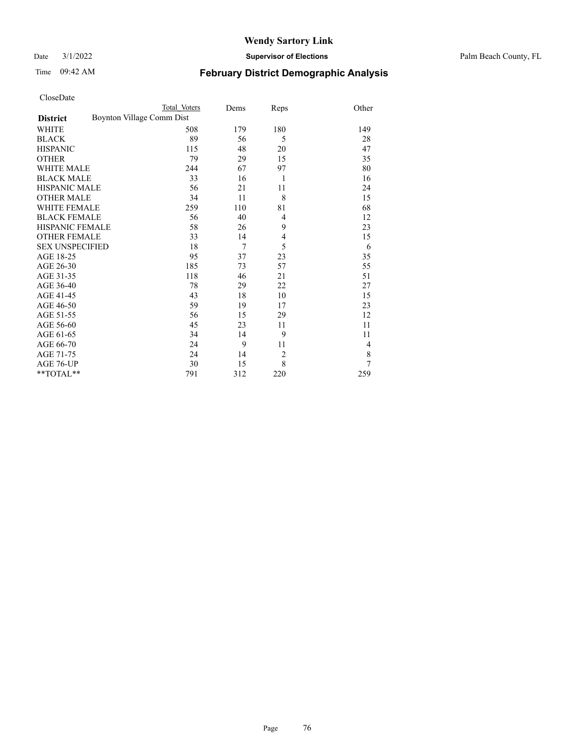# Wendy Sartory Link

Date 3/1/2022 **Supervisor of Elections** Palm Beach County, FL

Time 09:42 AM **February District Demographic Analysis**

CloseDate

| District | Total Voters | Dems | Reps | Other |
|---|---|---|---|---|
| Boynton Village Comm Dist | | | | |
| WHITE | 508 | 179 | 180 | 149 |
| BLACK | 89 | 56 | 5 | 28 |
| HISPANIC | 115 | 48 | 20 | 47 |
| OTHER | 79 | 29 | 15 | 35 |
| WHITE MALE | 244 | 67 | 97 | 80 |
| BLACK MALE | 33 | 16 | 1 | 16 |
| HISPANIC MALE | 56 | 21 | 11 | 24 |
| OTHER MALE | 34 | 11 | 8 | 15 |
| WHITE FEMALE | 259 | 110 | 81 | 68 |
| BLACK FEMALE | 56 | 40 | 4 | 12 |
| HISPANIC FEMALE | 58 | 26 | 9 | 23 |
| OTHER FEMALE | 33 | 14 | 4 | 15 |
| SEX UNSPECIFIED | 18 | 7 | 5 | 6 |
| AGE 18-25 | 95 | 37 | 23 | 35 |
| AGE 26-30 | 185 | 73 | 57 | 55 |
| AGE 31-35 | 118 | 46 | 21 | 51 |
| AGE 36-40 | 78 | 29 | 22 | 27 |
| AGE 41-45 | 43 | 18 | 10 | 15 |
| AGE 46-50 | 59 | 19 | 17 | 23 |
| AGE 51-55 | 56 | 15 | 29 | 12 |
| AGE 56-60 | 45 | 23 | 11 | 11 |
| AGE 61-65 | 34 | 14 | 9 | 11 |
| AGE 66-70 | 24 | 9 | 11 | 4 |
| AGE 71-75 | 24 | 14 | 2 | 8 |
| AGE 76-UP | 30 | 15 | 8 | 7 |
| **TOTAL** | 791 | 312 | 220 | 259 |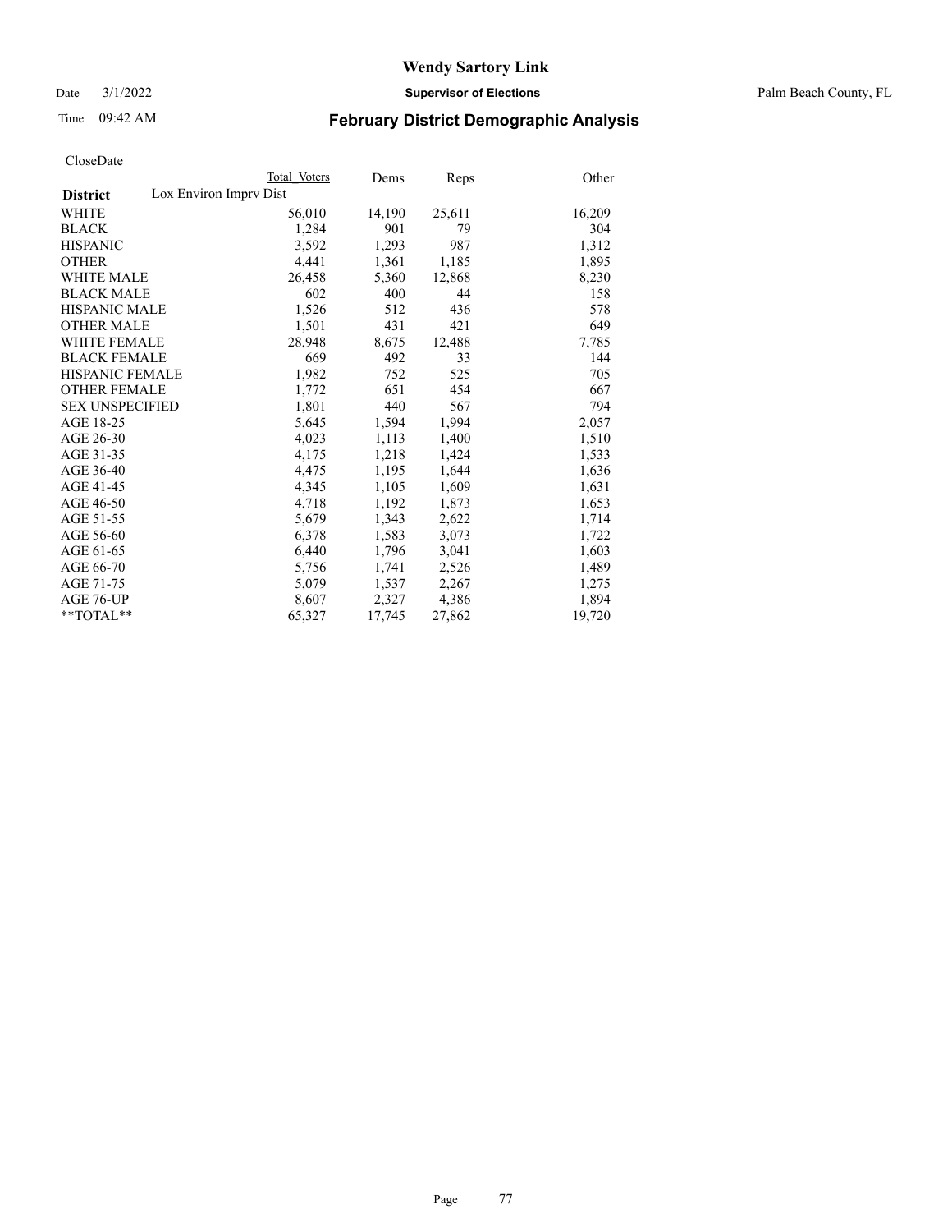# Wendy Sartory Link

Date 3/1/2022 **Supervisor of Elections** Palm Beach County, FL

Time 09:42 AM **February District Demographic Analysis**

CloseDate

| **District** | Total Voters | Dems | Reps | Other |
|---|---|---|---|---|
| Lox Environ Imprv Dist | | | | |
| WHITE | 56,010 | 14,190 | 25,611 | 16,209 |
| BLACK | 1,284 | 901 | 79 | 304 |
| HISPANIC | 3,592 | 1,293 | 987 | 1,312 |
| OTHER | 4,441 | 1,361 | 1,185 | 1,895 |
| WHITE MALE | 26,458 | 5,360 | 12,868 | 8,230 |
| BLACK MALE | 602 | 400 | 44 | 158 |
| HISPANIC MALE | 1,526 | 512 | 436 | 578 |
| OTHER MALE | 1,501 | 431 | 421 | 649 |
| WHITE FEMALE | 28,948 | 8,675 | 12,488 | 7,785 |
| BLACK FEMALE | 669 | 492 | 33 | 144 |
| HISPANIC FEMALE | 1,982 | 752 | 525 | 705 |
| OTHER FEMALE | 1,772 | 651 | 454 | 667 |
| SEX UNSPECIFIED | 1,801 | 440 | 567 | 794 |
| AGE 18-25 | 5,645 | 1,594 | 1,994 | 2,057 |
| AGE 26-30 | 4,023 | 1,113 | 1,400 | 1,510 |
| AGE 31-35 | 4,175 | 1,218 | 1,424 | 1,533 |
| AGE 36-40 | 4,475 | 1,195 | 1,644 | 1,636 |
| AGE 41-45 | 4,345 | 1,105 | 1,609 | 1,631 |
| AGE 46-50 | 4,718 | 1,192 | 1,873 | 1,653 |
| AGE 51-55 | 5,679 | 1,343 | 2,622 | 1,714 |
| AGE 56-60 | 6,378 | 1,583 | 3,073 | 1,722 |
| AGE 61-65 | 6,440 | 1,796 | 3,041 | 1,603 |
| AGE 66-70 | 5,756 | 1,741 | 2,526 | 1,489 |
| AGE 71-75 | 5,079 | 1,537 | 2,267 | 1,275 |
| AGE 76-UP | 8,607 | 2,327 | 4,386 | 1,894 |
| **TOTAL** | 65,327 | 17,745 | 27,862 | 19,720 |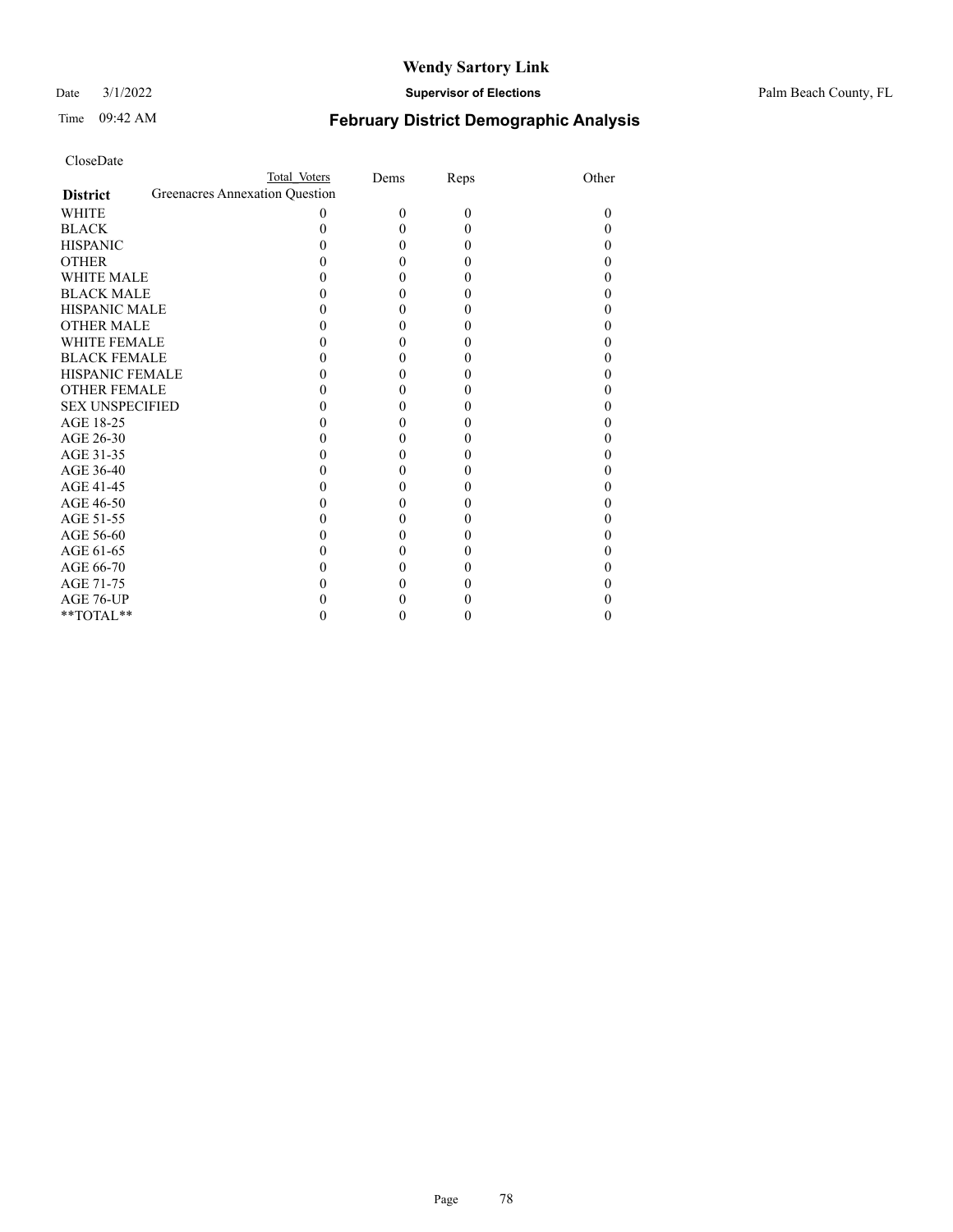# Wendy Sartory Link

Date 3/1/2022 **Supervisor of Elections** Palm Beach County, FL

Time 09:42 AM **February District Demographic Analysis**

CloseDate

| District | Total Voters | Dems | Reps | Other |
|---|---|---|---|---|
| Greenacres Annexation Question | | | | |
| WHITE | 0 | 0 | 0 | 0 |
| BLACK | 0 | 0 | 0 | 0 |
| HISPANIC | 0 | 0 | 0 | 0 |
| OTHER | 0 | 0 | 0 | 0 |
| WHITE MALE | 0 | 0 | 0 | 0 |
| BLACK MALE | 0 | 0 | 0 | 0 |
| HISPANIC MALE | 0 | 0 | 0 | 0 |
| OTHER MALE | 0 | 0 | 0 | 0 |
| WHITE FEMALE | 0 | 0 | 0 | 0 |
| BLACK FEMALE | 0 | 0 | 0 | 0 |
| HISPANIC FEMALE | 0 | 0 | 0 | 0 |
| OTHER FEMALE | 0 | 0 | 0 | 0 |
| SEX UNSPECIFIED | 0 | 0 | 0 | 0 |
| AGE 18-25 | 0 | 0 | 0 | 0 |
| AGE 26-30 | 0 | 0 | 0 | 0 |
| AGE 31-35 | 0 | 0 | 0 | 0 |
| AGE 36-40 | 0 | 0 | 0 | 0 |
| AGE 41-45 | 0 | 0 | 0 | 0 |
| AGE 46-50 | 0 | 0 | 0 | 0 |
| AGE 51-55 | 0 | 0 | 0 | 0 |
| AGE 56-60 | 0 | 0 | 0 | 0 |
| AGE 61-65 | 0 | 0 | 0 | 0 |
| AGE 66-70 | 0 | 0 | 0 | 0 |
| AGE 71-75 | 0 | 0 | 0 | 0 |
| AGE 76-UP | 0 | 0 | 0 | 0 |
| **TOTAL** | 0 | 0 | 0 | 0 |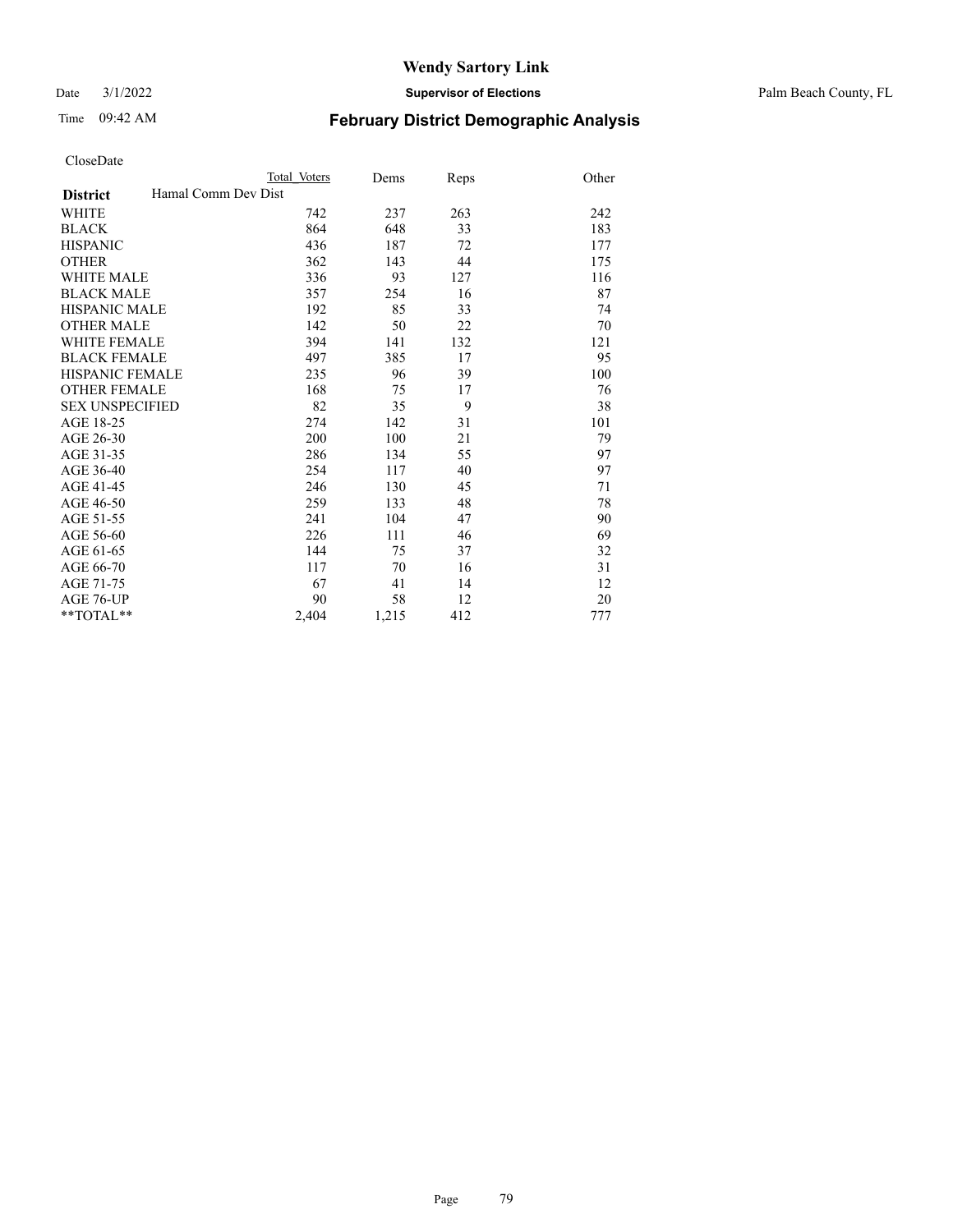# Wendy Sartory Link

Date 3/1/2022 **Supervisor of Elections** Palm Beach County, FL

Time 09:42 AM **February District Demographic Analysis**

CloseDate

| **District** | Total Voters | Dems | Reps | Other |
|---|---|---|---|---|
| Hamal Comm Dev Dist | | | | |
| WHITE | 742 | 237 | 263 | 242 |
| BLACK | 864 | 648 | 33 | 183 |
| HISPANIC | 436 | 187 | 72 | 177 |
| OTHER | 362 | 143 | 44 | 175 |
| WHITE MALE | 336 | 93 | 127 | 116 |
| BLACK MALE | 357 | 254 | 16 | 87 |
| HISPANIC MALE | 192 | 85 | 33 | 74 |
| OTHER MALE | 142 | 50 | 22 | 70 |
| WHITE FEMALE | 394 | 141 | 132 | 121 |
| BLACK FEMALE | 497 | 385 | 17 | 95 |
| HISPANIC FEMALE | 235 | 96 | 39 | 100 |
| OTHER FEMALE | 168 | 75 | 17 | 76 |
| SEX UNSPECIFIED | 82 | 35 | 9 | 38 |
| AGE 18-25 | 274 | 142 | 31 | 101 |
| AGE 26-30 | 200 | 100 | 21 | 79 |
| AGE 31-35 | 286 | 134 | 55 | 97 |
| AGE 36-40 | 254 | 117 | 40 | 97 |
| AGE 41-45 | 246 | 130 | 45 | 71 |
| AGE 46-50 | 259 | 133 | 48 | 78 |
| AGE 51-55 | 241 | 104 | 47 | 90 |
| AGE 56-60 | 226 | 111 | 46 | 69 |
| AGE 61-65 | 144 | 75 | 37 | 32 |
| AGE 66-70 | 117 | 70 | 16 | 31 |
| AGE 71-75 | 67 | 41 | 14 | 12 |
| AGE 76-UP | 90 | 58 | 12 | 20 |
| **TOTAL** | 2,404 | 1,215 | 412 | 777 |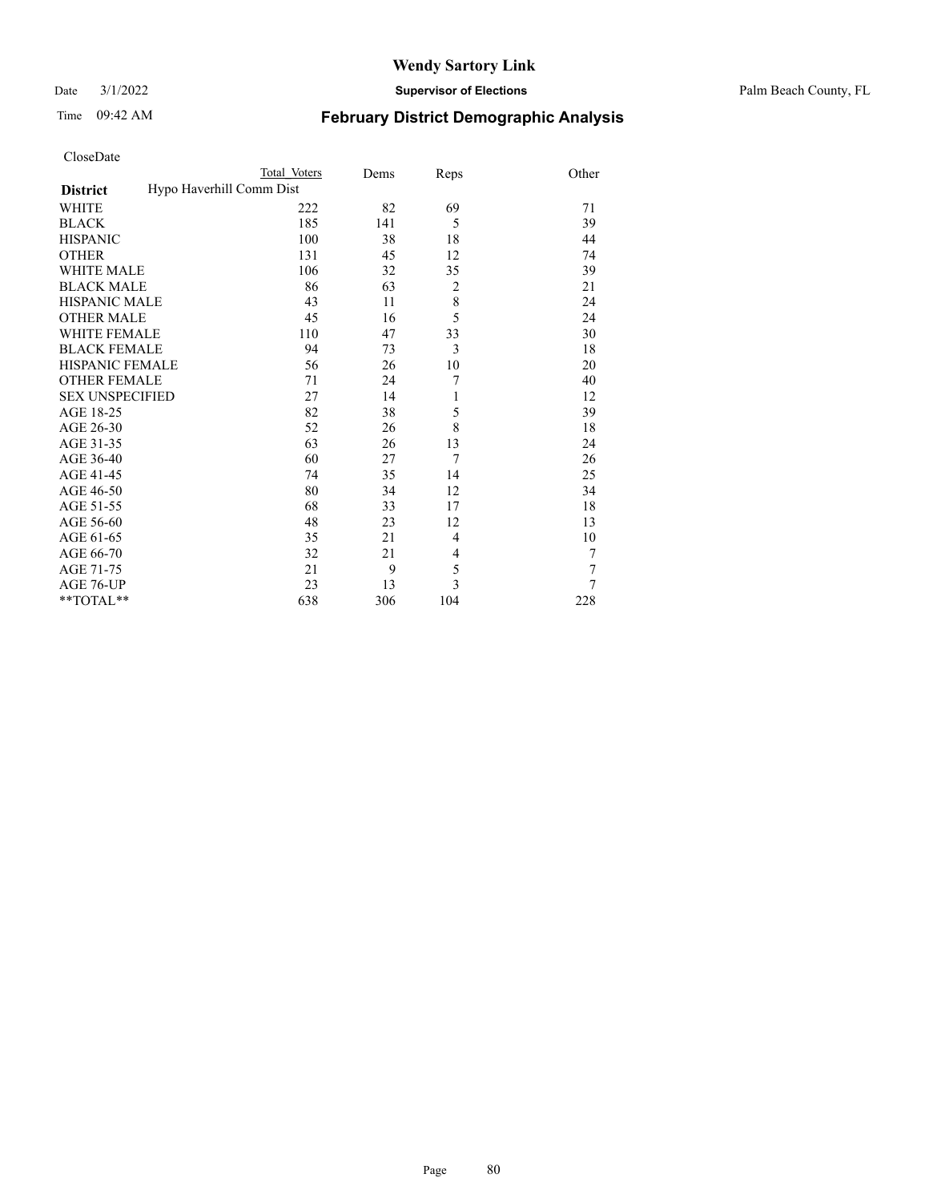CloseDate

| District | Hypo Haverhill Comm Dist | Total Voters | Dems | Reps | Other |
|---|---|---|---|---|---|
| WHITE | | 222 | 82 | 69 | 71 |
| BLACK | | 185 | 141 | 5 | 39 |
| HISPANIC | | 100 | 38 | 18 | 44 |
| OTHER | | 131 | 45 | 12 | 74 |
| WHITE MALE | | 106 | 32 | 35 | 39 |
| BLACK MALE | | 86 | 63 | 2 | 21 |
| HISPANIC MALE | | 43 | 11 | 8 | 24 |
| OTHER MALE | | 45 | 16 | 5 | 24 |
| WHITE FEMALE | | 110 | 47 | 33 | 30 |
| BLACK FEMALE | | 94 | 73 | 3 | 18 |
| HISPANIC FEMALE | | 56 | 26 | 10 | 20 |
| OTHER FEMALE | | 71 | 24 | 7 | 40 |
| SEX UNSPECIFIED | | 27 | 14 | 1 | 12 |
| AGE 18-25 | | 82 | 38 | 5 | 39 |
| AGE 26-30 | | 52 | 26 | 8 | 18 |
| AGE 31-35 | | 63 | 26 | 13 | 24 |
| AGE 36-40 | | 60 | 27 | 7 | 26 |
| AGE 41-45 | | 74 | 35 | 14 | 25 |
| AGE 46-50 | | 80 | 34 | 12 | 34 |
| AGE 51-55 | | 68 | 33 | 17 | 18 |
| AGE 56-60 | | 48 | 23 | 12 | 13 |
| AGE 61-65 | | 35 | 21 | 4 | 10 |
| AGE 66-70 | | 32 | 21 | 4 | 7 |
| AGE 71-75 | | 21 | 9 | 5 | 7 |
| AGE 76-UP | | 23 | 13 | 3 | 7 |
| **TOTAL** | | 638 | 306 | 104 | 228 |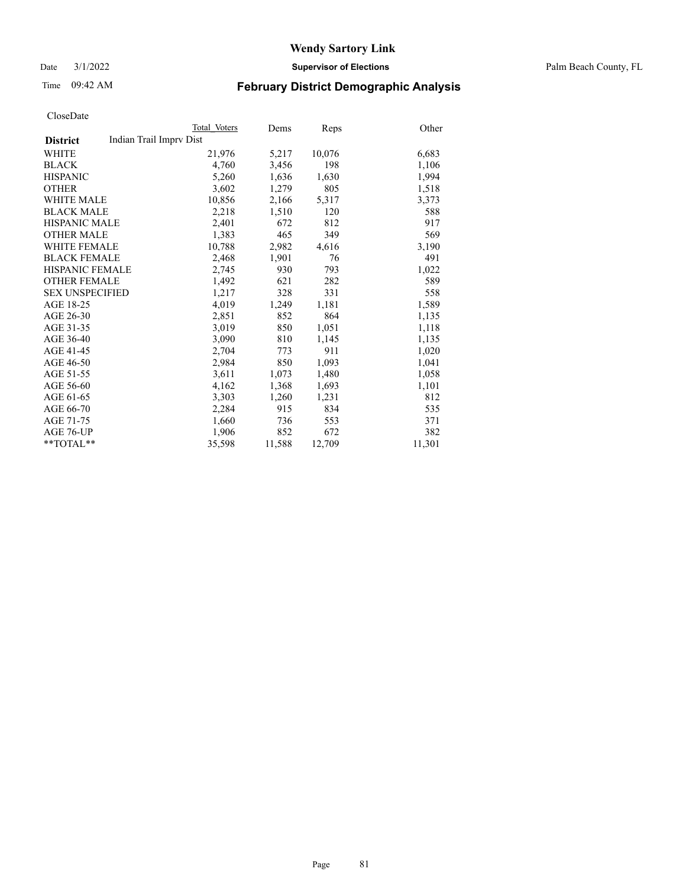Date 3/1/2022

Time 09:42 AM

# Wendy Sartory Link

**Supervisor of Elections**

Palm Beach County, FL

## February District Demographic Analysis

CloseDate

| **District** | Total Voters | Dems | Reps | Other |
|---|---|---|---|---|
| Indian Trail Imprv Dist | | | | |
| WHITE | 21,976 | 5,217 | 10,076 | 6,683 |
| BLACK | 4,760 | 3,456 | 198 | 1,106 |
| HISPANIC | 5,260 | 1,636 | 1,630 | 1,994 |
| OTHER | 3,602 | 1,279 | 805 | 1,518 |
| WHITE MALE | 10,856 | 2,166 | 5,317 | 3,373 |
| BLACK MALE | 2,218 | 1,510 | 120 | 588 |
| HISPANIC MALE | 2,401 | 672 | 812 | 917 |
| OTHER MALE | 1,383 | 465 | 349 | 569 |
| WHITE FEMALE | 10,788 | 2,982 | 4,616 | 3,190 |
| BLACK FEMALE | 2,468 | 1,901 | 76 | 491 |
| HISPANIC FEMALE | 2,745 | 930 | 793 | 1,022 |
| OTHER FEMALE | 1,492 | 621 | 282 | 589 |
| SEX UNSPECIFIED | 1,217 | 328 | 331 | 558 |
| AGE 18-25 | 4,019 | 1,249 | 1,181 | 1,589 |
| AGE 26-30 | 2,851 | 852 | 864 | 1,135 |
| AGE 31-35 | 3,019 | 850 | 1,051 | 1,118 |
| AGE 36-40 | 3,090 | 810 | 1,145 | 1,135 |
| AGE 41-45 | 2,704 | 773 | 911 | 1,020 |
| AGE 46-50 | 2,984 | 850 | 1,093 | 1,041 |
| AGE 51-55 | 3,611 | 1,073 | 1,480 | 1,058 |
| AGE 56-60 | 4,162 | 1,368 | 1,693 | 1,101 |
| AGE 61-65 | 3,303 | 1,260 | 1,231 | 812 |
| AGE 66-70 | 2,284 | 915 | 834 | 535 |
| AGE 71-75 | 1,660 | 736 | 553 | 371 |
| AGE 76-UP | 1,906 | 852 | 672 | 382 |
| **TOTAL** | 35,598 | 11,588 | 12,709 | 11,301 |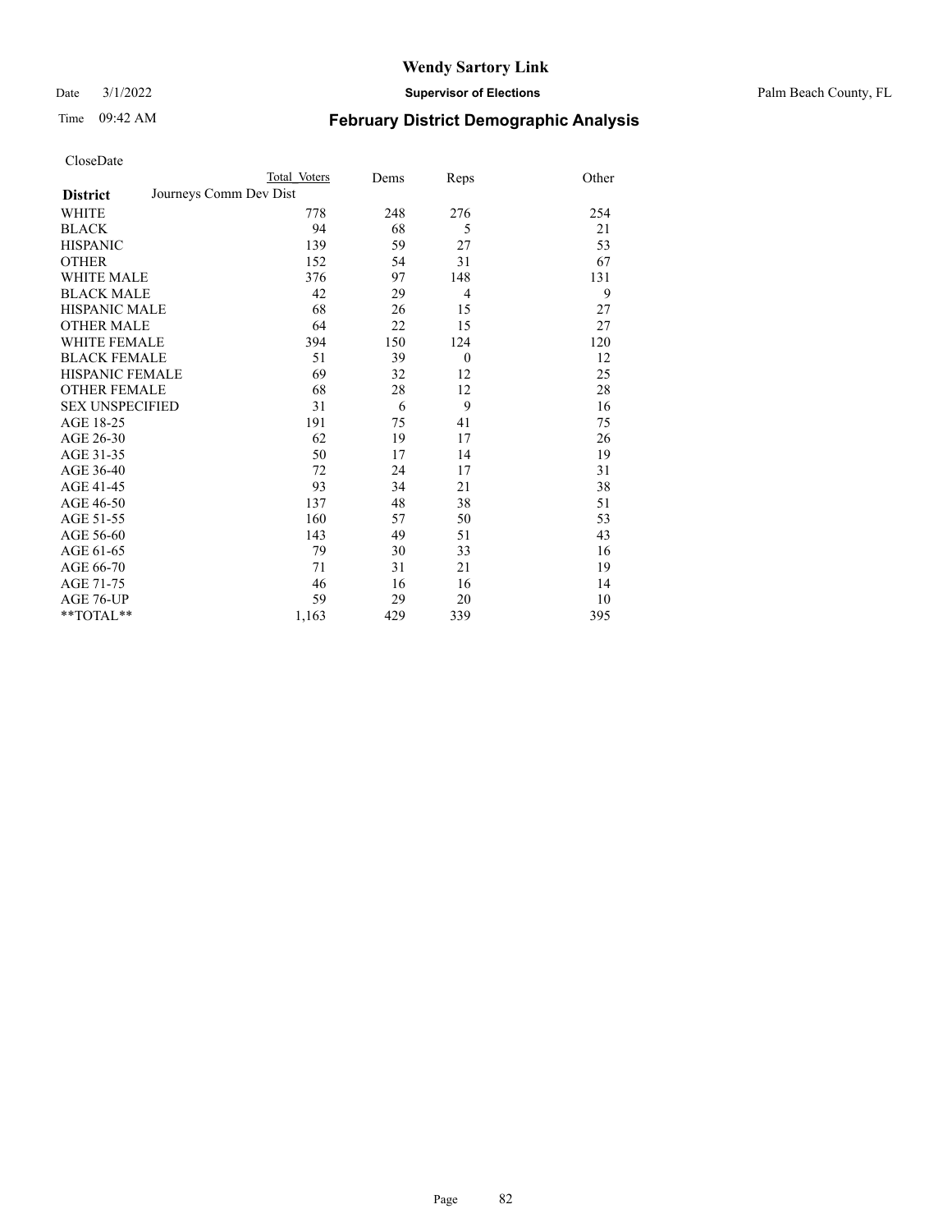# Wendy Sartory Link

Date 3/1/2022 **Supervisor of Elections** Palm Beach County, FL

Time 09:42 AM **February District Demographic Analysis**

CloseDate

| **District** | Total Voters | Dems | Reps | Other |
|---|---|---|---|---|
| Journeys Comm Dev Dist | | | | |
| WHITE | 778 | 248 | 276 | 254 |
| BLACK | 94 | 68 | 5 | 21 |
| HISPANIC | 139 | 59 | 27 | 53 |
| OTHER | 152 | 54 | 31 | 67 |
| WHITE MALE | 376 | 97 | 148 | 131 |
| BLACK MALE | 42 | 29 | 4 | 9 |
| HISPANIC MALE | 68 | 26 | 15 | 27 |
| OTHER MALE | 64 | 22 | 15 | 27 |
| WHITE FEMALE | 394 | 150 | 124 | 120 |
| BLACK FEMALE | 51 | 39 | 0 | 12 |
| HISPANIC FEMALE | 69 | 32 | 12 | 25 |
| OTHER FEMALE | 68 | 28 | 12 | 28 |
| SEX UNSPECIFIED | 31 | 6 | 9 | 16 |
| AGE 18-25 | 191 | 75 | 41 | 75 |
| AGE 26-30 | 62 | 19 | 17 | 26 |
| AGE 31-35 | 50 | 17 | 14 | 19 |
| AGE 36-40 | 72 | 24 | 17 | 31 |
| AGE 41-45 | 93 | 34 | 21 | 38 |
| AGE 46-50 | 137 | 48 | 38 | 51 |
| AGE 51-55 | 160 | 57 | 50 | 53 |
| AGE 56-60 | 143 | 49 | 51 | 43 |
| AGE 61-65 | 79 | 30 | 33 | 16 |
| AGE 66-70 | 71 | 31 | 21 | 19 |
| AGE 71-75 | 46 | 16 | 16 | 14 |
| AGE 76-UP | 59 | 29 | 20 | 10 |
| **TOTAL** | 1,163 | 429 | 339 | 395 |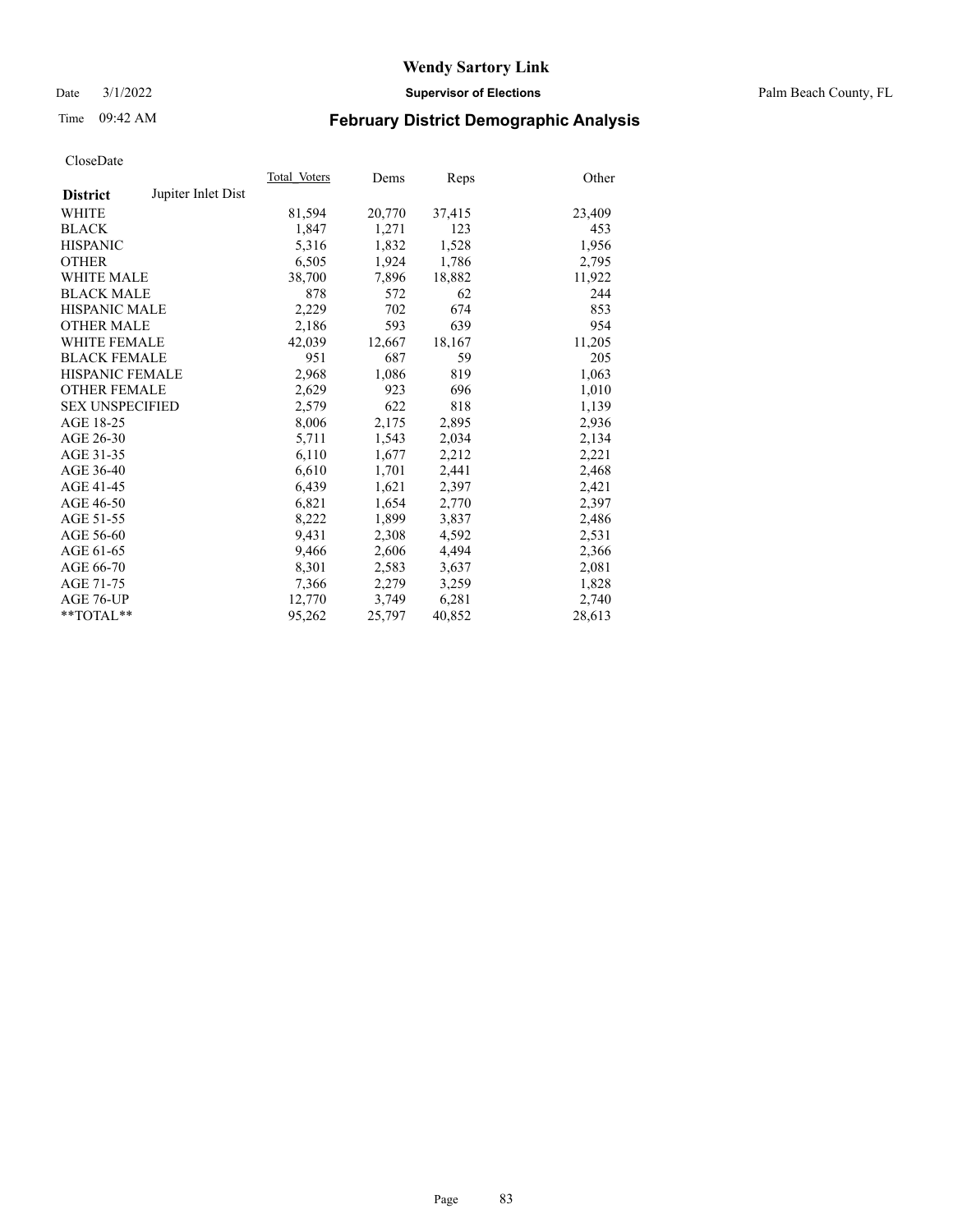# Wendy Sartory Link

Date 3/1/2022 **Supervisor of Elections** Palm Beach County, FL

Time 09:42 AM **February District Demographic Analysis**

CloseDate

| **District** Jupiter Inlet Dist | Total_Voters | Dems | Reps | Other |
|---|---|---|---|---|
| WHITE | 81,594 | 20,770 | 37,415 | 23,409 |
| BLACK | 1,847 | 1,271 | 123 | 453 |
| HISPANIC | 5,316 | 1,832 | 1,528 | 1,956 |
| OTHER | 6,505 | 1,924 | 1,786 | 2,795 |
| WHITE MALE | 38,700 | 7,896 | 18,882 | 11,922 |
| BLACK MALE | 878 | 572 | 62 | 244 |
| HISPANIC MALE | 2,229 | 702 | 674 | 853 |
| OTHER MALE | 2,186 | 593 | 639 | 954 |
| WHITE FEMALE | 42,039 | 12,667 | 18,167 | 11,205 |
| BLACK FEMALE | 951 | 687 | 59 | 205 |
| HISPANIC FEMALE | 2,968 | 1,086 | 819 | 1,063 |
| OTHER FEMALE | 2,629 | 923 | 696 | 1,010 |
| SEX UNSPECIFIED | 2,579 | 622 | 818 | 1,139 |
| AGE 18-25 | 8,006 | 2,175 | 2,895 | 2,936 |
| AGE 26-30 | 5,711 | 1,543 | 2,034 | 2,134 |
| AGE 31-35 | 6,110 | 1,677 | 2,212 | 2,221 |
| AGE 36-40 | 6,610 | 1,701 | 2,441 | 2,468 |
| AGE 41-45 | 6,439 | 1,621 | 2,397 | 2,421 |
| AGE 46-50 | 6,821 | 1,654 | 2,770 | 2,397 |
| AGE 51-55 | 8,222 | 1,899 | 3,837 | 2,486 |
| AGE 56-60 | 9,431 | 2,308 | 4,592 | 2,531 |
| AGE 61-65 | 9,466 | 2,606 | 4,494 | 2,366 |
| AGE 66-70 | 8,301 | 2,583 | 3,637 | 2,081 |
| AGE 71-75 | 7,366 | 2,279 | 3,259 | 1,828 |
| AGE 76-UP | 12,770 | 3,749 | 6,281 | 2,740 |
| **TOTAL** | 95,262 | 25,797 | 40,852 | 28,613 |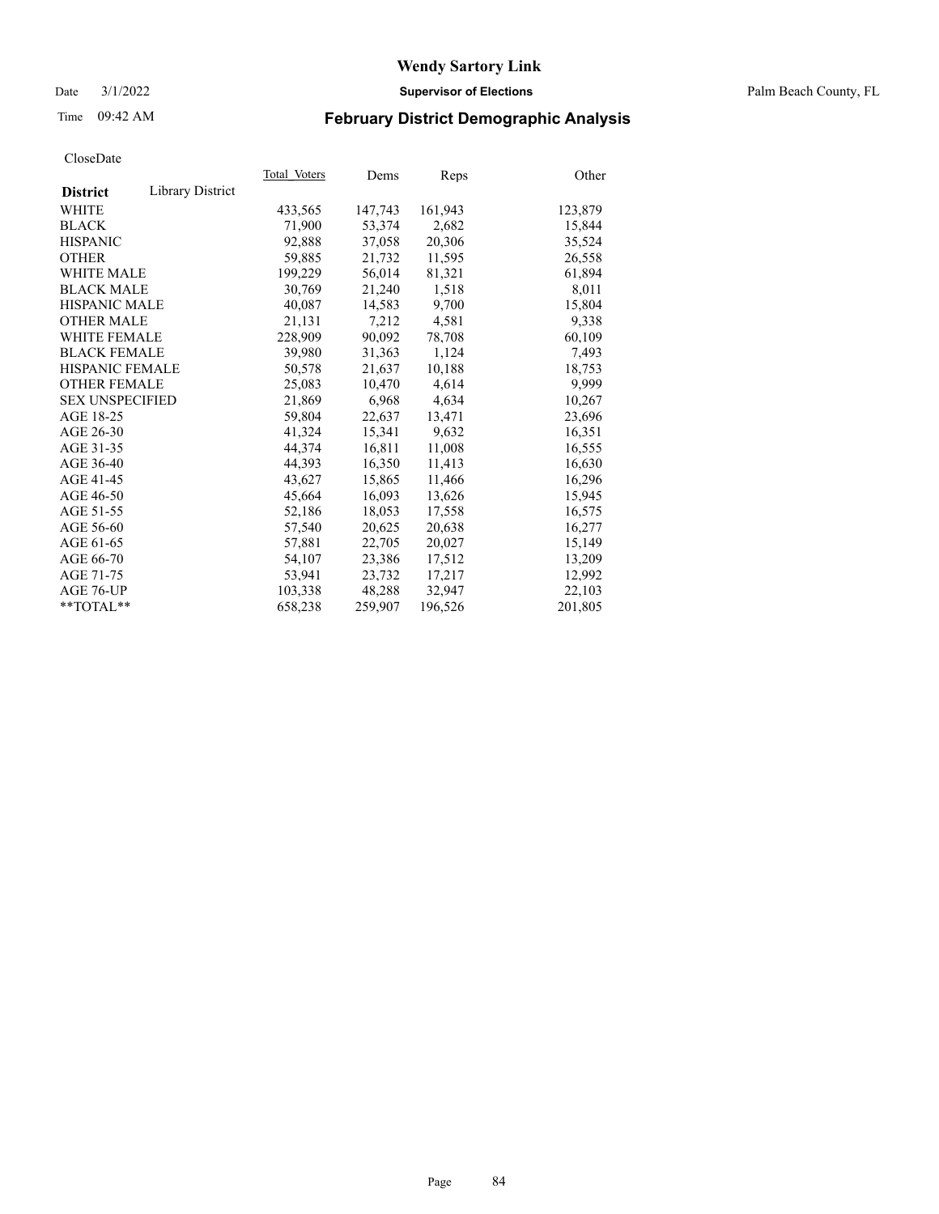# Wendy Sartory Link

Date 3/1/2022 **Supervisor of Elections** Palm Beach County, FL

Time 09:42 AM

## February District Demographic Analysis

CloseDate

| **District** Library District | Total_Voters | Dems | Reps | Other |
|---|---|---|---|---|
| WHITE | 433,565 | 147,743 | 161,943 | 123,879 |
| BLACK | 71,900 | 53,374 | 2,682 | 15,844 |
| HISPANIC | 92,888 | 37,058 | 20,306 | 35,524 |
| OTHER | 59,885 | 21,732 | 11,595 | 26,558 |
| WHITE MALE | 199,229 | 56,014 | 81,321 | 61,894 |
| BLACK MALE | 30,769 | 21,240 | 1,518 | 8,011 |
| HISPANIC MALE | 40,087 | 14,583 | 9,700 | 15,804 |
| OTHER MALE | 21,131 | 7,212 | 4,581 | 9,338 |
| WHITE FEMALE | 228,909 | 90,092 | 78,708 | 60,109 |
| BLACK FEMALE | 39,980 | 31,363 | 1,124 | 7,493 |
| HISPANIC FEMALE | 50,578 | 21,637 | 10,188 | 18,753 |
| OTHER FEMALE | 25,083 | 10,470 | 4,614 | 9,999 |
| SEX UNSPECIFIED | 21,869 | 6,968 | 4,634 | 10,267 |
| AGE 18-25 | 59,804 | 22,637 | 13,471 | 23,696 |
| AGE 26-30 | 41,324 | 15,341 | 9,632 | 16,351 |
| AGE 31-35 | 44,374 | 16,811 | 11,008 | 16,555 |
| AGE 36-40 | 44,393 | 16,350 | 11,413 | 16,630 |
| AGE 41-45 | 43,627 | 15,865 | 11,466 | 16,296 |
| AGE 46-50 | 45,664 | 16,093 | 13,626 | 15,945 |
| AGE 51-55 | 52,186 | 18,053 | 17,558 | 16,575 |
| AGE 56-60 | 57,540 | 20,625 | 20,638 | 16,277 |
| AGE 61-65 | 57,881 | 22,705 | 20,027 | 15,149 |
| AGE 66-70 | 54,107 | 23,386 | 17,512 | 13,209 |
| AGE 71-75 | 53,941 | 23,732 | 17,217 | 12,992 |
| AGE 76-UP | 103,338 | 48,288 | 32,947 | 22,103 |
| **TOTAL** | 658,238 | 259,907 | 196,526 | 201,805 |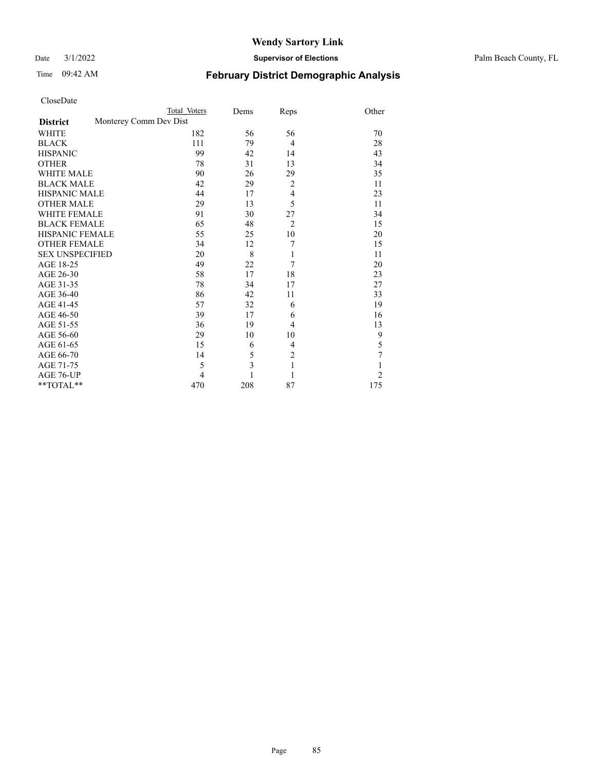# Wendy Sartory Link

Date 3/1/2022 **Supervisor of Elections** Palm Beach County, FL

Time 09:42 AM **February District Demographic Analysis**

CloseDate

| | Total Voters | Dems | Reps | Other |
|---|---|---|---|---|
| **District** Monterey Comm Dev Dist | | | | |
| WHITE | 182 | 56 | 56 | 70 |
| BLACK | 111 | 79 | 4 | 28 |
| HISPANIC | 99 | 42 | 14 | 43 |
| OTHER | 78 | 31 | 13 | 34 |
| WHITE MALE | 90 | 26 | 29 | 35 |
| BLACK MALE | 42 | 29 | 2 | 11 |
| HISPANIC MALE | 44 | 17 | 4 | 23 |
| OTHER MALE | 29 | 13 | 5 | 11 |
| WHITE FEMALE | 91 | 30 | 27 | 34 |
| BLACK FEMALE | 65 | 48 | 2 | 15 |
| HISPANIC FEMALE | 55 | 25 | 10 | 20 |
| OTHER FEMALE | 34 | 12 | 7 | 15 |
| SEX UNSPECIFIED | 20 | 8 | 1 | 11 |
| AGE 18-25 | 49 | 22 | 7 | 20 |
| AGE 26-30 | 58 | 17 | 18 | 23 |
| AGE 31-35 | 78 | 34 | 17 | 27 |
| AGE 36-40 | 86 | 42 | 11 | 33 |
| AGE 41-45 | 57 | 32 | 6 | 19 |
| AGE 46-50 | 39 | 17 | 6 | 16 |
| AGE 51-55 | 36 | 19 | 4 | 13 |
| AGE 56-60 | 29 | 10 | 10 | 9 |
| AGE 61-65 | 15 | 6 | 4 | 5 |
| AGE 66-70 | 14 | 5 | 2 | 7 |
| AGE 71-75 | 5 | 3 | 1 | 1 |
| AGE 76-UP | 4 | 1 | 1 | 2 |
| **TOTAL** | 470 | 208 | 87 | 175 |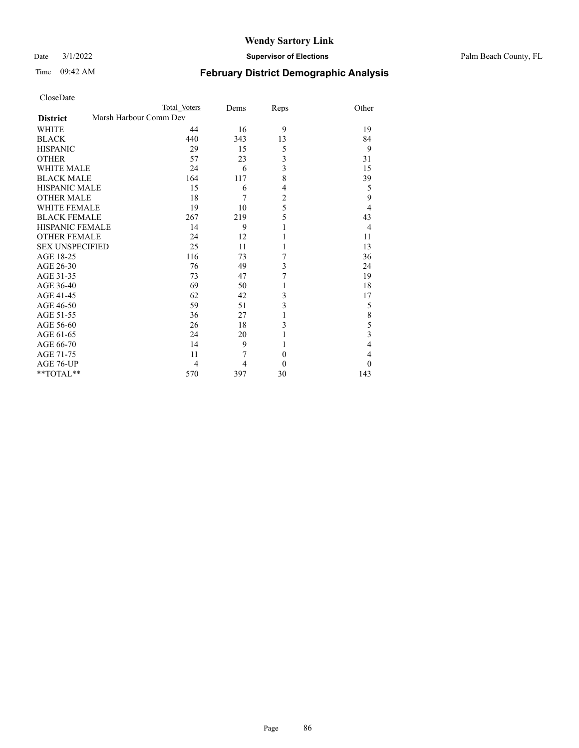# Wendy Sartory Link

Date 3/1/2022 **Supervisor of Elections** Palm Beach County, FL

Time 09:42 AM **February District Demographic Analysis**

CloseDate

| District | Total Voters | Dems | Reps | Other |
|---|---|---|---|---|
| Marsh Harbour Comm Dev | | | | |
| WHITE | 44 | 16 | 9 | 19 |
| BLACK | 440 | 343 | 13 | 84 |
| HISPANIC | 29 | 15 | 5 | 9 |
| OTHER | 57 | 23 | 3 | 31 |
| WHITE MALE | 24 | 6 | 3 | 15 |
| BLACK MALE | 164 | 117 | 8 | 39 |
| HISPANIC MALE | 15 | 6 | 4 | 5 |
| OTHER MALE | 18 | 7 | 2 | 9 |
| WHITE FEMALE | 19 | 10 | 5 | 4 |
| BLACK FEMALE | 267 | 219 | 5 | 43 |
| HISPANIC FEMALE | 14 | 9 | 1 | 4 |
| OTHER FEMALE | 24 | 12 | 1 | 11 |
| SEX UNSPECIFIED | 25 | 11 | 1 | 13 |
| AGE 18-25 | 116 | 73 | 7 | 36 |
| AGE 26-30 | 76 | 49 | 3 | 24 |
| AGE 31-35 | 73 | 47 | 7 | 19 |
| AGE 36-40 | 69 | 50 | 1 | 18 |
| AGE 41-45 | 62 | 42 | 3 | 17 |
| AGE 46-50 | 59 | 51 | 3 | 5 |
| AGE 51-55 | 36 | 27 | 1 | 8 |
| AGE 56-60 | 26 | 18 | 3 | 5 |
| AGE 61-65 | 24 | 20 | 1 | 3 |
| AGE 66-70 | 14 | 9 | 1 | 4 |
| AGE 71-75 | 11 | 7 | 0 | 4 |
| AGE 76-UP | 4 | 4 | 0 | 0 |
| **TOTAL** | 570 | 397 | 30 | 143 |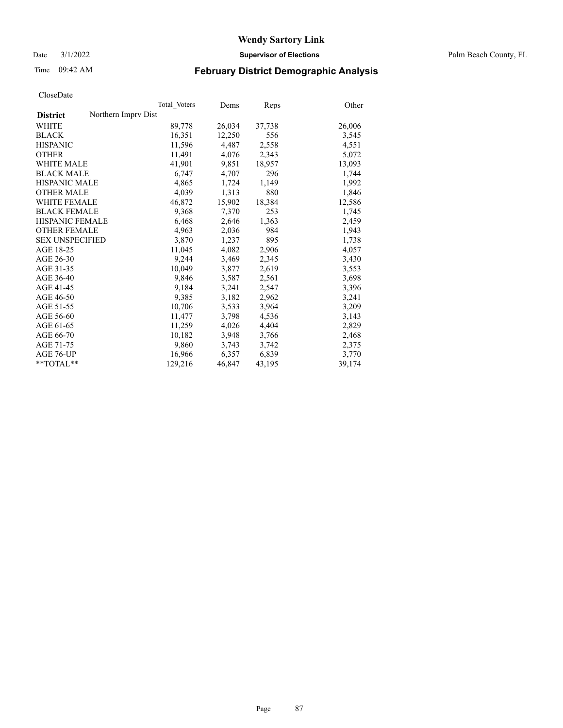# Wendy Sartory Link

Date 3/1/2022 **Supervisor of Elections** Palm Beach County, FL

Time 09:42 AM

## February District Demographic Analysis

CloseDate

| | Total_Voters | Dems | Reps | Other |
|---|---|---|---|---|
| **District** Northern Imprv Dist | | | | |
| WHITE | 89,778 | 26,034 | 37,738 | 26,006 |
| BLACK | 16,351 | 12,250 | 556 | 3,545 |
| HISPANIC | 11,596 | 4,487 | 2,558 | 4,551 |
| OTHER | 11,491 | 4,076 | 2,343 | 5,072 |
| WHITE MALE | 41,901 | 9,851 | 18,957 | 13,093 |
| BLACK MALE | 6,747 | 4,707 | 296 | 1,744 |
| HISPANIC MALE | 4,865 | 1,724 | 1,149 | 1,992 |
| OTHER MALE | 4,039 | 1,313 | 880 | 1,846 |
| WHITE FEMALE | 46,872 | 15,902 | 18,384 | 12,586 |
| BLACK FEMALE | 9,368 | 7,370 | 253 | 1,745 |
| HISPANIC FEMALE | 6,468 | 2,646 | 1,363 | 2,459 |
| OTHER FEMALE | 4,963 | 2,036 | 984 | 1,943 |
| SEX UNSPECIFIED | 3,870 | 1,237 | 895 | 1,738 |
| AGE 18-25 | 11,045 | 4,082 | 2,906 | 4,057 |
| AGE 26-30 | 9,244 | 3,469 | 2,345 | 3,430 |
| AGE 31-35 | 10,049 | 3,877 | 2,619 | 3,553 |
| AGE 36-40 | 9,846 | 3,587 | 2,561 | 3,698 |
| AGE 41-45 | 9,184 | 3,241 | 2,547 | 3,396 |
| AGE 46-50 | 9,385 | 3,182 | 2,962 | 3,241 |
| AGE 51-55 | 10,706 | 3,533 | 3,964 | 3,209 |
| AGE 56-60 | 11,477 | 3,798 | 4,536 | 3,143 |
| AGE 61-65 | 11,259 | 4,026 | 4,404 | 2,829 |
| AGE 66-70 | 10,182 | 3,948 | 3,766 | 2,468 |
| AGE 71-75 | 9,860 | 3,743 | 3,742 | 2,375 |
| AGE 76-UP | 16,966 | 6,357 | 6,839 | 3,770 |
| **TOTAL** | 129,216 | 46,847 | 43,195 | 39,174 |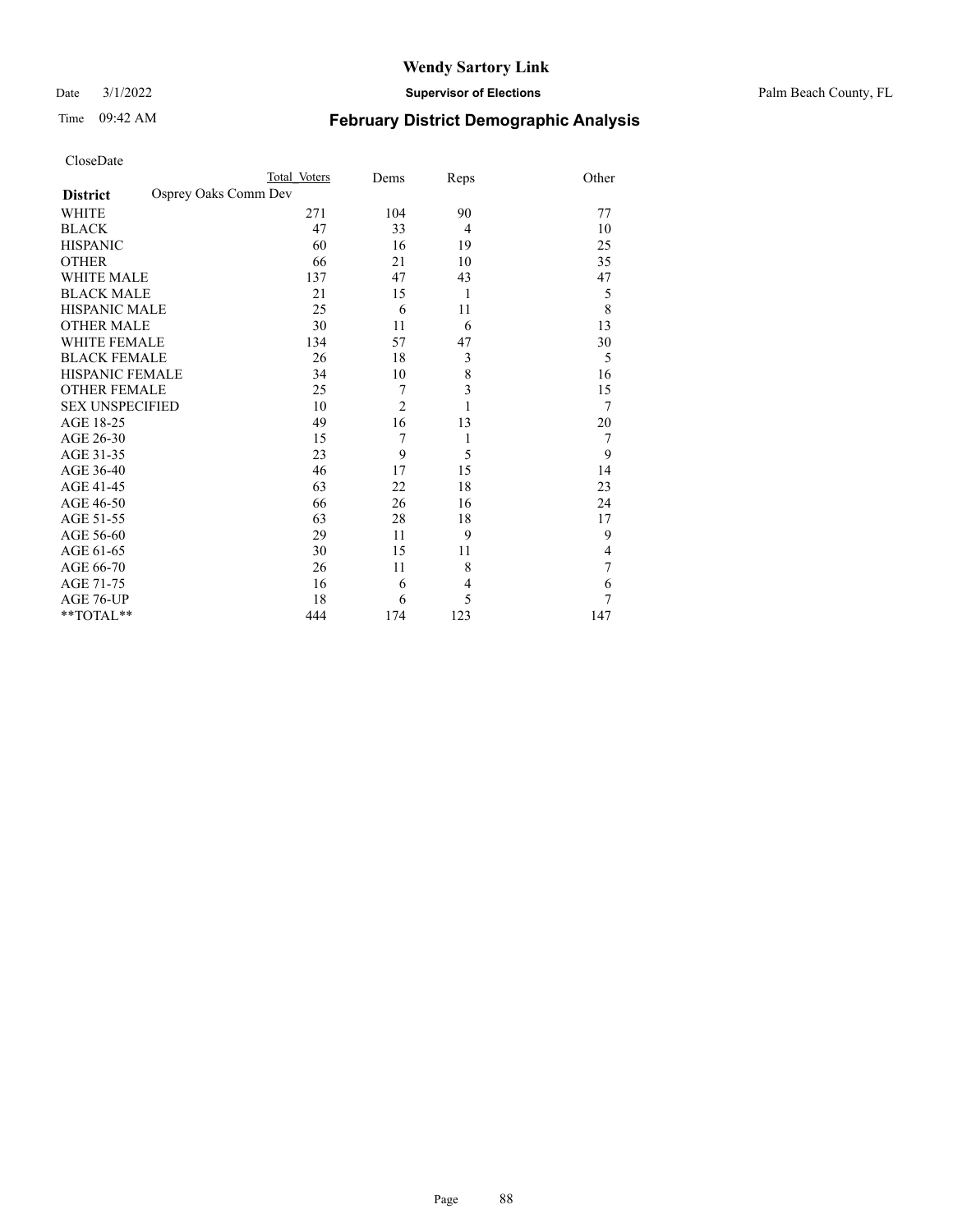CloseDate

| District | Osprey Oaks Comm Dev | Total Voters | Dems | Reps | Other |
|---|---|---|---|---|---|
| WHITE | | 271 | 104 | 90 | 77 |
| BLACK | | 47 | 33 | 4 | 10 |
| HISPANIC | | 60 | 16 | 19 | 25 |
| OTHER | | 66 | 21 | 10 | 35 |
| WHITE MALE | | 137 | 47 | 43 | 47 |
| BLACK MALE | | 21 | 15 | 1 | 5 |
| HISPANIC MALE | | 25 | 6 | 11 | 8 |
| OTHER MALE | | 30 | 11 | 6 | 13 |
| WHITE FEMALE | | 134 | 57 | 47 | 30 |
| BLACK FEMALE | | 26 | 18 | 3 | 5 |
| HISPANIC FEMALE | | 34 | 10 | 8 | 16 |
| OTHER FEMALE | | 25 | 7 | 3 | 15 |
| SEX UNSPECIFIED | | 10 | 2 | 1 | 7 |
| AGE 18-25 | | 49 | 16 | 13 | 20 |
| AGE 26-30 | | 15 | 7 | 1 | 7 |
| AGE 31-35 | | 23 | 9 | 5 | 9 |
| AGE 36-40 | | 46 | 17 | 15 | 14 |
| AGE 41-45 | | 63 | 22 | 18 | 23 |
| AGE 46-50 | | 66 | 26 | 16 | 24 |
| AGE 51-55 | | 63 | 28 | 18 | 17 |
| AGE 56-60 | | 29 | 11 | 9 | 9 |
| AGE 61-65 | | 30 | 15 | 11 | 4 |
| AGE 66-70 | | 26 | 11 | 8 | 7 |
| AGE 71-75 | | 16 | 6 | 4 | 6 |
| AGE 76-UP | | 18 | 6 | 5 | 7 |
| **TOTAL** | | 444 | 174 | 123 | 147 |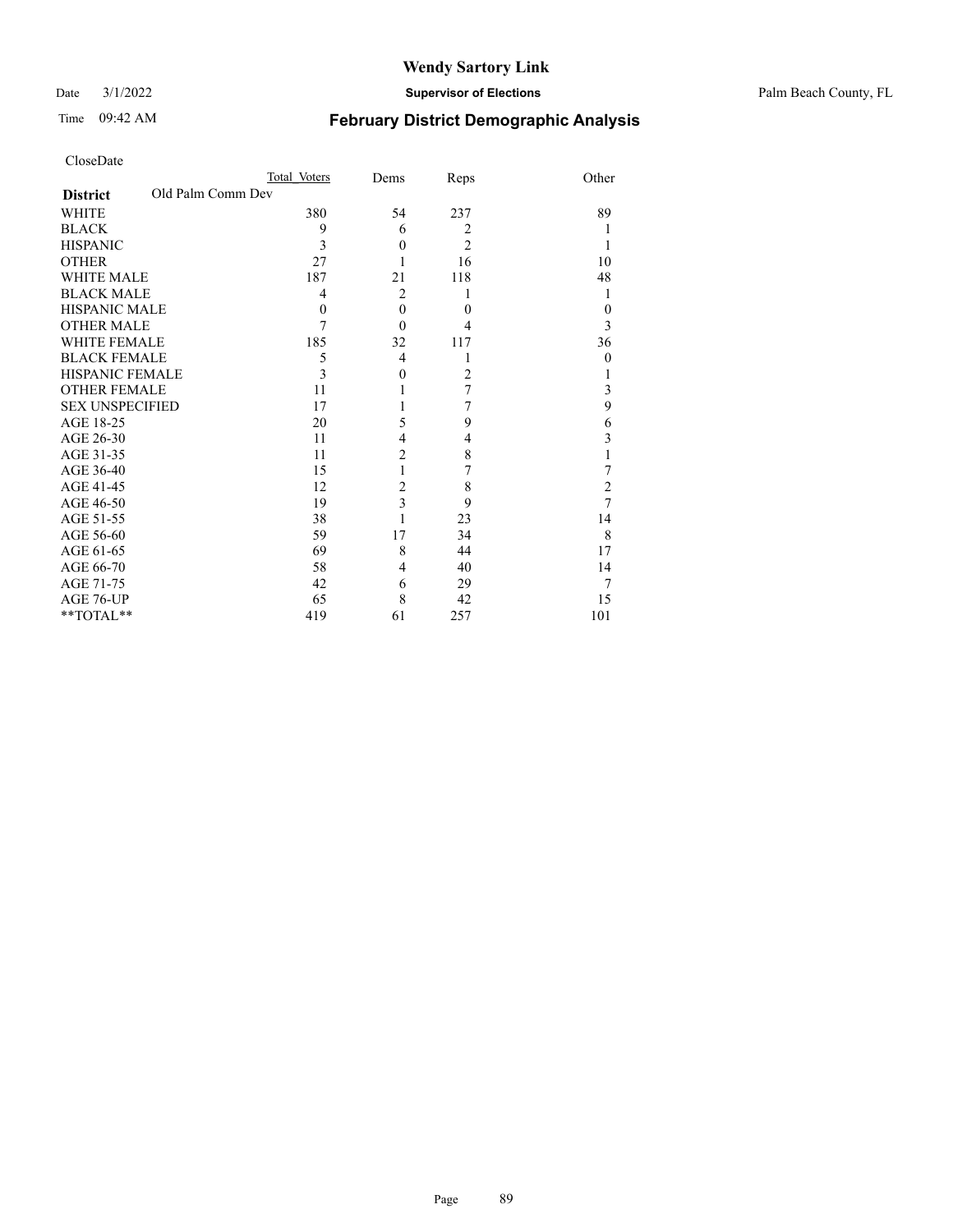CloseDate

| District | Old Palm Comm Dev | Total_Voters | Dems | Reps | Other |
|---|---|---|---|---|---|
| WHITE | | 380 | 54 | 237 | 89 |
| BLACK | | 9 | 6 | 2 | 1 |
| HISPANIC | | 3 | 0 | 2 | 1 |
| OTHER | | 27 | 1 | 16 | 10 |
| WHITE MALE | | 187 | 21 | 118 | 48 |
| BLACK MALE | | 4 | 2 | 1 | 1 |
| HISPANIC MALE | | 0 | 0 | 0 | 0 |
| OTHER MALE | | 7 | 0 | 4 | 3 |
| WHITE FEMALE | | 185 | 32 | 117 | 36 |
| BLACK FEMALE | | 5 | 4 | 1 | 0 |
| HISPANIC FEMALE | | 3 | 0 | 2 | 1 |
| OTHER FEMALE | | 11 | 1 | 7 | 3 |
| SEX UNSPECIFIED | | 17 | 1 | 7 | 9 |
| AGE 18-25 | | 20 | 5 | 9 | 6 |
| AGE 26-30 | | 11 | 4 | 4 | 3 |
| AGE 31-35 | | 11 | 2 | 8 | 1 |
| AGE 36-40 | | 15 | 1 | 7 | 7 |
| AGE 41-45 | | 12 | 2 | 8 | 2 |
| AGE 46-50 | | 19 | 3 | 9 | 7 |
| AGE 51-55 | | 38 | 1 | 23 | 14 |
| AGE 56-60 | | 59 | 17 | 34 | 8 |
| AGE 61-65 | | 69 | 8 | 44 | 17 |
| AGE 66-70 | | 58 | 4 | 40 | 14 |
| AGE 71-75 | | 42 | 6 | 29 | 7 |
| AGE 76-UP | | 65 | 8 | 42 | 15 |
| **TOTAL** | | 419 | 61 | 257 | 101 |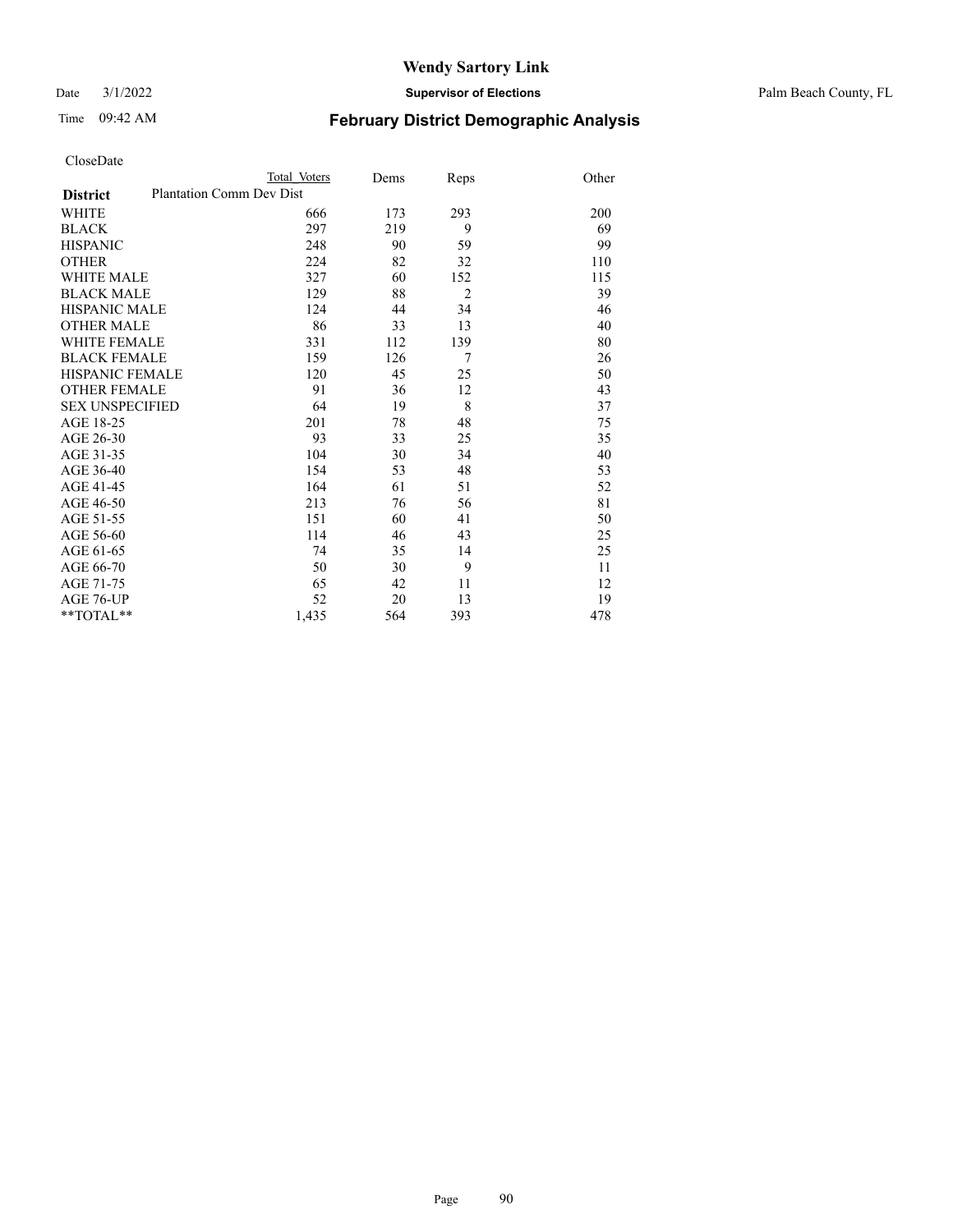# Wendy Sartory Link

Date 3/1/2022 **Supervisor of Elections** Palm Beach County, FL

Time 09:42 AM **February District Demographic Analysis**

CloseDate

| **District** | Total Voters | Dems | Reps | Other |
|---|---|---|---|---|
| Plantation Comm Dev Dist | | | | |
| WHITE | 666 | 173 | 293 | 200 |
| BLACK | 297 | 219 | 9 | 69 |
| HISPANIC | 248 | 90 | 59 | 99 |
| OTHER | 224 | 82 | 32 | 110 |
| WHITE MALE | 327 | 60 | 152 | 115 |
| BLACK MALE | 129 | 88 | 2 | 39 |
| HISPANIC MALE | 124 | 44 | 34 | 46 |
| OTHER MALE | 86 | 33 | 13 | 40 |
| WHITE FEMALE | 331 | 112 | 139 | 80 |
| BLACK FEMALE | 159 | 126 | 7 | 26 |
| HISPANIC FEMALE | 120 | 45 | 25 | 50 |
| OTHER FEMALE | 91 | 36 | 12 | 43 |
| SEX UNSPECIFIED | 64 | 19 | 8 | 37 |
| AGE 18-25 | 201 | 78 | 48 | 75 |
| AGE 26-30 | 93 | 33 | 25 | 35 |
| AGE 31-35 | 104 | 30 | 34 | 40 |
| AGE 36-40 | 154 | 53 | 48 | 53 |
| AGE 41-45 | 164 | 61 | 51 | 52 |
| AGE 46-50 | 213 | 76 | 56 | 81 |
| AGE 51-55 | 151 | 60 | 41 | 50 |
| AGE 56-60 | 114 | 46 | 43 | 25 |
| AGE 61-65 | 74 | 35 | 14 | 25 |
| AGE 66-70 | 50 | 30 | 9 | 11 |
| AGE 71-75 | 65 | 42 | 11 | 12 |
| AGE 76-UP | 52 | 20 | 13 | 19 |
| **TOTAL** | 1,435 | 564 | 393 | 478 |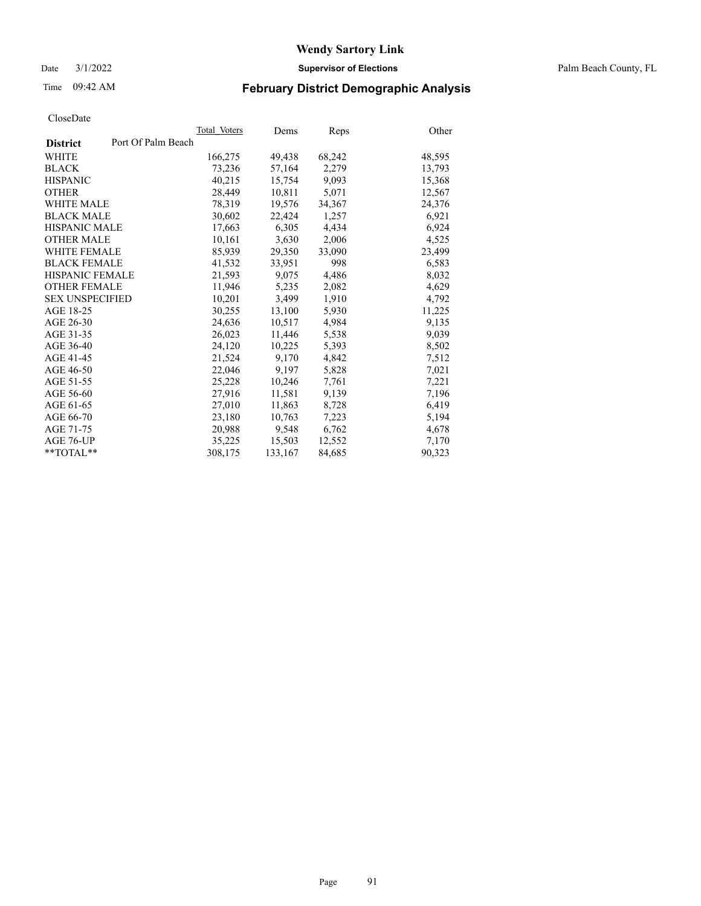# Wendy Sartory Link

Date 3/1/2022 **Supervisor of Elections** Palm Beach County, FL

Time 09:42 AM **February District Demographic Analysis**

CloseDate

| **District** Port Of Palm Beach | Total_Voters | Dems | Reps | Other |
|---|---|---|---|---|
| WHITE | 166,275 | 49,438 | 68,242 | 48,595 |
| BLACK | 73,236 | 57,164 | 2,279 | 13,793 |
| HISPANIC | 40,215 | 15,754 | 9,093 | 15,368 |
| OTHER | 28,449 | 10,811 | 5,071 | 12,567 |
| WHITE MALE | 78,319 | 19,576 | 34,367 | 24,376 |
| BLACK MALE | 30,602 | 22,424 | 1,257 | 6,921 |
| HISPANIC MALE | 17,663 | 6,305 | 4,434 | 6,924 |
| OTHER MALE | 10,161 | 3,630 | 2,006 | 4,525 |
| WHITE FEMALE | 85,939 | 29,350 | 33,090 | 23,499 |
| BLACK FEMALE | 41,532 | 33,951 | 998 | 6,583 |
| HISPANIC FEMALE | 21,593 | 9,075 | 4,486 | 8,032 |
| OTHER FEMALE | 11,946 | 5,235 | 2,082 | 4,629 |
| SEX UNSPECIFIED | 10,201 | 3,499 | 1,910 | 4,792 |
| AGE 18-25 | 30,255 | 13,100 | 5,930 | 11,225 |
| AGE 26-30 | 24,636 | 10,517 | 4,984 | 9,135 |
| AGE 31-35 | 26,023 | 11,446 | 5,538 | 9,039 |
| AGE 36-40 | 24,120 | 10,225 | 5,393 | 8,502 |
| AGE 41-45 | 21,524 | 9,170 | 4,842 | 7,512 |
| AGE 46-50 | 22,046 | 9,197 | 5,828 | 7,021 |
| AGE 51-55 | 25,228 | 10,246 | 7,761 | 7,221 |
| AGE 56-60 | 27,916 | 11,581 | 9,139 | 7,196 |
| AGE 61-65 | 27,010 | 11,863 | 8,728 | 6,419 |
| AGE 66-70 | 23,180 | 10,763 | 7,223 | 5,194 |
| AGE 71-75 | 20,988 | 9,548 | 6,762 | 4,678 |
| AGE 76-UP | 35,225 | 15,503 | 12,552 | 7,170 |
| **TOTAL** | 308,175 | 133,167 | 84,685 | 90,323 |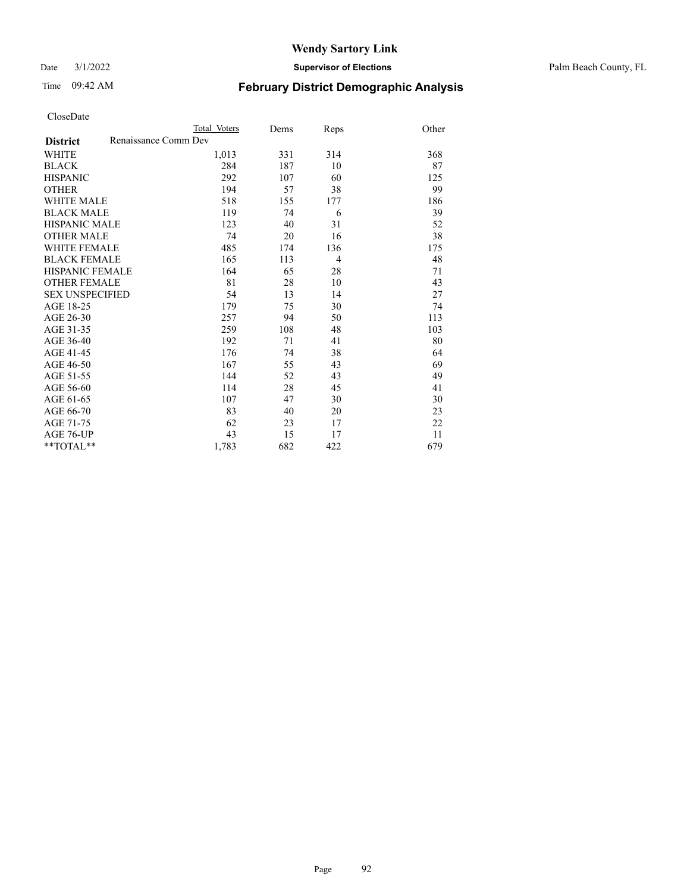# Wendy Sartory Link

Date 3/1/2022 **Supervisor of Elections** Palm Beach County, FL

Time 09:42 AM **February District Demographic Analysis**

CloseDate

| **District** | Total Voters | Dems | Reps | Other |
|---|---|---|---|---|
| Renaissance Comm Dev | | | | |
| WHITE | 1,013 | 331 | 314 | 368 |
| BLACK | 284 | 187 | 10 | 87 |
| HISPANIC | 292 | 107 | 60 | 125 |
| OTHER | 194 | 57 | 38 | 99 |
| WHITE MALE | 518 | 155 | 177 | 186 |
| BLACK MALE | 119 | 74 | 6 | 39 |
| HISPANIC MALE | 123 | 40 | 31 | 52 |
| OTHER MALE | 74 | 20 | 16 | 38 |
| WHITE FEMALE | 485 | 174 | 136 | 175 |
| BLACK FEMALE | 165 | 113 | 4 | 48 |
| HISPANIC FEMALE | 164 | 65 | 28 | 71 |
| OTHER FEMALE | 81 | 28 | 10 | 43 |
| SEX UNSPECIFIED | 54 | 13 | 14 | 27 |
| AGE 18-25 | 179 | 75 | 30 | 74 |
| AGE 26-30 | 257 | 94 | 50 | 113 |
| AGE 31-35 | 259 | 108 | 48 | 103 |
| AGE 36-40 | 192 | 71 | 41 | 80 |
| AGE 41-45 | 176 | 74 | 38 | 64 |
| AGE 46-50 | 167 | 55 | 43 | 69 |
| AGE 51-55 | 144 | 52 | 43 | 49 |
| AGE 56-60 | 114 | 28 | 45 | 41 |
| AGE 61-65 | 107 | 47 | 30 | 30 |
| AGE 66-70 | 83 | 40 | 20 | 23 |
| AGE 71-75 | 62 | 23 | 17 | 22 |
| AGE 76-UP | 43 | 15 | 17 | 11 |
| **TOTAL** | 1,783 | 682 | 422 | 679 |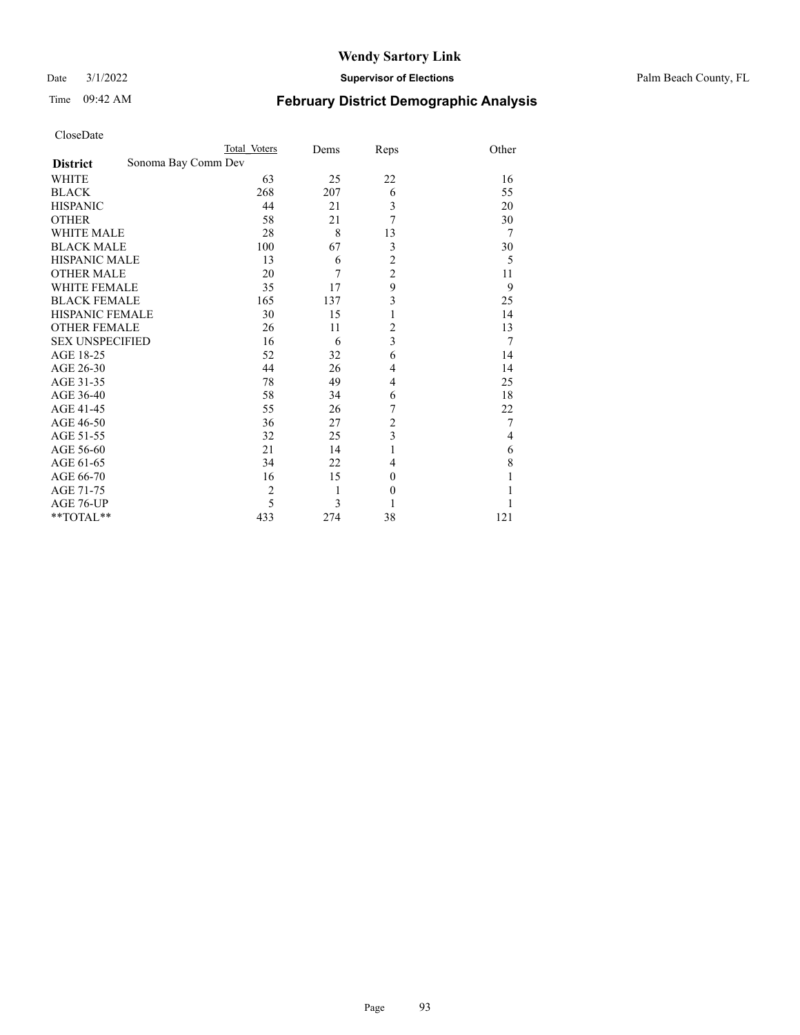# Wendy Sartory Link

Date 3/1/2022 **Supervisor of Elections** Palm Beach County, FL

Time 09:42 AM **February District Demographic Analysis**

CloseDate

| District | Total Voters | Dems | Reps | Other |
|---|---|---|---|---|
| Sonoma Bay Comm Dev | | | | |
| WHITE | 63 | 25 | 22 | 16 |
| BLACK | 268 | 207 | 6 | 55 |
| HISPANIC | 44 | 21 | 3 | 20 |
| OTHER | 58 | 21 | 7 | 30 |
| WHITE MALE | 28 | 8 | 13 | 7 |
| BLACK MALE | 100 | 67 | 3 | 30 |
| HISPANIC MALE | 13 | 6 | 2 | 5 |
| OTHER MALE | 20 | 7 | 2 | 11 |
| WHITE FEMALE | 35 | 17 | 9 | 9 |
| BLACK FEMALE | 165 | 137 | 3 | 25 |
| HISPANIC FEMALE | 30 | 15 | 1 | 14 |
| OTHER FEMALE | 26 | 11 | 2 | 13 |
| SEX UNSPECIFIED | 16 | 6 | 3 | 7 |
| AGE 18-25 | 52 | 32 | 6 | 14 |
| AGE 26-30 | 44 | 26 | 4 | 14 |
| AGE 31-35 | 78 | 49 | 4 | 25 |
| AGE 36-40 | 58 | 34 | 6 | 18 |
| AGE 41-45 | 55 | 26 | 7 | 22 |
| AGE 46-50 | 36 | 27 | 2 | 7 |
| AGE 51-55 | 32 | 25 | 3 | 4 |
| AGE 56-60 | 21 | 14 | 1 | 6 |
| AGE 61-65 | 34 | 22 | 4 | 8 |
| AGE 66-70 | 16 | 15 | 0 | 1 |
| AGE 71-75 | 2 | 1 | 0 | 1 |
| AGE 76-UP | 5 | 3 | 1 | 1 |
| **TOTAL** | 433 | 274 | 38 | 121 |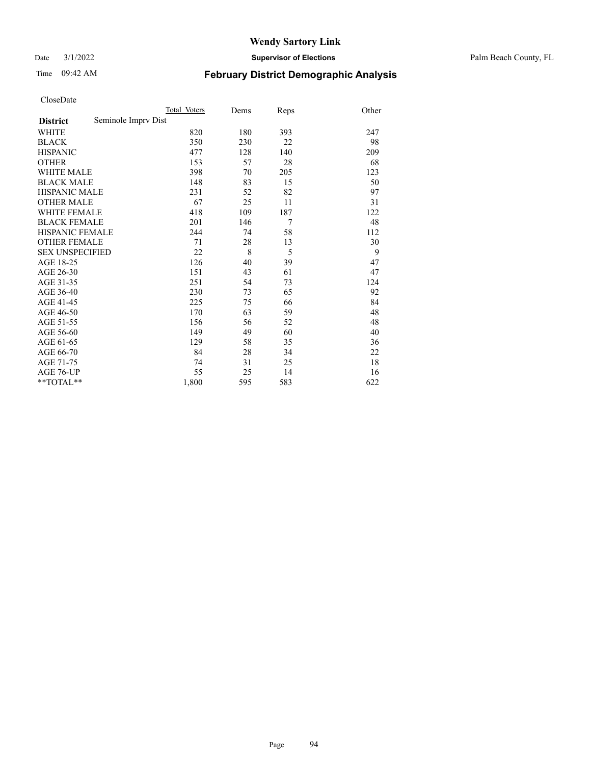# Wendy Sartory Link

Date 3/1/2022 **Supervisor of Elections** Palm Beach County, FL

Time 09:42 AM **February District Demographic Analysis**

CloseDate

| **District** | Seminole Imprv Dist | Total Voters | Dems | Reps | Other |
|---|---|---|---|---|---|
| WHITE | | 820 | 180 | 393 | 247 |
| BLACK | | 350 | 230 | 22 | 98 |
| HISPANIC | | 477 | 128 | 140 | 209 |
| OTHER | | 153 | 57 | 28 | 68 |
| WHITE MALE | | 398 | 70 | 205 | 123 |
| BLACK MALE | | 148 | 83 | 15 | 50 |
| HISPANIC MALE | | 231 | 52 | 82 | 97 |
| OTHER MALE | | 67 | 25 | 11 | 31 |
| WHITE FEMALE | | 418 | 109 | 187 | 122 |
| BLACK FEMALE | | 201 | 146 | 7 | 48 |
| HISPANIC FEMALE | | 244 | 74 | 58 | 112 |
| OTHER FEMALE | | 71 | 28 | 13 | 30 |
| SEX UNSPECIFIED | | 22 | 8 | 5 | 9 |
| AGE 18-25 | | 126 | 40 | 39 | 47 |
| AGE 26-30 | | 151 | 43 | 61 | 47 |
| AGE 31-35 | | 251 | 54 | 73 | 124 |
| AGE 36-40 | | 230 | 73 | 65 | 92 |
| AGE 41-45 | | 225 | 75 | 66 | 84 |
| AGE 46-50 | | 170 | 63 | 59 | 48 |
| AGE 51-55 | | 156 | 56 | 52 | 48 |
| AGE 56-60 | | 149 | 49 | 60 | 40 |
| AGE 61-65 | | 129 | 58 | 35 | 36 |
| AGE 66-70 | | 84 | 28 | 34 | 22 |
| AGE 71-75 | | 74 | 31 | 25 | 18 |
| AGE 76-UP | | 55 | 25 | 14 | 16 |
| **TOTAL** | | 1,800 | 595 | 583 | 622 |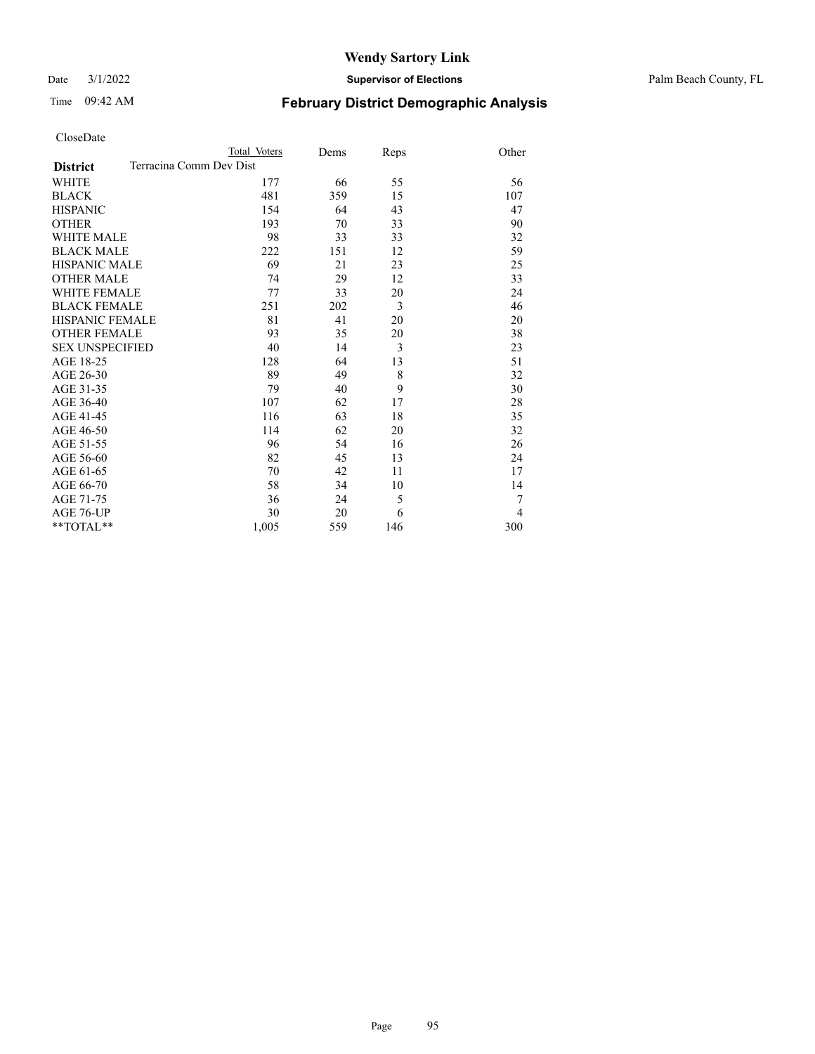# Wendy Sartory Link

Date 3/1/2022 **Supervisor of Elections** Palm Beach County, FL

Time 09:42 AM **February District Demographic Analysis**

CloseDate

| **District** | Total Voters | Dems | Reps | Other |
|---|---|---|---|---|
| Terracina Comm Dev Dist | | | | |
| WHITE | 177 | 66 | 55 | 56 |
| BLACK | 481 | 359 | 15 | 107 |
| HISPANIC | 154 | 64 | 43 | 47 |
| OTHER | 193 | 70 | 33 | 90 |
| WHITE MALE | 98 | 33 | 33 | 32 |
| BLACK MALE | 222 | 151 | 12 | 59 |
| HISPANIC MALE | 69 | 21 | 23 | 25 |
| OTHER MALE | 74 | 29 | 12 | 33 |
| WHITE FEMALE | 77 | 33 | 20 | 24 |
| BLACK FEMALE | 251 | 202 | 3 | 46 |
| HISPANIC FEMALE | 81 | 41 | 20 | 20 |
| OTHER FEMALE | 93 | 35 | 20 | 38 |
| SEX UNSPECIFIED | 40 | 14 | 3 | 23 |
| AGE 18-25 | 128 | 64 | 13 | 51 |
| AGE 26-30 | 89 | 49 | 8 | 32 |
| AGE 31-35 | 79 | 40 | 9 | 30 |
| AGE 36-40 | 107 | 62 | 17 | 28 |
| AGE 41-45 | 116 | 63 | 18 | 35 |
| AGE 46-50 | 114 | 62 | 20 | 32 |
| AGE 51-55 | 96 | 54 | 16 | 26 |
| AGE 56-60 | 82 | 45 | 13 | 24 |
| AGE 61-65 | 70 | 42 | 11 | 17 |
| AGE 66-70 | 58 | 34 | 10 | 14 |
| AGE 71-75 | 36 | 24 | 5 | 7 |
| AGE 76-UP | 30 | 20 | 6 | 4 |
| **TOTAL** | 1,005 | 559 | 146 | 300 |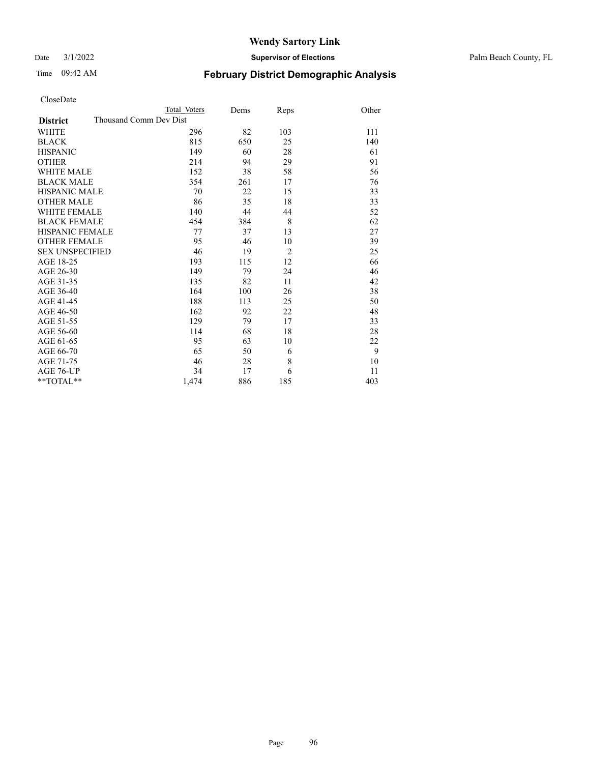# February District Demographic Analysis

CloseDate

| District | Total Voters | Dems | Reps | Other |
|---|---|---|---|---|
| Thousand Comm Dev Dist | | | | |
| WHITE | 296 | 82 | 103 | 111 |
| BLACK | 815 | 650 | 25 | 140 |
| HISPANIC | 149 | 60 | 28 | 61 |
| OTHER | 214 | 94 | 29 | 91 |
| WHITE MALE | 152 | 38 | 58 | 56 |
| BLACK MALE | 354 | 261 | 17 | 76 |
| HISPANIC MALE | 70 | 22 | 15 | 33 |
| OTHER MALE | 86 | 35 | 18 | 33 |
| WHITE FEMALE | 140 | 44 | 44 | 52 |
| BLACK FEMALE | 454 | 384 | 8 | 62 |
| HISPANIC FEMALE | 77 | 37 | 13 | 27 |
| OTHER FEMALE | 95 | 46 | 10 | 39 |
| SEX UNSPECIFIED | 46 | 19 | 2 | 25 |
| AGE 18-25 | 193 | 115 | 12 | 66 |
| AGE 26-30 | 149 | 79 | 24 | 46 |
| AGE 31-35 | 135 | 82 | 11 | 42 |
| AGE 36-40 | 164 | 100 | 26 | 38 |
| AGE 41-45 | 188 | 113 | 25 | 50 |
| AGE 46-50 | 162 | 92 | 22 | 48 |
| AGE 51-55 | 129 | 79 | 17 | 33 |
| AGE 56-60 | 114 | 68 | 18 | 28 |
| AGE 61-65 | 95 | 63 | 10 | 22 |
| AGE 66-70 | 65 | 50 | 6 | 9 |
| AGE 71-75 | 46 | 28 | 8 | 10 |
| AGE 76-UP | 34 | 17 | 6 | 11 |
| **TOTAL** | 1,474 | 886 | 185 | 403 |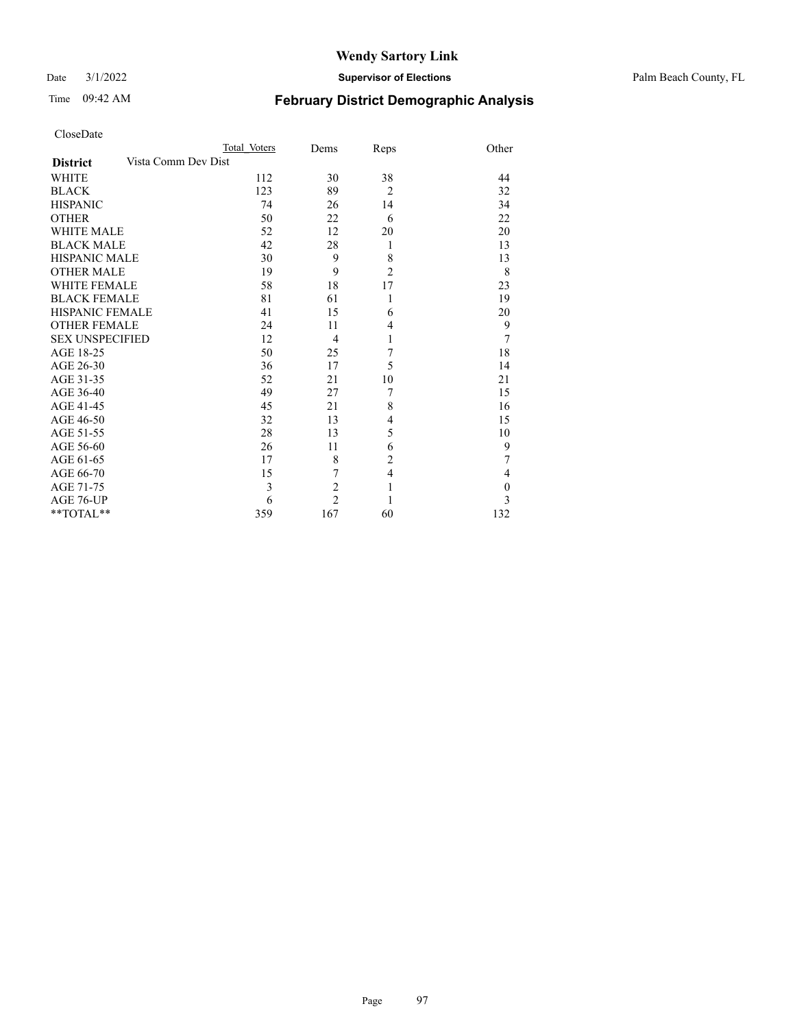# Wendy Sartory Link

Date 3/1/2022 **Supervisor of Elections** Palm Beach County, FL

Time 09:42 AM **February District Demographic Analysis**

CloseDate

| | Total Voters | Dems | Reps | Other |
|---|---|---|---|---|
| **District** Vista Comm Dev Dist | | | | |
| WHITE | 112 | 30 | 38 | 44 |
| BLACK | 123 | 89 | 2 | 32 |
| HISPANIC | 74 | 26 | 14 | 34 |
| OTHER | 50 | 22 | 6 | 22 |
| WHITE MALE | 52 | 12 | 20 | 20 |
| BLACK MALE | 42 | 28 | 1 | 13 |
| HISPANIC MALE | 30 | 9 | 8 | 13 |
| OTHER MALE | 19 | 9 | 2 | 8 |
| WHITE FEMALE | 58 | 18 | 17 | 23 |
| BLACK FEMALE | 81 | 61 | 1 | 19 |
| HISPANIC FEMALE | 41 | 15 | 6 | 20 |
| OTHER FEMALE | 24 | 11 | 4 | 9 |
| SEX UNSPECIFIED | 12 | 4 | 1 | 7 |
| AGE 18-25 | 50 | 25 | 7 | 18 |
| AGE 26-30 | 36 | 17 | 5 | 14 |
| AGE 31-35 | 52 | 21 | 10 | 21 |
| AGE 36-40 | 49 | 27 | 7 | 15 |
| AGE 41-45 | 45 | 21 | 8 | 16 |
| AGE 46-50 | 32 | 13 | 4 | 15 |
| AGE 51-55 | 28 | 13 | 5 | 10 |
| AGE 56-60 | 26 | 11 | 6 | 9 |
| AGE 61-65 | 17 | 8 | 2 | 7 |
| AGE 66-70 | 15 | 7 | 4 | 4 |
| AGE 71-75 | 3 | 2 | 1 | 0 |
| AGE 76-UP | 6 | 2 | 1 | 3 |
| **TOTAL** | 359 | 167 | 60 | 132 |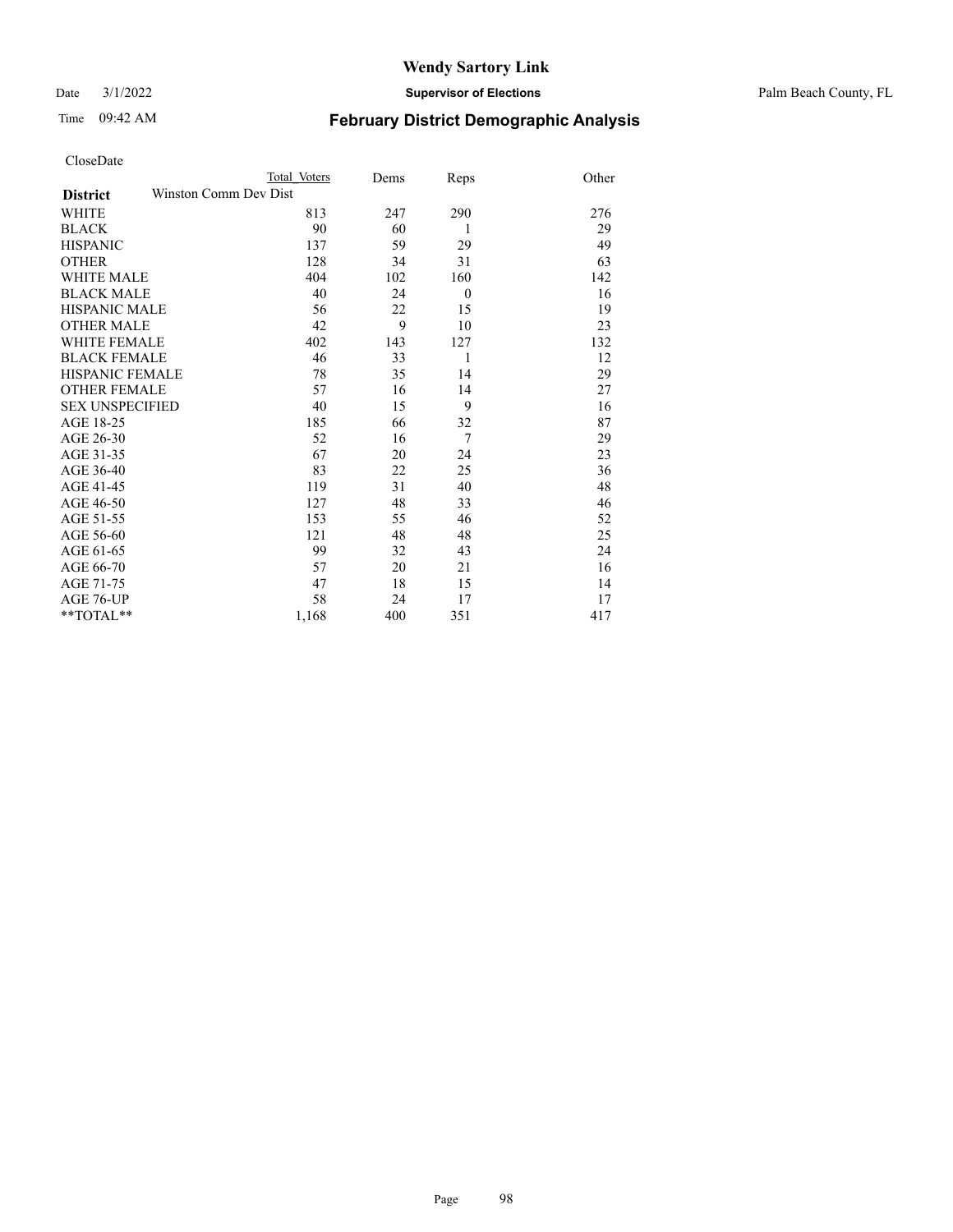# Wendy Sartory Link

Date 3/1/2022 **Supervisor of Elections** Palm Beach County, FL

Time 09:42 AM **February District Demographic Analysis**

CloseDate

| | Total Voters | Dems | Reps | Other |
|---|---|---|---|---|
| **District** Winston Comm Dev Dist | | | | |
| WHITE | 813 | 247 | 290 | 276 |
| BLACK | 90 | 60 | 1 | 29 |
| HISPANIC | 137 | 59 | 29 | 49 |
| OTHER | 128 | 34 | 31 | 63 |
| WHITE MALE | 404 | 102 | 160 | 142 |
| BLACK MALE | 40 | 24 | 0 | 16 |
| HISPANIC MALE | 56 | 22 | 15 | 19 |
| OTHER MALE | 42 | 9 | 10 | 23 |
| WHITE FEMALE | 402 | 143 | 127 | 132 |
| BLACK FEMALE | 46 | 33 | 1 | 12 |
| HISPANIC FEMALE | 78 | 35 | 14 | 29 |
| OTHER FEMALE | 57 | 16 | 14 | 27 |
| SEX UNSPECIFIED | 40 | 15 | 9 | 16 |
| AGE 18-25 | 185 | 66 | 32 | 87 |
| AGE 26-30 | 52 | 16 | 7 | 29 |
| AGE 31-35 | 67 | 20 | 24 | 23 |
| AGE 36-40 | 83 | 22 | 25 | 36 |
| AGE 41-45 | 119 | 31 | 40 | 48 |
| AGE 46-50 | 127 | 48 | 33 | 46 |
| AGE 51-55 | 153 | 55 | 46 | 52 |
| AGE 56-60 | 121 | 48 | 48 | 25 |
| AGE 61-65 | 99 | 32 | 43 | 24 |
| AGE 66-70 | 57 | 20 | 21 | 16 |
| AGE 71-75 | 47 | 18 | 15 | 14 |
| AGE 76-UP | 58 | 24 | 17 | 17 |
| **TOTAL** | 1,168 | 400 | 351 | 417 |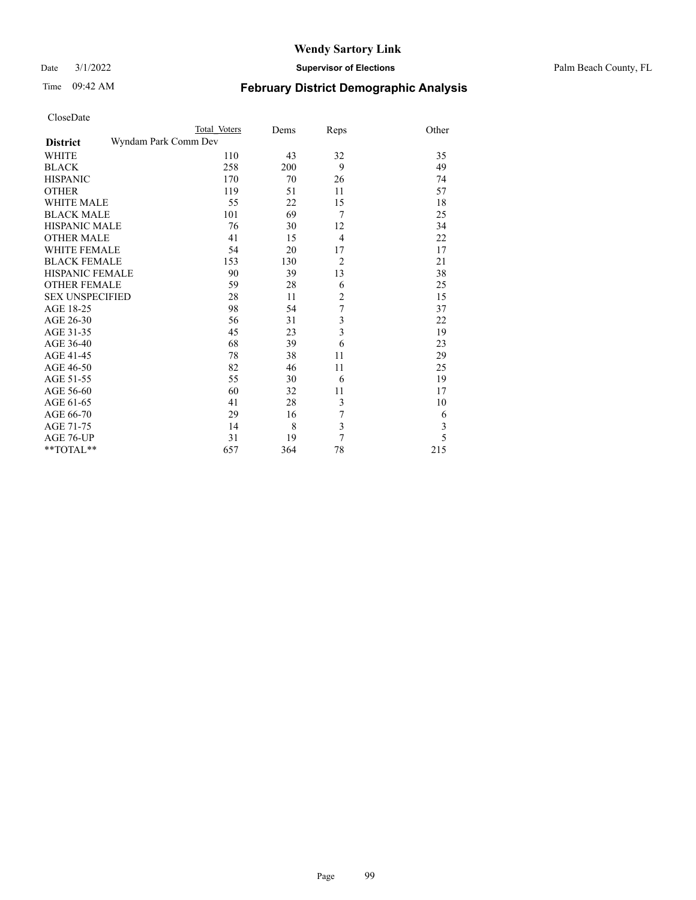# Wendy Sartory Link

Date 3/1/2022 **Supervisor of Elections** Palm Beach County, FL

Time 09:42 AM **February District Demographic Analysis**

CloseDate

| | Total Voters | Dems | Reps | Other |
|---|---|---|---|---|
| **District** Wyndam Park Comm Dev | | | | |
| WHITE | 110 | 43 | 32 | 35 |
| BLACK | 258 | 200 | 9 | 49 |
| HISPANIC | 170 | 70 | 26 | 74 |
| OTHER | 119 | 51 | 11 | 57 |
| WHITE MALE | 55 | 22 | 15 | 18 |
| BLACK MALE | 101 | 69 | 7 | 25 |
| HISPANIC MALE | 76 | 30 | 12 | 34 |
| OTHER MALE | 41 | 15 | 4 | 22 |
| WHITE FEMALE | 54 | 20 | 17 | 17 |
| BLACK FEMALE | 153 | 130 | 2 | 21 |
| HISPANIC FEMALE | 90 | 39 | 13 | 38 |
| OTHER FEMALE | 59 | 28 | 6 | 25 |
| SEX UNSPECIFIED | 28 | 11 | 2 | 15 |
| AGE 18-25 | 98 | 54 | 7 | 37 |
| AGE 26-30 | 56 | 31 | 3 | 22 |
| AGE 31-35 | 45 | 23 | 3 | 19 |
| AGE 36-40 | 68 | 39 | 6 | 23 |
| AGE 41-45 | 78 | 38 | 11 | 29 |
| AGE 46-50 | 82 | 46 | 11 | 25 |
| AGE 51-55 | 55 | 30 | 6 | 19 |
| AGE 56-60 | 60 | 32 | 11 | 17 |
| AGE 61-65 | 41 | 28 | 3 | 10 |
| AGE 66-70 | 29 | 16 | 7 | 6 |
| AGE 71-75 | 14 | 8 | 3 | 3 |
| AGE 76-UP | 31 | 19 | 7 | 5 |
| **TOTAL** | 657 | 364 | 78 | 215 |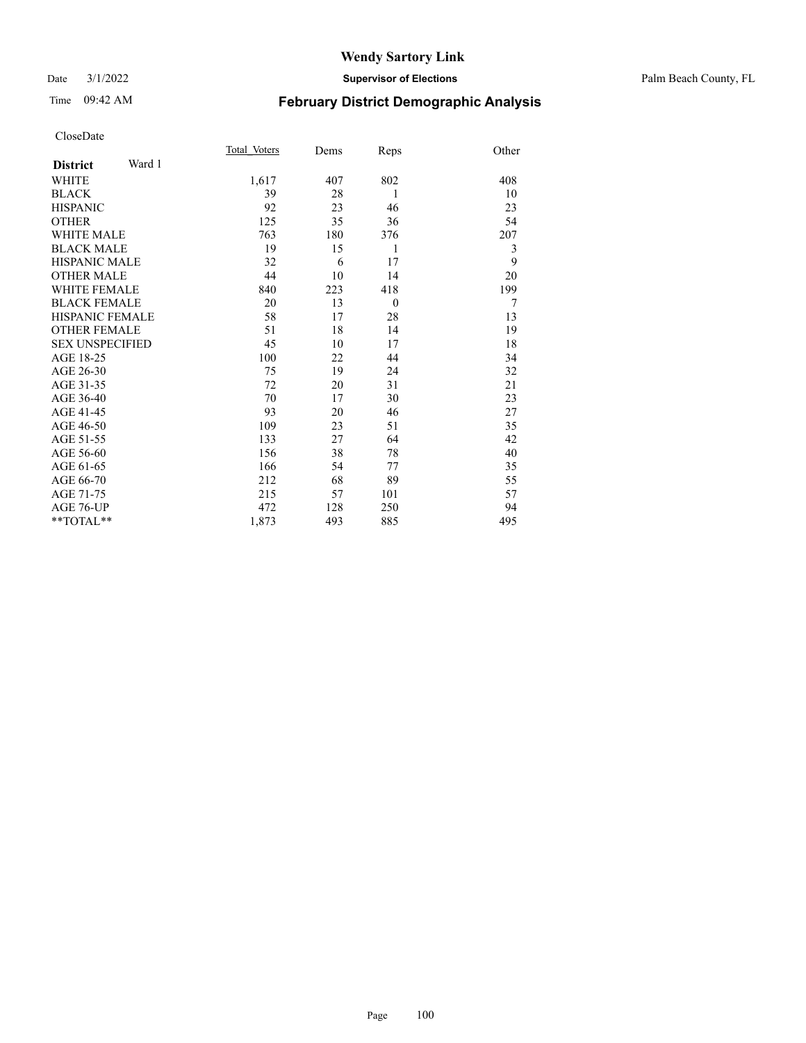# Wendy Sartory Link

Date 3/1/2022 **Supervisor of Elections** Palm Beach County, FL

Time 09:42 AM **February District Demographic Analysis**

CloseDate

| **District** Ward 1 | Total Voters | Dems | Reps | Other |
|---|---|---|---|---|
| WHITE | 1,617 | 407 | 802 | 408 |
| BLACK | 39 | 28 | 1 | 10 |
| HISPANIC | 92 | 23 | 46 | 23 |
| OTHER | 125 | 35 | 36 | 54 |
| WHITE MALE | 763 | 180 | 376 | 207 |
| BLACK MALE | 19 | 15 | 1 | 3 |
| HISPANIC MALE | 32 | 6 | 17 | 9 |
| OTHER MALE | 44 | 10 | 14 | 20 |
| WHITE FEMALE | 840 | 223 | 418 | 199 |
| BLACK FEMALE | 20 | 13 | 0 | 7 |
| HISPANIC FEMALE | 58 | 17 | 28 | 13 |
| OTHER FEMALE | 51 | 18 | 14 | 19 |
| SEX UNSPECIFIED | 45 | 10 | 17 | 18 |
| AGE 18-25 | 100 | 22 | 44 | 34 |
| AGE 26-30 | 75 | 19 | 24 | 32 |
| AGE 31-35 | 72 | 20 | 31 | 21 |
| AGE 36-40 | 70 | 17 | 30 | 23 |
| AGE 41-45 | 93 | 20 | 46 | 27 |
| AGE 46-50 | 109 | 23 | 51 | 35 |
| AGE 51-55 | 133 | 27 | 64 | 42 |
| AGE 56-60 | 156 | 38 | 78 | 40 |
| AGE 61-65 | 166 | 54 | 77 | 35 |
| AGE 66-70 | 212 | 68 | 89 | 55 |
| AGE 71-75 | 215 | 57 | 101 | 57 |
| AGE 76-UP | 472 | 128 | 250 | 94 |
| **TOTAL** | 1,873 | 493 | 885 | 495 |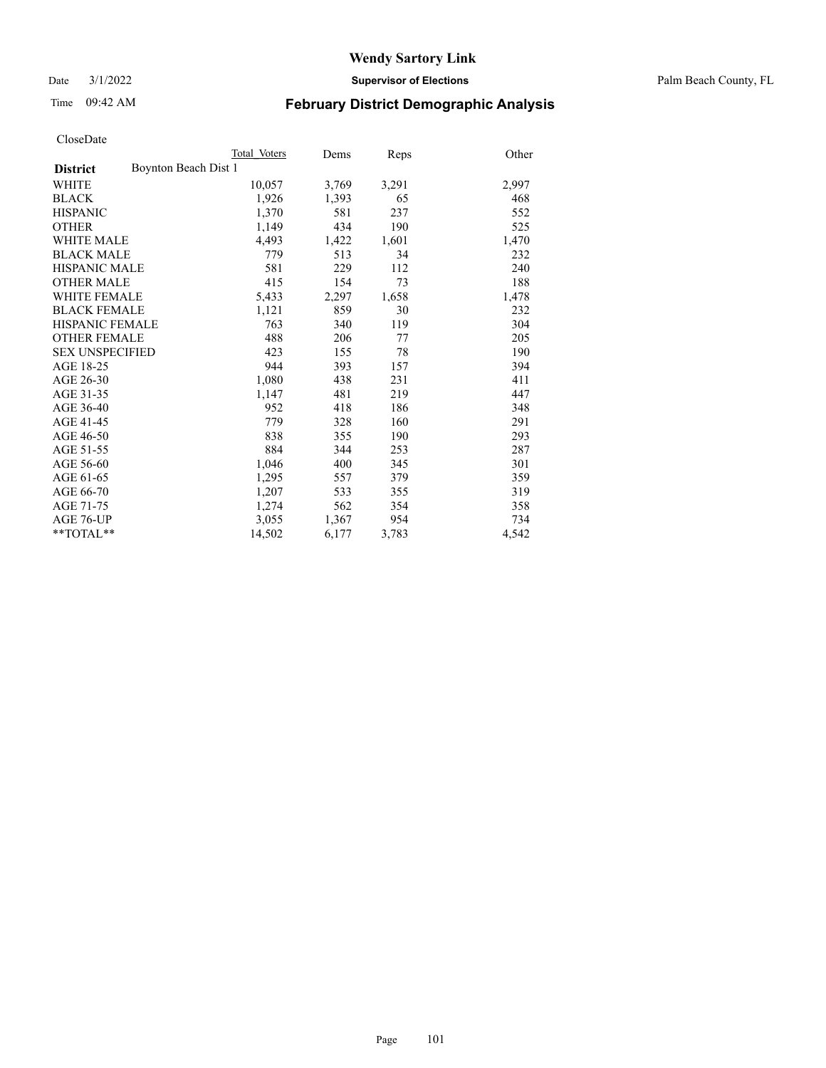CloseDate

| District | Boynton Beach Dist 1 | Total Voters | Dems | Reps | Other |
|---|---|---|---|---|---|
| WHITE | | 10,057 | 3,769 | 3,291 | 2,997 |
| BLACK | | 1,926 | 1,393 | 65 | 468 |
| HISPANIC | | 1,370 | 581 | 237 | 552 |
| OTHER | | 1,149 | 434 | 190 | 525 |
| WHITE MALE | | 4,493 | 1,422 | 1,601 | 1,470 |
| BLACK MALE | | 779 | 513 | 34 | 232 |
| HISPANIC MALE | | 581 | 229 | 112 | 240 |
| OTHER MALE | | 415 | 154 | 73 | 188 |
| WHITE FEMALE | | 5,433 | 2,297 | 1,658 | 1,478 |
| BLACK FEMALE | | 1,121 | 859 | 30 | 232 |
| HISPANIC FEMALE | | 763 | 340 | 119 | 304 |
| OTHER FEMALE | | 488 | 206 | 77 | 205 |
| SEX UNSPECIFIED | | 423 | 155 | 78 | 190 |
| AGE 18-25 | | 944 | 393 | 157 | 394 |
| AGE 26-30 | | 1,080 | 438 | 231 | 411 |
| AGE 31-35 | | 1,147 | 481 | 219 | 447 |
| AGE 36-40 | | 952 | 418 | 186 | 348 |
| AGE 41-45 | | 779 | 328 | 160 | 291 |
| AGE 46-50 | | 838 | 355 | 190 | 293 |
| AGE 51-55 | | 884 | 344 | 253 | 287 |
| AGE 56-60 | | 1,046 | 400 | 345 | 301 |
| AGE 61-65 | | 1,295 | 557 | 379 | 359 |
| AGE 66-70 | | 1,207 | 533 | 355 | 319 |
| AGE 71-75 | | 1,274 | 562 | 354 | 358 |
| AGE 76-UP | | 3,055 | 1,367 | 954 | 734 |
| **TOTAL** | | 14,502 | 6,177 | 3,783 | 4,542 |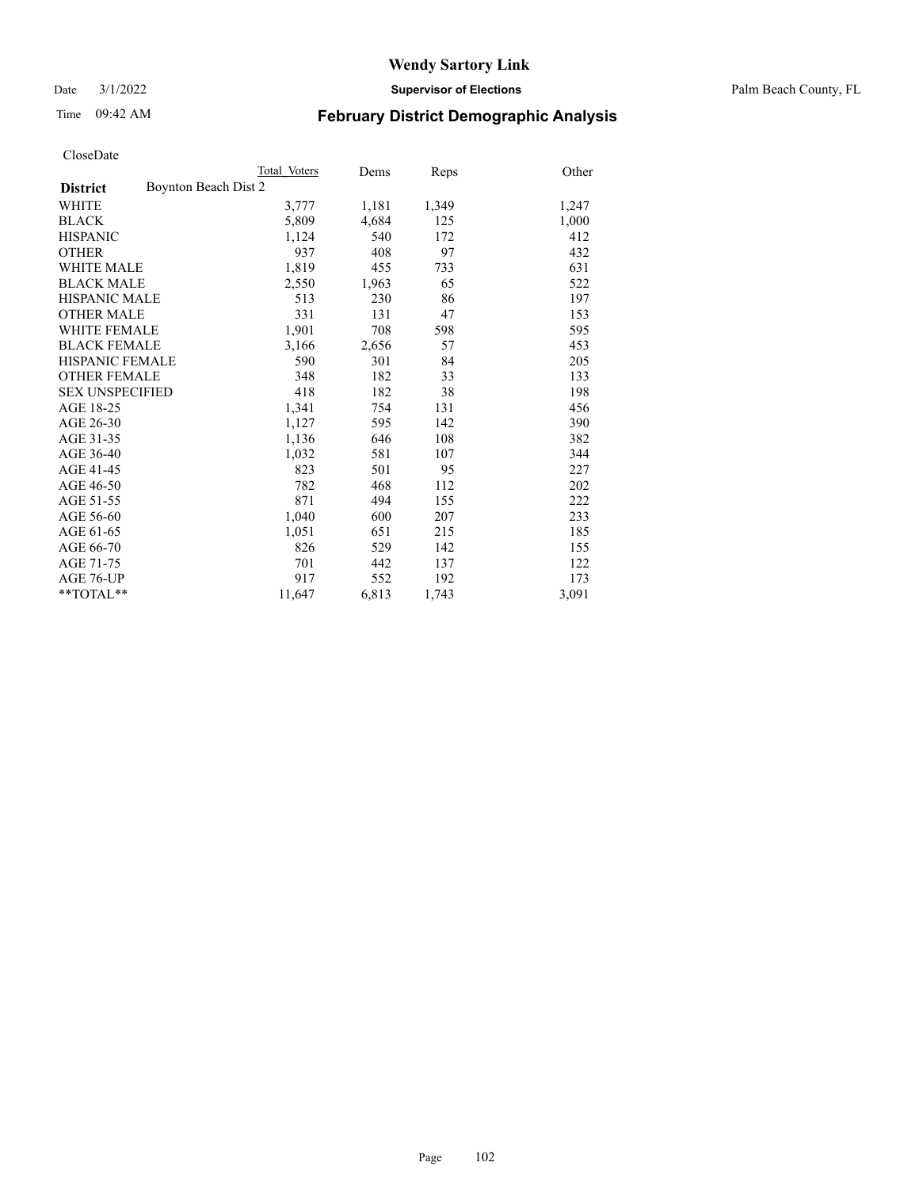# Wendy Sartory Link

Date 3/1/2022 **Supervisor of Elections** Palm Beach County, FL

Time 09:42 AM **February District Demographic Analysis**

CloseDate

| **District** | Boynton Beach Dist 2 | Total Voters | Dems | Reps | Other |
|---|---|---|---|---|---|
| WHITE | | 3,777 | 1,181 | 1,349 | 1,247 |
| BLACK | | 5,809 | 4,684 | 125 | 1,000 |
| HISPANIC | | 1,124 | 540 | 172 | 412 |
| OTHER | | 937 | 408 | 97 | 432 |
| WHITE MALE | | 1,819 | 455 | 733 | 631 |
| BLACK MALE | | 2,550 | 1,963 | 65 | 522 |
| HISPANIC MALE | | 513 | 230 | 86 | 197 |
| OTHER MALE | | 331 | 131 | 47 | 153 |
| WHITE FEMALE | | 1,901 | 708 | 598 | 595 |
| BLACK FEMALE | | 3,166 | 2,656 | 57 | 453 |
| HISPANIC FEMALE | | 590 | 301 | 84 | 205 |
| OTHER FEMALE | | 348 | 182 | 33 | 133 |
| SEX UNSPECIFIED | | 418 | 182 | 38 | 198 |
| AGE 18-25 | | 1,341 | 754 | 131 | 456 |
| AGE 26-30 | | 1,127 | 595 | 142 | 390 |
| AGE 31-35 | | 1,136 | 646 | 108 | 382 |
| AGE 36-40 | | 1,032 | 581 | 107 | 344 |
| AGE 41-45 | | 823 | 501 | 95 | 227 |
| AGE 46-50 | | 782 | 468 | 112 | 202 |
| AGE 51-55 | | 871 | 494 | 155 | 222 |
| AGE 56-60 | | 1,040 | 600 | 207 | 233 |
| AGE 61-65 | | 1,051 | 651 | 215 | 185 |
| AGE 66-70 | | 826 | 529 | 142 | 155 |
| AGE 71-75 | | 701 | 442 | 137 | 122 |
| AGE 76-UP | | 917 | 552 | 192 | 173 |
| **TOTAL** | | 11,647 | 6,813 | 1,743 | 3,091 |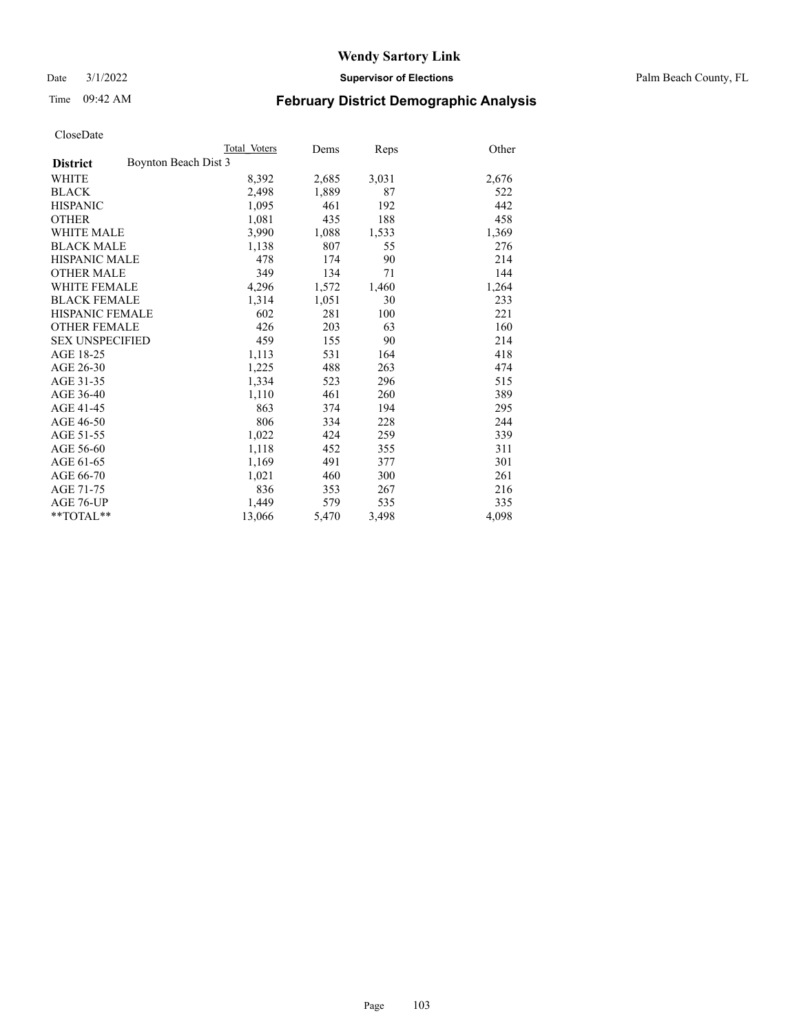# Wendy Sartory Link

Date 3/1/2022 **Supervisor of Elections** Palm Beach County, FL

Time 09:42 AM **February District Demographic Analysis**

CloseDate

| | Total Voters | Dems | Reps | Other |
|---|---|---|---|---|
| **District** Boynton Beach Dist 3 | | | | |
| WHITE | 8,392 | 2,685 | 3,031 | 2,676 |
| BLACK | 2,498 | 1,889 | 87 | 522 |
| HISPANIC | 1,095 | 461 | 192 | 442 |
| OTHER | 1,081 | 435 | 188 | 458 |
| WHITE MALE | 3,990 | 1,088 | 1,533 | 1,369 |
| BLACK MALE | 1,138 | 807 | 55 | 276 |
| HISPANIC MALE | 478 | 174 | 90 | 214 |
| OTHER MALE | 349 | 134 | 71 | 144 |
| WHITE FEMALE | 4,296 | 1,572 | 1,460 | 1,264 |
| BLACK FEMALE | 1,314 | 1,051 | 30 | 233 |
| HISPANIC FEMALE | 602 | 281 | 100 | 221 |
| OTHER FEMALE | 426 | 203 | 63 | 160 |
| SEX UNSPECIFIED | 459 | 155 | 90 | 214 |
| AGE 18-25 | 1,113 | 531 | 164 | 418 |
| AGE 26-30 | 1,225 | 488 | 263 | 474 |
| AGE 31-35 | 1,334 | 523 | 296 | 515 |
| AGE 36-40 | 1,110 | 461 | 260 | 389 |
| AGE 41-45 | 863 | 374 | 194 | 295 |
| AGE 46-50 | 806 | 334 | 228 | 244 |
| AGE 51-55 | 1,022 | 424 | 259 | 339 |
| AGE 56-60 | 1,118 | 452 | 355 | 311 |
| AGE 61-65 | 1,169 | 491 | 377 | 301 |
| AGE 66-70 | 1,021 | 460 | 300 | 261 |
| AGE 71-75 | 836 | 353 | 267 | 216 |
| AGE 76-UP | 1,449 | 579 | 535 | 335 |
| **TOTAL** | 13,066 | 5,470 | 3,498 | 4,098 |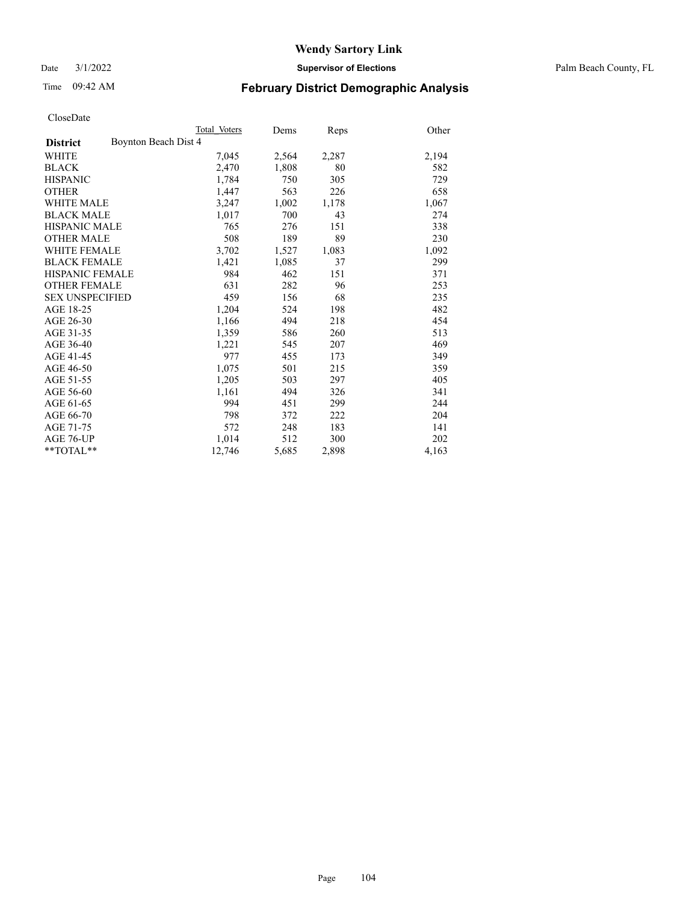# Wendy Sartory Link

Date 3/1/2022 **Supervisor of Elections** Palm Beach County, FL

Time 09:42 AM **February District Demographic Analysis**

CloseDate

| **District** | Boynton Beach Dist 4 | Total Voters | Dems | Reps | Other |
|---|---|---|---|---|---|
| WHITE | | 7,045 | 2,564 | 2,287 | 2,194 |
| BLACK | | 2,470 | 1,808 | 80 | 582 |
| HISPANIC | | 1,784 | 750 | 305 | 729 |
| OTHER | | 1,447 | 563 | 226 | 658 |
| WHITE MALE | | 3,247 | 1,002 | 1,178 | 1,067 |
| BLACK MALE | | 1,017 | 700 | 43 | 274 |
| HISPANIC MALE | | 765 | 276 | 151 | 338 |
| OTHER MALE | | 508 | 189 | 89 | 230 |
| WHITE FEMALE | | 3,702 | 1,527 | 1,083 | 1,092 |
| BLACK FEMALE | | 1,421 | 1,085 | 37 | 299 |
| HISPANIC FEMALE | | 984 | 462 | 151 | 371 |
| OTHER FEMALE | | 631 | 282 | 96 | 253 |
| SEX UNSPECIFIED | | 459 | 156 | 68 | 235 |
| AGE 18-25 | | 1,204 | 524 | 198 | 482 |
| AGE 26-30 | | 1,166 | 494 | 218 | 454 |
| AGE 31-35 | | 1,359 | 586 | 260 | 513 |
| AGE 36-40 | | 1,221 | 545 | 207 | 469 |
| AGE 41-45 | | 977 | 455 | 173 | 349 |
| AGE 46-50 | | 1,075 | 501 | 215 | 359 |
| AGE 51-55 | | 1,205 | 503 | 297 | 405 |
| AGE 56-60 | | 1,161 | 494 | 326 | 341 |
| AGE 61-65 | | 994 | 451 | 299 | 244 |
| AGE 66-70 | | 798 | 372 | 222 | 204 |
| AGE 71-75 | | 572 | 248 | 183 | 141 |
| AGE 76-UP | | 1,014 | 512 | 300 | 202 |
| **TOTAL** | | 12,746 | 5,685 | 2,898 | 4,163 |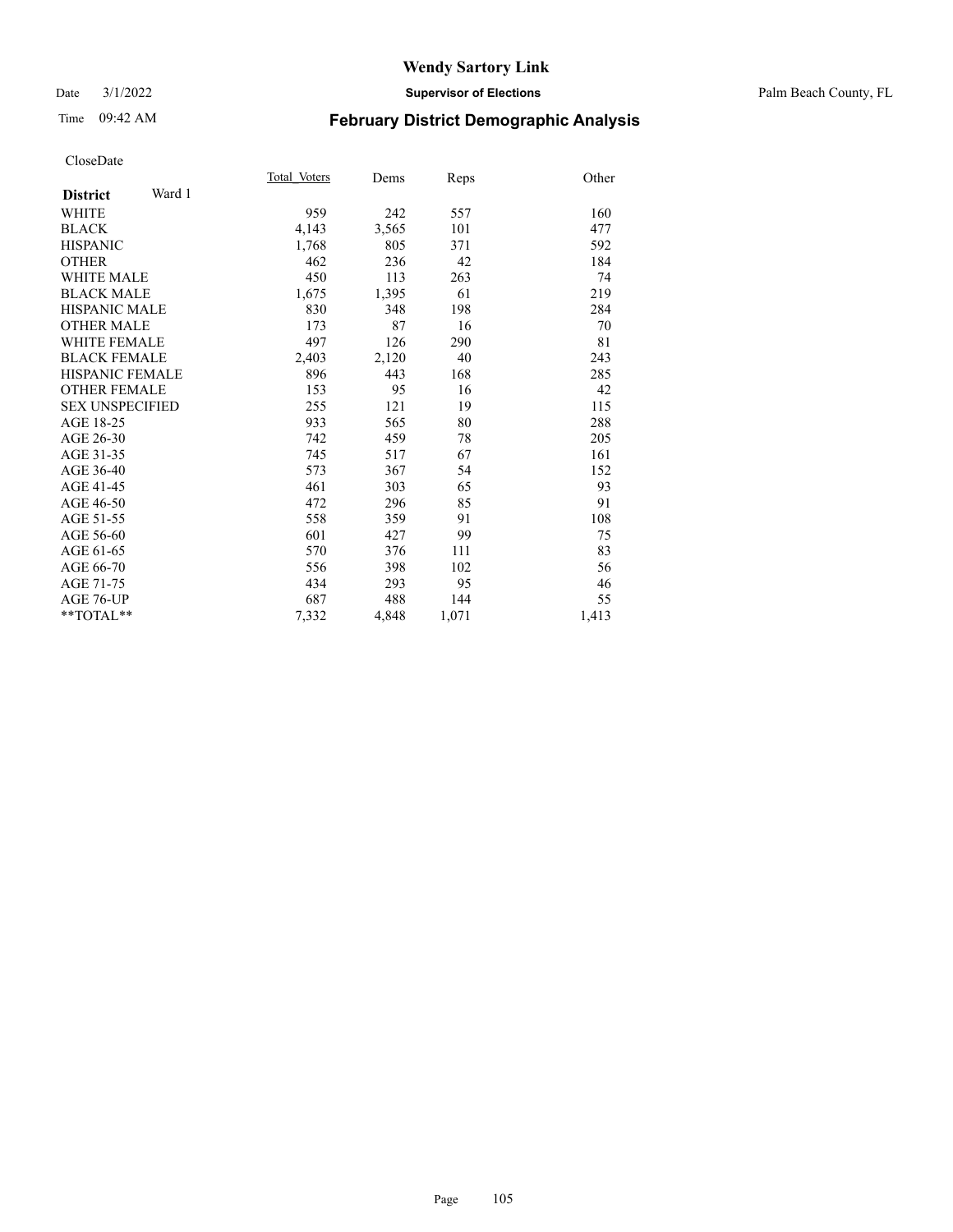# Wendy Sartory Link

Date 3/1/2022 **Supervisor of Elections** Palm Beach County, FL

Time 09:42 AM **February District Demographic Analysis**

CloseDate

| **District** Ward 1 | Total Voters | Dems | Reps | Other |
|---|---|---|---|---|
| WHITE | 959 | 242 | 557 | 160 |
| BLACK | 4,143 | 3,565 | 101 | 477 |
| HISPANIC | 1,768 | 805 | 371 | 592 |
| OTHER | 462 | 236 | 42 | 184 |
| WHITE MALE | 450 | 113 | 263 | 74 |
| BLACK MALE | 1,675 | 1,395 | 61 | 219 |
| HISPANIC MALE | 830 | 348 | 198 | 284 |
| OTHER MALE | 173 | 87 | 16 | 70 |
| WHITE FEMALE | 497 | 126 | 290 | 81 |
| BLACK FEMALE | 2,403 | 2,120 | 40 | 243 |
| HISPANIC FEMALE | 896 | 443 | 168 | 285 |
| OTHER FEMALE | 153 | 95 | 16 | 42 |
| SEX UNSPECIFIED | 255 | 121 | 19 | 115 |
| AGE 18-25 | 933 | 565 | 80 | 288 |
| AGE 26-30 | 742 | 459 | 78 | 205 |
| AGE 31-35 | 745 | 517 | 67 | 161 |
| AGE 36-40 | 573 | 367 | 54 | 152 |
| AGE 41-45 | 461 | 303 | 65 | 93 |
| AGE 46-50 | 472 | 296 | 85 | 91 |
| AGE 51-55 | 558 | 359 | 91 | 108 |
| AGE 56-60 | 601 | 427 | 99 | 75 |
| AGE 61-65 | 570 | 376 | 111 | 83 |
| AGE 66-70 | 556 | 398 | 102 | 56 |
| AGE 71-75 | 434 | 293 | 95 | 46 |
| AGE 76-UP | 687 | 488 | 144 | 55 |
| **TOTAL** | 7,332 | 4,848 | 1,071 | 1,413 |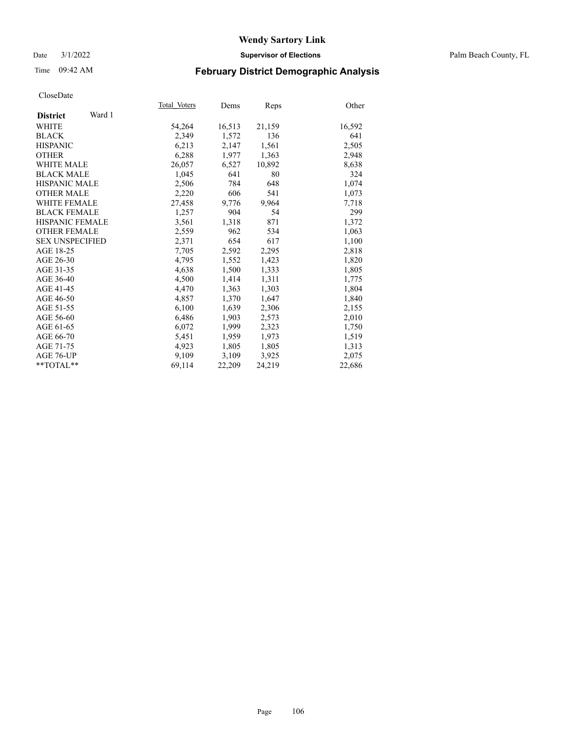# Wendy Sartory Link

Date 3/1/2022 **Supervisor of Elections** Palm Beach County, FL

Time 09:42 AM **February District Demographic Analysis**

CloseDate

| **District** Ward 1 | Total Voters | Dems | Reps | Other |
|---|---|---|---|---|
| WHITE | 54,264 | 16,513 | 21,159 | 16,592 |
| BLACK | 2,349 | 1,572 | 136 | 641 |
| HISPANIC | 6,213 | 2,147 | 1,561 | 2,505 |
| OTHER | 6,288 | 1,977 | 1,363 | 2,948 |
| WHITE MALE | 26,057 | 6,527 | 10,892 | 8,638 |
| BLACK MALE | 1,045 | 641 | 80 | 324 |
| HISPANIC MALE | 2,506 | 784 | 648 | 1,074 |
| OTHER MALE | 2,220 | 606 | 541 | 1,073 |
| WHITE FEMALE | 27,458 | 9,776 | 9,964 | 7,718 |
| BLACK FEMALE | 1,257 | 904 | 54 | 299 |
| HISPANIC FEMALE | 3,561 | 1,318 | 871 | 1,372 |
| OTHER FEMALE | 2,559 | 962 | 534 | 1,063 |
| SEX UNSPECIFIED | 2,371 | 654 | 617 | 1,100 |
| AGE 18-25 | 7,705 | 2,592 | 2,295 | 2,818 |
| AGE 26-30 | 4,795 | 1,552 | 1,423 | 1,820 |
| AGE 31-35 | 4,638 | 1,500 | 1,333 | 1,805 |
| AGE 36-40 | 4,500 | 1,414 | 1,311 | 1,775 |
| AGE 41-45 | 4,470 | 1,363 | 1,303 | 1,804 |
| AGE 46-50 | 4,857 | 1,370 | 1,647 | 1,840 |
| AGE 51-55 | 6,100 | 1,639 | 2,306 | 2,155 |
| AGE 56-60 | 6,486 | 1,903 | 2,573 | 2,010 |
| AGE 61-65 | 6,072 | 1,999 | 2,323 | 1,750 |
| AGE 66-70 | 5,451 | 1,959 | 1,973 | 1,519 |
| AGE 71-75 | 4,923 | 1,805 | 1,805 | 1,313 |
| AGE 76-UP | 9,109 | 3,109 | 3,925 | 2,075 |
| **TOTAL** | 69,114 | 22,209 | 24,219 | 22,686 |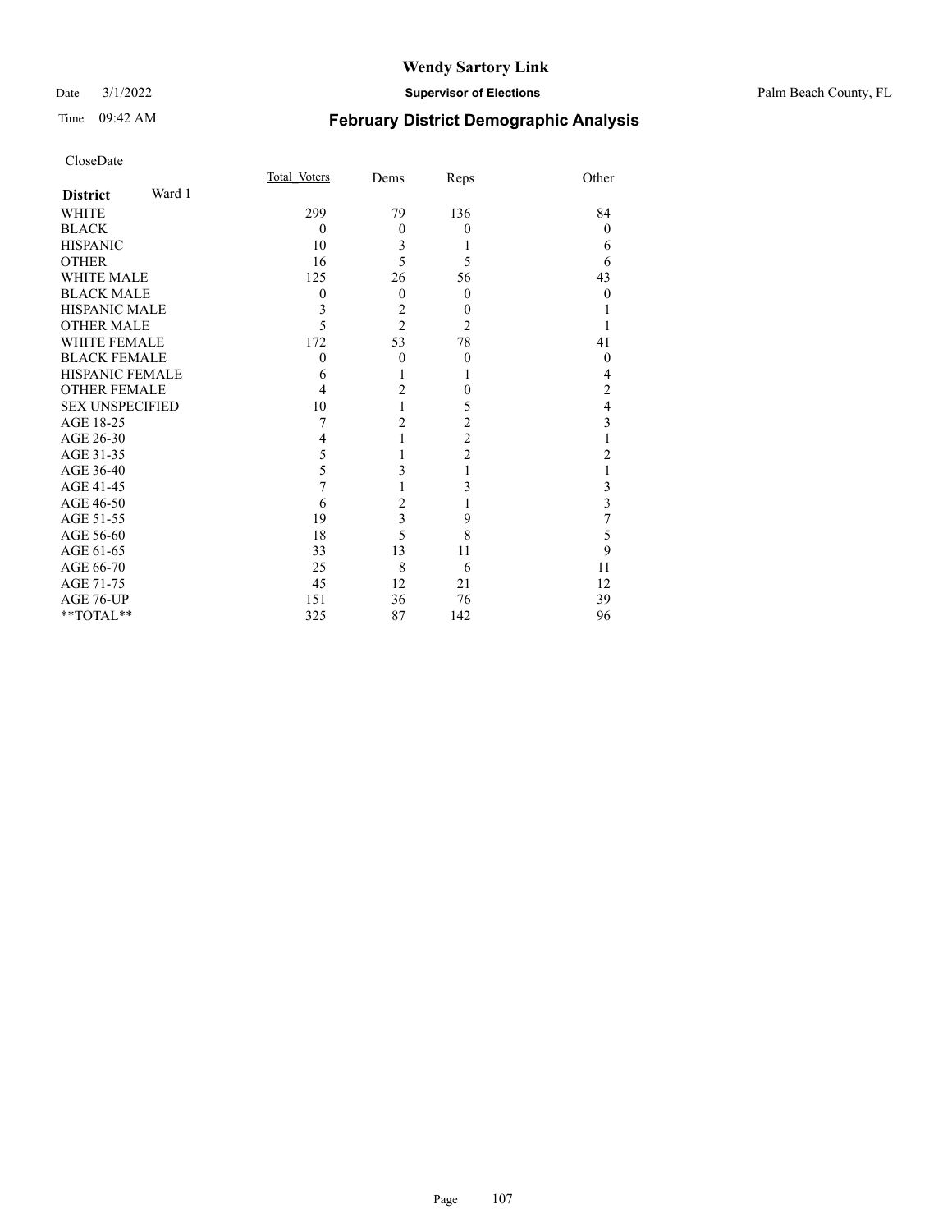# Wendy Sartory Link

Date 3/1/2022 **Supervisor of Elections** Palm Beach County, FL

Time 09:42 AM **February District Demographic Analysis**

CloseDate

| **District** Ward 1 | Total Voters | Dems | Reps | Other |
|---|---|---|---|---|
| WHITE | 299 | 79 | 136 | 84 |
| BLACK | 0 | 0 | 0 | 0 |
| HISPANIC | 10 | 3 | 1 | 6 |
| OTHER | 16 | 5 | 5 | 6 |
| WHITE MALE | 125 | 26 | 56 | 43 |
| BLACK MALE | 0 | 0 | 0 | 0 |
| HISPANIC MALE | 3 | 2 | 0 | 1 |
| OTHER MALE | 5 | 2 | 2 | 1 |
| WHITE FEMALE | 172 | 53 | 78 | 41 |
| BLACK FEMALE | 0 | 0 | 0 | 0 |
| HISPANIC FEMALE | 6 | 1 | 1 | 4 |
| OTHER FEMALE | 4 | 2 | 0 | 2 |
| SEX UNSPECIFIED | 10 | 1 | 5 | 4 |
| AGE 18-25 | 7 | 2 | 2 | 3 |
| AGE 26-30 | 4 | 1 | 2 | 1 |
| AGE 31-35 | 5 | 1 | 2 | 2 |
| AGE 36-40 | 5 | 3 | 1 | 1 |
| AGE 41-45 | 7 | 1 | 3 | 3 |
| AGE 46-50 | 6 | 2 | 1 | 3 |
| AGE 51-55 | 19 | 3 | 9 | 7 |
| AGE 56-60 | 18 | 5 | 8 | 5 |
| AGE 61-65 | 33 | 13 | 11 | 9 |
| AGE 66-70 | 25 | 8 | 6 | 11 |
| AGE 71-75 | 45 | 12 | 21 | 12 |
| AGE 76-UP | 151 | 36 | 76 | 39 |
| **TOTAL** | 325 | 87 | 142 | 96 |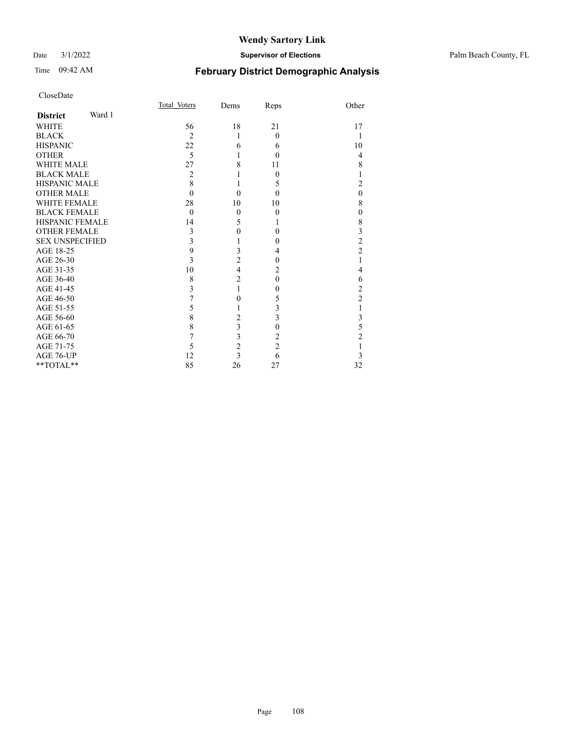# Wendy Sartory Link

Date 3/1/2022 **Supervisor of Elections** Palm Beach County, FL

Time 09:42 AM **February District Demographic Analysis**

CloseDate

| **District** Ward 1 | Total Voters | Dems | Reps | Other |
|---|---|---|---|---|
| WHITE | 56 | 18 | 21 | 17 |
| BLACK | 2 | 1 | 0 | 1 |
| HISPANIC | 22 | 6 | 6 | 10 |
| OTHER | 5 | 1 | 0 | 4 |
| WHITE MALE | 27 | 8 | 11 | 8 |
| BLACK MALE | 2 | 1 | 0 | 1 |
| HISPANIC MALE | 8 | 1 | 5 | 2 |
| OTHER MALE | 0 | 0 | 0 | 0 |
| WHITE FEMALE | 28 | 10 | 10 | 8 |
| BLACK FEMALE | 0 | 0 | 0 | 0 |
| HISPANIC FEMALE | 14 | 5 | 1 | 8 |
| OTHER FEMALE | 3 | 0 | 0 | 3 |
| SEX UNSPECIFIED | 3 | 1 | 0 | 2 |
| AGE 18-25 | 9 | 3 | 4 | 2 |
| AGE 26-30 | 3 | 2 | 0 | 1 |
| AGE 31-35 | 10 | 4 | 2 | 4 |
| AGE 36-40 | 8 | 2 | 0 | 6 |
| AGE 41-45 | 3 | 1 | 0 | 2 |
| AGE 46-50 | 7 | 0 | 5 | 2 |
| AGE 51-55 | 5 | 1 | 3 | 1 |
| AGE 56-60 | 8 | 2 | 3 | 3 |
| AGE 61-65 | 8 | 3 | 0 | 5 |
| AGE 66-70 | 7 | 3 | 2 | 2 |
| AGE 71-75 | 5 | 2 | 2 | 1 |
| AGE 76-UP | 12 | 3 | 6 | 3 |
| **TOTAL** | 85 | 26 | 27 | 32 |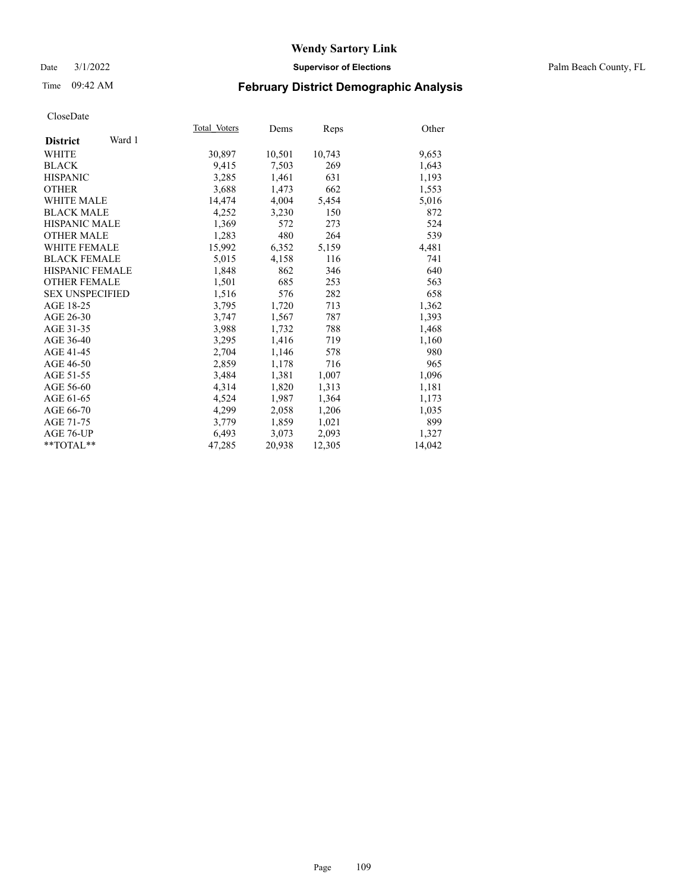# Wendy Sartory Link

Date 3/1/2022 **Supervisor of Elections** Palm Beach County, FL

Time 09:42 AM **February District Demographic Analysis**

CloseDate

| **District** Ward 1 | Total_Voters | Dems | Reps | Other |
|---|---|---|---|---|
| WHITE | 30,897 | 10,501 | 10,743 | 9,653 |
| BLACK | 9,415 | 7,503 | 269 | 1,643 |
| HISPANIC | 3,285 | 1,461 | 631 | 1,193 |
| OTHER | 3,688 | 1,473 | 662 | 1,553 |
| WHITE MALE | 14,474 | 4,004 | 5,454 | 5,016 |
| BLACK MALE | 4,252 | 3,230 | 150 | 872 |
| HISPANIC MALE | 1,369 | 572 | 273 | 524 |
| OTHER MALE | 1,283 | 480 | 264 | 539 |
| WHITE FEMALE | 15,992 | 6,352 | 5,159 | 4,481 |
| BLACK FEMALE | 5,015 | 4,158 | 116 | 741 |
| HISPANIC FEMALE | 1,848 | 862 | 346 | 640 |
| OTHER FEMALE | 1,501 | 685 | 253 | 563 |
| SEX UNSPECIFIED | 1,516 | 576 | 282 | 658 |
| AGE 18-25 | 3,795 | 1,720 | 713 | 1,362 |
| AGE 26-30 | 3,747 | 1,567 | 787 | 1,393 |
| AGE 31-35 | 3,988 | 1,732 | 788 | 1,468 |
| AGE 36-40 | 3,295 | 1,416 | 719 | 1,160 |
| AGE 41-45 | 2,704 | 1,146 | 578 | 980 |
| AGE 46-50 | 2,859 | 1,178 | 716 | 965 |
| AGE 51-55 | 3,484 | 1,381 | 1,007 | 1,096 |
| AGE 56-60 | 4,314 | 1,820 | 1,313 | 1,181 |
| AGE 61-65 | 4,524 | 1,987 | 1,364 | 1,173 |
| AGE 66-70 | 4,299 | 2,058 | 1,206 | 1,035 |
| AGE 71-75 | 3,779 | 1,859 | 1,021 | 899 |
| AGE 76-UP | 6,493 | 3,073 | 2,093 | 1,327 |
| **TOTAL** | 47,285 | 20,938 | 12,305 | 14,042 |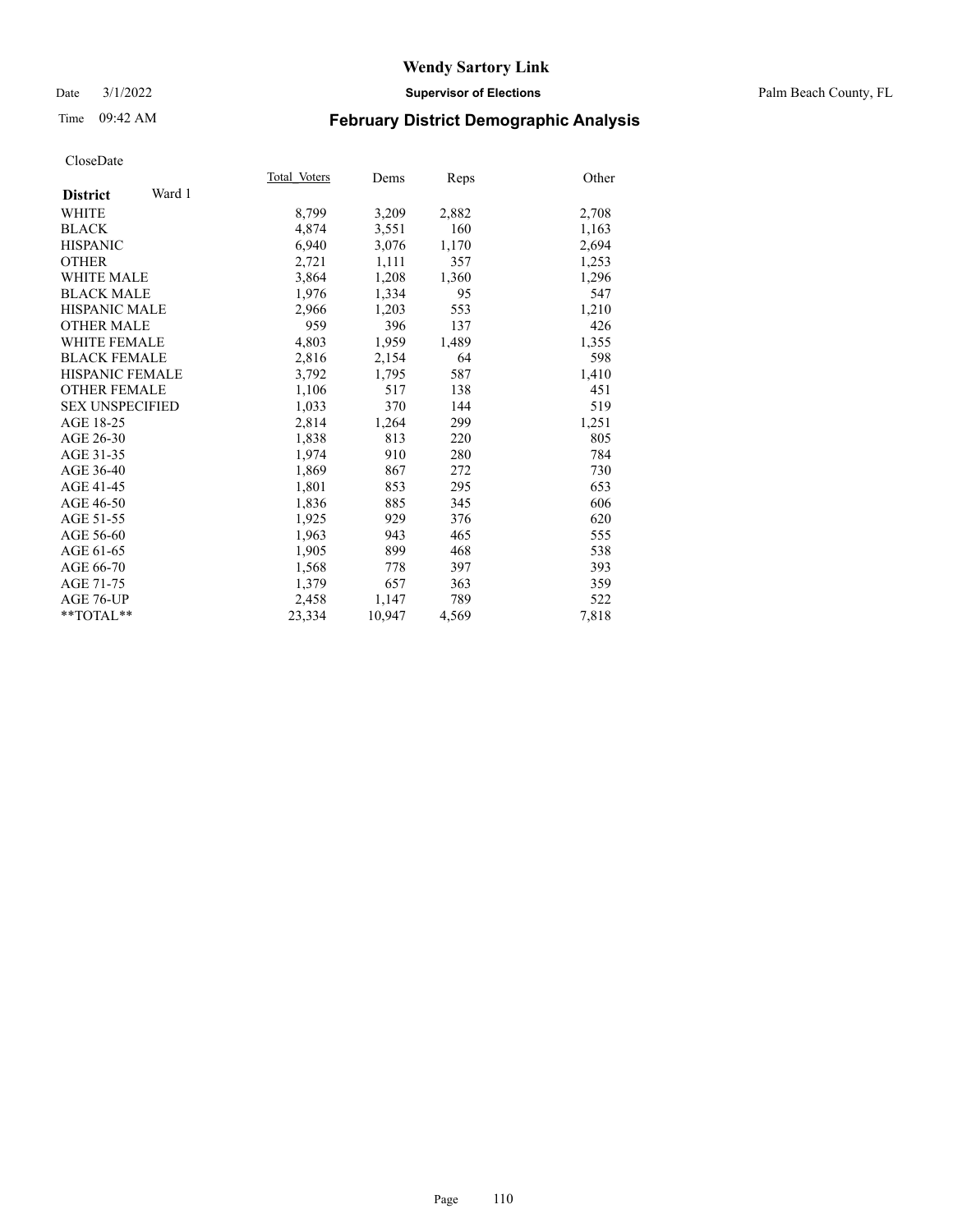# Wendy Sartory Link

Date 3/1/2022 **Supervisor of Elections** Palm Beach County, FL

Time 09:42 AM **February District Demographic Analysis**

CloseDate

| **District** Ward 1 | Total_Voters | Dems | Reps | Other |
|---|---|---|---|---|
| WHITE | 8,799 | 3,209 | 2,882 | 2,708 |
| BLACK | 4,874 | 3,551 | 160 | 1,163 |
| HISPANIC | 6,940 | 3,076 | 1,170 | 2,694 |
| OTHER | 2,721 | 1,111 | 357 | 1,253 |
| WHITE MALE | 3,864 | 1,208 | 1,360 | 1,296 |
| BLACK MALE | 1,976 | 1,334 | 95 | 547 |
| HISPANIC MALE | 2,966 | 1,203 | 553 | 1,210 |
| OTHER MALE | 959 | 396 | 137 | 426 |
| WHITE FEMALE | 4,803 | 1,959 | 1,489 | 1,355 |
| BLACK FEMALE | 2,816 | 2,154 | 64 | 598 |
| HISPANIC FEMALE | 3,792 | 1,795 | 587 | 1,410 |
| OTHER FEMALE | 1,106 | 517 | 138 | 451 |
| SEX UNSPECIFIED | 1,033 | 370 | 144 | 519 |
| AGE 18-25 | 2,814 | 1,264 | 299 | 1,251 |
| AGE 26-30 | 1,838 | 813 | 220 | 805 |
| AGE 31-35 | 1,974 | 910 | 280 | 784 |
| AGE 36-40 | 1,869 | 867 | 272 | 730 |
| AGE 41-45 | 1,801 | 853 | 295 | 653 |
| AGE 46-50 | 1,836 | 885 | 345 | 606 |
| AGE 51-55 | 1,925 | 929 | 376 | 620 |
| AGE 56-60 | 1,963 | 943 | 465 | 555 |
| AGE 61-65 | 1,905 | 899 | 468 | 538 |
| AGE 66-70 | 1,568 | 778 | 397 | 393 |
| AGE 71-75 | 1,379 | 657 | 363 | 359 |
| AGE 76-UP | 2,458 | 1,147 | 789 | 522 |
| **TOTAL** | 23,334 | 10,947 | 4,569 | 7,818 |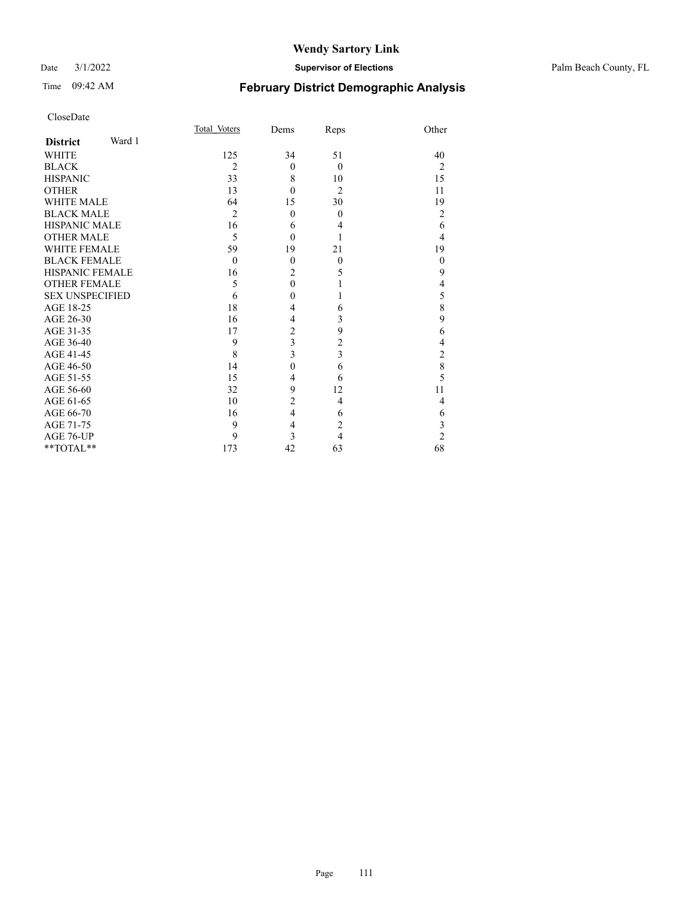# Wendy Sartory Link

Date 3/1/2022 **Supervisor of Elections** Palm Beach County, FL

Time 09:42 AM **February District Demographic Analysis**

CloseDate

| **District** Ward 1 | Total_Voters | Dems | Reps | Other |
|---|---|---|---|---|
| WHITE | 125 | 34 | 51 | 40 |
| BLACK | 2 | 0 | 0 | 2 |
| HISPANIC | 33 | 8 | 10 | 15 |
| OTHER | 13 | 0 | 2 | 11 |
| WHITE MALE | 64 | 15 | 30 | 19 |
| BLACK MALE | 2 | 0 | 0 | 2 |
| HISPANIC MALE | 16 | 6 | 4 | 6 |
| OTHER MALE | 5 | 0 | 1 | 4 |
| WHITE FEMALE | 59 | 19 | 21 | 19 |
| BLACK FEMALE | 0 | 0 | 0 | 0 |
| HISPANIC FEMALE | 16 | 2 | 5 | 9 |
| OTHER FEMALE | 5 | 0 | 1 | 4 |
| SEX UNSPECIFIED | 6 | 0 | 1 | 5 |
| AGE 18-25 | 18 | 4 | 6 | 8 |
| AGE 26-30 | 16 | 4 | 3 | 9 |
| AGE 31-35 | 17 | 2 | 9 | 6 |
| AGE 36-40 | 9 | 3 | 2 | 4 |
| AGE 41-45 | 8 | 3 | 3 | 2 |
| AGE 46-50 | 14 | 0 | 6 | 8 |
| AGE 51-55 | 15 | 4 | 6 | 5 |
| AGE 56-60 | 32 | 9 | 12 | 11 |
| AGE 61-65 | 10 | 2 | 4 | 4 |
| AGE 66-70 | 16 | 4 | 6 | 6 |
| AGE 71-75 | 9 | 4 | 2 | 3 |
| AGE 76-UP | 9 | 3 | 4 | 2 |
| **TOTAL** | 173 | 42 | 63 | 68 |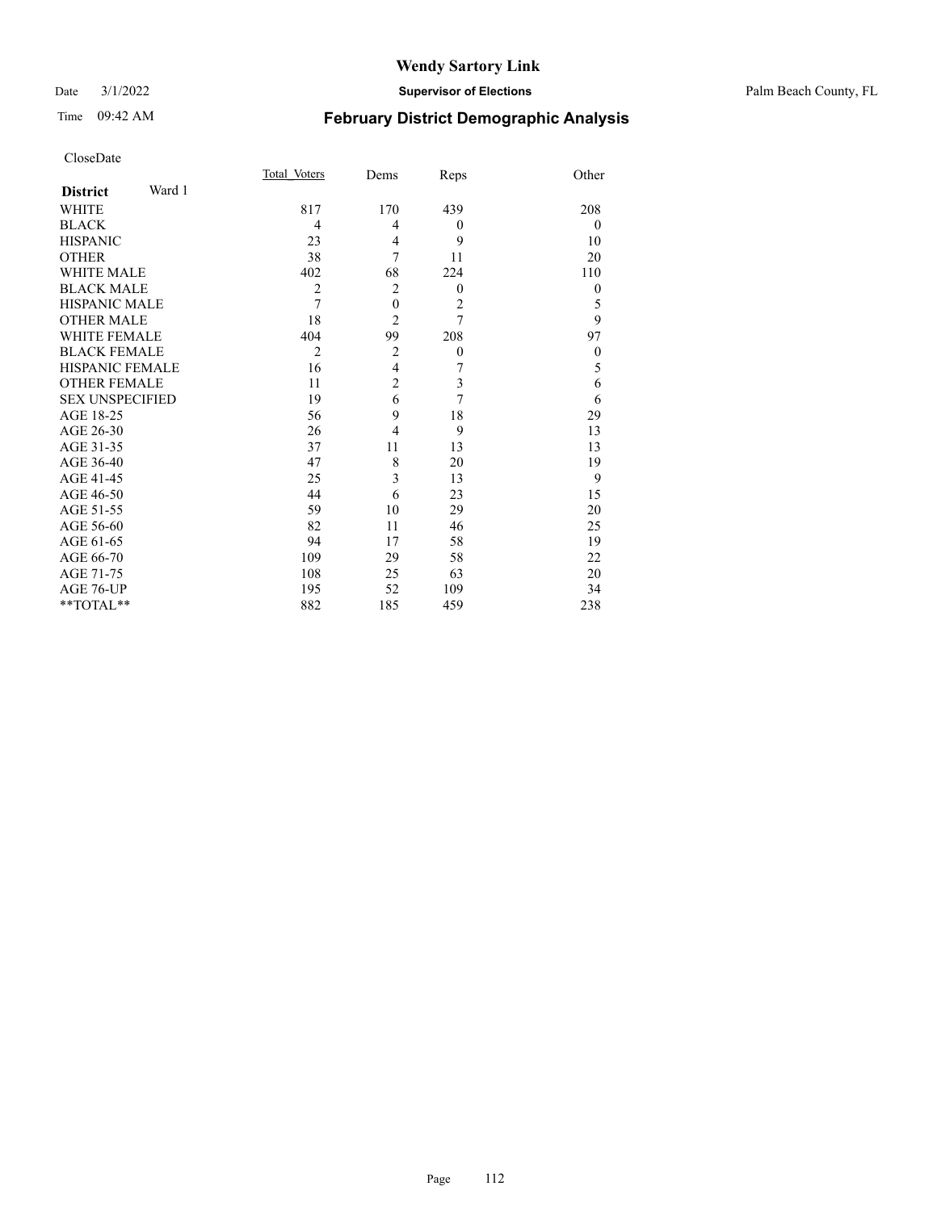# Wendy Sartory Link

Date 3/1/2022 **Supervisor of Elections** Palm Beach County, FL

Time 09:42 AM **February District Demographic Analysis**

CloseDate

| **District** Ward 1 | Total_Voters | Dems | Reps | Other |
|---|---|---|---|---|
| WHITE | 817 | 170 | 439 | 208 |
| BLACK | 4 | 4 | 0 | 0 |
| HISPANIC | 23 | 4 | 9 | 10 |
| OTHER | 38 | 7 | 11 | 20 |
| WHITE MALE | 402 | 68 | 224 | 110 |
| BLACK MALE | 2 | 2 | 0 | 0 |
| HISPANIC MALE | 7 | 0 | 2 | 5 |
| OTHER MALE | 18 | 2 | 7 | 9 |
| WHITE FEMALE | 404 | 99 | 208 | 97 |
| BLACK FEMALE | 2 | 2 | 0 | 0 |
| HISPANIC FEMALE | 16 | 4 | 7 | 5 |
| OTHER FEMALE | 11 | 2 | 3 | 6 |
| SEX UNSPECIFIED | 19 | 6 | 7 | 6 |
| AGE 18-25 | 56 | 9 | 18 | 29 |
| AGE 26-30 | 26 | 4 | 9 | 13 |
| AGE 31-35 | 37 | 11 | 13 | 13 |
| AGE 36-40 | 47 | 8 | 20 | 19 |
| AGE 41-45 | 25 | 3 | 13 | 9 |
| AGE 46-50 | 44 | 6 | 23 | 15 |
| AGE 51-55 | 59 | 10 | 29 | 20 |
| AGE 56-60 | 82 | 11 | 46 | 25 |
| AGE 61-65 | 94 | 17 | 58 | 19 |
| AGE 66-70 | 109 | 29 | 58 | 22 |
| AGE 71-75 | 108 | 25 | 63 | 20 |
| AGE 76-UP | 195 | 52 | 109 | 34 |
| **TOTAL** | 882 | 185 | 459 | 238 |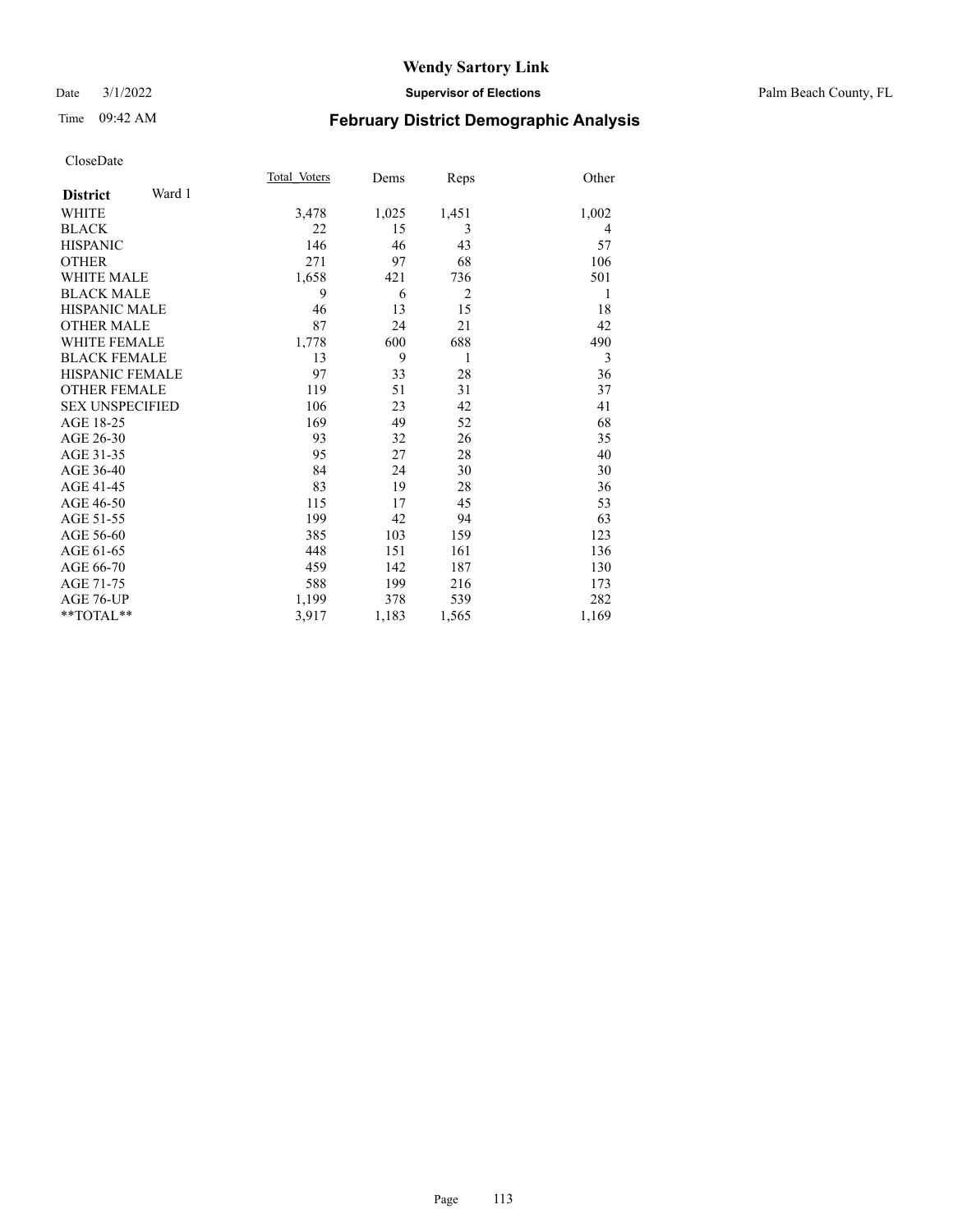# Wendy Sartory Link

Date 3/1/2022 **Supervisor of Elections** Palm Beach County, FL

Time 09:42 AM **February District Demographic Analysis**

CloseDate

| **District** Ward 1 | Total Voters | Dems | Reps | Other |
|---|---|---|---|---|
| WHITE | 3,478 | 1,025 | 1,451 | 1,002 |
| BLACK | 22 | 15 | 3 | 4 |
| HISPANIC | 146 | 46 | 43 | 57 |
| OTHER | 271 | 97 | 68 | 106 |
| WHITE MALE | 1,658 | 421 | 736 | 501 |
| BLACK MALE | 9 | 6 | 2 | 1 |
| HISPANIC MALE | 46 | 13 | 15 | 18 |
| OTHER MALE | 87 | 24 | 21 | 42 |
| WHITE FEMALE | 1,778 | 600 | 688 | 490 |
| BLACK FEMALE | 13 | 9 | 1 | 3 |
| HISPANIC FEMALE | 97 | 33 | 28 | 36 |
| OTHER FEMALE | 119 | 51 | 31 | 37 |
| SEX UNSPECIFIED | 106 | 23 | 42 | 41 |
| AGE 18-25 | 169 | 49 | 52 | 68 |
| AGE 26-30 | 93 | 32 | 26 | 35 |
| AGE 31-35 | 95 | 27 | 28 | 40 |
| AGE 36-40 | 84 | 24 | 30 | 30 |
| AGE 41-45 | 83 | 19 | 28 | 36 |
| AGE 46-50 | 115 | 17 | 45 | 53 |
| AGE 51-55 | 199 | 42 | 94 | 63 |
| AGE 56-60 | 385 | 103 | 159 | 123 |
| AGE 61-65 | 448 | 151 | 161 | 136 |
| AGE 66-70 | 459 | 142 | 187 | 130 |
| AGE 71-75 | 588 | 199 | 216 | 173 |
| AGE 76-UP | 1,199 | 378 | 539 | 282 |
| **TOTAL** | 3,917 | 1,183 | 1,565 | 1,169 |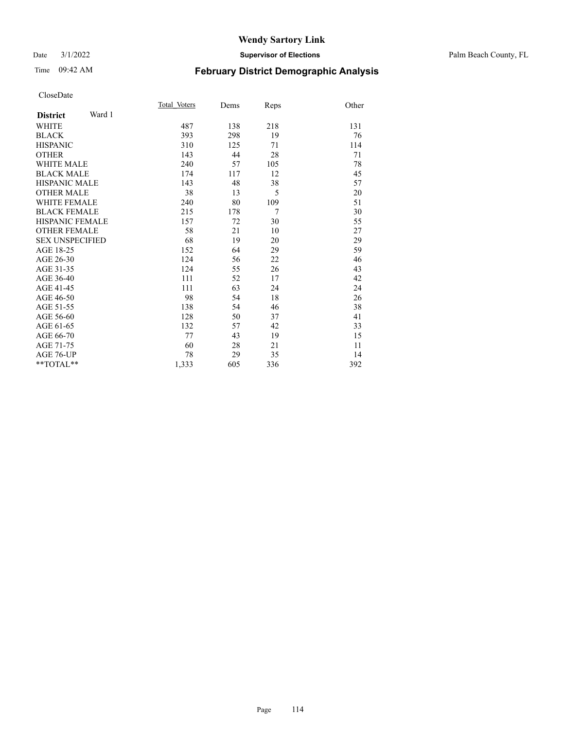# Wendy Sartory Link

Date 3/1/2022 — **Supervisor of Elections** — Palm Beach County, FL

Time 09:42 AM — **February District Demographic Analysis**

CloseDate

| **District** Ward 1 | Total_Voters | Dems | Reps | Other |
|---|---|---|---|---|
| WHITE | 487 | 138 | 218 | 131 |
| BLACK | 393 | 298 | 19 | 76 |
| HISPANIC | 310 | 125 | 71 | 114 |
| OTHER | 143 | 44 | 28 | 71 |
| WHITE MALE | 240 | 57 | 105 | 78 |
| BLACK MALE | 174 | 117 | 12 | 45 |
| HISPANIC MALE | 143 | 48 | 38 | 57 |
| OTHER MALE | 38 | 13 | 5 | 20 |
| WHITE FEMALE | 240 | 80 | 109 | 51 |
| BLACK FEMALE | 215 | 178 | 7 | 30 |
| HISPANIC FEMALE | 157 | 72 | 30 | 55 |
| OTHER FEMALE | 58 | 21 | 10 | 27 |
| SEX UNSPECIFIED | 68 | 19 | 20 | 29 |
| AGE 18-25 | 152 | 64 | 29 | 59 |
| AGE 26-30 | 124 | 56 | 22 | 46 |
| AGE 31-35 | 124 | 55 | 26 | 43 |
| AGE 36-40 | 111 | 52 | 17 | 42 |
| AGE 41-45 | 111 | 63 | 24 | 24 |
| AGE 46-50 | 98 | 54 | 18 | 26 |
| AGE 51-55 | 138 | 54 | 46 | 38 |
| AGE 56-60 | 128 | 50 | 37 | 41 |
| AGE 61-65 | 132 | 57 | 42 | 33 |
| AGE 66-70 | 77 | 43 | 19 | 15 |
| AGE 71-75 | 60 | 28 | 21 | 11 |
| AGE 76-UP | 78 | 29 | 35 | 14 |
| **TOTAL** | 1,333 | 605 | 336 | 392 |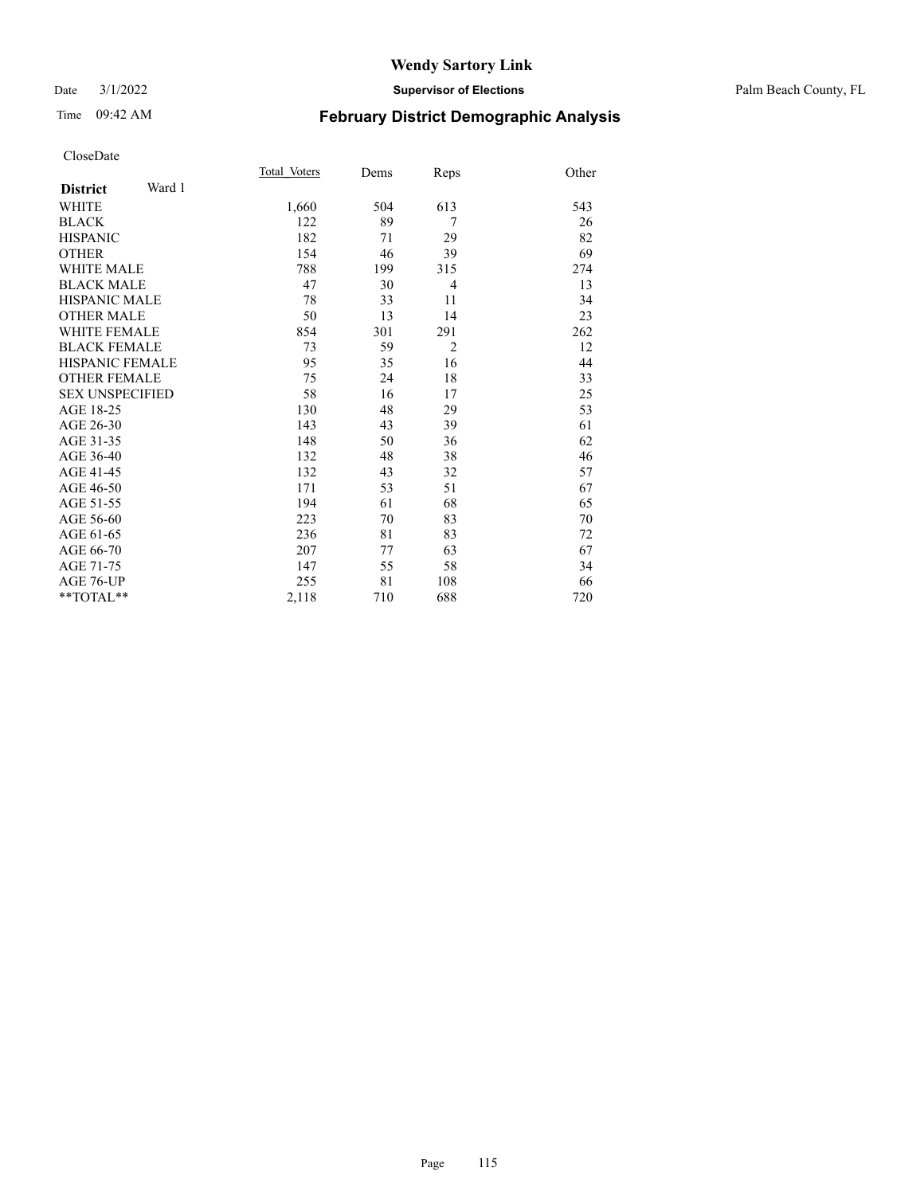# Wendy Sartory Link

Date 3/1/2022 **Supervisor of Elections** Palm Beach County, FL

Time 09:42 AM **February District Demographic Analysis**

CloseDate

| **District** Ward 1 | Total_Voters | Dems | Reps | Other |
|---|---|---|---|---|
| WHITE | 1,660 | 504 | 613 | 543 |
| BLACK | 122 | 89 | 7 | 26 |
| HISPANIC | 182 | 71 | 29 | 82 |
| OTHER | 154 | 46 | 39 | 69 |
| WHITE MALE | 788 | 199 | 315 | 274 |
| BLACK MALE | 47 | 30 | 4 | 13 |
| HISPANIC MALE | 78 | 33 | 11 | 34 |
| OTHER MALE | 50 | 13 | 14 | 23 |
| WHITE FEMALE | 854 | 301 | 291 | 262 |
| BLACK FEMALE | 73 | 59 | 2 | 12 |
| HISPANIC FEMALE | 95 | 35 | 16 | 44 |
| OTHER FEMALE | 75 | 24 | 18 | 33 |
| SEX UNSPECIFIED | 58 | 16 | 17 | 25 |
| AGE 18-25 | 130 | 48 | 29 | 53 |
| AGE 26-30 | 143 | 43 | 39 | 61 |
| AGE 31-35 | 148 | 50 | 36 | 62 |
| AGE 36-40 | 132 | 48 | 38 | 46 |
| AGE 41-45 | 132 | 43 | 32 | 57 |
| AGE 46-50 | 171 | 53 | 51 | 67 |
| AGE 51-55 | 194 | 61 | 68 | 65 |
| AGE 56-60 | 223 | 70 | 83 | 70 |
| AGE 61-65 | 236 | 81 | 83 | 72 |
| AGE 66-70 | 207 | 77 | 63 | 67 |
| AGE 71-75 | 147 | 55 | 58 | 34 |
| AGE 76-UP | 255 | 81 | 108 | 66 |
| **TOTAL** | 2,118 | 710 | 688 | 720 |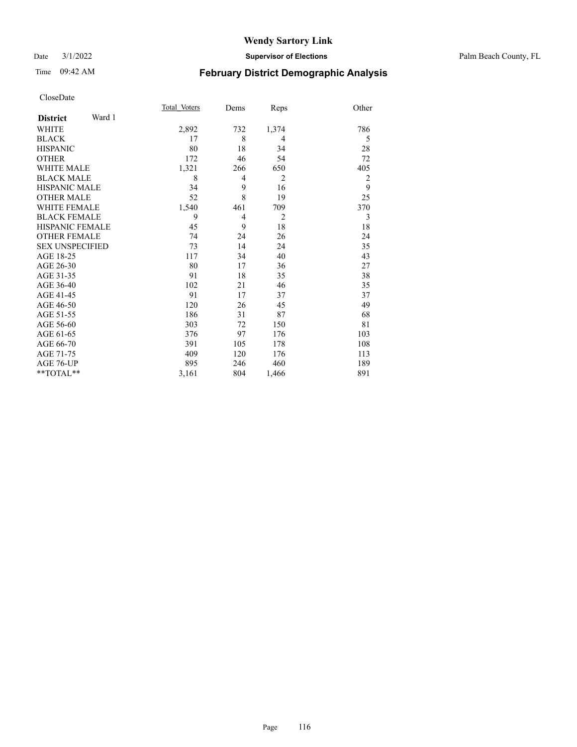# Wendy Sartory Link

Date 3/1/2022 **Supervisor of Elections** Palm Beach County, FL

Time 09:42 AM **February District Demographic Analysis**

CloseDate

| **District** Ward 1 | Total_Voters | Dems | Reps | Other |
|---|---|---|---|---|
| WHITE | 2,892 | 732 | 1,374 | 786 |
| BLACK | 17 | 8 | 4 | 5 |
| HISPANIC | 80 | 18 | 34 | 28 |
| OTHER | 172 | 46 | 54 | 72 |
| WHITE MALE | 1,321 | 266 | 650 | 405 |
| BLACK MALE | 8 | 4 | 2 | 2 |
| HISPANIC MALE | 34 | 9 | 16 | 9 |
| OTHER MALE | 52 | 8 | 19 | 25 |
| WHITE FEMALE | 1,540 | 461 | 709 | 370 |
| BLACK FEMALE | 9 | 4 | 2 | 3 |
| HISPANIC FEMALE | 45 | 9 | 18 | 18 |
| OTHER FEMALE | 74 | 24 | 26 | 24 |
| SEX UNSPECIFIED | 73 | 14 | 24 | 35 |
| AGE 18-25 | 117 | 34 | 40 | 43 |
| AGE 26-30 | 80 | 17 | 36 | 27 |
| AGE 31-35 | 91 | 18 | 35 | 38 |
| AGE 36-40 | 102 | 21 | 46 | 35 |
| AGE 41-45 | 91 | 17 | 37 | 37 |
| AGE 46-50 | 120 | 26 | 45 | 49 |
| AGE 51-55 | 186 | 31 | 87 | 68 |
| AGE 56-60 | 303 | 72 | 150 | 81 |
| AGE 61-65 | 376 | 97 | 176 | 103 |
| AGE 66-70 | 391 | 105 | 178 | 108 |
| AGE 71-75 | 409 | 120 | 176 | 113 |
| AGE 76-UP | 895 | 246 | 460 | 189 |
| **TOTAL** | 3,161 | 804 | 1,466 | 891 |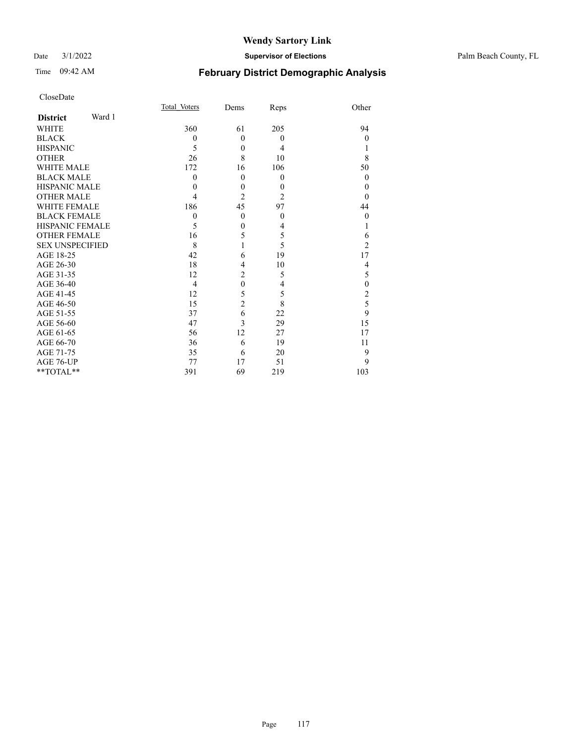# Wendy Sartory Link

Date 3/1/2022 **Supervisor of Elections** Palm Beach County, FL

Time 09:42 AM **February District Demographic Analysis**

CloseDate

| **District** Ward 1 | Total Voters | Dems | Reps | Other |
|---|---|---|---|---|
| WHITE | 360 | 61 | 205 | 94 |
| BLACK | 0 | 0 | 0 | 0 |
| HISPANIC | 5 | 0 | 4 | 1 |
| OTHER | 26 | 8 | 10 | 8 |
| WHITE MALE | 172 | 16 | 106 | 50 |
| BLACK MALE | 0 | 0 | 0 | 0 |
| HISPANIC MALE | 0 | 0 | 0 | 0 |
| OTHER MALE | 4 | 2 | 2 | 0 |
| WHITE FEMALE | 186 | 45 | 97 | 44 |
| BLACK FEMALE | 0 | 0 | 0 | 0 |
| HISPANIC FEMALE | 5 | 0 | 4 | 1 |
| OTHER FEMALE | 16 | 5 | 5 | 6 |
| SEX UNSPECIFIED | 8 | 1 | 5 | 2 |
| AGE 18-25 | 42 | 6 | 19 | 17 |
| AGE 26-30 | 18 | 4 | 10 | 4 |
| AGE 31-35 | 12 | 2 | 5 | 5 |
| AGE 36-40 | 4 | 0 | 4 | 0 |
| AGE 41-45 | 12 | 5 | 5 | 2 |
| AGE 46-50 | 15 | 2 | 8 | 5 |
| AGE 51-55 | 37 | 6 | 22 | 9 |
| AGE 56-60 | 47 | 3 | 29 | 15 |
| AGE 61-65 | 56 | 12 | 27 | 17 |
| AGE 66-70 | 36 | 6 | 19 | 11 |
| AGE 71-75 | 35 | 6 | 20 | 9 |
| AGE 76-UP | 77 | 17 | 51 | 9 |
| **TOTAL** | 391 | 69 | 219 | 103 |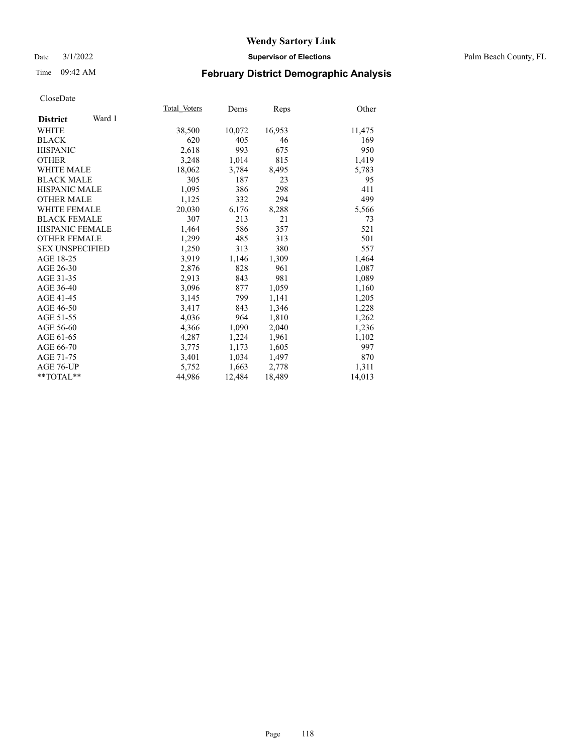# Wendy Sartory Link

Date 3/1/2022 **Supervisor of Elections** Palm Beach County, FL

Time 09:42 AM **February District Demographic Analysis**

CloseDate

| **District** Ward 1 | Total Voters | Dems | Reps | Other |
|---|---|---|---|---|
| WHITE | 38,500 | 10,072 | 16,953 | 11,475 |
| BLACK | 620 | 405 | 46 | 169 |
| HISPANIC | 2,618 | 993 | 675 | 950 |
| OTHER | 3,248 | 1,014 | 815 | 1,419 |
| WHITE MALE | 18,062 | 3,784 | 8,495 | 5,783 |
| BLACK MALE | 305 | 187 | 23 | 95 |
| HISPANIC MALE | 1,095 | 386 | 298 | 411 |
| OTHER MALE | 1,125 | 332 | 294 | 499 |
| WHITE FEMALE | 20,030 | 6,176 | 8,288 | 5,566 |
| BLACK FEMALE | 307 | 213 | 21 | 73 |
| HISPANIC FEMALE | 1,464 | 586 | 357 | 521 |
| OTHER FEMALE | 1,299 | 485 | 313 | 501 |
| SEX UNSPECIFIED | 1,250 | 313 | 380 | 557 |
| AGE 18-25 | 3,919 | 1,146 | 1,309 | 1,464 |
| AGE 26-30 | 2,876 | 828 | 961 | 1,087 |
| AGE 31-35 | 2,913 | 843 | 981 | 1,089 |
| AGE 36-40 | 3,096 | 877 | 1,059 | 1,160 |
| AGE 41-45 | 3,145 | 799 | 1,141 | 1,205 |
| AGE 46-50 | 3,417 | 843 | 1,346 | 1,228 |
| AGE 51-55 | 4,036 | 964 | 1,810 | 1,262 |
| AGE 56-60 | 4,366 | 1,090 | 2,040 | 1,236 |
| AGE 61-65 | 4,287 | 1,224 | 1,961 | 1,102 |
| AGE 66-70 | 3,775 | 1,173 | 1,605 | 997 |
| AGE 71-75 | 3,401 | 1,034 | 1,497 | 870 |
| AGE 76-UP | 5,752 | 1,663 | 2,778 | 1,311 |
| **TOTAL** | 44,986 | 12,484 | 18,489 | 14,013 |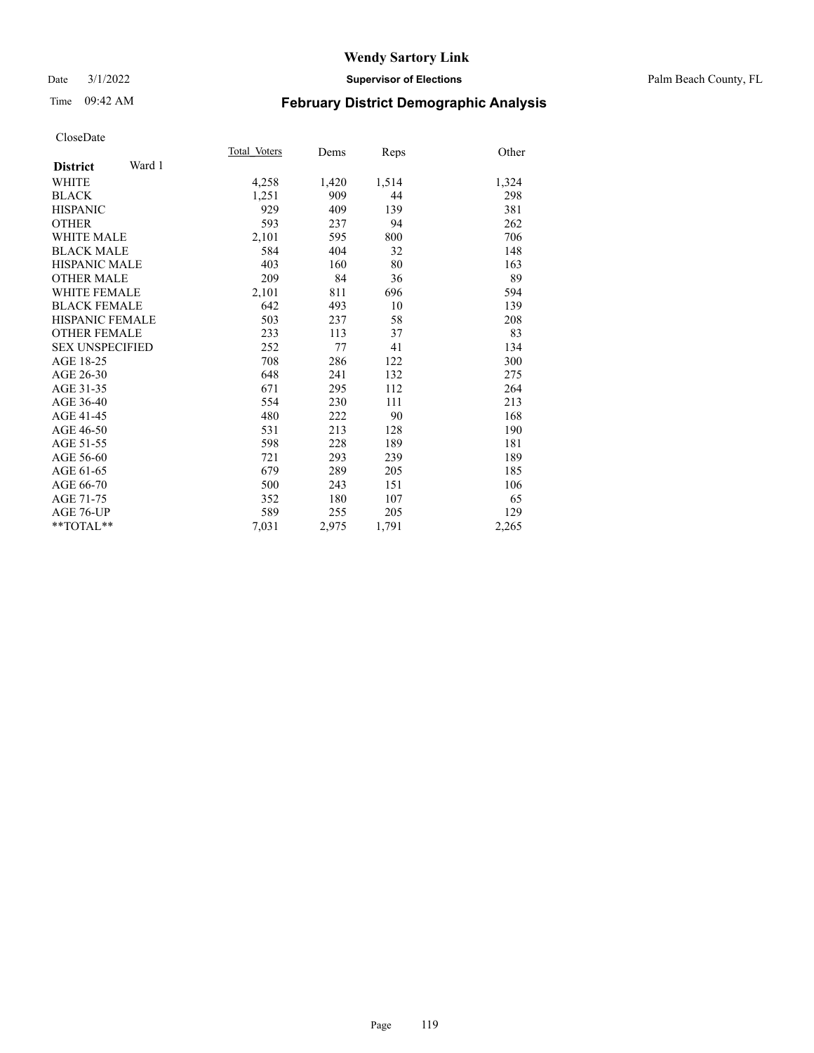# Wendy Sartory Link

Date 3/1/2022 **Supervisor of Elections** Palm Beach County, FL

Time 09:42 AM **February District Demographic Analysis**

CloseDate

| **District** Ward 1 | Total Voters | Dems | Reps | Other |
|---|---|---|---|---|
| WHITE | 4,258 | 1,420 | 1,514 | 1,324 |
| BLACK | 1,251 | 909 | 44 | 298 |
| HISPANIC | 929 | 409 | 139 | 381 |
| OTHER | 593 | 237 | 94 | 262 |
| WHITE MALE | 2,101 | 595 | 800 | 706 |
| BLACK MALE | 584 | 404 | 32 | 148 |
| HISPANIC MALE | 403 | 160 | 80 | 163 |
| OTHER MALE | 209 | 84 | 36 | 89 |
| WHITE FEMALE | 2,101 | 811 | 696 | 594 |
| BLACK FEMALE | 642 | 493 | 10 | 139 |
| HISPANIC FEMALE | 503 | 237 | 58 | 208 |
| OTHER FEMALE | 233 | 113 | 37 | 83 |
| SEX UNSPECIFIED | 252 | 77 | 41 | 134 |
| AGE 18-25 | 708 | 286 | 122 | 300 |
| AGE 26-30 | 648 | 241 | 132 | 275 |
| AGE 31-35 | 671 | 295 | 112 | 264 |
| AGE 36-40 | 554 | 230 | 111 | 213 |
| AGE 41-45 | 480 | 222 | 90 | 168 |
| AGE 46-50 | 531 | 213 | 128 | 190 |
| AGE 51-55 | 598 | 228 | 189 | 181 |
| AGE 56-60 | 721 | 293 | 239 | 189 |
| AGE 61-65 | 679 | 289 | 205 | 185 |
| AGE 66-70 | 500 | 243 | 151 | 106 |
| AGE 71-75 | 352 | 180 | 107 | 65 |
| AGE 76-UP | 589 | 255 | 205 | 129 |
| **TOTAL** | 7,031 | 2,975 | 1,791 | 2,265 |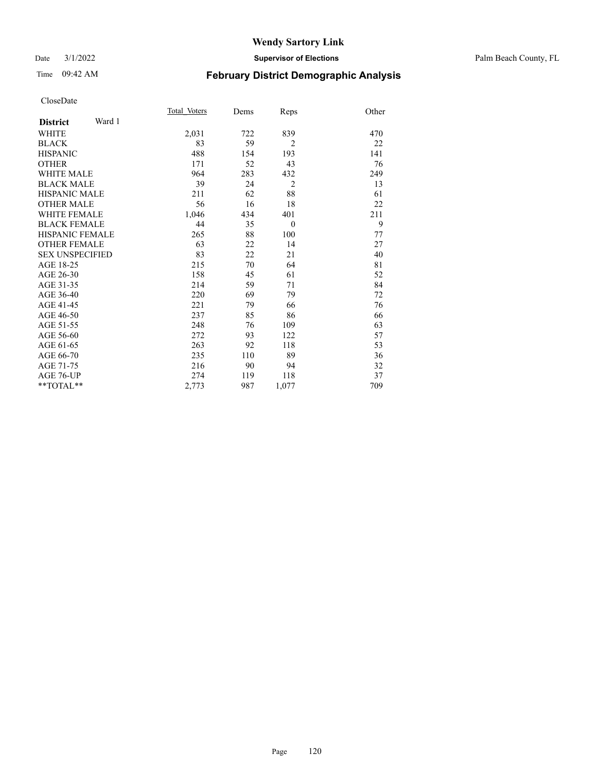# Wendy Sartory Link

Date 3/1/2022 **Supervisor of Elections** Palm Beach County, FL

Time 09:42 AM **February District Demographic Analysis**

CloseDate

| **District** Ward 1 | Total_Voters | Dems | Reps | Other |
|---|---|---|---|---|
| WHITE | 2,031 | 722 | 839 | 470 |
| BLACK | 83 | 59 | 2 | 22 |
| HISPANIC | 488 | 154 | 193 | 141 |
| OTHER | 171 | 52 | 43 | 76 |
| WHITE MALE | 964 | 283 | 432 | 249 |
| BLACK MALE | 39 | 24 | 2 | 13 |
| HISPANIC MALE | 211 | 62 | 88 | 61 |
| OTHER MALE | 56 | 16 | 18 | 22 |
| WHITE FEMALE | 1,046 | 434 | 401 | 211 |
| BLACK FEMALE | 44 | 35 | 0 | 9 |
| HISPANIC FEMALE | 265 | 88 | 100 | 77 |
| OTHER FEMALE | 63 | 22 | 14 | 27 |
| SEX UNSPECIFIED | 83 | 22 | 21 | 40 |
| AGE 18-25 | 215 | 70 | 64 | 81 |
| AGE 26-30 | 158 | 45 | 61 | 52 |
| AGE 31-35 | 214 | 59 | 71 | 84 |
| AGE 36-40 | 220 | 69 | 79 | 72 |
| AGE 41-45 | 221 | 79 | 66 | 76 |
| AGE 46-50 | 237 | 85 | 86 | 66 |
| AGE 51-55 | 248 | 76 | 109 | 63 |
| AGE 56-60 | 272 | 93 | 122 | 57 |
| AGE 61-65 | 263 | 92 | 118 | 53 |
| AGE 66-70 | 235 | 110 | 89 | 36 |
| AGE 71-75 | 216 | 90 | 94 | 32 |
| AGE 76-UP | 274 | 119 | 118 | 37 |
| **TOTAL** | 2,773 | 987 | 1,077 | 709 |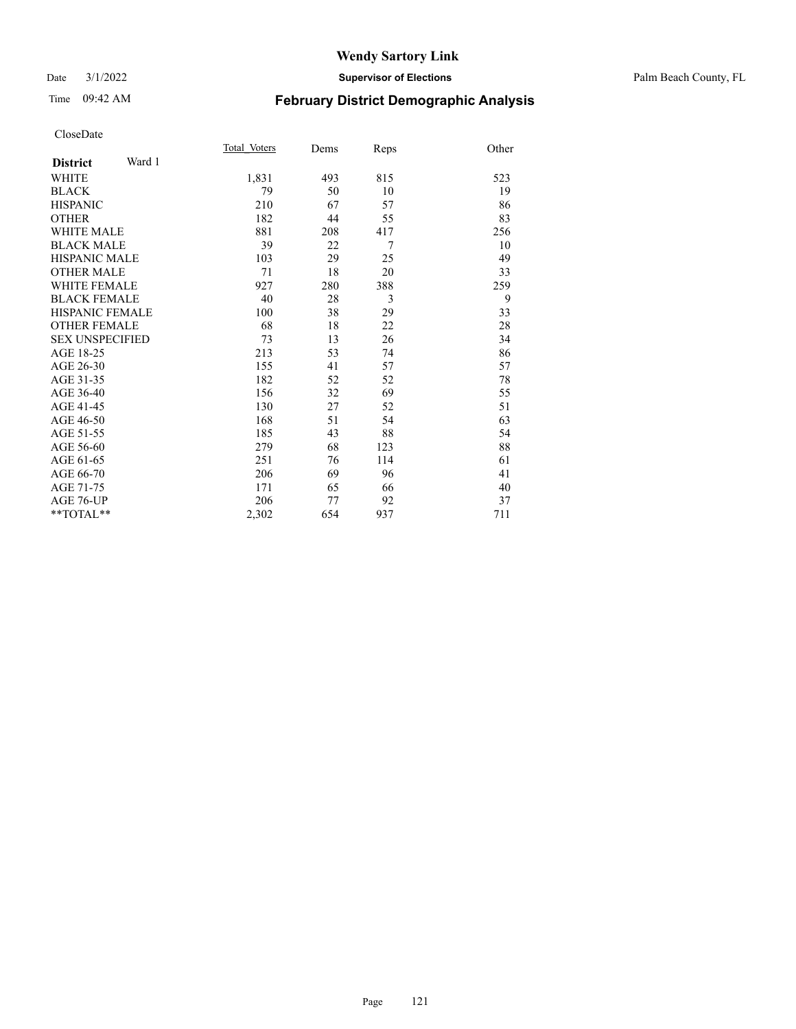# Wendy Sartory Link

Date 3/1/2022 **Supervisor of Elections** Palm Beach County, FL

Time 09:42 AM **February District Demographic Analysis**

CloseDate

| **District** Ward 1 | Total_Voters | Dems | Reps | Other |
|---|---|---|---|---|
| WHITE | 1,831 | 493 | 815 | 523 |
| BLACK | 79 | 50 | 10 | 19 |
| HISPANIC | 210 | 67 | 57 | 86 |
| OTHER | 182 | 44 | 55 | 83 |
| WHITE MALE | 881 | 208 | 417 | 256 |
| BLACK MALE | 39 | 22 | 7 | 10 |
| HISPANIC MALE | 103 | 29 | 25 | 49 |
| OTHER MALE | 71 | 18 | 20 | 33 |
| WHITE FEMALE | 927 | 280 | 388 | 259 |
| BLACK FEMALE | 40 | 28 | 3 | 9 |
| HISPANIC FEMALE | 100 | 38 | 29 | 33 |
| OTHER FEMALE | 68 | 18 | 22 | 28 |
| SEX UNSPECIFIED | 73 | 13 | 26 | 34 |
| AGE 18-25 | 213 | 53 | 74 | 86 |
| AGE 26-30 | 155 | 41 | 57 | 57 |
| AGE 31-35 | 182 | 52 | 52 | 78 |
| AGE 36-40 | 156 | 32 | 69 | 55 |
| AGE 41-45 | 130 | 27 | 52 | 51 |
| AGE 46-50 | 168 | 51 | 54 | 63 |
| AGE 51-55 | 185 | 43 | 88 | 54 |
| AGE 56-60 | 279 | 68 | 123 | 88 |
| AGE 61-65 | 251 | 76 | 114 | 61 |
| AGE 66-70 | 206 | 69 | 96 | 41 |
| AGE 71-75 | 171 | 65 | 66 | 40 |
| AGE 76-UP | 206 | 77 | 92 | 37 |
| **TOTAL** | 2,302 | 654 | 937 | 711 |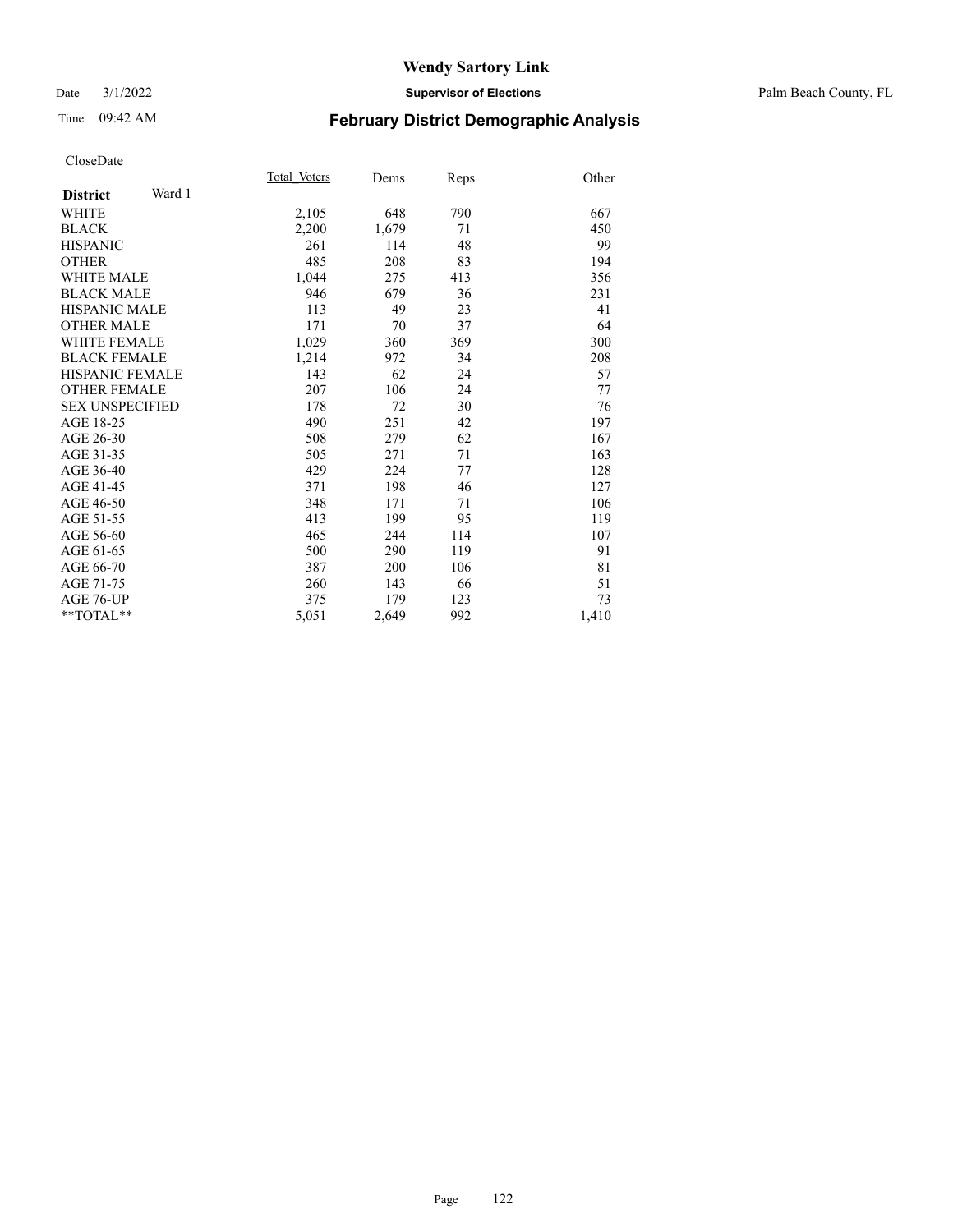# Wendy Sartory Link

Date 3/1/2022 **Supervisor of Elections** Palm Beach County, FL

Time 09:42 AM **February District Demographic Analysis**

CloseDate

| **District** Ward 1 | Total Voters | Dems | Reps | Other |
|---|---|---|---|---|
| WHITE | 2,105 | 648 | 790 | 667 |
| BLACK | 2,200 | 1,679 | 71 | 450 |
| HISPANIC | 261 | 114 | 48 | 99 |
| OTHER | 485 | 208 | 83 | 194 |
| WHITE MALE | 1,044 | 275 | 413 | 356 |
| BLACK MALE | 946 | 679 | 36 | 231 |
| HISPANIC MALE | 113 | 49 | 23 | 41 |
| OTHER MALE | 171 | 70 | 37 | 64 |
| WHITE FEMALE | 1,029 | 360 | 369 | 300 |
| BLACK FEMALE | 1,214 | 972 | 34 | 208 |
| HISPANIC FEMALE | 143 | 62 | 24 | 57 |
| OTHER FEMALE | 207 | 106 | 24 | 77 |
| SEX UNSPECIFIED | 178 | 72 | 30 | 76 |
| AGE 18-25 | 490 | 251 | 42 | 197 |
| AGE 26-30 | 508 | 279 | 62 | 167 |
| AGE 31-35 | 505 | 271 | 71 | 163 |
| AGE 36-40 | 429 | 224 | 77 | 128 |
| AGE 41-45 | 371 | 198 | 46 | 127 |
| AGE 46-50 | 348 | 171 | 71 | 106 |
| AGE 51-55 | 413 | 199 | 95 | 119 |
| AGE 56-60 | 465 | 244 | 114 | 107 |
| AGE 61-65 | 500 | 290 | 119 | 91 |
| AGE 66-70 | 387 | 200 | 106 | 81 |
| AGE 71-75 | 260 | 143 | 66 | 51 |
| AGE 76-UP | 375 | 179 | 123 | 73 |
| **TOTAL** | 5,051 | 2,649 | 992 | 1,410 |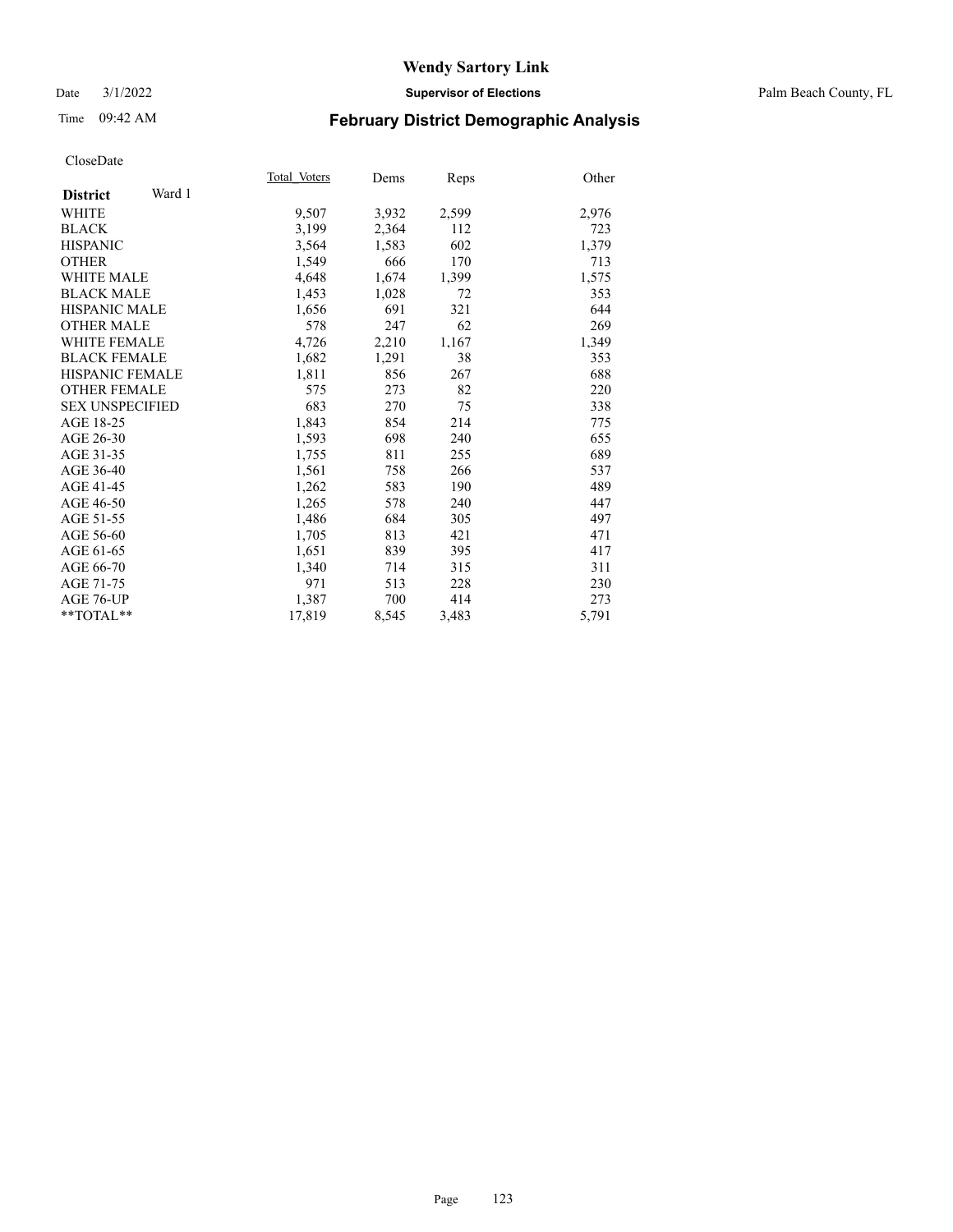# Wendy Sartory Link

Date 3/1/2022 **Supervisor of Elections** Palm Beach County, FL

Time 09:42 AM **February District Demographic Analysis**

CloseDate

| **District** Ward 1 | Total Voters | Dems | Reps | Other |
|---|---|---|---|---|
| WHITE | 9,507 | 3,932 | 2,599 | 2,976 |
| BLACK | 3,199 | 2,364 | 112 | 723 |
| HISPANIC | 3,564 | 1,583 | 602 | 1,379 |
| OTHER | 1,549 | 666 | 170 | 713 |
| WHITE MALE | 4,648 | 1,674 | 1,399 | 1,575 |
| BLACK MALE | 1,453 | 1,028 | 72 | 353 |
| HISPANIC MALE | 1,656 | 691 | 321 | 644 |
| OTHER MALE | 578 | 247 | 62 | 269 |
| WHITE FEMALE | 4,726 | 2,210 | 1,167 | 1,349 |
| BLACK FEMALE | 1,682 | 1,291 | 38 | 353 |
| HISPANIC FEMALE | 1,811 | 856 | 267 | 688 |
| OTHER FEMALE | 575 | 273 | 82 | 220 |
| SEX UNSPECIFIED | 683 | 270 | 75 | 338 |
| AGE 18-25 | 1,843 | 854 | 214 | 775 |
| AGE 26-30 | 1,593 | 698 | 240 | 655 |
| AGE 31-35 | 1,755 | 811 | 255 | 689 |
| AGE 36-40 | 1,561 | 758 | 266 | 537 |
| AGE 41-45 | 1,262 | 583 | 190 | 489 |
| AGE 46-50 | 1,265 | 578 | 240 | 447 |
| AGE 51-55 | 1,486 | 684 | 305 | 497 |
| AGE 56-60 | 1,705 | 813 | 421 | 471 |
| AGE 61-65 | 1,651 | 839 | 395 | 417 |
| AGE 66-70 | 1,340 | 714 | 315 | 311 |
| AGE 71-75 | 971 | 513 | 228 | 230 |
| AGE 76-UP | 1,387 | 700 | 414 | 273 |
| **TOTAL** | 17,819 | 8,545 | 3,483 | 5,791 |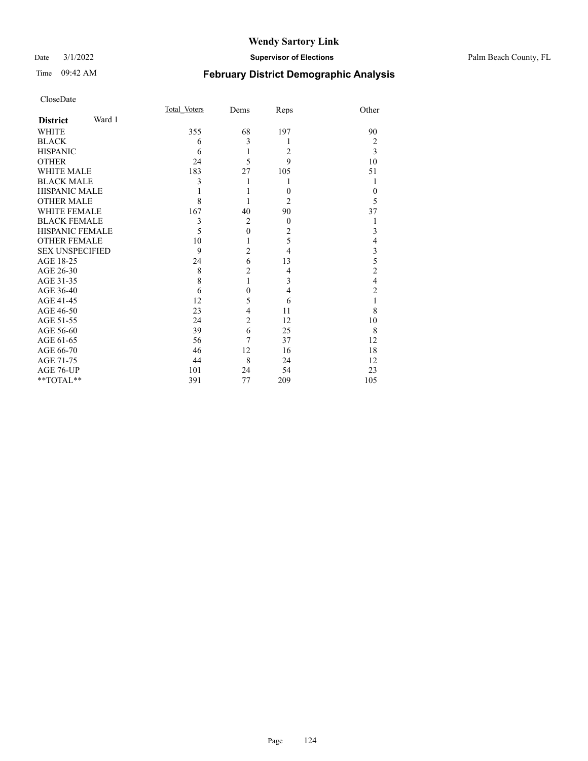# Wendy Sartory Link

Date 3/1/2022 **Supervisor of Elections** Palm Beach County, FL

Time 09:42 AM **February District Demographic Analysis**

CloseDate

| **District** Ward 1 | Total_Voters | Dems | Reps | Other |
|---|---|---|---|---|
| WHITE | 355 | 68 | 197 | 90 |
| BLACK | 6 | 3 | 1 | 2 |
| HISPANIC | 6 | 1 | 2 | 3 |
| OTHER | 24 | 5 | 9 | 10 |
| WHITE MALE | 183 | 27 | 105 | 51 |
| BLACK MALE | 3 | 1 | 1 | 1 |
| HISPANIC MALE | 1 | 1 | 0 | 0 |
| OTHER MALE | 8 | 1 | 2 | 5 |
| WHITE FEMALE | 167 | 40 | 90 | 37 |
| BLACK FEMALE | 3 | 2 | 0 | 1 |
| HISPANIC FEMALE | 5 | 0 | 2 | 3 |
| OTHER FEMALE | 10 | 1 | 5 | 4 |
| SEX UNSPECIFIED | 9 | 2 | 4 | 3 |
| AGE 18-25 | 24 | 6 | 13 | 5 |
| AGE 26-30 | 8 | 2 | 4 | 2 |
| AGE 31-35 | 8 | 1 | 3 | 4 |
| AGE 36-40 | 6 | 0 | 4 | 2 |
| AGE 41-45 | 12 | 5 | 6 | 1 |
| AGE 46-50 | 23 | 4 | 11 | 8 |
| AGE 51-55 | 24 | 2 | 12 | 10 |
| AGE 56-60 | 39 | 6 | 25 | 8 |
| AGE 61-65 | 56 | 7 | 37 | 12 |
| AGE 66-70 | 46 | 12 | 16 | 18 |
| AGE 71-75 | 44 | 8 | 24 | 12 |
| AGE 76-UP | 101 | 24 | 54 | 23 |
| **TOTAL** | 391 | 77 | 209 | 105 |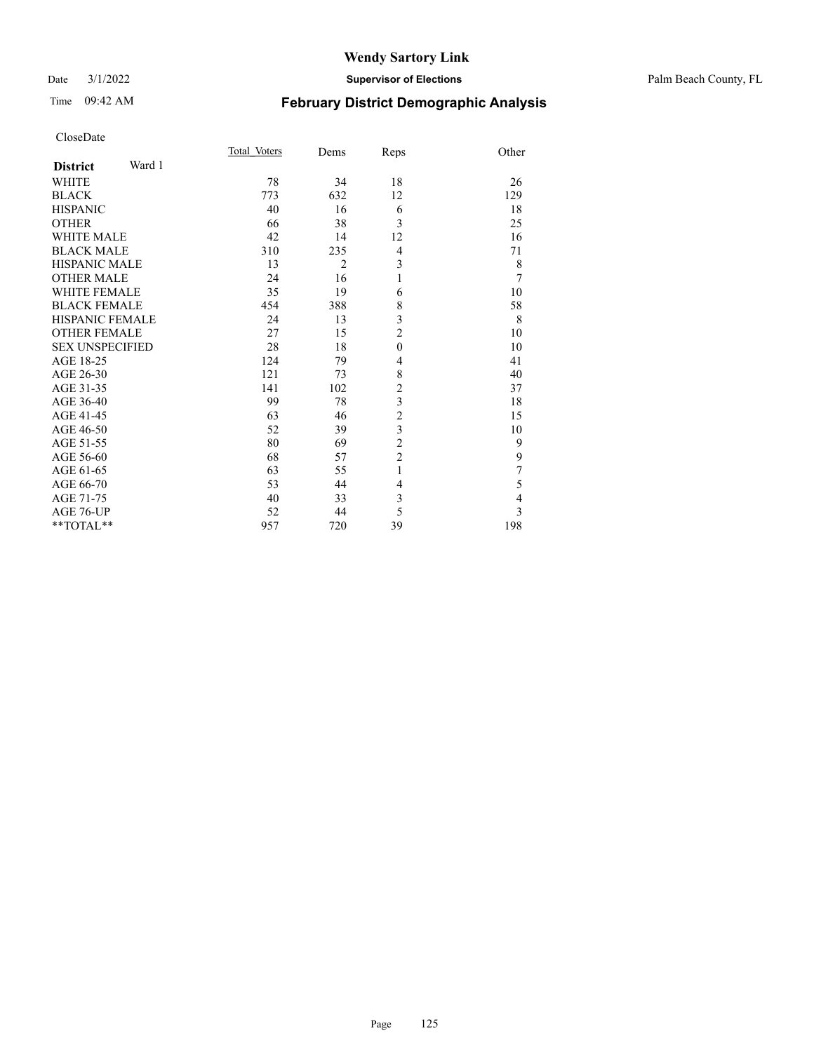# Wendy Sartory Link

Date 3/1/2022 **Supervisor of Elections** Palm Beach County, FL

Time 09:42 AM **February District Demographic Analysis**

CloseDate

| **District** Ward 1 | Total_Voters | Dems | Reps | Other |
|---|---|---|---|---|
| WHITE | 78 | 34 | 18 | 26 |
| BLACK | 773 | 632 | 12 | 129 |
| HISPANIC | 40 | 16 | 6 | 18 |
| OTHER | 66 | 38 | 3 | 25 |
| WHITE MALE | 42 | 14 | 12 | 16 |
| BLACK MALE | 310 | 235 | 4 | 71 |
| HISPANIC MALE | 13 | 2 | 3 | 8 |
| OTHER MALE | 24 | 16 | 1 | 7 |
| WHITE FEMALE | 35 | 19 | 6 | 10 |
| BLACK FEMALE | 454 | 388 | 8 | 58 |
| HISPANIC FEMALE | 24 | 13 | 3 | 8 |
| OTHER FEMALE | 27 | 15 | 2 | 10 |
| SEX UNSPECIFIED | 28 | 18 | 0 | 10 |
| AGE 18-25 | 124 | 79 | 4 | 41 |
| AGE 26-30 | 121 | 73 | 8 | 40 |
| AGE 31-35 | 141 | 102 | 2 | 37 |
| AGE 36-40 | 99 | 78 | 3 | 18 |
| AGE 41-45 | 63 | 46 | 2 | 15 |
| AGE 46-50 | 52 | 39 | 3 | 10 |
| AGE 51-55 | 80 | 69 | 2 | 9 |
| AGE 56-60 | 68 | 57 | 2 | 9 |
| AGE 61-65 | 63 | 55 | 1 | 7 |
| AGE 66-70 | 53 | 44 | 4 | 5 |
| AGE 71-75 | 40 | 33 | 3 | 4 |
| AGE 76-UP | 52 | 44 | 5 | 3 |
| **TOTAL** | 957 | 720 | 39 | 198 |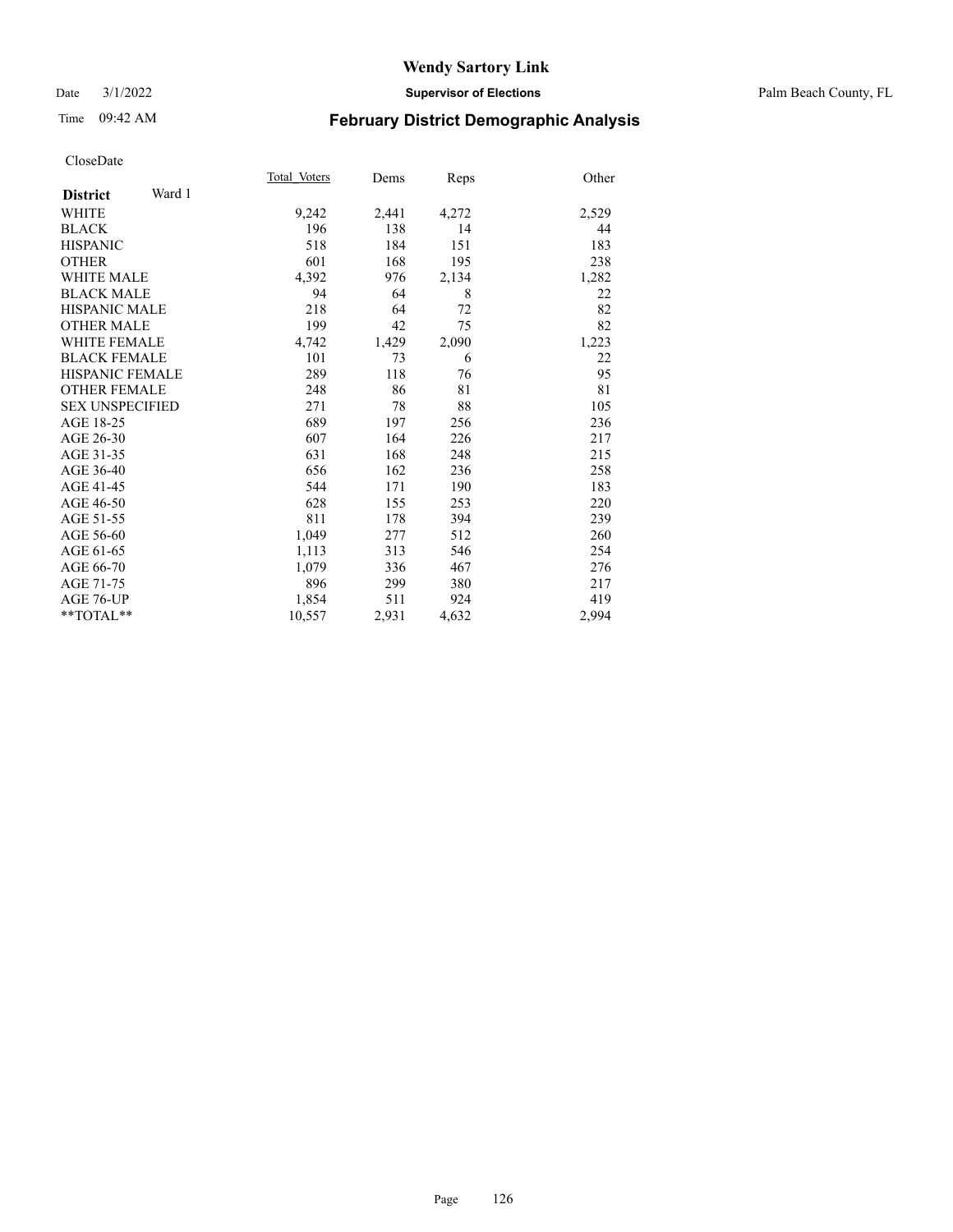# Wendy Sartory Link

Date 3/1/2022 **Supervisor of Elections** Palm Beach County, FL

Time 09:42 AM **February District Demographic Analysis**

CloseDate

| **District** Ward 1 | Total Voters | Dems | Reps | Other |
|---|---|---|---|---|
| WHITE | 9,242 | 2,441 | 4,272 | 2,529 |
| BLACK | 196 | 138 | 14 | 44 |
| HISPANIC | 518 | 184 | 151 | 183 |
| OTHER | 601 | 168 | 195 | 238 |
| WHITE MALE | 4,392 | 976 | 2,134 | 1,282 |
| BLACK MALE | 94 | 64 | 8 | 22 |
| HISPANIC MALE | 218 | 64 | 72 | 82 |
| OTHER MALE | 199 | 42 | 75 | 82 |
| WHITE FEMALE | 4,742 | 1,429 | 2,090 | 1,223 |
| BLACK FEMALE | 101 | 73 | 6 | 22 |
| HISPANIC FEMALE | 289 | 118 | 76 | 95 |
| OTHER FEMALE | 248 | 86 | 81 | 81 |
| SEX UNSPECIFIED | 271 | 78 | 88 | 105 |
| AGE 18-25 | 689 | 197 | 256 | 236 |
| AGE 26-30 | 607 | 164 | 226 | 217 |
| AGE 31-35 | 631 | 168 | 248 | 215 |
| AGE 36-40 | 656 | 162 | 236 | 258 |
| AGE 41-45 | 544 | 171 | 190 | 183 |
| AGE 46-50 | 628 | 155 | 253 | 220 |
| AGE 51-55 | 811 | 178 | 394 | 239 |
| AGE 56-60 | 1,049 | 277 | 512 | 260 |
| AGE 61-65 | 1,113 | 313 | 546 | 254 |
| AGE 66-70 | 1,079 | 336 | 467 | 276 |
| AGE 71-75 | 896 | 299 | 380 | 217 |
| AGE 76-UP | 1,854 | 511 | 924 | 419 |
| **TOTAL** | 10,557 | 2,931 | 4,632 | 2,994 |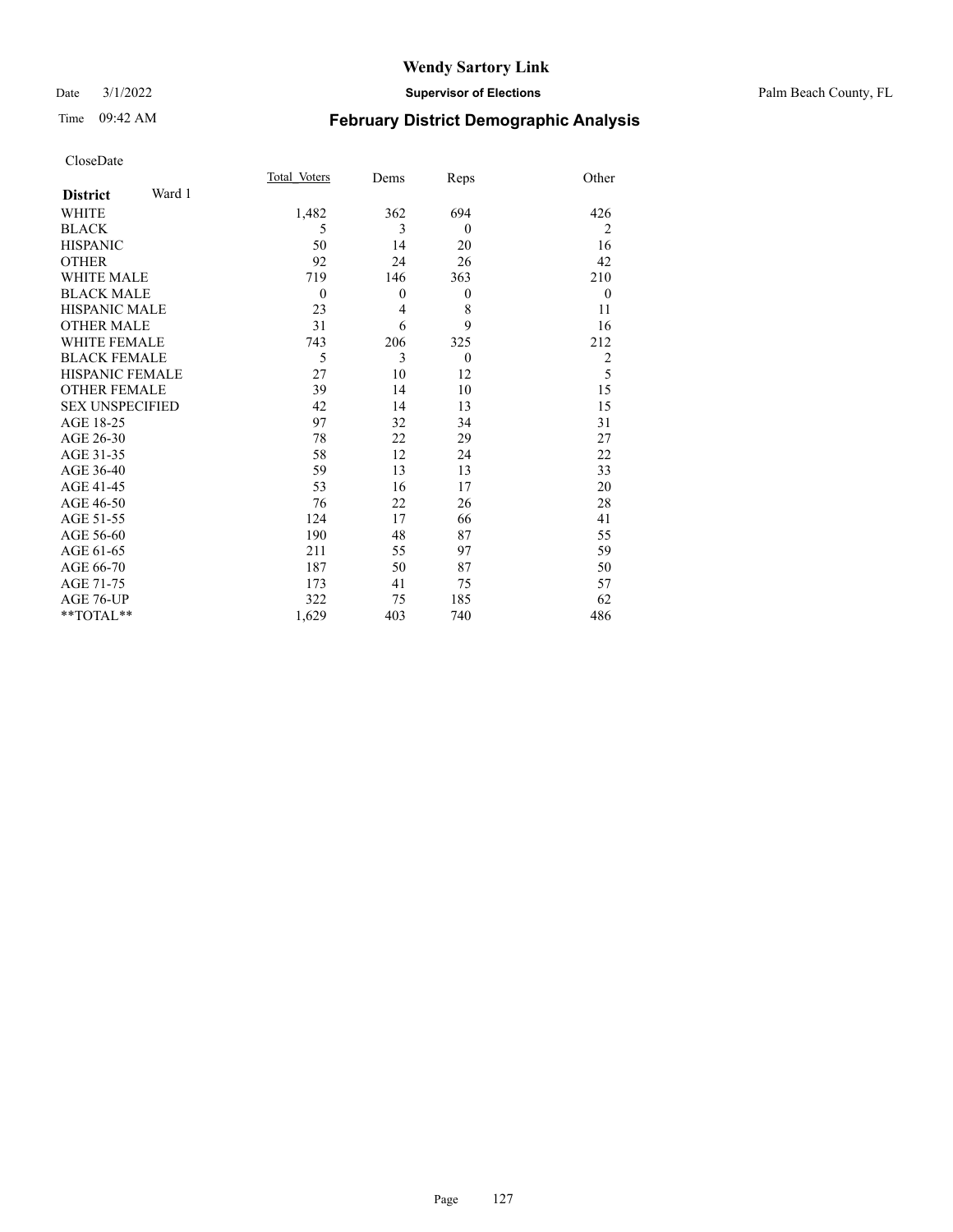# Wendy Sartory Link

Date 3/1/2022 **Supervisor of Elections** Palm Beach County, FL

Time 09:42 AM **February District Demographic Analysis**

CloseDate

| **District** Ward 1 | Total_Voters | Dems | Reps | Other |
|---|---|---|---|---|
| WHITE | 1,482 | 362 | 694 | 426 |
| BLACK | 5 | 3 | 0 | 2 |
| HISPANIC | 50 | 14 | 20 | 16 |
| OTHER | 92 | 24 | 26 | 42 |
| WHITE MALE | 719 | 146 | 363 | 210 |
| BLACK MALE | 0 | 0 | 0 | 0 |
| HISPANIC MALE | 23 | 4 | 8 | 11 |
| OTHER MALE | 31 | 6 | 9 | 16 |
| WHITE FEMALE | 743 | 206 | 325 | 212 |
| BLACK FEMALE | 5 | 3 | 0 | 2 |
| HISPANIC FEMALE | 27 | 10 | 12 | 5 |
| OTHER FEMALE | 39 | 14 | 10 | 15 |
| SEX UNSPECIFIED | 42 | 14 | 13 | 15 |
| AGE 18-25 | 97 | 32 | 34 | 31 |
| AGE 26-30 | 78 | 22 | 29 | 27 |
| AGE 31-35 | 58 | 12 | 24 | 22 |
| AGE 36-40 | 59 | 13 | 13 | 33 |
| AGE 41-45 | 53 | 16 | 17 | 20 |
| AGE 46-50 | 76 | 22 | 26 | 28 |
| AGE 51-55 | 124 | 17 | 66 | 41 |
| AGE 56-60 | 190 | 48 | 87 | 55 |
| AGE 61-65 | 211 | 55 | 97 | 59 |
| AGE 66-70 | 187 | 50 | 87 | 50 |
| AGE 71-75 | 173 | 41 | 75 | 57 |
| AGE 76-UP | 322 | 75 | 185 | 62 |
| **TOTAL** | 1,629 | 403 | 740 | 486 |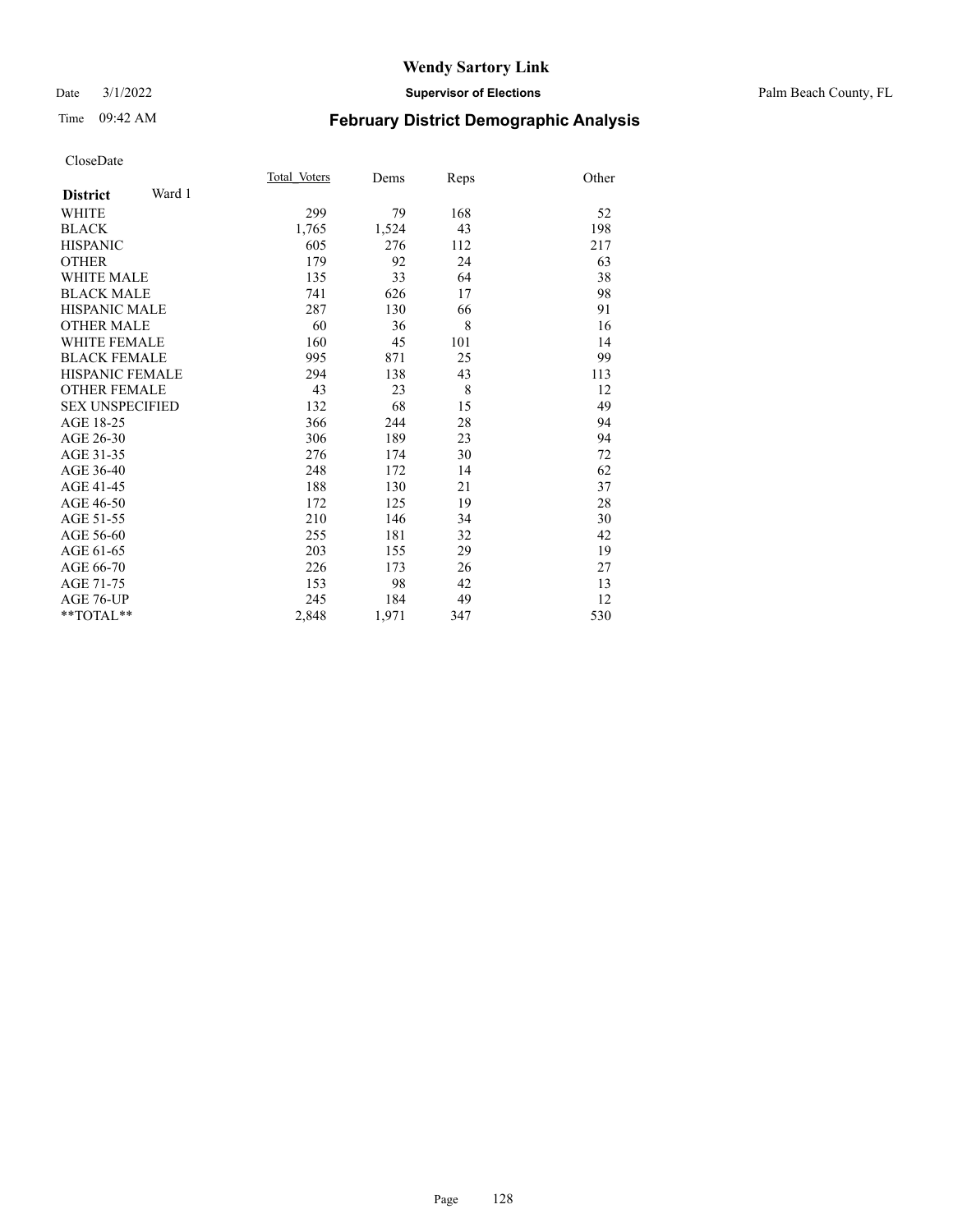# Wendy Sartory Link

Date 3/1/2022 **Supervisor of Elections** Palm Beach County, FL

Time 09:42 AM **February District Demographic Analysis**

CloseDate

| **District** Ward 1 | Total Voters | Dems | Reps | Other |
|---|---|---|---|---|
| WHITE | 299 | 79 | 168 | 52 |
| BLACK | 1,765 | 1,524 | 43 | 198 |
| HISPANIC | 605 | 276 | 112 | 217 |
| OTHER | 179 | 92 | 24 | 63 |
| WHITE MALE | 135 | 33 | 64 | 38 |
| BLACK MALE | 741 | 626 | 17 | 98 |
| HISPANIC MALE | 287 | 130 | 66 | 91 |
| OTHER MALE | 60 | 36 | 8 | 16 |
| WHITE FEMALE | 160 | 45 | 101 | 14 |
| BLACK FEMALE | 995 | 871 | 25 | 99 |
| HISPANIC FEMALE | 294 | 138 | 43 | 113 |
| OTHER FEMALE | 43 | 23 | 8 | 12 |
| SEX UNSPECIFIED | 132 | 68 | 15 | 49 |
| AGE 18-25 | 366 | 244 | 28 | 94 |
| AGE 26-30 | 306 | 189 | 23 | 94 |
| AGE 31-35 | 276 | 174 | 30 | 72 |
| AGE 36-40 | 248 | 172 | 14 | 62 |
| AGE 41-45 | 188 | 130 | 21 | 37 |
| AGE 46-50 | 172 | 125 | 19 | 28 |
| AGE 51-55 | 210 | 146 | 34 | 30 |
| AGE 56-60 | 255 | 181 | 32 | 42 |
| AGE 61-65 | 203 | 155 | 29 | 19 |
| AGE 66-70 | 226 | 173 | 26 | 27 |
| AGE 71-75 | 153 | 98 | 42 | 13 |
| AGE 76-UP | 245 | 184 | 49 | 12 |
| **TOTAL** | 2,848 | 1,971 | 347 | 530 |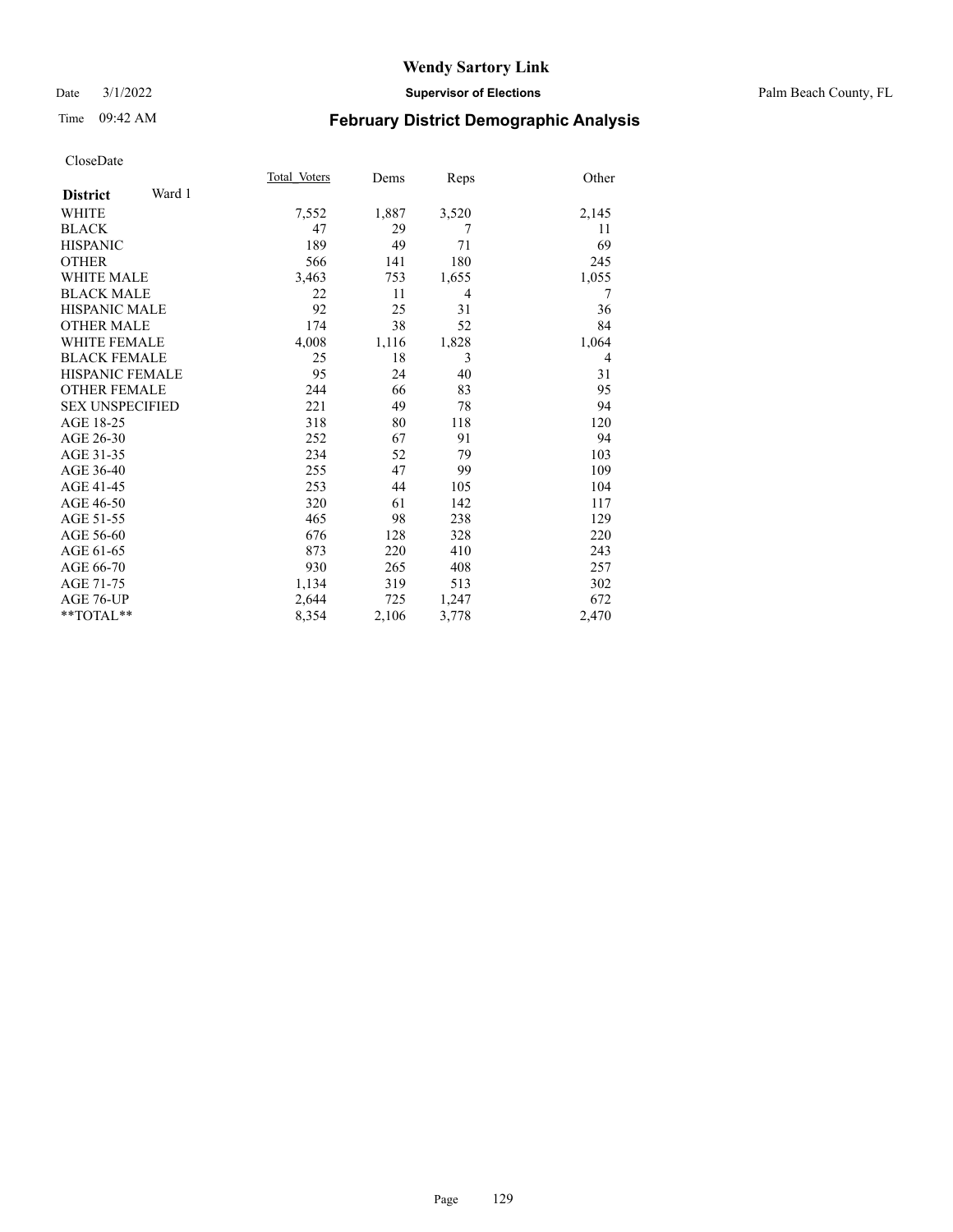# Wendy Sartory Link

Date 3/1/2022 **Supervisor of Elections** Palm Beach County, FL

Time 09:42 AM **February District Demographic Analysis**

CloseDate

| **District** Ward 1 | Total Voters | Dems | Reps | Other |
|---|---|---|---|---|
| WHITE | 7,552 | 1,887 | 3,520 | 2,145 |
| BLACK | 47 | 29 | 7 | 11 |
| HISPANIC | 189 | 49 | 71 | 69 |
| OTHER | 566 | 141 | 180 | 245 |
| WHITE MALE | 3,463 | 753 | 1,655 | 1,055 |
| BLACK MALE | 22 | 11 | 4 | 7 |
| HISPANIC MALE | 92 | 25 | 31 | 36 |
| OTHER MALE | 174 | 38 | 52 | 84 |
| WHITE FEMALE | 4,008 | 1,116 | 1,828 | 1,064 |
| BLACK FEMALE | 25 | 18 | 3 | 4 |
| HISPANIC FEMALE | 95 | 24 | 40 | 31 |
| OTHER FEMALE | 244 | 66 | 83 | 95 |
| SEX UNSPECIFIED | 221 | 49 | 78 | 94 |
| AGE 18-25 | 318 | 80 | 118 | 120 |
| AGE 26-30 | 252 | 67 | 91 | 94 |
| AGE 31-35 | 234 | 52 | 79 | 103 |
| AGE 36-40 | 255 | 47 | 99 | 109 |
| AGE 41-45 | 253 | 44 | 105 | 104 |
| AGE 46-50 | 320 | 61 | 142 | 117 |
| AGE 51-55 | 465 | 98 | 238 | 129 |
| AGE 56-60 | 676 | 128 | 328 | 220 |
| AGE 61-65 | 873 | 220 | 410 | 243 |
| AGE 66-70 | 930 | 265 | 408 | 257 |
| AGE 71-75 | 1,134 | 319 | 513 | 302 |
| AGE 76-UP | 2,644 | 725 | 1,247 | 672 |
| **TOTAL** | 8,354 | 2,106 | 3,778 | 2,470 |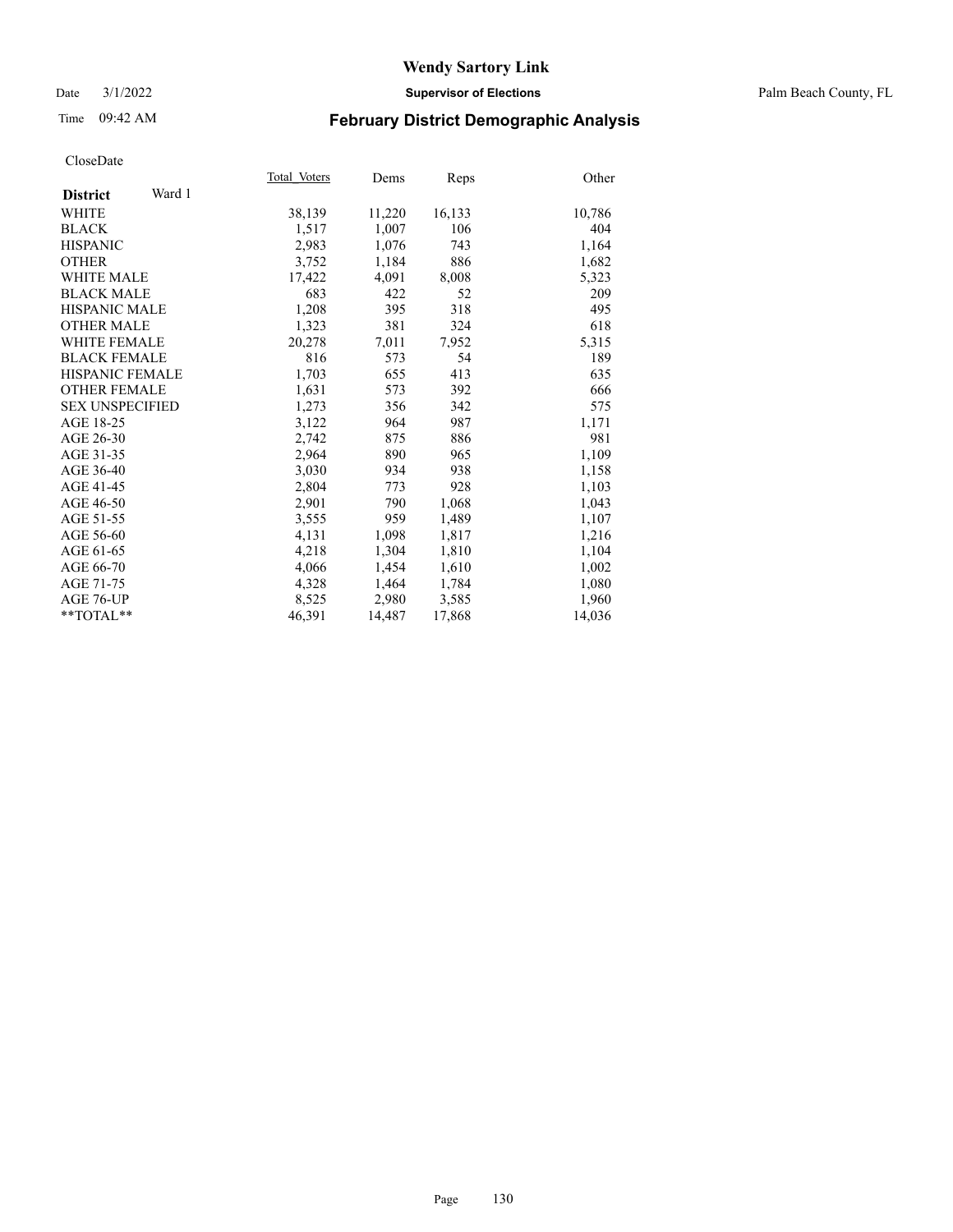# Wendy Sartory Link

Date 3/1/2022 **Supervisor of Elections** Palm Beach County, FL

Time 09:42 AM

## February District Demographic Analysis

CloseDate

| **District** Ward 1 | Total Voters | Dems | Reps | Other |
|---|---|---|---|---|
| WHITE | 38,139 | 11,220 | 16,133 | 10,786 |
| BLACK | 1,517 | 1,007 | 106 | 404 |
| HISPANIC | 2,983 | 1,076 | 743 | 1,164 |
| OTHER | 3,752 | 1,184 | 886 | 1,682 |
| WHITE MALE | 17,422 | 4,091 | 8,008 | 5,323 |
| BLACK MALE | 683 | 422 | 52 | 209 |
| HISPANIC MALE | 1,208 | 395 | 318 | 495 |
| OTHER MALE | 1,323 | 381 | 324 | 618 |
| WHITE FEMALE | 20,278 | 7,011 | 7,952 | 5,315 |
| BLACK FEMALE | 816 | 573 | 54 | 189 |
| HISPANIC FEMALE | 1,703 | 655 | 413 | 635 |
| OTHER FEMALE | 1,631 | 573 | 392 | 666 |
| SEX UNSPECIFIED | 1,273 | 356 | 342 | 575 |
| AGE 18-25 | 3,122 | 964 | 987 | 1,171 |
| AGE 26-30 | 2,742 | 875 | 886 | 981 |
| AGE 31-35 | 2,964 | 890 | 965 | 1,109 |
| AGE 36-40 | 3,030 | 934 | 938 | 1,158 |
| AGE 41-45 | 2,804 | 773 | 928 | 1,103 |
| AGE 46-50 | 2,901 | 790 | 1,068 | 1,043 |
| AGE 51-55 | 3,555 | 959 | 1,489 | 1,107 |
| AGE 56-60 | 4,131 | 1,098 | 1,817 | 1,216 |
| AGE 61-65 | 4,218 | 1,304 | 1,810 | 1,104 |
| AGE 66-70 | 4,066 | 1,454 | 1,610 | 1,002 |
| AGE 71-75 | 4,328 | 1,464 | 1,784 | 1,080 |
| AGE 76-UP | 8,525 | 2,980 | 3,585 | 1,960 |
| **TOTAL** | 46,391 | 14,487 | 17,868 | 14,036 |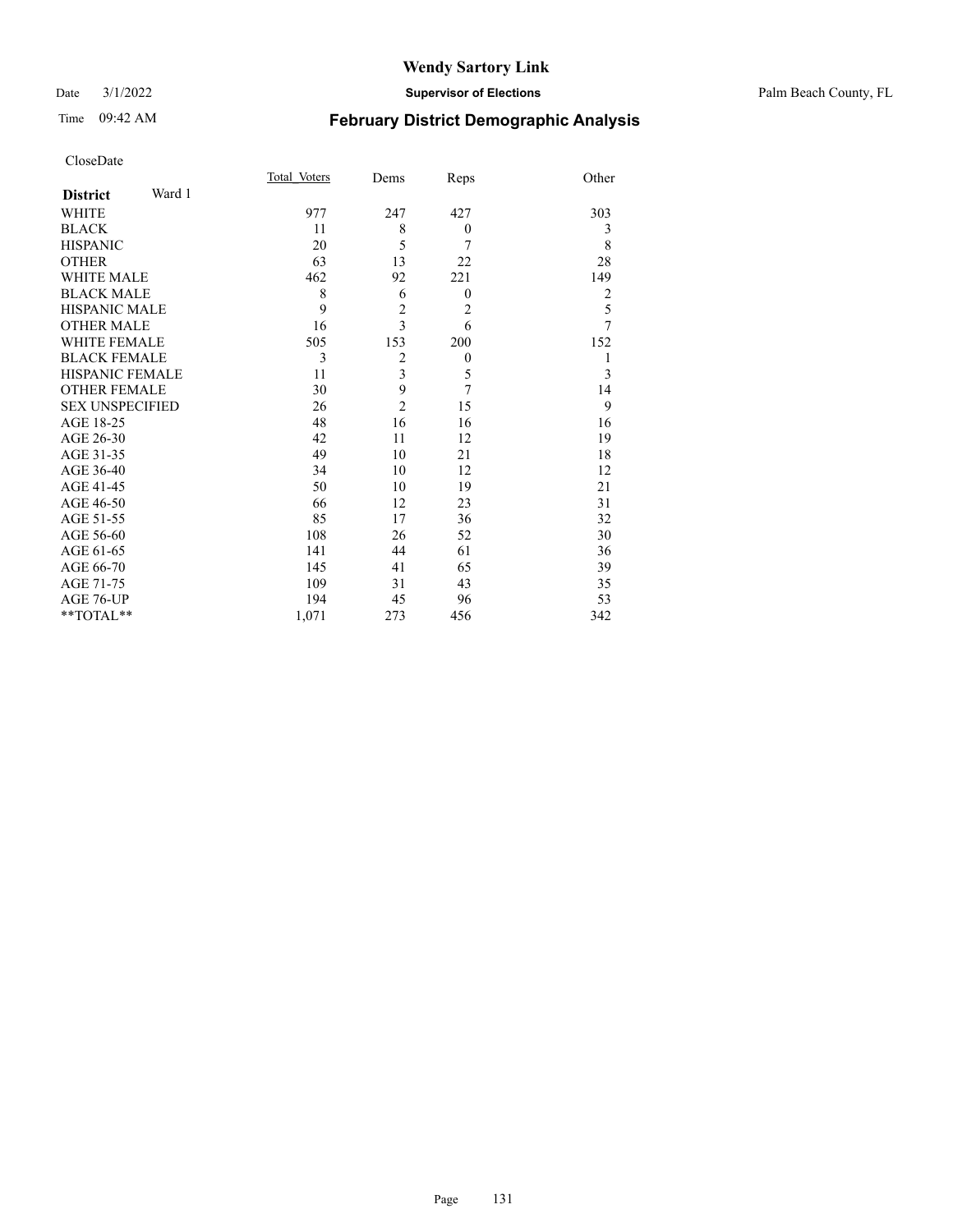# Wendy Sartory Link

Date 3/1/2022 **Supervisor of Elections** Palm Beach County, FL

Time 09:42 AM

## February District Demographic Analysis

CloseDate

| **District** Ward 1 | Total Voters | Dems | Reps | Other |
|---|---|---|---|---|
| WHITE | 977 | 247 | 427 | 303 |
| BLACK | 11 | 8 | 0 | 3 |
| HISPANIC | 20 | 5 | 7 | 8 |
| OTHER | 63 | 13 | 22 | 28 |
| WHITE MALE | 462 | 92 | 221 | 149 |
| BLACK MALE | 8 | 6 | 0 | 2 |
| HISPANIC MALE | 9 | 2 | 2 | 5 |
| OTHER MALE | 16 | 3 | 6 | 7 |
| WHITE FEMALE | 505 | 153 | 200 | 152 |
| BLACK FEMALE | 3 | 2 | 0 | 1 |
| HISPANIC FEMALE | 11 | 3 | 5 | 3 |
| OTHER FEMALE | 30 | 9 | 7 | 14 |
| SEX UNSPECIFIED | 26 | 2 | 15 | 9 |
| AGE 18-25 | 48 | 16 | 16 | 16 |
| AGE 26-30 | 42 | 11 | 12 | 19 |
| AGE 31-35 | 49 | 10 | 21 | 18 |
| AGE 36-40 | 34 | 10 | 12 | 12 |
| AGE 41-45 | 50 | 10 | 19 | 21 |
| AGE 46-50 | 66 | 12 | 23 | 31 |
| AGE 51-55 | 85 | 17 | 36 | 32 |
| AGE 56-60 | 108 | 26 | 52 | 30 |
| AGE 61-65 | 141 | 44 | 61 | 36 |
| AGE 66-70 | 145 | 41 | 65 | 39 |
| AGE 71-75 | 109 | 31 | 43 | 35 |
| AGE 76-UP | 194 | 45 | 96 | 53 |
| **TOTAL** | 1,071 | 273 | 456 | 342 |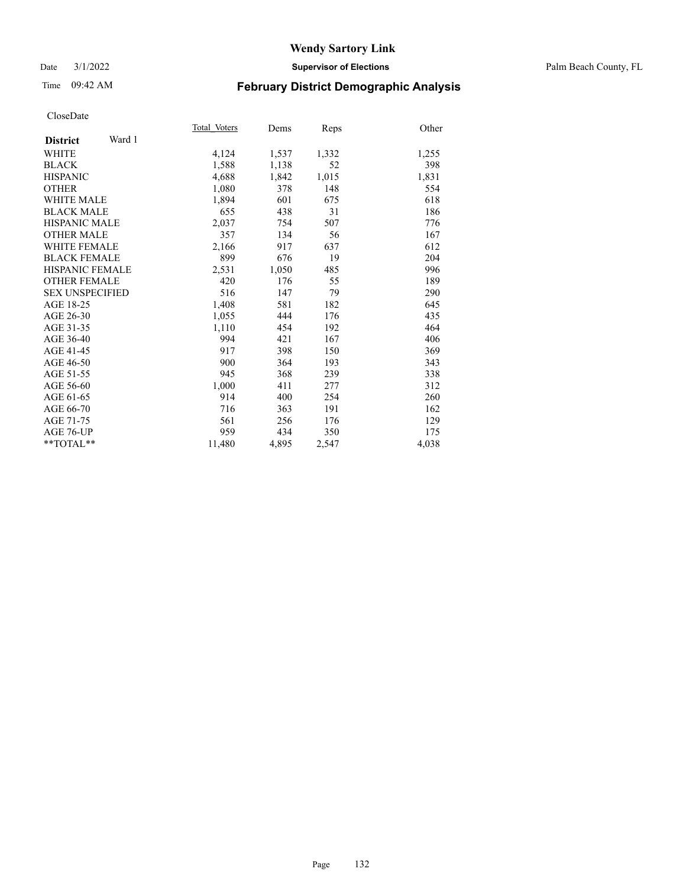# Wendy Sartory Link

Date 3/1/2022 | **Supervisor of Elections** | Palm Beach County, FL

Time 09:42 AM | **February District Demographic Analysis**

CloseDate

| **District** Ward 1 | Total Voters | Dems | Reps | Other |
|---|---|---|---|---|
| WHITE | 4,124 | 1,537 | 1,332 | 1,255 |
| BLACK | 1,588 | 1,138 | 52 | 398 |
| HISPANIC | 4,688 | 1,842 | 1,015 | 1,831 |
| OTHER | 1,080 | 378 | 148 | 554 |
| WHITE MALE | 1,894 | 601 | 675 | 618 |
| BLACK MALE | 655 | 438 | 31 | 186 |
| HISPANIC MALE | 2,037 | 754 | 507 | 776 |
| OTHER MALE | 357 | 134 | 56 | 167 |
| WHITE FEMALE | 2,166 | 917 | 637 | 612 |
| BLACK FEMALE | 899 | 676 | 19 | 204 |
| HISPANIC FEMALE | 2,531 | 1,050 | 485 | 996 |
| OTHER FEMALE | 420 | 176 | 55 | 189 |
| SEX UNSPECIFIED | 516 | 147 | 79 | 290 |
| AGE 18-25 | 1,408 | 581 | 182 | 645 |
| AGE 26-30 | 1,055 | 444 | 176 | 435 |
| AGE 31-35 | 1,110 | 454 | 192 | 464 |
| AGE 36-40 | 994 | 421 | 167 | 406 |
| AGE 41-45 | 917 | 398 | 150 | 369 |
| AGE 46-50 | 900 | 364 | 193 | 343 |
| AGE 51-55 | 945 | 368 | 239 | 338 |
| AGE 56-60 | 1,000 | 411 | 277 | 312 |
| AGE 61-65 | 914 | 400 | 254 | 260 |
| AGE 66-70 | 716 | 363 | 191 | 162 |
| AGE 71-75 | 561 | 256 | 176 | 129 |
| AGE 76-UP | 959 | 434 | 350 | 175 |
| **TOTAL** | 11,480 | 4,895 | 2,547 | 4,038 |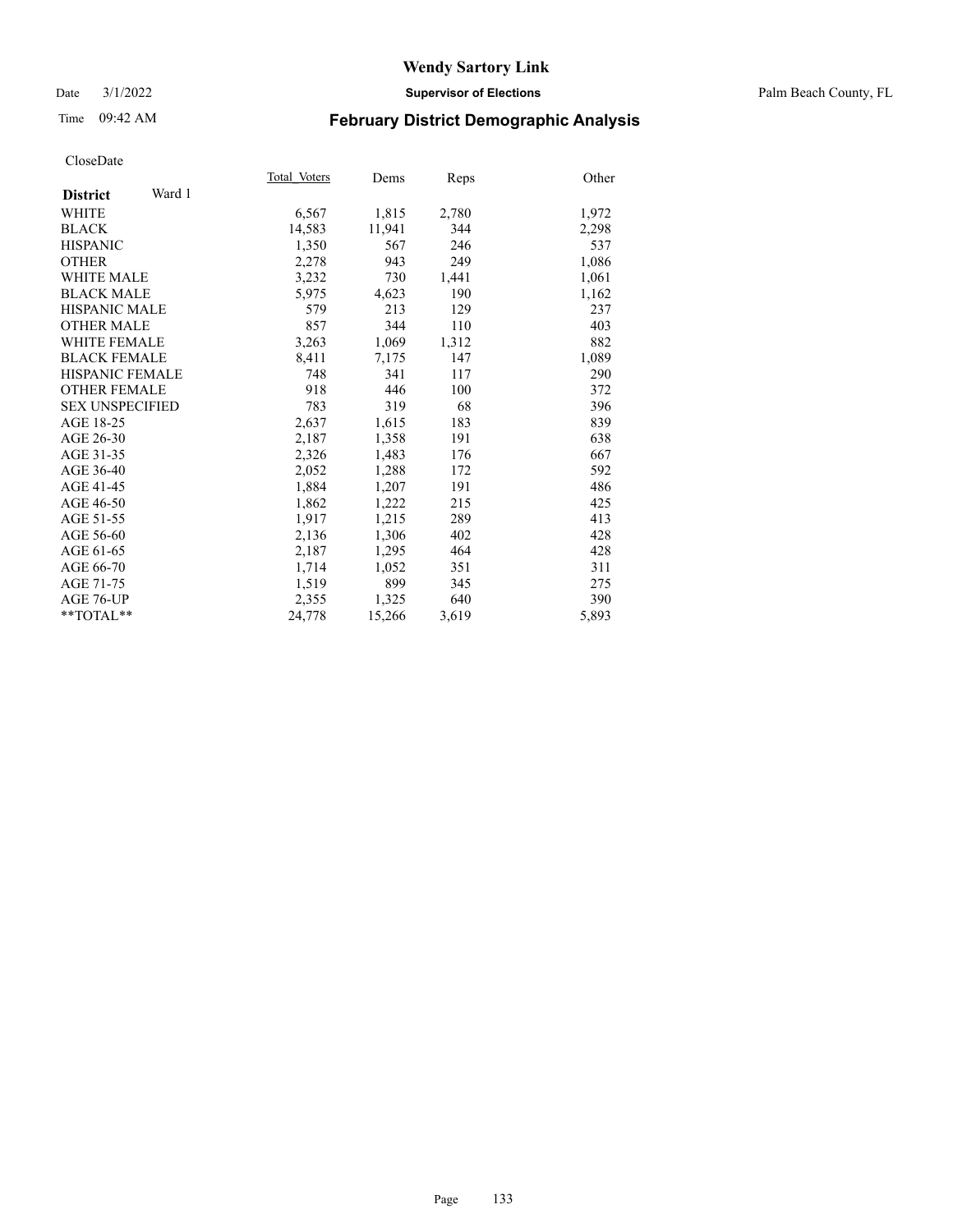# Wendy Sartory Link

Date 3/1/2022 **Supervisor of Elections** Palm Beach County, FL

Time 09:42 AM **February District Demographic Analysis**

CloseDate

| **District** Ward 1 | Total_Voters | Dems | Reps | Other |
|---|---|---|---|---|
| WHITE | 6,567 | 1,815 | 2,780 | 1,972 |
| BLACK | 14,583 | 11,941 | 344 | 2,298 |
| HISPANIC | 1,350 | 567 | 246 | 537 |
| OTHER | 2,278 | 943 | 249 | 1,086 |
| WHITE MALE | 3,232 | 730 | 1,441 | 1,061 |
| BLACK MALE | 5,975 | 4,623 | 190 | 1,162 |
| HISPANIC MALE | 579 | 213 | 129 | 237 |
| OTHER MALE | 857 | 344 | 110 | 403 |
| WHITE FEMALE | 3,263 | 1,069 | 1,312 | 882 |
| BLACK FEMALE | 8,411 | 7,175 | 147 | 1,089 |
| HISPANIC FEMALE | 748 | 341 | 117 | 290 |
| OTHER FEMALE | 918 | 446 | 100 | 372 |
| SEX UNSPECIFIED | 783 | 319 | 68 | 396 |
| AGE 18-25 | 2,637 | 1,615 | 183 | 839 |
| AGE 26-30 | 2,187 | 1,358 | 191 | 638 |
| AGE 31-35 | 2,326 | 1,483 | 176 | 667 |
| AGE 36-40 | 2,052 | 1,288 | 172 | 592 |
| AGE 41-45 | 1,884 | 1,207 | 191 | 486 |
| AGE 46-50 | 1,862 | 1,222 | 215 | 425 |
| AGE 51-55 | 1,917 | 1,215 | 289 | 413 |
| AGE 56-60 | 2,136 | 1,306 | 402 | 428 |
| AGE 61-65 | 2,187 | 1,295 | 464 | 428 |
| AGE 66-70 | 1,714 | 1,052 | 351 | 311 |
| AGE 71-75 | 1,519 | 899 | 345 | 275 |
| AGE 76-UP | 2,355 | 1,325 | 640 | 390 |
| **TOTAL** | 24,778 | 15,266 | 3,619 | 5,893 |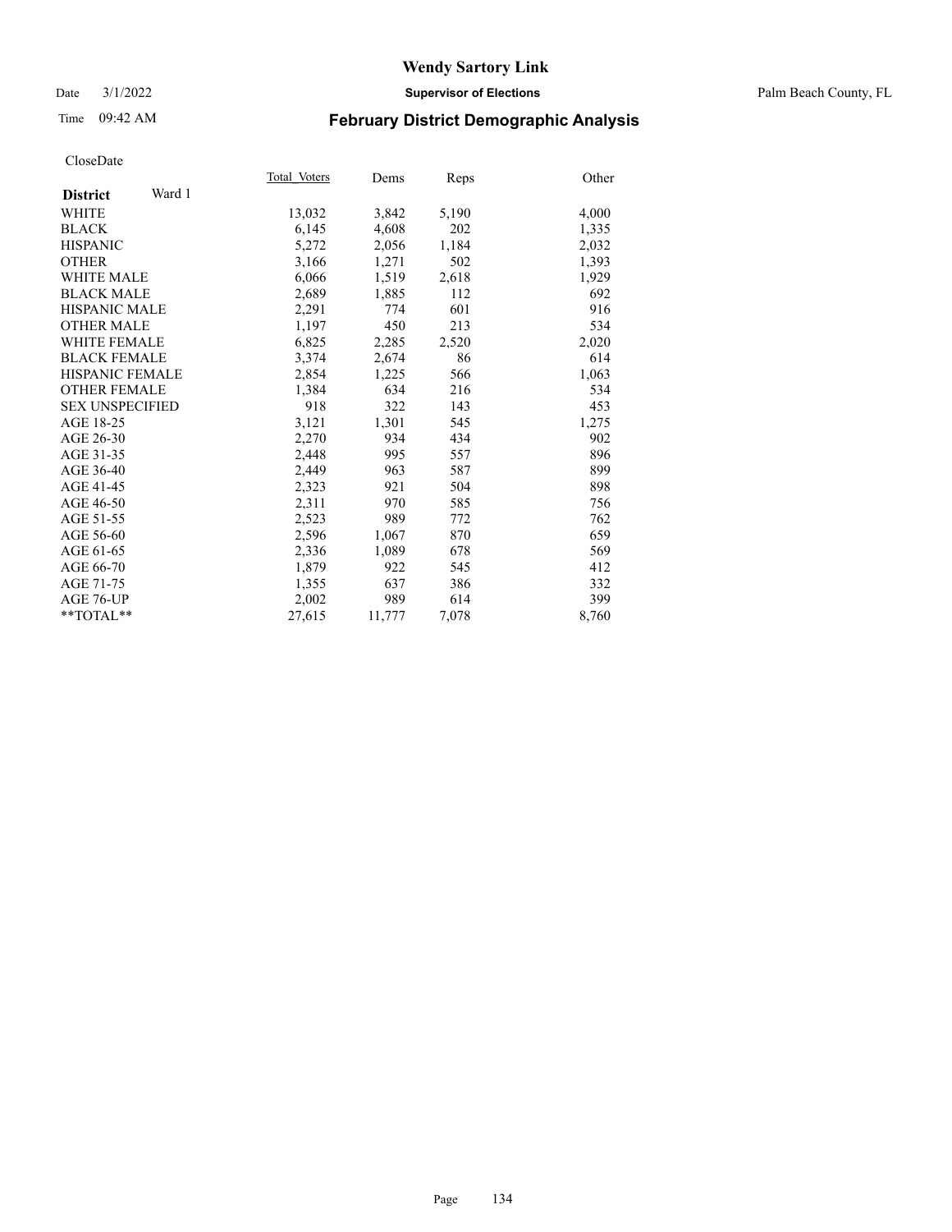Date 3/1/2022

Time 09:42 AM

# Wendy Sartory Link

**Supervisor of Elections**

Palm Beach County, FL

## February District Demographic Analysis

CloseDate

| **District** Ward 1 | Total_Voters | Dems | Reps | Other |
|---|---|---|---|---|
| WHITE | 13,032 | 3,842 | 5,190 | 4,000 |
| BLACK | 6,145 | 4,608 | 202 | 1,335 |
| HISPANIC | 5,272 | 2,056 | 1,184 | 2,032 |
| OTHER | 3,166 | 1,271 | 502 | 1,393 |
| WHITE MALE | 6,066 | 1,519 | 2,618 | 1,929 |
| BLACK MALE | 2,689 | 1,885 | 112 | 692 |
| HISPANIC MALE | 2,291 | 774 | 601 | 916 |
| OTHER MALE | 1,197 | 450 | 213 | 534 |
| WHITE FEMALE | 6,825 | 2,285 | 2,520 | 2,020 |
| BLACK FEMALE | 3,374 | 2,674 | 86 | 614 |
| HISPANIC FEMALE | 2,854 | 1,225 | 566 | 1,063 |
| OTHER FEMALE | 1,384 | 634 | 216 | 534 |
| SEX UNSPECIFIED | 918 | 322 | 143 | 453 |
| AGE 18-25 | 3,121 | 1,301 | 545 | 1,275 |
| AGE 26-30 | 2,270 | 934 | 434 | 902 |
| AGE 31-35 | 2,448 | 995 | 557 | 896 |
| AGE 36-40 | 2,449 | 963 | 587 | 899 |
| AGE 41-45 | 2,323 | 921 | 504 | 898 |
| AGE 46-50 | 2,311 | 970 | 585 | 756 |
| AGE 51-55 | 2,523 | 989 | 772 | 762 |
| AGE 56-60 | 2,596 | 1,067 | 870 | 659 |
| AGE 61-65 | 2,336 | 1,089 | 678 | 569 |
| AGE 66-70 | 1,879 | 922 | 545 | 412 |
| AGE 71-75 | 1,355 | 637 | 386 | 332 |
| AGE 76-UP | 2,002 | 989 | 614 | 399 |
| **TOTAL** | 27,615 | 11,777 | 7,078 | 8,760 |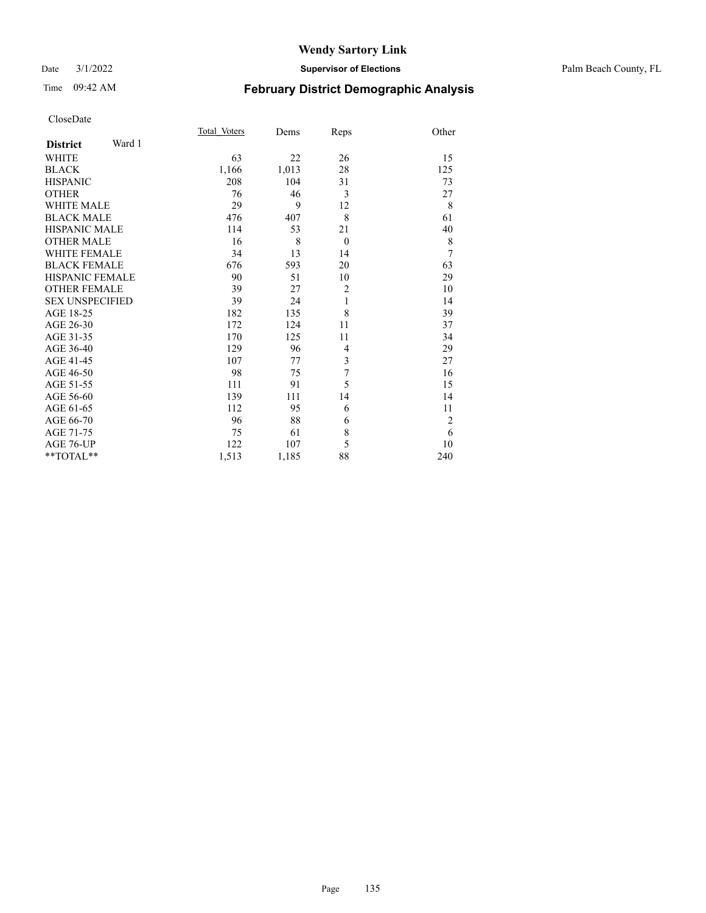# Wendy Sartory Link

Date 3/1/2022 **Supervisor of Elections** Palm Beach County, FL

Time 09:42 AM **February District Demographic Analysis**

CloseDate

| **District** Ward 1 | Total_Voters | Dems | Reps | Other |
|---|---|---|---|---|
| WHITE | 63 | 22 | 26 | 15 |
| BLACK | 1,166 | 1,013 | 28 | 125 |
| HISPANIC | 208 | 104 | 31 | 73 |
| OTHER | 76 | 46 | 3 | 27 |
| WHITE MALE | 29 | 9 | 12 | 8 |
| BLACK MALE | 476 | 407 | 8 | 61 |
| HISPANIC MALE | 114 | 53 | 21 | 40 |
| OTHER MALE | 16 | 8 | 0 | 8 |
| WHITE FEMALE | 34 | 13 | 14 | 7 |
| BLACK FEMALE | 676 | 593 | 20 | 63 |
| HISPANIC FEMALE | 90 | 51 | 10 | 29 |
| OTHER FEMALE | 39 | 27 | 2 | 10 |
| SEX UNSPECIFIED | 39 | 24 | 1 | 14 |
| AGE 18-25 | 182 | 135 | 8 | 39 |
| AGE 26-30 | 172 | 124 | 11 | 37 |
| AGE 31-35 | 170 | 125 | 11 | 34 |
| AGE 36-40 | 129 | 96 | 4 | 29 |
| AGE 41-45 | 107 | 77 | 3 | 27 |
| AGE 46-50 | 98 | 75 | 7 | 16 |
| AGE 51-55 | 111 | 91 | 5 | 15 |
| AGE 56-60 | 139 | 111 | 14 | 14 |
| AGE 61-65 | 112 | 95 | 6 | 11 |
| AGE 66-70 | 96 | 88 | 6 | 2 |
| AGE 71-75 | 75 | 61 | 8 | 6 |
| AGE 76-UP | 122 | 107 | 5 | 10 |
| **TOTAL** | 1,513 | 1,185 | 88 | 240 |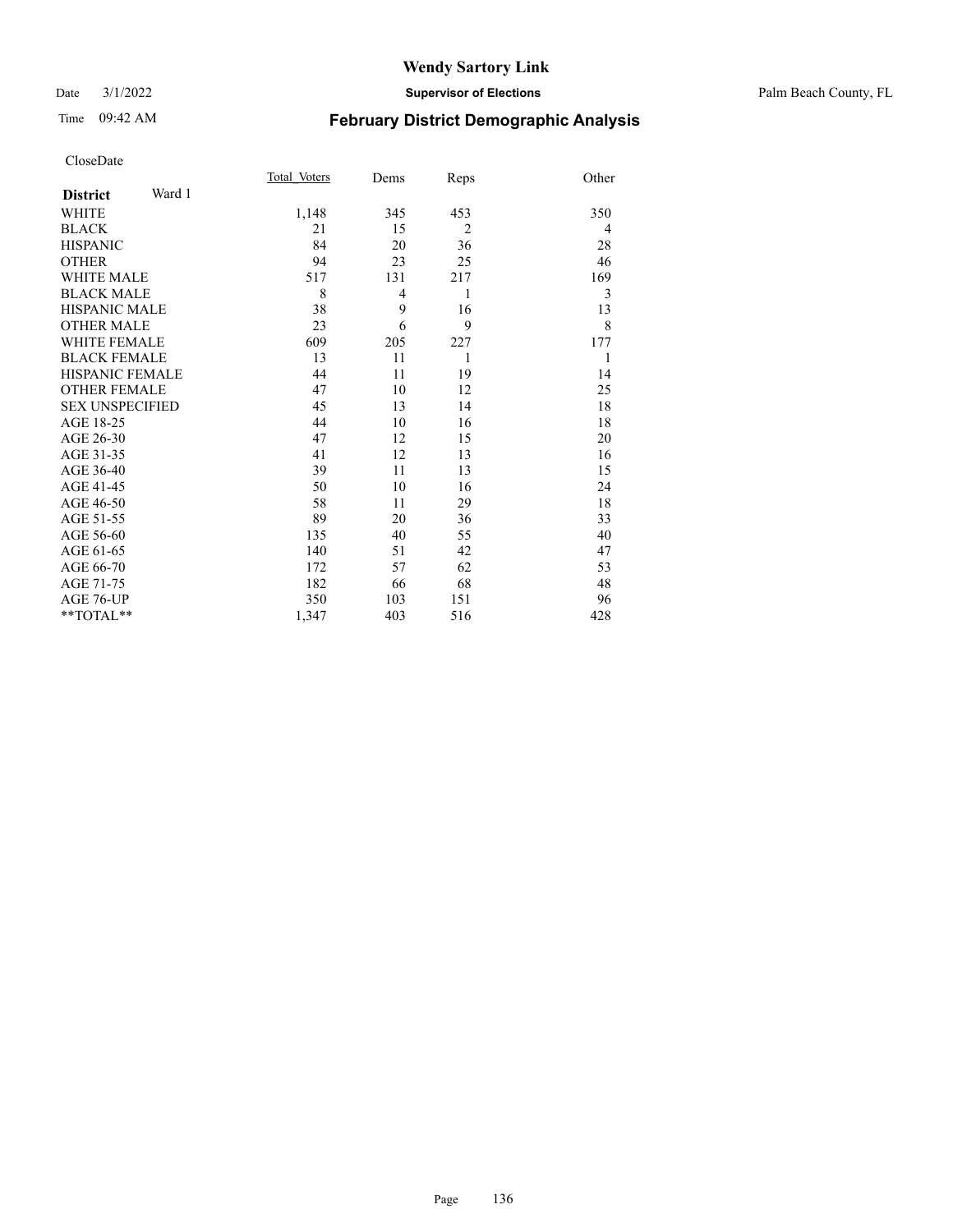Wendy Sartory Link

Date 3/1/2022 **Supervisor of Elections** Palm Beach County, FL

Time 09:42 AM

## February District Demographic Analysis

CloseDate

| **District** Ward 1 | Total_Voters | Dems | Reps | Other |
|---|---|---|---|---|
| WHITE | 1,148 | 345 | 453 | 350 |
| BLACK | 21 | 15 | 2 | 4 |
| HISPANIC | 84 | 20 | 36 | 28 |
| OTHER | 94 | 23 | 25 | 46 |
| WHITE MALE | 517 | 131 | 217 | 169 |
| BLACK MALE | 8 | 4 | 1 | 3 |
| HISPANIC MALE | 38 | 9 | 16 | 13 |
| OTHER MALE | 23 | 6 | 9 | 8 |
| WHITE FEMALE | 609 | 205 | 227 | 177 |
| BLACK FEMALE | 13 | 11 | 1 | 1 |
| HISPANIC FEMALE | 44 | 11 | 19 | 14 |
| OTHER FEMALE | 47 | 10 | 12 | 25 |
| SEX UNSPECIFIED | 45 | 13 | 14 | 18 |
| AGE 18-25 | 44 | 10 | 16 | 18 |
| AGE 26-30 | 47 | 12 | 15 | 20 |
| AGE 31-35 | 41 | 12 | 13 | 16 |
| AGE 36-40 | 39 | 11 | 13 | 15 |
| AGE 41-45 | 50 | 10 | 16 | 24 |
| AGE 46-50 | 58 | 11 | 29 | 18 |
| AGE 51-55 | 89 | 20 | 36 | 33 |
| AGE 56-60 | 135 | 40 | 55 | 40 |
| AGE 61-65 | 140 | 51 | 42 | 47 |
| AGE 66-70 | 172 | 57 | 62 | 53 |
| AGE 71-75 | 182 | 66 | 68 | 48 |
| AGE 76-UP | 350 | 103 | 151 | 96 |
| **TOTAL** | 1,347 | 403 | 516 | 428 |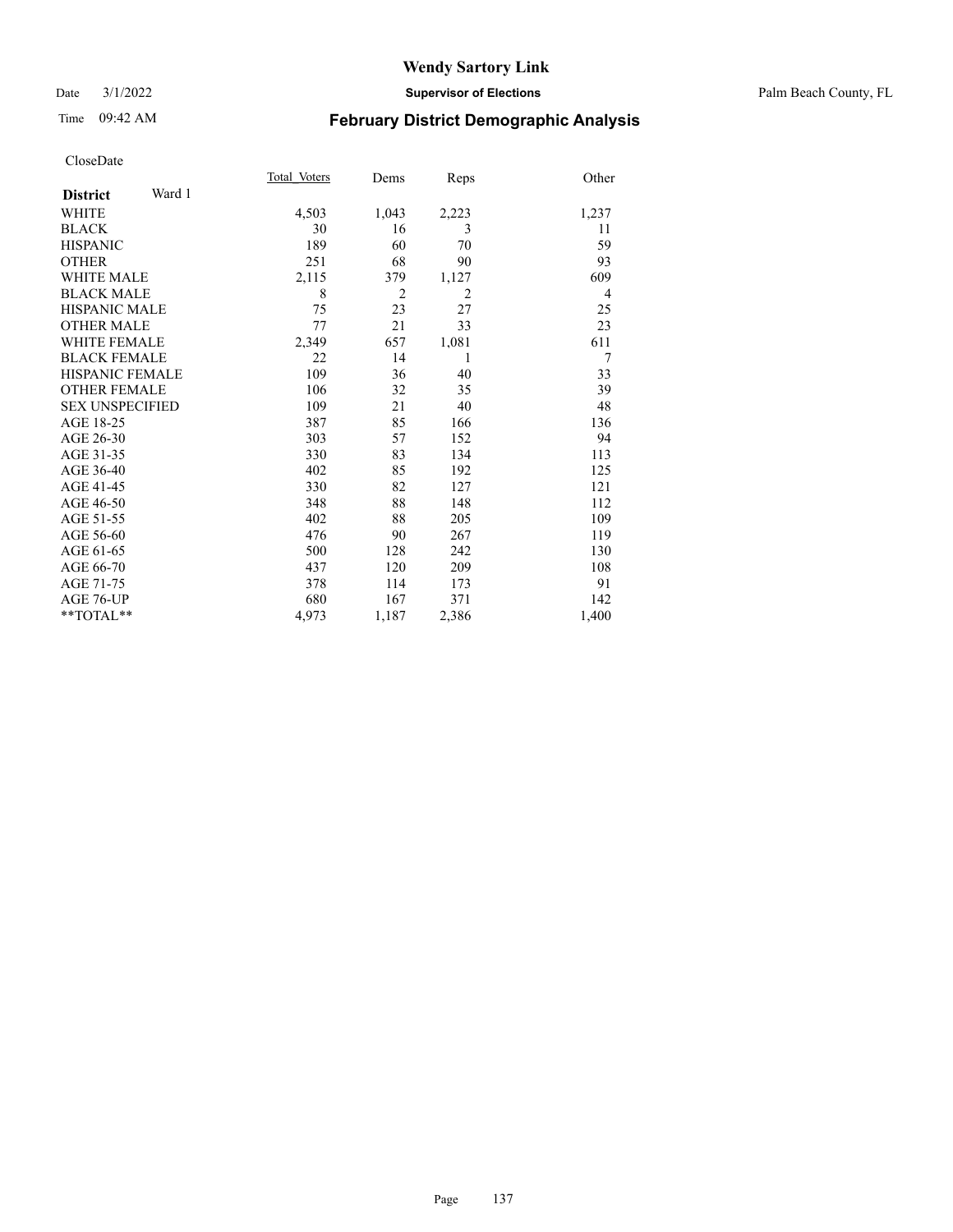# Wendy Sartory Link

Date 3/1/2022 **Supervisor of Elections** Palm Beach County, FL

Time 09:42 AM **February District Demographic Analysis**

CloseDate

| **District** Ward 1 | Total Voters | Dems | Reps | Other |
|---|---|---|---|---|
| WHITE | 4,503 | 1,043 | 2,223 | 1,237 |
| BLACK | 30 | 16 | 3 | 11 |
| HISPANIC | 189 | 60 | 70 | 59 |
| OTHER | 251 | 68 | 90 | 93 |
| WHITE MALE | 2,115 | 379 | 1,127 | 609 |
| BLACK MALE | 8 | 2 | 2 | 4 |
| HISPANIC MALE | 75 | 23 | 27 | 25 |
| OTHER MALE | 77 | 21 | 33 | 23 |
| WHITE FEMALE | 2,349 | 657 | 1,081 | 611 |
| BLACK FEMALE | 22 | 14 | 1 | 7 |
| HISPANIC FEMALE | 109 | 36 | 40 | 33 |
| OTHER FEMALE | 106 | 32 | 35 | 39 |
| SEX UNSPECIFIED | 109 | 21 | 40 | 48 |
| AGE 18-25 | 387 | 85 | 166 | 136 |
| AGE 26-30 | 303 | 57 | 152 | 94 |
| AGE 31-35 | 330 | 83 | 134 | 113 |
| AGE 36-40 | 402 | 85 | 192 | 125 |
| AGE 41-45 | 330 | 82 | 127 | 121 |
| AGE 46-50 | 348 | 88 | 148 | 112 |
| AGE 51-55 | 402 | 88 | 205 | 109 |
| AGE 56-60 | 476 | 90 | 267 | 119 |
| AGE 61-65 | 500 | 128 | 242 | 130 |
| AGE 66-70 | 437 | 120 | 209 | 108 |
| AGE 71-75 | 378 | 114 | 173 | 91 |
| AGE 76-UP | 680 | 167 | 371 | 142 |
| **TOTAL** | 4,973 | 1,187 | 2,386 | 1,400 |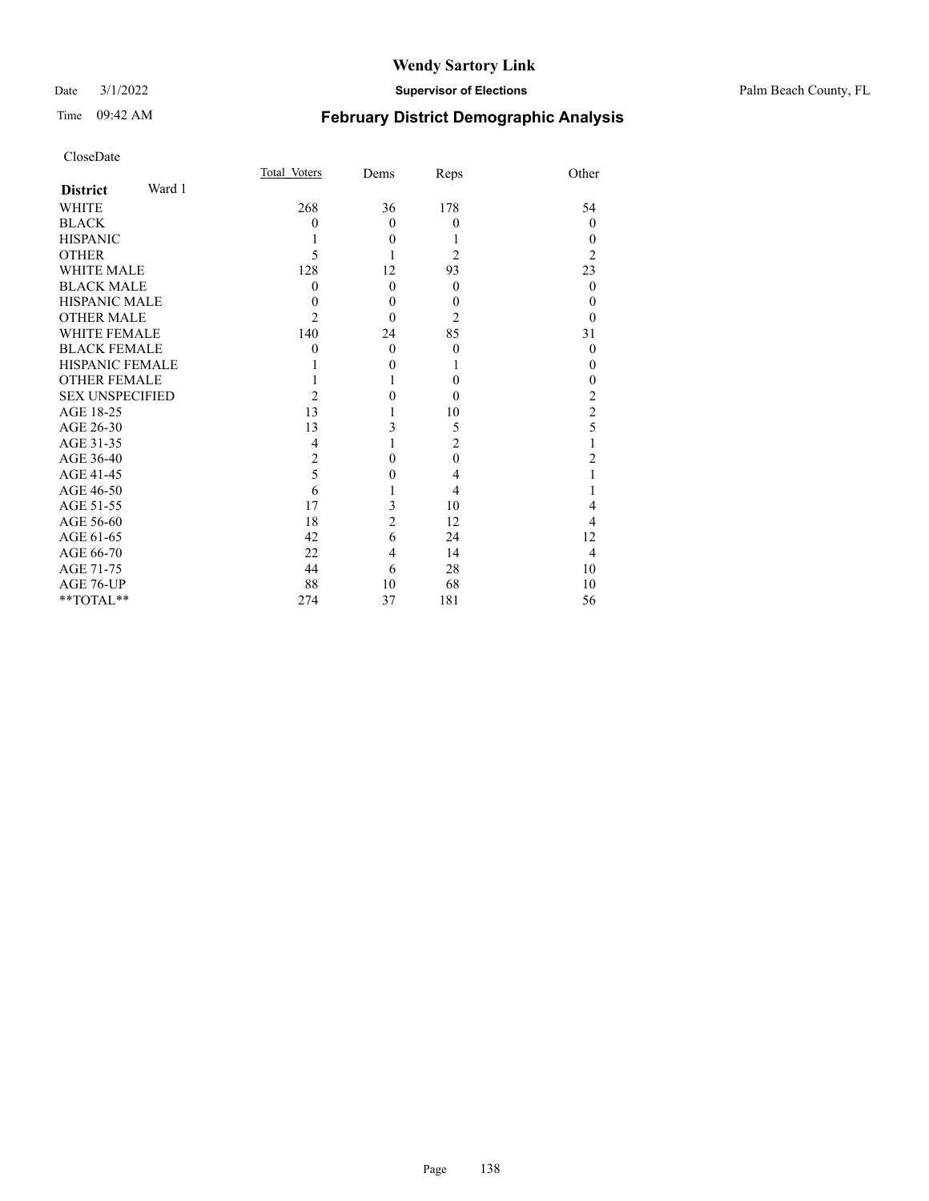# Wendy Sartory Link

Date 3/1/2022 **Supervisor of Elections** Palm Beach County, FL

Time 09:42 AM

## February District Demographic Analysis

CloseDate

| **District** Ward 1 | Total Voters | Dems | Reps | Other |
|---|---|---|---|---|
| WHITE | 268 | 36 | 178 | 54 |
| BLACK | 0 | 0 | 0 | 0 |
| HISPANIC | 1 | 0 | 1 | 0 |
| OTHER | 5 | 1 | 2 | 2 |
| WHITE MALE | 128 | 12 | 93 | 23 |
| BLACK MALE | 0 | 0 | 0 | 0 |
| HISPANIC MALE | 0 | 0 | 0 | 0 |
| OTHER MALE | 2 | 0 | 2 | 0 |
| WHITE FEMALE | 140 | 24 | 85 | 31 |
| BLACK FEMALE | 0 | 0 | 0 | 0 |
| HISPANIC FEMALE | 1 | 0 | 1 | 0 |
| OTHER FEMALE | 1 | 1 | 0 | 0 |
| SEX UNSPECIFIED | 2 | 0 | 0 | 2 |
| AGE 18-25 | 13 | 1 | 10 | 2 |
| AGE 26-30 | 13 | 3 | 5 | 5 |
| AGE 31-35 | 4 | 1 | 2 | 1 |
| AGE 36-40 | 2 | 0 | 0 | 2 |
| AGE 41-45 | 5 | 0 | 4 | 1 |
| AGE 46-50 | 6 | 1 | 4 | 1 |
| AGE 51-55 | 17 | 3 | 10 | 4 |
| AGE 56-60 | 18 | 2 | 12 | 4 |
| AGE 61-65 | 42 | 6 | 24 | 12 |
| AGE 66-70 | 22 | 4 | 14 | 4 |
| AGE 71-75 | 44 | 6 | 28 | 10 |
| AGE 76-UP | 88 | 10 | 68 | 10 |
| **TOTAL** | 274 | 37 | 181 | 56 |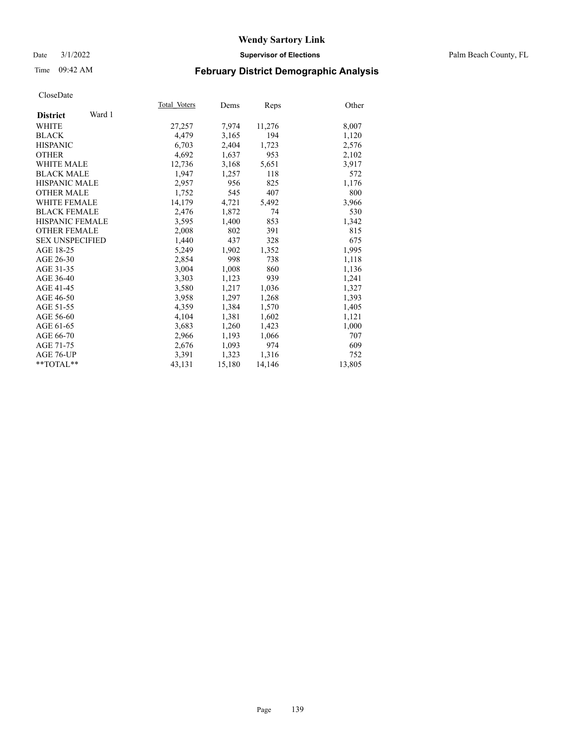# Wendy Sartory Link

Date 3/1/2022 **Supervisor of Elections** Palm Beach County, FL

Time 09:42 AM **February District Demographic Analysis**

CloseDate

| **District** Ward 1 | Total Voters | Dems | Reps | Other |
|---|---|---|---|---|
| WHITE | 27,257 | 7,974 | 11,276 | 8,007 |
| BLACK | 4,479 | 3,165 | 194 | 1,120 |
| HISPANIC | 6,703 | 2,404 | 1,723 | 2,576 |
| OTHER | 4,692 | 1,637 | 953 | 2,102 |
| WHITE MALE | 12,736 | 3,168 | 5,651 | 3,917 |
| BLACK MALE | 1,947 | 1,257 | 118 | 572 |
| HISPANIC MALE | 2,957 | 956 | 825 | 1,176 |
| OTHER MALE | 1,752 | 545 | 407 | 800 |
| WHITE FEMALE | 14,179 | 4,721 | 5,492 | 3,966 |
| BLACK FEMALE | 2,476 | 1,872 | 74 | 530 |
| HISPANIC FEMALE | 3,595 | 1,400 | 853 | 1,342 |
| OTHER FEMALE | 2,008 | 802 | 391 | 815 |
| SEX UNSPECIFIED | 1,440 | 437 | 328 | 675 |
| AGE 18-25 | 5,249 | 1,902 | 1,352 | 1,995 |
| AGE 26-30 | 2,854 | 998 | 738 | 1,118 |
| AGE 31-35 | 3,004 | 1,008 | 860 | 1,136 |
| AGE 36-40 | 3,303 | 1,123 | 939 | 1,241 |
| AGE 41-45 | 3,580 | 1,217 | 1,036 | 1,327 |
| AGE 46-50 | 3,958 | 1,297 | 1,268 | 1,393 |
| AGE 51-55 | 4,359 | 1,384 | 1,570 | 1,405 |
| AGE 56-60 | 4,104 | 1,381 | 1,602 | 1,121 |
| AGE 61-65 | 3,683 | 1,260 | 1,423 | 1,000 |
| AGE 66-70 | 2,966 | 1,193 | 1,066 | 707 |
| AGE 71-75 | 2,676 | 1,093 | 974 | 609 |
| AGE 76-UP | 3,391 | 1,323 | 1,316 | 752 |
| **TOTAL** | 43,131 | 15,180 | 14,146 | 13,805 |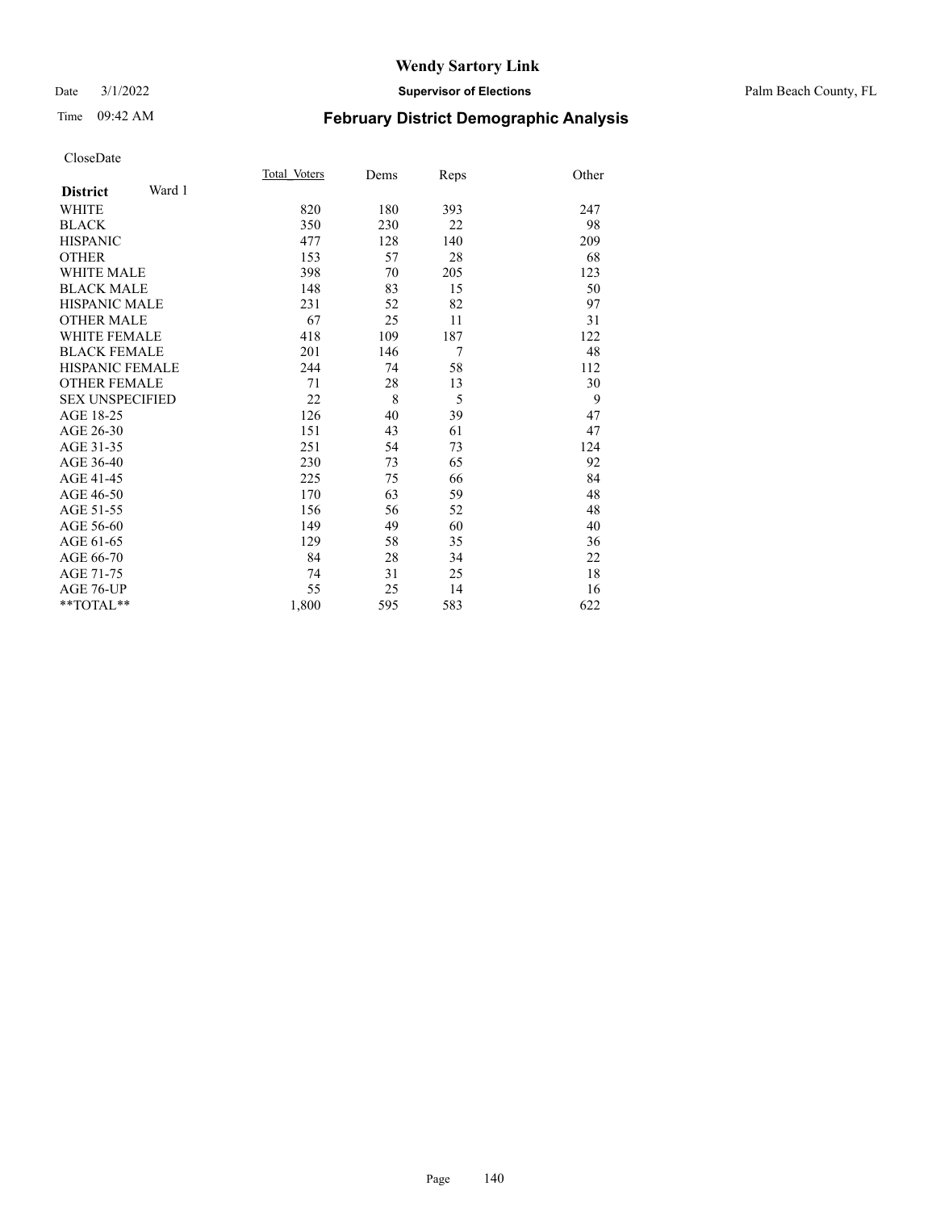# Wendy Sartory Link

Date 3/1/2022 **Supervisor of Elections** Palm Beach County, FL

Time 09:42 AM **February District Demographic Analysis**

CloseDate

| **District** Ward 1 | Total Voters | Dems | Reps | Other |
|---|---|---|---|---|
| WHITE | 820 | 180 | 393 | 247 |
| BLACK | 350 | 230 | 22 | 98 |
| HISPANIC | 477 | 128 | 140 | 209 |
| OTHER | 153 | 57 | 28 | 68 |
| WHITE MALE | 398 | 70 | 205 | 123 |
| BLACK MALE | 148 | 83 | 15 | 50 |
| HISPANIC MALE | 231 | 52 | 82 | 97 |
| OTHER MALE | 67 | 25 | 11 | 31 |
| WHITE FEMALE | 418 | 109 | 187 | 122 |
| BLACK FEMALE | 201 | 146 | 7 | 48 |
| HISPANIC FEMALE | 244 | 74 | 58 | 112 |
| OTHER FEMALE | 71 | 28 | 13 | 30 |
| SEX UNSPECIFIED | 22 | 8 | 5 | 9 |
| AGE 18-25 | 126 | 40 | 39 | 47 |
| AGE 26-30 | 151 | 43 | 61 | 47 |
| AGE 31-35 | 251 | 54 | 73 | 124 |
| AGE 36-40 | 230 | 73 | 65 | 92 |
| AGE 41-45 | 225 | 75 | 66 | 84 |
| AGE 46-50 | 170 | 63 | 59 | 48 |
| AGE 51-55 | 156 | 56 | 52 | 48 |
| AGE 56-60 | 149 | 49 | 60 | 40 |
| AGE 61-65 | 129 | 58 | 35 | 36 |
| AGE 66-70 | 84 | 28 | 34 | 22 |
| AGE 71-75 | 74 | 31 | 25 | 18 |
| AGE 76-UP | 55 | 25 | 14 | 16 |
| **TOTAL** | 1,800 | 595 | 583 | 622 |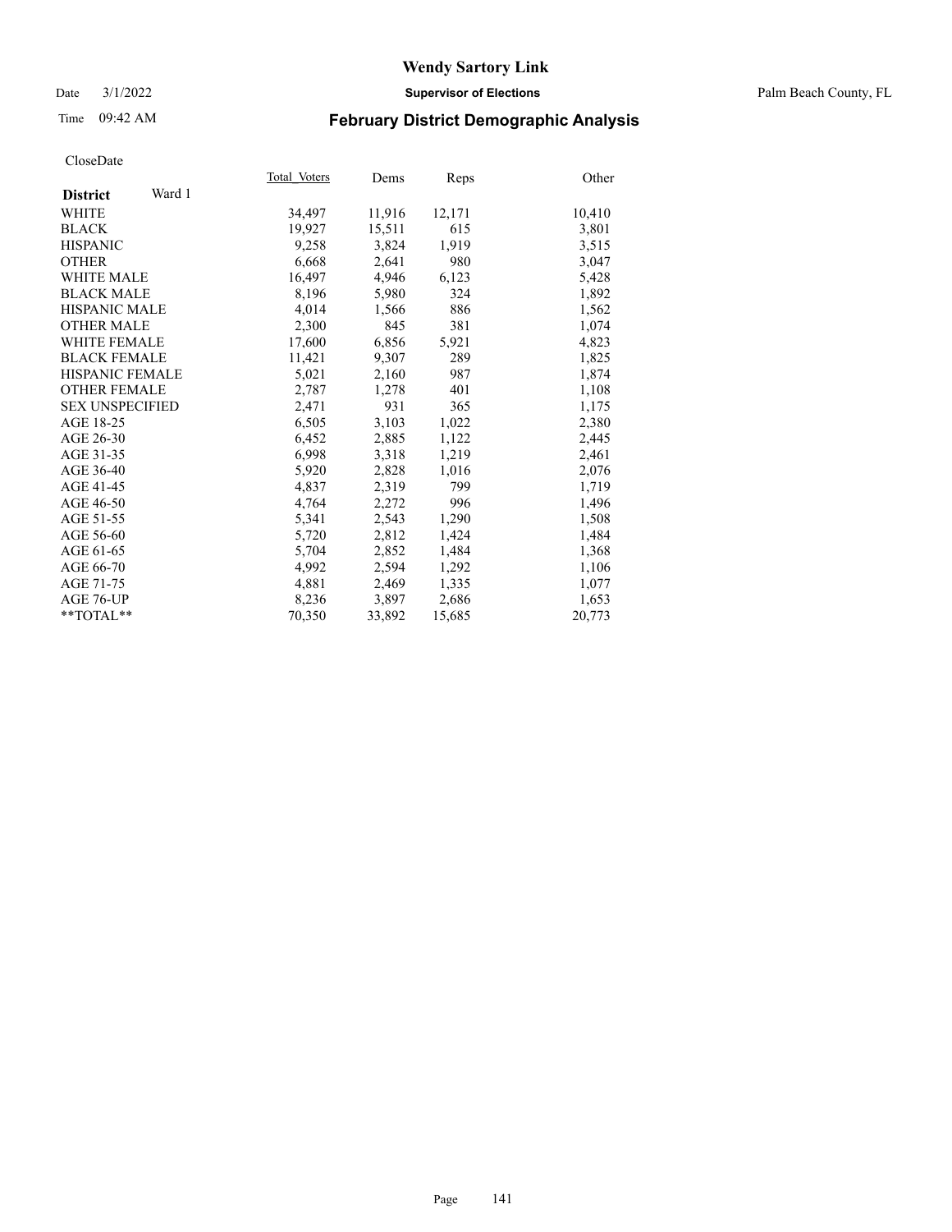# Wendy Sartory Link

Date 3/1/2022 **Supervisor of Elections** Palm Beach County, FL

Time 09:42 AM

## February District Demographic Analysis

CloseDate

| **District** Ward 1 | Total_Voters | Dems | Reps | Other |
|---|---|---|---|---|
| WHITE | 34,497 | 11,916 | 12,171 | 10,410 |
| BLACK | 19,927 | 15,511 | 615 | 3,801 |
| HISPANIC | 9,258 | 3,824 | 1,919 | 3,515 |
| OTHER | 6,668 | 2,641 | 980 | 3,047 |
| WHITE MALE | 16,497 | 4,946 | 6,123 | 5,428 |
| BLACK MALE | 8,196 | 5,980 | 324 | 1,892 |
| HISPANIC MALE | 4,014 | 1,566 | 886 | 1,562 |
| OTHER MALE | 2,300 | 845 | 381 | 1,074 |
| WHITE FEMALE | 17,600 | 6,856 | 5,921 | 4,823 |
| BLACK FEMALE | 11,421 | 9,307 | 289 | 1,825 |
| HISPANIC FEMALE | 5,021 | 2,160 | 987 | 1,874 |
| OTHER FEMALE | 2,787 | 1,278 | 401 | 1,108 |
| SEX UNSPECIFIED | 2,471 | 931 | 365 | 1,175 |
| AGE 18-25 | 6,505 | 3,103 | 1,022 | 2,380 |
| AGE 26-30 | 6,452 | 2,885 | 1,122 | 2,445 |
| AGE 31-35 | 6,998 | 3,318 | 1,219 | 2,461 |
| AGE 36-40 | 5,920 | 2,828 | 1,016 | 2,076 |
| AGE 41-45 | 4,837 | 2,319 | 799 | 1,719 |
| AGE 46-50 | 4,764 | 2,272 | 996 | 1,496 |
| AGE 51-55 | 5,341 | 2,543 | 1,290 | 1,508 |
| AGE 56-60 | 5,720 | 2,812 | 1,424 | 1,484 |
| AGE 61-65 | 5,704 | 2,852 | 1,484 | 1,368 |
| AGE 66-70 | 4,992 | 2,594 | 1,292 | 1,106 |
| AGE 71-75 | 4,881 | 2,469 | 1,335 | 1,077 |
| AGE 76-UP | 8,236 | 3,897 | 2,686 | 1,653 |
| **TOTAL** | 70,350 | 33,892 | 15,685 | 20,773 |